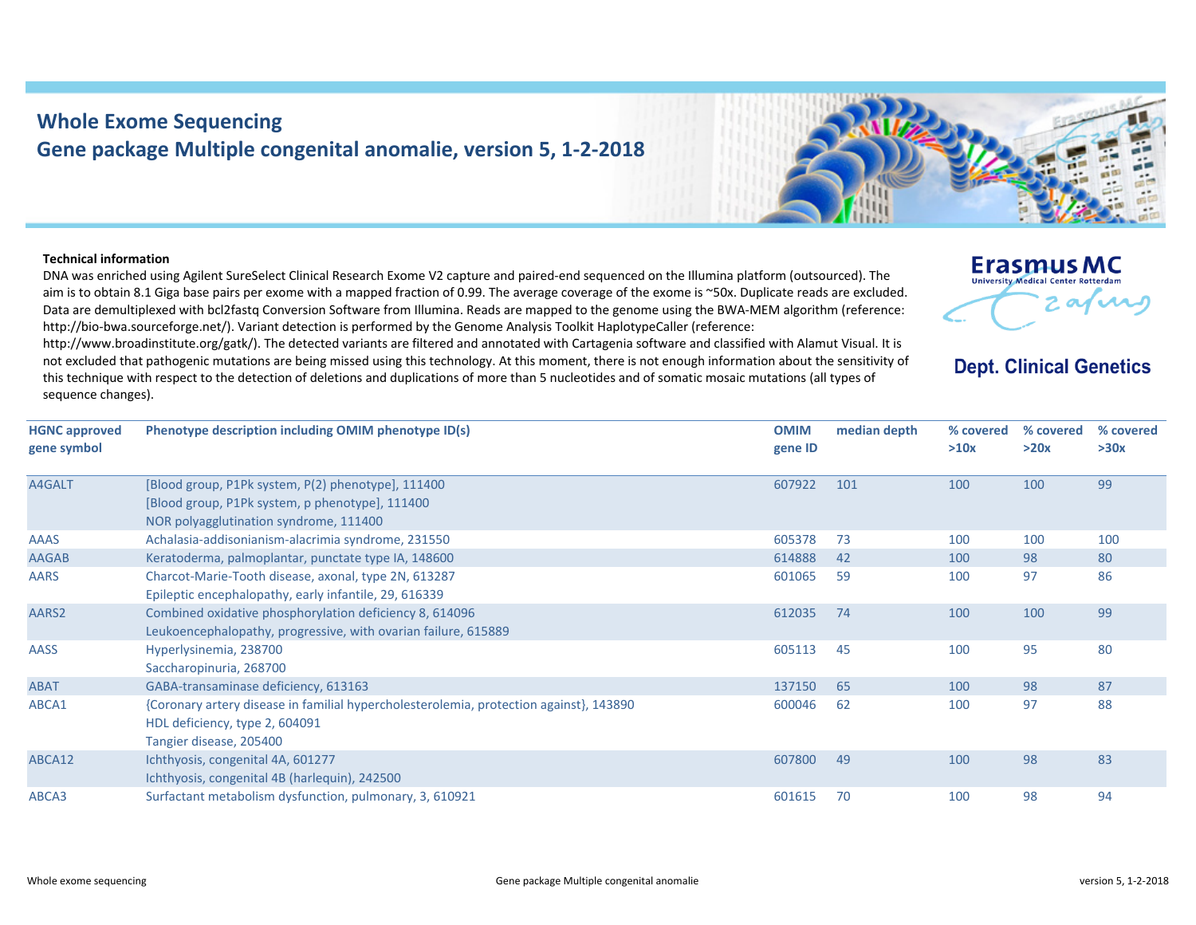# Whole Exome Sequencing
## Gene package Multiple congenital anomalie, version 5, 1-2-2018

**Erasmus MC** University Medical Center Rotterdam

**Dept. Clinical Genetics**

**Technical information**

DNA was enriched using Agilent SureSelect Clinical Research Exome V2 capture and paired-end sequenced on the Illumina platform (outsourced). The aim is to obtain 8.1 Giga base pairs per exome with a mapped fraction of 0.99. The average coverage of the exome is ~50x. Duplicate reads are excluded. Data are demultiplexed with bcl2fastq Conversion Software from Illumina. Reads are mapped to the genome using the BWA-MEM algorithm (reference: http://bio-bwa.sourceforge.net/). Variant detection is performed by the Genome Analysis Toolkit HaplotypeCaller (reference: http://www.broadinstitute.org/gatk/). The detected variants are filtered and annotated with Cartagenia software and classified with Alamut Visual. It is not excluded that pathogenic mutations are being missed using this technology. At this moment, there is not enough information about the sensitivity of this technique with respect to the detection of deletions and duplications of more than 5 nucleotides and of somatic mosaic mutations (all types of sequence changes).

| HGNC approved gene symbol | Phenotype description including OMIM phenotype ID(s) | OMIM gene ID | median depth | % covered >10x | % covered >20x | % covered >30x |
|---|---|---|---|---|---|---|
| A4GALT | [Blood group, P1Pk system, P(2) phenotype], 111400<br>[Blood group, P1Pk system, p phenotype], 111400<br>NOR polyagglutination syndrome, 111400 | 607922 | 101 | 100 | 100 | 99 |
| AAAS | Achalasia-addisonianism-alacrimia syndrome, 231550 | 605378 | 73 | 100 | 100 | 100 |
| AAGAB | Keratoderma, palmoplantar, punctate type IA, 148600 | 614888 | 42 | 100 | 98 | 80 |
| AARS | Charcot-Marie-Tooth disease, axonal, type 2N, 613287<br>Epileptic encephalopathy, early infantile, 29, 616339 | 601065 | 59 | 100 | 97 | 86 |
| AARS2 | Combined oxidative phosphorylation deficiency 8, 614096<br>Leukoencephalopathy, progressive, with ovarian failure, 615889 | 612035 | 74 | 100 | 100 | 99 |
| AASS | Hyperlysinemia, 238700<br>Saccharopinuria, 268700 | 605113 | 45 | 100 | 95 | 80 |
| ABAT | GABA-transaminase deficiency, 613163 | 137150 | 65 | 100 | 98 | 87 |
| ABCA1 | {Coronary artery disease in familial hypercholesterolemia, protection against}, 143890<br>HDL deficiency, type 2, 604091<br>Tangier disease, 205400 | 600046 | 62 | 100 | 97 | 88 |
| ABCA12 | Ichthyosis, congenital 4A, 601277<br>Ichthyosis, congenital 4B (harlequin), 242500 | 607800 | 49 | 100 | 98 | 83 |
| ABCA3 | Surfactant metabolism dysfunction, pulmonary, 3, 610921 | 601615 | 70 | 100 | 98 | 94 |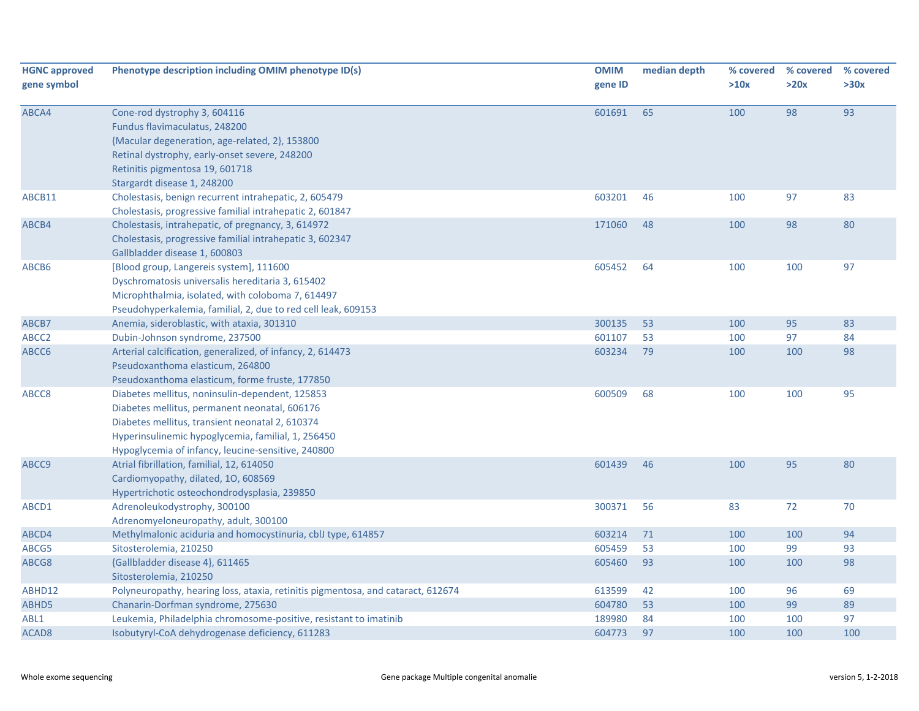| HGNC approved gene symbol | Phenotype description including OMIM phenotype ID(s) | OMIM gene ID | median depth | % covered >10x | % covered >20x | % covered >30x |
|---|---|---|---|---|---|---|
| ABCA4 | Cone-rod dystrophy 3, 604116<br>Fundus flavimaculatus, 248200<br>{Macular degeneration, age-related, 2}, 153800<br>Retinal dystrophy, early-onset severe, 248200<br>Retinitis pigmentosa 19, 601718<br>Stargardt disease 1, 248200 | 601691 | 65 | 100 | 98 | 93 |
| ABCB11 | Cholestasis, benign recurrent intrahepatic, 2, 605479<br>Cholestasis, progressive familial intrahepatic 2, 601847 | 603201 | 46 | 100 | 97 | 83 |
| ABCB4 | Cholestasis, intrahepatic, of pregnancy, 3, 614972<br>Cholestasis, progressive familial intrahepatic 3, 602347<br>Gallbladder disease 1, 600803 | 171060 | 48 | 100 | 98 | 80 |
| ABCB6 | [Blood group, Langereis system], 111600<br>Dyschromatosis universalis hereditaria 3, 615402<br>Microphthalmia, isolated, with coloboma 7, 614497<br>Pseudohyperkalemia, familial, 2, due to red cell leak, 609153 | 605452 | 64 | 100 | 100 | 97 |
| ABCB7 | Anemia, sideroblastic, with ataxia, 301310 | 300135 | 53 | 100 | 95 | 83 |
| ABCC2 | Dubin-Johnson syndrome, 237500 | 601107 | 53 | 100 | 97 | 84 |
| ABCC6 | Arterial calcification, generalized, of infancy, 2, 614473<br>Pseudoxanthoma elasticum, 264800<br>Pseudoxanthoma elasticum, forme fruste, 177850 | 603234 | 79 | 100 | 100 | 98 |
| ABCC8 | Diabetes mellitus, noninsulin-dependent, 125853<br>Diabetes mellitus, permanent neonatal, 606176<br>Diabetes mellitus, transient neonatal 2, 610374<br>Hyperinsulinemic hypoglycemia, familial, 1, 256450<br>Hypoglycemia of infancy, leucine-sensitive, 240800 | 600509 | 68 | 100 | 100 | 95 |
| ABCC9 | Atrial fibrillation, familial, 12, 614050<br>Cardiomyopathy, dilated, 1O, 608569<br>Hypertrichotic osteochondrodysplasia, 239850 | 601439 | 46 | 100 | 95 | 80 |
| ABCD1 | Adrenoleukodystrophy, 300100<br>Adrenomyeloneuropathy, adult, 300100 | 300371 | 56 | 83 | 72 | 70 |
| ABCD4 | Methylmalonic aciduria and homocystinuria, cblJ type, 614857 | 603214 | 71 | 100 | 100 | 94 |
| ABCG5 | Sitosterolemia, 210250 | 605459 | 53 | 100 | 99 | 93 |
| ABCG8 | {Gallbladder disease 4}, 611465<br>Sitosterolemia, 210250 | 605460 | 93 | 100 | 100 | 98 |
| ABHD12 | Polyneuropathy, hearing loss, ataxia, retinitis pigmentosa, and cataract, 612674 | 613599 | 42 | 100 | 96 | 69 |
| ABHD5 | Chanarin-Dorfman syndrome, 275630 | 604780 | 53 | 100 | 99 | 89 |
| ABL1 | Leukemia, Philadelphia chromosome-positive, resistant to imatinib | 189980 | 84 | 100 | 100 | 97 |
| ACAD8 | Isobutyryl-CoA dehydrogenase deficiency, 611283 | 604773 | 97 | 100 | 100 | 100 |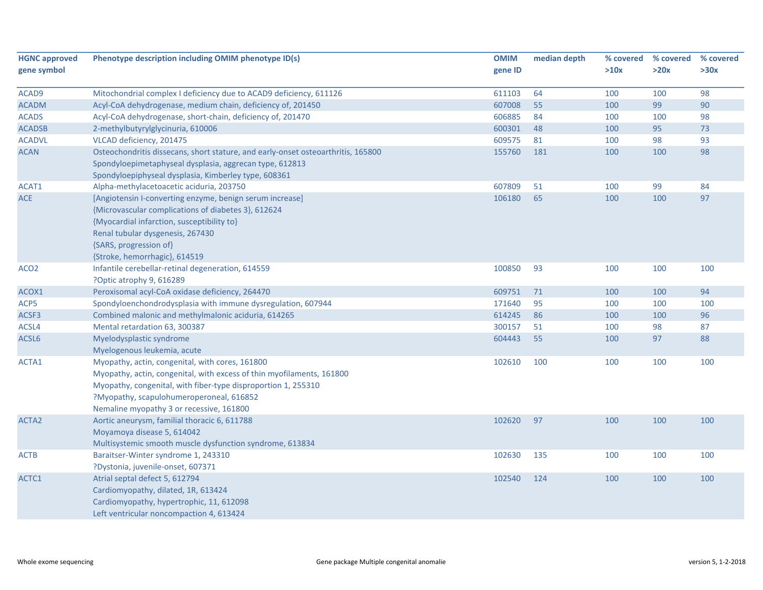| HGNC approved gene symbol | Phenotype description including OMIM phenotype ID(s) | OMIM gene ID | median depth | % covered >10x | % covered >20x | % covered >30x |
|---|---|---|---|---|---|---|
| ACAD9 | Mitochondrial complex I deficiency due to ACAD9 deficiency, 611126 | 611103 | 64 | 100 | 100 | 98 |
| ACADM | Acyl-CoA dehydrogenase, medium chain, deficiency of, 201450 | 607008 | 55 | 100 | 99 | 90 |
| ACADS | Acyl-CoA dehydrogenase, short-chain, deficiency of, 201470 | 606885 | 84 | 100 | 100 | 98 |
| ACADSB | 2-methylbutyrylglycinuria, 610006 | 600301 | 48 | 100 | 95 | 73 |
| ACADVL | VLCAD deficiency, 201475 | 609575 | 81 | 100 | 98 | 93 |
| ACAN | Osteochondritis dissecans, short stature, and early-onset osteoarthritis, 165800<br>Spondyloepimetaphyseal dysplasia, aggrecan type, 612813<br>Spondyloepiphyseal dysplasia, Kimberley type, 608361 | 155760 | 181 | 100 | 100 | 98 |
| ACAT1 | Alpha-methylacetoacetic aciduria, 203750 | 607809 | 51 | 100 | 99 | 84 |
| ACE | [Angiotensin I-converting enzyme, benign serum increase]<br>{Microvascular complications of diabetes 3}, 612624<br>{Myocardial infarction, susceptibility to}<br>Renal tubular dysgenesis, 267430<br>{SARS, progression of}<br>{Stroke, hemorrhagic}, 614519 | 106180 | 65 | 100 | 100 | 97 |
| ACO2 | Infantile cerebellar-retinal degeneration, 614559<br>?Optic atrophy 9, 616289 | 100850 | 93 | 100 | 100 | 100 |
| ACOX1 | Peroxisomal acyl-CoA oxidase deficiency, 264470 | 609751 | 71 | 100 | 100 | 94 |
| ACP5 | Spondyloenchondrodysplasia with immune dysregulation, 607944 | 171640 | 95 | 100 | 100 | 100 |
| ACSF3 | Combined malonic and methylmalonic aciduria, 614265 | 614245 | 86 | 100 | 100 | 96 |
| ACSL4 | Mental retardation 63, 300387 | 300157 | 51 | 100 | 98 | 87 |
| ACSL6 | Myelodysplastic syndrome<br>Myelogenous leukemia, acute | 604443 | 55 | 100 | 97 | 88 |
| ACTA1 | Myopathy, actin, congenital, with cores, 161800<br>Myopathy, actin, congenital, with excess of thin myofilaments, 161800<br>Myopathy, congenital, with fiber-type disproportion 1, 255310<br>?Myopathy, scapulohumeroperoneal, 616852<br>Nemaline myopathy 3 or recessive, 161800 | 102610 | 100 | 100 | 100 | 100 |
| ACTA2 | Aortic aneurysm, familial thoracic 6, 611788<br>Moyamoya disease 5, 614042<br>Multisystemic smooth muscle dysfunction syndrome, 613834 | 102620 | 97 | 100 | 100 | 100 |
| ACTB | Baraitser-Winter syndrome 1, 243310<br>?Dystonia, juvenile-onset, 607371 | 102630 | 135 | 100 | 100 | 100 |
| ACTC1 | Atrial septal defect 5, 612794<br>Cardiomyopathy, dilated, 1R, 613424<br>Cardiomyopathy, hypertrophic, 11, 612098<br>Left ventricular noncompaction 4, 613424 | 102540 | 124 | 100 | 100 | 100 |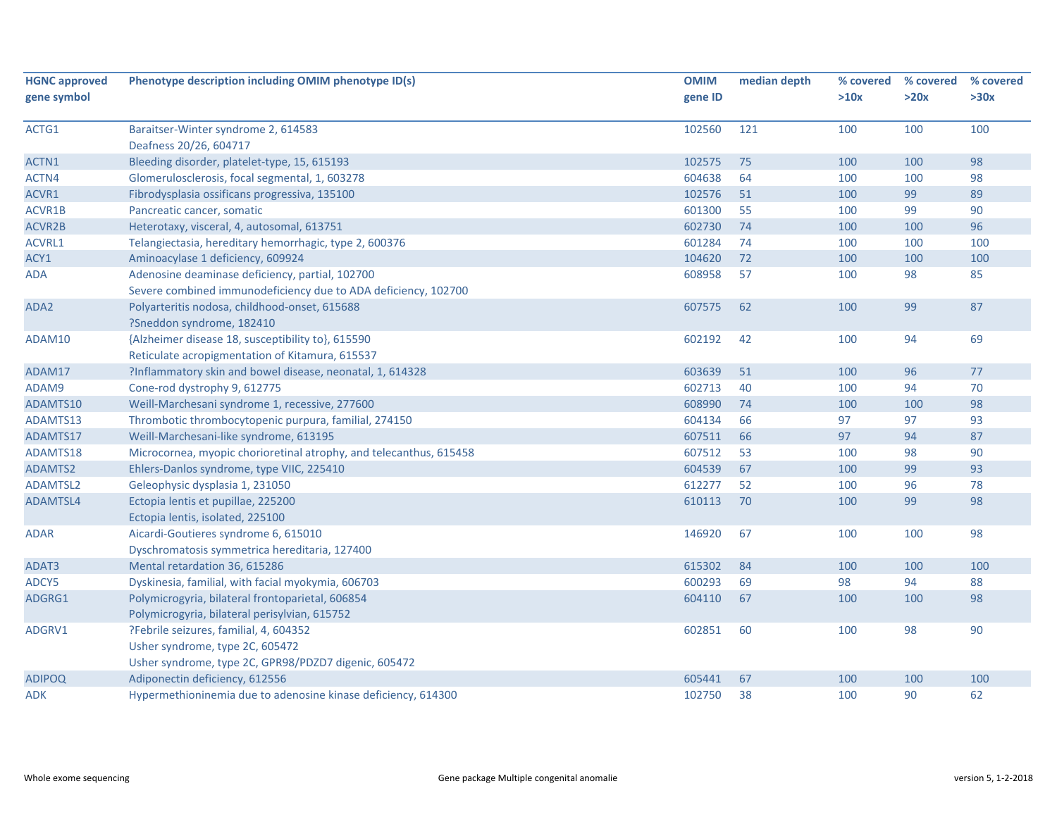| HGNC approved gene symbol | Phenotype description including OMIM phenotype ID(s) | OMIM gene ID | median depth | % covered >10x | % covered >20x | % covered >30x |
|---|---|---|---|---|---|---|
| ACTG1 | Baraitser-Winter syndrome 2, 614583<br>Deafness 20/26, 604717 | 102560 | 121 | 100 | 100 | 100 |
| ACTN1 | Bleeding disorder, platelet-type, 15, 615193 | 102575 | 75 | 100 | 100 | 98 |
| ACTN4 | Glomerulosclerosis, focal segmental, 1, 603278 | 604638 | 64 | 100 | 100 | 98 |
| ACVR1 | Fibrodysplasia ossificans progressiva, 135100 | 102576 | 51 | 100 | 99 | 89 |
| ACVR1B | Pancreatic cancer, somatic | 601300 | 55 | 100 | 99 | 90 |
| ACVR2B | Heterotaxy, visceral, 4, autosomal, 613751 | 602730 | 74 | 100 | 100 | 96 |
| ACVRL1 | Telangiectasia, hereditary hemorrhagic, type 2, 600376 | 601284 | 74 | 100 | 100 | 100 |
| ACY1 | Aminoacylase 1 deficiency, 609924 | 104620 | 72 | 100 | 100 | 100 |
| ADA | Adenosine deaminase deficiency, partial, 102700<br>Severe combined immunodeficiency due to ADA deficiency, 102700 | 608958 | 57 | 100 | 98 | 85 |
| ADA2 | Polyarteritis nodosa, childhood-onset, 615688<br>?Sneddon syndrome, 182410 | 607575 | 62 | 100 | 99 | 87 |
| ADAM10 | {Alzheimer disease 18, susceptibility to}, 615590<br>Reticulate acropigmentation of Kitamura, 615537 | 602192 | 42 | 100 | 94 | 69 |
| ADAM17 | ?Inflammatory skin and bowel disease, neonatal, 1, 614328 | 603639 | 51 | 100 | 96 | 77 |
| ADAM9 | Cone-rod dystrophy 9, 612775 | 602713 | 40 | 100 | 94 | 70 |
| ADAMTS10 | Weill-Marchesani syndrome 1, recessive, 277600 | 608990 | 74 | 100 | 100 | 98 |
| ADAMTS13 | Thrombotic thrombocytopenic purpura, familial, 274150 | 604134 | 66 | 97 | 97 | 93 |
| ADAMTS17 | Weill-Marchesani-like syndrome, 613195 | 607511 | 66 | 97 | 94 | 87 |
| ADAMTS18 | Microcornea, myopic chorioretinal atrophy, and telecanthus, 615458 | 607512 | 53 | 100 | 98 | 90 |
| ADAMTS2 | Ehlers-Danlos syndrome, type VIIC, 225410 | 604539 | 67 | 100 | 99 | 93 |
| ADAMTSL2 | Geleophysic dysplasia 1, 231050 | 612277 | 52 | 100 | 96 | 78 |
| ADAMTSL4 | Ectopia lentis et pupillae, 225200<br>Ectopia lentis, isolated, 225100 | 610113 | 70 | 100 | 99 | 98 |
| ADAR | Aicardi-Goutieres syndrome 6, 615010<br>Dyschromatosis symmetrica hereditaria, 127400 | 146920 | 67 | 100 | 100 | 98 |
| ADAT3 | Mental retardation 36, 615286 | 615302 | 84 | 100 | 100 | 100 |
| ADCY5 | Dyskinesia, familial, with facial myokymia, 606703 | 600293 | 69 | 98 | 94 | 88 |
| ADGRG1 | Polymicrogyria, bilateral frontoparietal, 606854<br>Polymicrogyria, bilateral perisylvian, 615752 | 604110 | 67 | 100 | 100 | 98 |
| ADGRV1 | ?Febrile seizures, familial, 4, 604352<br>Usher syndrome, type 2C, 605472<br>Usher syndrome, type 2C, GPR98/PDZD7 digenic, 605472 | 602851 | 60 | 100 | 98 | 90 |
| ADIPOQ | Adiponectin deficiency, 612556 | 605441 | 67 | 100 | 100 | 100 |
| ADK | Hypermethioninemia due to adenosine kinase deficiency, 614300 | 102750 | 38 | 100 | 90 | 62 |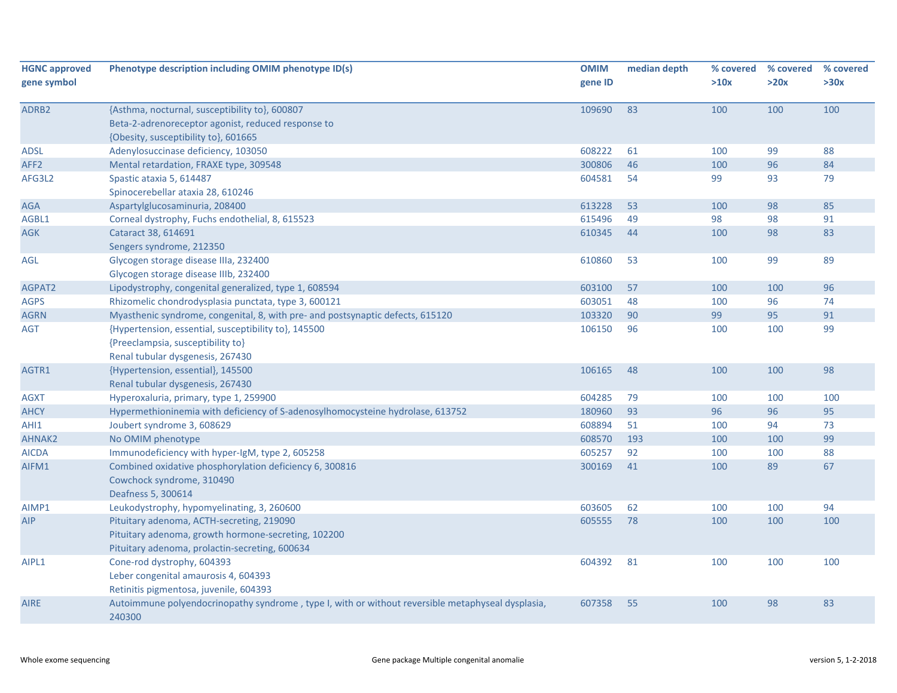| HGNC approved gene symbol | Phenotype description including OMIM phenotype ID(s) | OMIM gene ID | median depth | % covered >10x | % covered >20x | % covered >30x |
|---|---|---|---|---|---|---|
| ADRB2 | {Asthma, nocturnal, susceptibility to}, 600807<br>Beta-2-adrenoreceptor agonist, reduced response to<br>{Obesity, susceptibility to}, 601665 | 109690 | 83 | 100 | 100 | 100 |
| ADSL | Adenylosuccinase deficiency, 103050 | 608222 | 61 | 100 | 99 | 88 |
| AFF2 | Mental retardation, FRAXE type, 309548 | 300806 | 46 | 100 | 96 | 84 |
| AFG3L2 | Spastic ataxia 5, 614487<br>Spinocerebellar ataxia 28, 610246 | 604581 | 54 | 99 | 93 | 79 |
| AGA | Aspartylglucosaminuria, 208400 | 613228 | 53 | 100 | 98 | 85 |
| AGBL1 | Corneal dystrophy, Fuchs endothelial, 8, 615523 | 615496 | 49 | 98 | 98 | 91 |
| AGK | Cataract 38, 614691<br>Sengers syndrome, 212350 | 610345 | 44 | 100 | 98 | 83 |
| AGL | Glycogen storage disease IIIa, 232400<br>Glycogen storage disease IIIb, 232400 | 610860 | 53 | 100 | 99 | 89 |
| AGPAT2 | Lipodystrophy, congenital generalized, type 1, 608594 | 603100 | 57 | 100 | 100 | 96 |
| AGPS | Rhizomelic chondrodysplasia punctata, type 3, 600121 | 603051 | 48 | 100 | 96 | 74 |
| AGRN | Myasthenic syndrome, congenital, 8, with pre- and postsynaptic defects, 615120 | 103320 | 90 | 99 | 95 | 91 |
| AGT | {Hypertension, essential, susceptibility to}, 145500<br>{Preeclampsia, susceptibility to}<br>Renal tubular dysgenesis, 267430 | 106150 | 96 | 100 | 100 | 99 |
| AGTR1 | {Hypertension, essential}, 145500<br>Renal tubular dysgenesis, 267430 | 106165 | 48 | 100 | 100 | 98 |
| AGXT | Hyperoxaluria, primary, type 1, 259900 | 604285 | 79 | 100 | 100 | 100 |
| AHCY | Hypermethioninemia with deficiency of S-adenosylhomocysteine hydrolase, 613752 | 180960 | 93 | 96 | 96 | 95 |
| AHI1 | Joubert syndrome 3, 608629 | 608894 | 51 | 100 | 94 | 73 |
| AHNAK2 | No OMIM phenotype | 608570 | 193 | 100 | 100 | 99 |
| AICDA | Immunodeficiency with hyper-IgM, type 2, 605258 | 605257 | 92 | 100 | 100 | 88 |
| AIFM1 | Combined oxidative phosphorylation deficiency 6, 300816<br>Cowchock syndrome, 310490<br>Deafness 5, 300614 | 300169 | 41 | 100 | 89 | 67 |
| AIMP1 | Leukodystrophy, hypomyelinating, 3, 260600 | 603605 | 62 | 100 | 100 | 94 |
| AIP | Pituitary adenoma, ACTH-secreting, 219090<br>Pituitary adenoma, growth hormone-secreting, 102200<br>Pituitary adenoma, prolactin-secreting, 600634 | 605555 | 78 | 100 | 100 | 100 |
| AIPL1 | Cone-rod dystrophy, 604393<br>Leber congenital amaurosis 4, 604393<br>Retinitis pigmentosa, juvenile, 604393 | 604392 | 81 | 100 | 100 | 100 |
| AIRE | Autoimmune polyendocrinopathy syndrome , type I, with or without reversible metaphyseal dysplasia, 240300 | 607358 | 55 | 100 | 98 | 83 |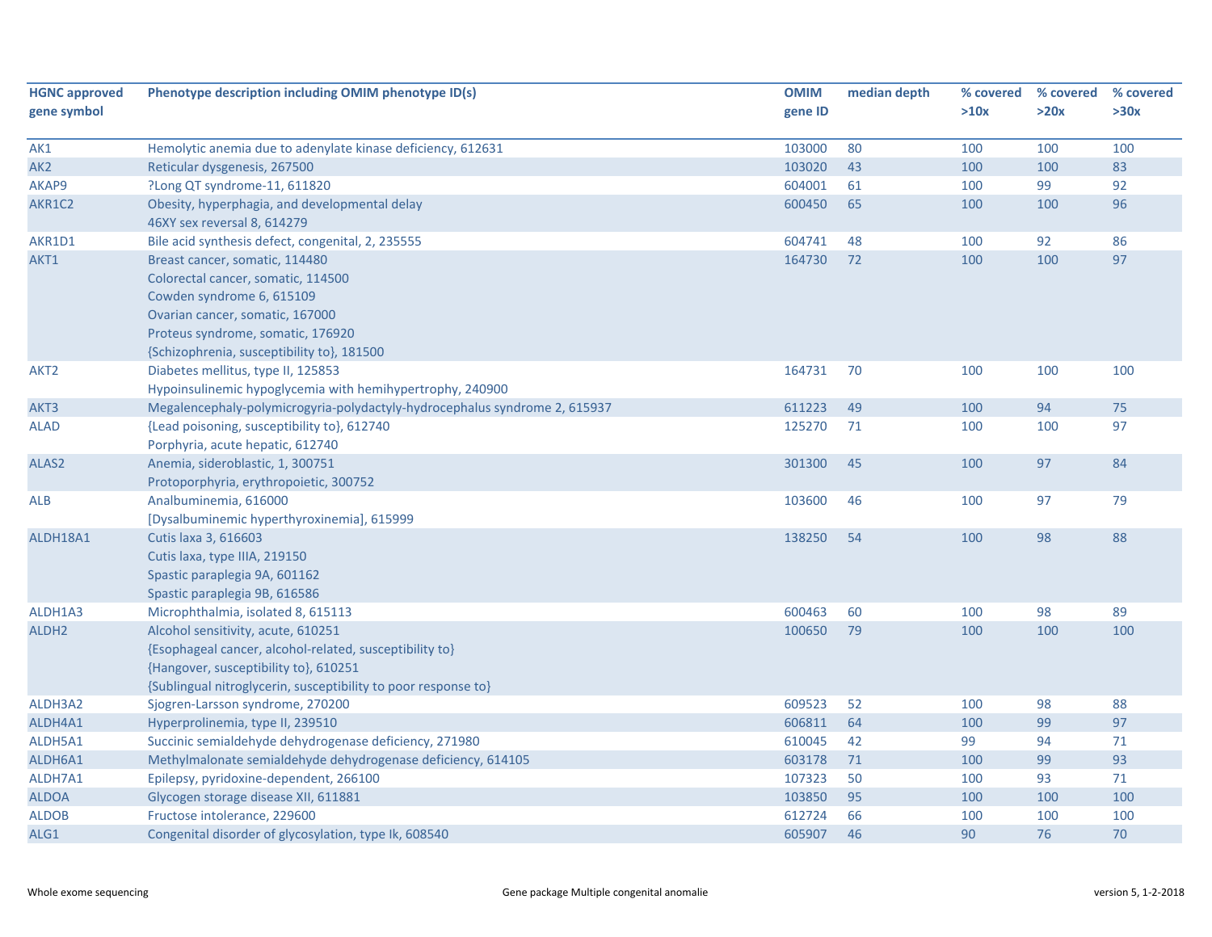| HGNC approved gene symbol | Phenotype description including OMIM phenotype ID(s) | OMIM gene ID | median depth | % covered >10x | % covered >20x | % covered >30x |
|---|---|---|---|---|---|---|
| AK1 | Hemolytic anemia due to adenylate kinase deficiency, 612631 | 103000 | 80 | 100 | 100 | 100 |
| AK2 | Reticular dysgenesis, 267500 | 103020 | 43 | 100 | 100 | 83 |
| AKAP9 | ?Long QT syndrome-11, 611820 | 604001 | 61 | 100 | 99 | 92 |
| AKR1C2 | Obesity, hyperphagia, and developmental delay<br>46XY sex reversal 8, 614279 | 600450 | 65 | 100 | 100 | 96 |
| AKR1D1 | Bile acid synthesis defect, congenital, 2, 235555 | 604741 | 48 | 100 | 92 | 86 |
| AKT1 | Breast cancer, somatic, 114480<br>Colorectal cancer, somatic, 114500<br>Cowden syndrome 6, 615109<br>Ovarian cancer, somatic, 167000<br>Proteus syndrome, somatic, 176920<br>{Schizophrenia, susceptibility to}, 181500 | 164730 | 72 | 100 | 100 | 97 |
| AKT2 | Diabetes mellitus, type II, 125853<br>Hypoinsulinemic hypoglycemia with hemihypertrophy, 240900 | 164731 | 70 | 100 | 100 | 100 |
| AKT3 | Megalencephaly-polymicrogyria-polydactyly-hydrocephalus syndrome 2, 615937 | 611223 | 49 | 100 | 94 | 75 |
| ALAD | {Lead poisoning, susceptibility to}, 612740<br>Porphyria, acute hepatic, 612740 | 125270 | 71 | 100 | 100 | 97 |
| ALAS2 | Anemia, sideroblastic, 1, 300751<br>Protoporphyria, erythropoietic, 300752 | 301300 | 45 | 100 | 97 | 84 |
| ALB | Analbuminemia, 616000<br>[Dysalbuminemic hyperthyroxinemia], 615999 | 103600 | 46 | 100 | 97 | 79 |
| ALDH18A1 | Cutis laxa 3, 616603<br>Cutis laxa, type IIIA, 219150<br>Spastic paraplegia 9A, 601162<br>Spastic paraplegia 9B, 616586 | 138250 | 54 | 100 | 98 | 88 |
| ALDH1A3 | Microphthalmia, isolated 8, 615113 | 600463 | 60 | 100 | 98 | 89 |
| ALDH2 | Alcohol sensitivity, acute, 610251<br>{Esophageal cancer, alcohol-related, susceptibility to}<br>{Hangover, susceptibility to}, 610251<br>{Sublingual nitroglycerin, susceptibility to poor response to} | 100650 | 79 | 100 | 100 | 100 |
| ALDH3A2 | Sjogren-Larsson syndrome, 270200 | 609523 | 52 | 100 | 98 | 88 |
| ALDH4A1 | Hyperprolinemia, type II, 239510 | 606811 | 64 | 100 | 99 | 97 |
| ALDH5A1 | Succinic semialdehyde dehydrogenase deficiency, 271980 | 610045 | 42 | 99 | 94 | 71 |
| ALDH6A1 | Methylmalonate semialdehyde dehydrogenase deficiency, 614105 | 603178 | 71 | 100 | 99 | 93 |
| ALDH7A1 | Epilepsy, pyridoxine-dependent, 266100 | 107323 | 50 | 100 | 93 | 71 |
| ALDOA | Glycogen storage disease XII, 611881 | 103850 | 95 | 100 | 100 | 100 |
| ALDOB | Fructose intolerance, 229600 | 612724 | 66 | 100 | 100 | 100 |
| ALG1 | Congenital disorder of glycosylation, type Ik, 608540 | 605907 | 46 | 90 | 76 | 70 |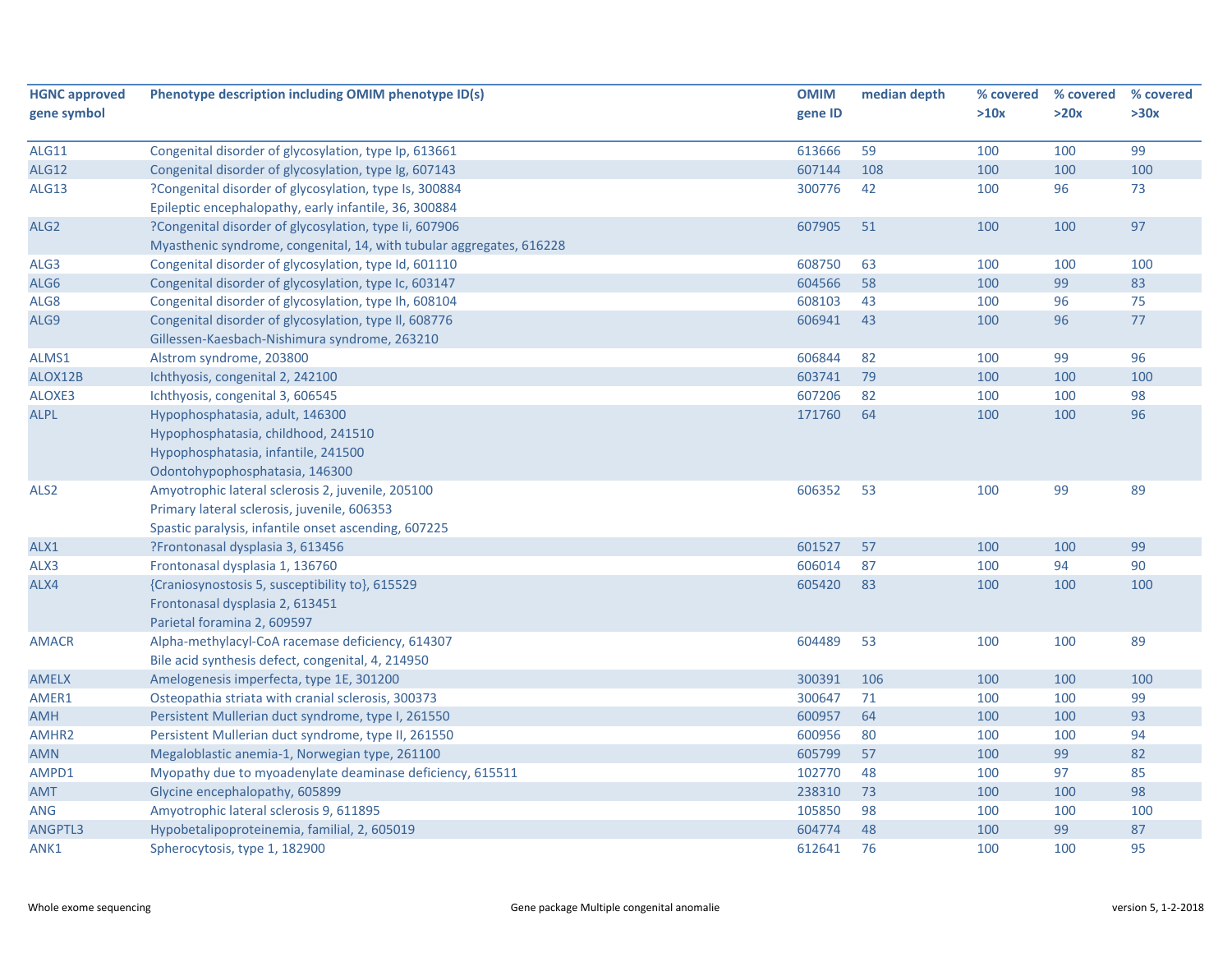| HGNC approved gene symbol | Phenotype description including OMIM phenotype ID(s) | OMIM gene ID | median depth | % covered >10x | % covered >20x | % covered >30x |
|---|---|---|---|---|---|---|
| ALG11 | Congenital disorder of glycosylation, type Ip, 613661 | 613666 | 59 | 100 | 100 | 99 |
| ALG12 | Congenital disorder of glycosylation, type Ig, 607143 | 607144 | 108 | 100 | 100 | 100 |
| ALG13 | ?Congenital disorder of glycosylation, type Is, 300884<br>Epileptic encephalopathy, early infantile, 36, 300884 | 300776 | 42 | 100 | 96 | 73 |
| ALG2 | ?Congenital disorder of glycosylation, type Ii, 607906<br>Myasthenic syndrome, congenital, 14, with tubular aggregates, 616228 | 607905 | 51 | 100 | 100 | 97 |
| ALG3 | Congenital disorder of glycosylation, type Id, 601110 | 608750 | 63 | 100 | 100 | 100 |
| ALG6 | Congenital disorder of glycosylation, type Ic, 603147 | 604566 | 58 | 100 | 99 | 83 |
| ALG8 | Congenital disorder of glycosylation, type Ih, 608104 | 608103 | 43 | 100 | 96 | 75 |
| ALG9 | Congenital disorder of glycosylation, type Il, 608776<br>Gillessen-Kaesbach-Nishimura syndrome, 263210 | 606941 | 43 | 100 | 96 | 77 |
| ALMS1 | Alstrom syndrome, 203800 | 606844 | 82 | 100 | 99 | 96 |
| ALOX12B | Ichthyosis, congenital 2, 242100 | 603741 | 79 | 100 | 100 | 100 |
| ALOXE3 | Ichthyosis, congenital 3, 606545 | 607206 | 82 | 100 | 100 | 98 |
| ALPL | Hypophosphatasia, adult, 146300<br>Hypophosphatasia, childhood, 241510<br>Hypophosphatasia, infantile, 241500<br>Odontohypophosphatasia, 146300 | 171760 | 64 | 100 | 100 | 96 |
| ALS2 | Amyotrophic lateral sclerosis 2, juvenile, 205100<br>Primary lateral sclerosis, juvenile, 606353<br>Spastic paralysis, infantile onset ascending, 607225 | 606352 | 53 | 100 | 99 | 89 |
| ALX1 | ?Frontonasal dysplasia 3, 613456 | 601527 | 57 | 100 | 100 | 99 |
| ALX3 | Frontonasal dysplasia 1, 136760 | 606014 | 87 | 100 | 94 | 90 |
| ALX4 | {Craniosynostosis 5, susceptibility to}, 615529<br>Frontonasal dysplasia 2, 613451<br>Parietal foramina 2, 609597 | 605420 | 83 | 100 | 100 | 100 |
| AMACR | Alpha-methylacyl-CoA racemase deficiency, 614307<br>Bile acid synthesis defect, congenital, 4, 214950 | 604489 | 53 | 100 | 100 | 89 |
| AMELX | Amelogenesis imperfecta, type 1E, 301200 | 300391 | 106 | 100 | 100 | 100 |
| AMER1 | Osteopathia striata with cranial sclerosis, 300373 | 300647 | 71 | 100 | 100 | 99 |
| AMH | Persistent Mullerian duct syndrome, type I, 261550 | 600957 | 64 | 100 | 100 | 93 |
| AMHR2 | Persistent Mullerian duct syndrome, type II, 261550 | 600956 | 80 | 100 | 100 | 94 |
| AMN | Megaloblastic anemia-1, Norwegian type, 261100 | 605799 | 57 | 100 | 99 | 82 |
| AMPD1 | Myopathy due to myoadenylate deaminase deficiency, 615511 | 102770 | 48 | 100 | 97 | 85 |
| AMT | Glycine encephalopathy, 605899 | 238310 | 73 | 100 | 100 | 98 |
| ANG | Amyotrophic lateral sclerosis 9, 611895 | 105850 | 98 | 100 | 100 | 100 |
| ANGPTL3 | Hypobetalipoproteinemia, familial, 2, 605019 | 604774 | 48 | 100 | 99 | 87 |
| ANK1 | Spherocytosis, type 1, 182900 | 612641 | 76 | 100 | 100 | 95 |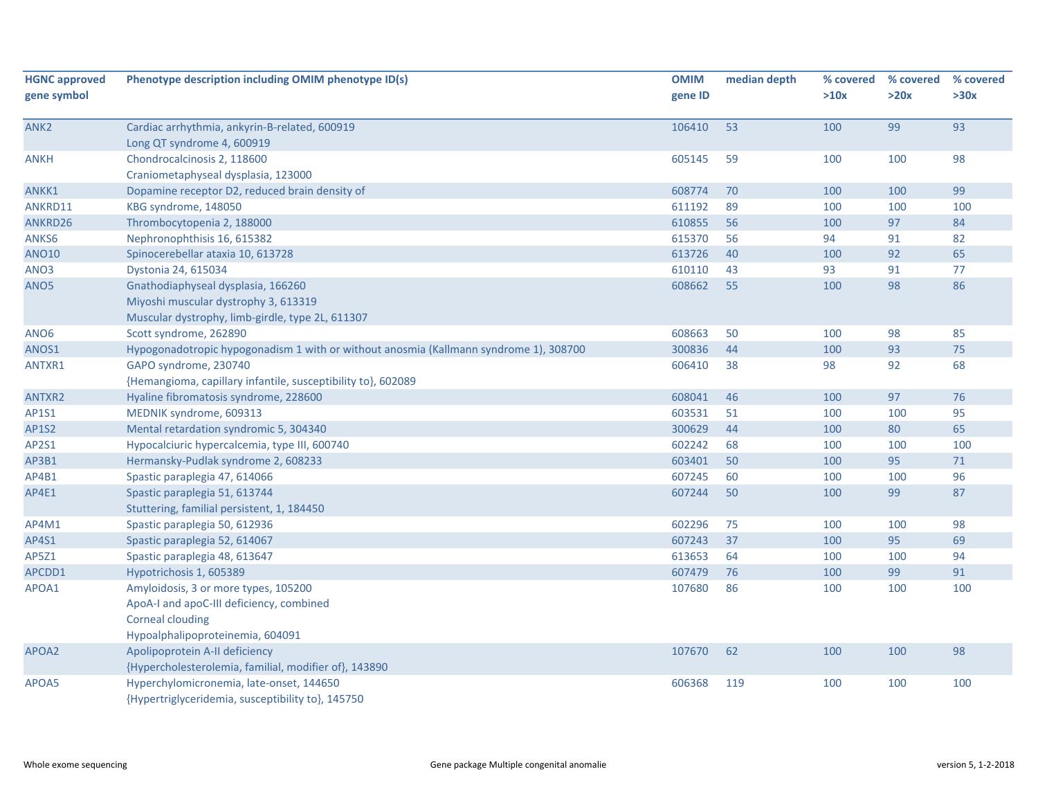| HGNC approved gene symbol | Phenotype description including OMIM phenotype ID(s) | OMIM gene ID | median depth | % covered >10x | % covered >20x | % covered >30x |
|---|---|---|---|---|---|---|
| ANK2 | Cardiac arrhythmia, ankyrin-B-related, 600919<br>Long QT syndrome 4, 600919 | 106410 | 53 | 100 | 99 | 93 |
| ANKH | Chondrocalcinosis 2, 118600<br>Craniometaphyseal dysplasia, 123000 | 605145 | 59 | 100 | 100 | 98 |
| ANKK1 | Dopamine receptor D2, reduced brain density of | 608774 | 70 | 100 | 100 | 99 |
| ANKRD11 | KBG syndrome, 148050 | 611192 | 89 | 100 | 100 | 100 |
| ANKRD26 | Thrombocytopenia 2, 188000 | 610855 | 56 | 100 | 97 | 84 |
| ANKS6 | Nephronophthisis 16, 615382 | 615370 | 56 | 94 | 91 | 82 |
| ANO10 | Spinocerebellar ataxia 10, 613728 | 613726 | 40 | 100 | 92 | 65 |
| ANO3 | Dystonia 24, 615034 | 610110 | 43 | 93 | 91 | 77 |
| ANO5 | Gnathodiaphyseal dysplasia, 166260<br>Miyoshi muscular dystrophy 3, 613319<br>Muscular dystrophy, limb-girdle, type 2L, 611307 | 608662 | 55 | 100 | 98 | 86 |
| ANO6 | Scott syndrome, 262890 | 608663 | 50 | 100 | 98 | 85 |
| ANOS1 | Hypogonadotropic hypogonadism 1 with or without anosmia (Kallmann syndrome 1), 308700 | 300836 | 44 | 100 | 93 | 75 |
| ANTXR1 | GAPO syndrome, 230740<br>{Hemangioma, capillary infantile, susceptibility to}, 602089 | 606410 | 38 | 98 | 92 | 68 |
| ANTXR2 | Hyaline fibromatosis syndrome, 228600 | 608041 | 46 | 100 | 97 | 76 |
| AP1S1 | MEDNIK syndrome, 609313 | 603531 | 51 | 100 | 100 | 95 |
| AP1S2 | Mental retardation syndromic 5, 304340 | 300629 | 44 | 100 | 80 | 65 |
| AP2S1 | Hypocalciuric hypercalcemia, type III, 600740 | 602242 | 68 | 100 | 100 | 100 |
| AP3B1 | Hermansky-Pudlak syndrome 2, 608233 | 603401 | 50 | 100 | 95 | 71 |
| AP4B1 | Spastic paraplegia 47, 614066 | 607245 | 60 | 100 | 100 | 96 |
| AP4E1 | Spastic paraplegia 51, 613744<br>Stuttering, familial persistent, 1, 184450 | 607244 | 50 | 100 | 99 | 87 |
| AP4M1 | Spastic paraplegia 50, 612936 | 602296 | 75 | 100 | 100 | 98 |
| AP4S1 | Spastic paraplegia 52, 614067 | 607243 | 37 | 100 | 95 | 69 |
| AP5Z1 | Spastic paraplegia 48, 613647 | 613653 | 64 | 100 | 100 | 94 |
| APCDD1 | Hypotrichosis 1, 605389 | 607479 | 76 | 100 | 99 | 91 |
| APOA1 | Amyloidosis, 3 or more types, 105200<br>ApoA-I and apoC-III deficiency, combined<br>Corneal clouding<br>Hypoalphalipoproteinemia, 604091 | 107680 | 86 | 100 | 100 | 100 |
| APOA2 | Apolipoprotein A-II deficiency<br>{Hypercholesterolemia, familial, modifier of}, 143890 | 107670 | 62 | 100 | 100 | 98 |
| APOA5 | Hyperchylomicronemia, late-onset, 144650<br>{Hypertriglyceridemia, susceptibility to}, 145750 | 606368 | 119 | 100 | 100 | 100 |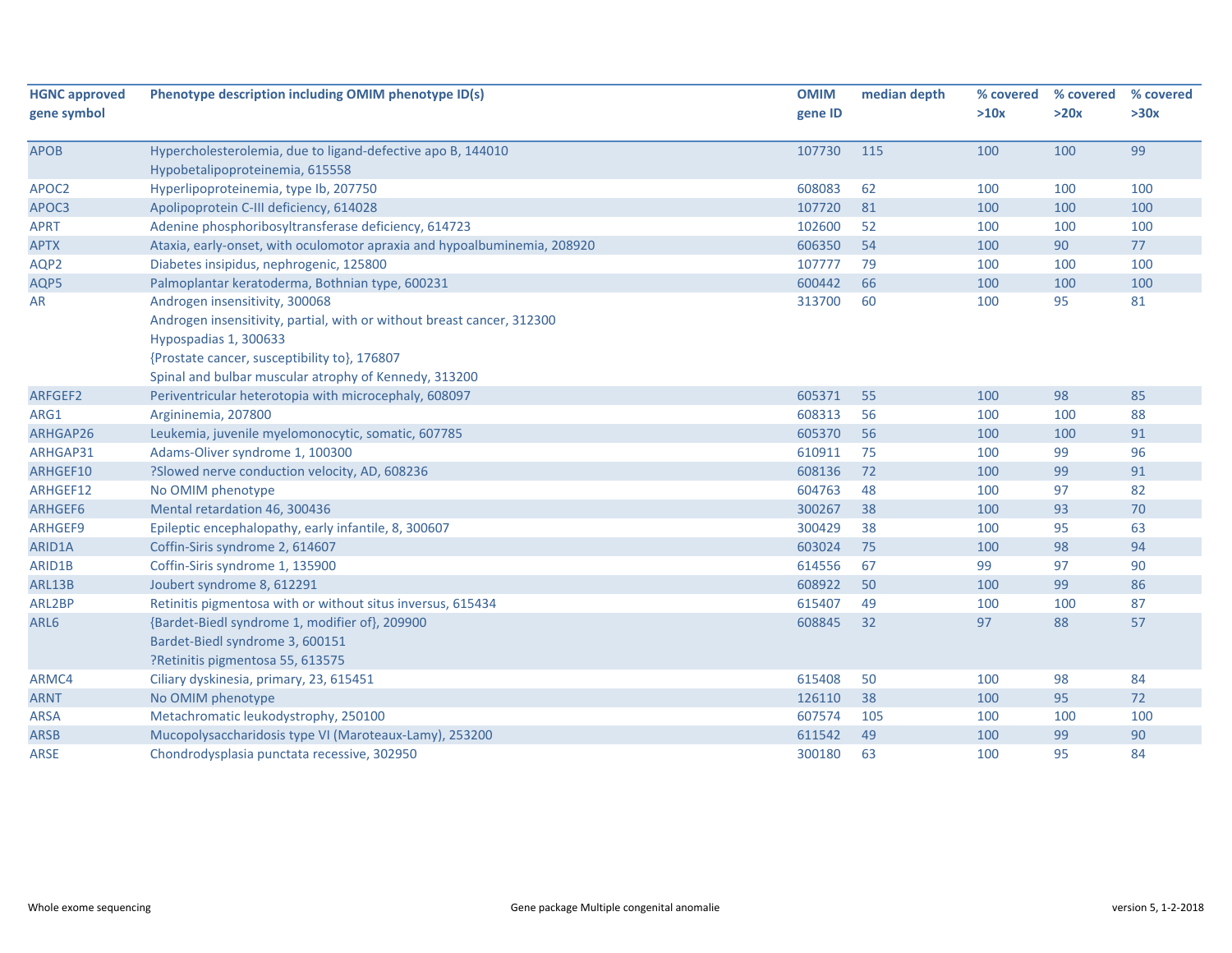| HGNC approved gene symbol | Phenotype description including OMIM phenotype ID(s) | OMIM gene ID | median depth | % covered >10x | % covered >20x | % covered >30x |
|---|---|---|---|---|---|---|
| APOB | Hypercholesterolemia, due to ligand-defective apo B, 144010<br>Hypobetalipoproteinemia, 615558 | 107730 | 115 | 100 | 100 | 99 |
| APOC2 | Hyperlipoproteinemia, type Ib, 207750 | 608083 | 62 | 100 | 100 | 100 |
| APOC3 | Apolipoprotein C-III deficiency, 614028 | 107720 | 81 | 100 | 100 | 100 |
| APRT | Adenine phosphoribosyltransferase deficiency, 614723 | 102600 | 52 | 100 | 100 | 100 |
| APTX | Ataxia, early-onset, with oculomotor apraxia and hypoalbuminemia, 208920 | 606350 | 54 | 100 | 90 | 77 |
| AQP2 | Diabetes insipidus, nephrogenic, 125800 | 107777 | 79 | 100 | 100 | 100 |
| AQP5 | Palmoplantar keratoderma, Bothnian type, 600231 | 600442 | 66 | 100 | 100 | 100 |
| AR | Androgen insensitivity, 300068<br>Androgen insensitivity, partial, with or without breast cancer, 312300<br>Hypospadias 1, 300633<br>{Prostate cancer, susceptibility to}, 176807<br>Spinal and bulbar muscular atrophy of Kennedy, 313200 | 313700 | 60 | 100 | 95 | 81 |
| ARFGEF2 | Periventricular heterotopia with microcephaly, 608097 | 605371 | 55 | 100 | 98 | 85 |
| ARG1 | Argininemia, 207800 | 608313 | 56 | 100 | 100 | 88 |
| ARHGAP26 | Leukemia, juvenile myelomonocytic, somatic, 607785 | 605370 | 56 | 100 | 100 | 91 |
| ARHGAP31 | Adams-Oliver syndrome 1, 100300 | 610911 | 75 | 100 | 99 | 96 |
| ARHGEF10 | ?Slowed nerve conduction velocity, AD, 608236 | 608136 | 72 | 100 | 99 | 91 |
| ARHGEF12 | No OMIM phenotype | 604763 | 48 | 100 | 97 | 82 |
| ARHGEF6 | Mental retardation 46, 300436 | 300267 | 38 | 100 | 93 | 70 |
| ARHGEF9 | Epileptic encephalopathy, early infantile, 8, 300607 | 300429 | 38 | 100 | 95 | 63 |
| ARID1A | Coffin-Siris syndrome 2, 614607 | 603024 | 75 | 100 | 98 | 94 |
| ARID1B | Coffin-Siris syndrome 1, 135900 | 614556 | 67 | 99 | 97 | 90 |
| ARL13B | Joubert syndrome 8, 612291 | 608922 | 50 | 100 | 99 | 86 |
| ARL2BP | Retinitis pigmentosa with or without situs inversus, 615434 | 615407 | 49 | 100 | 100 | 87 |
| ARL6 | {Bardet-Biedl syndrome 1, modifier of}, 209900<br>Bardet-Biedl syndrome 3, 600151<br>?Retinitis pigmentosa 55, 613575 | 608845 | 32 | 97 | 88 | 57 |
| ARMC4 | Ciliary dyskinesia, primary, 23, 615451 | 615408 | 50 | 100 | 98 | 84 |
| ARNT | No OMIM phenotype | 126110 | 38 | 100 | 95 | 72 |
| ARSA | Metachromatic leukodystrophy, 250100 | 607574 | 105 | 100 | 100 | 100 |
| ARSB | Mucopolysaccharidosis type VI (Maroteaux-Lamy), 253200 | 611542 | 49 | 100 | 99 | 90 |
| ARSE | Chondrodysplasia punctata recessive, 302950 | 300180 | 63 | 100 | 95 | 84 |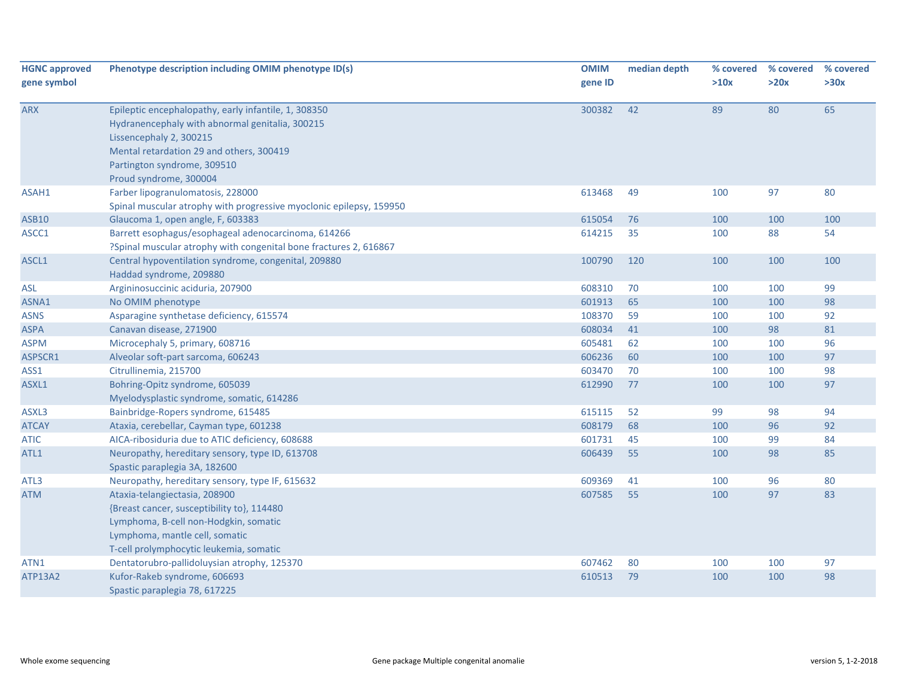| HGNC approved gene symbol | Phenotype description including OMIM phenotype ID(s) | OMIM gene ID | median depth | % covered >10x | % covered >20x | % covered >30x |
|---|---|---|---|---|---|---|
| ARX | Epileptic encephalopathy, early infantile, 1, 308350<br>Hydranencephaly with abnormal genitalia, 300215<br>Lissencephaly 2, 300215<br>Mental retardation 29 and others, 300419<br>Partington syndrome, 309510<br>Proud syndrome, 300004 | 300382 | 42 | 89 | 80 | 65 |
| ASAH1 | Farber lipogranulomatosis, 228000<br>Spinal muscular atrophy with progressive myoclonic epilepsy, 159950 | 613468 | 49 | 100 | 97 | 80 |
| ASB10 | Glaucoma 1, open angle, F, 603383 | 615054 | 76 | 100 | 100 | 100 |
| ASCC1 | Barrett esophagus/esophageal adenocarcinoma, 614266<br>?Spinal muscular atrophy with congenital bone fractures 2, 616867 | 614215 | 35 | 100 | 88 | 54 |
| ASCL1 | Central hypoventilation syndrome, congenital, 209880<br>Haddad syndrome, 209880 | 100790 | 120 | 100 | 100 | 100 |
| ASL | Argininosuccinic aciduria, 207900 | 608310 | 70 | 100 | 100 | 99 |
| ASNA1 | No OMIM phenotype | 601913 | 65 | 100 | 100 | 98 |
| ASNS | Asparagine synthetase deficiency, 615574 | 108370 | 59 | 100 | 100 | 92 |
| ASPA | Canavan disease, 271900 | 608034 | 41 | 100 | 98 | 81 |
| ASPM | Microcephaly 5, primary, 608716 | 605481 | 62 | 100 | 100 | 96 |
| ASPSCR1 | Alveolar soft-part sarcoma, 606243 | 606236 | 60 | 100 | 100 | 97 |
| ASS1 | Citrullinemia, 215700 | 603470 | 70 | 100 | 100 | 98 |
| ASXL1 | Bohring-Opitz syndrome, 605039<br>Myelodysplastic syndrome, somatic, 614286 | 612990 | 77 | 100 | 100 | 97 |
| ASXL3 | Bainbridge-Ropers syndrome, 615485 | 615115 | 52 | 99 | 98 | 94 |
| ATCAY | Ataxia, cerebellar, Cayman type, 601238 | 608179 | 68 | 100 | 96 | 92 |
| ATIC | AICA-ribosiduria due to ATIC deficiency, 608688 | 601731 | 45 | 100 | 99 | 84 |
| ATL1 | Neuropathy, hereditary sensory, type ID, 613708<br>Spastic paraplegia 3A, 182600 | 606439 | 55 | 100 | 98 | 85 |
| ATL3 | Neuropathy, hereditary sensory, type IF, 615632 | 609369 | 41 | 100 | 96 | 80 |
| ATM | Ataxia-telangiectasia, 208900<br>{Breast cancer, susceptibility to}, 114480<br>Lymphoma, B-cell non-Hodgkin, somatic<br>Lymphoma, mantle cell, somatic<br>T-cell prolymphocytic leukemia, somatic | 607585 | 55 | 100 | 97 | 83 |
| ATN1 | Dentatorubro-pallidoluysian atrophy, 125370 | 607462 | 80 | 100 | 100 | 97 |
| ATP13A2 | Kufor-Rakeb syndrome, 606693<br>Spastic paraplegia 78, 617225 | 610513 | 79 | 100 | 100 | 98 |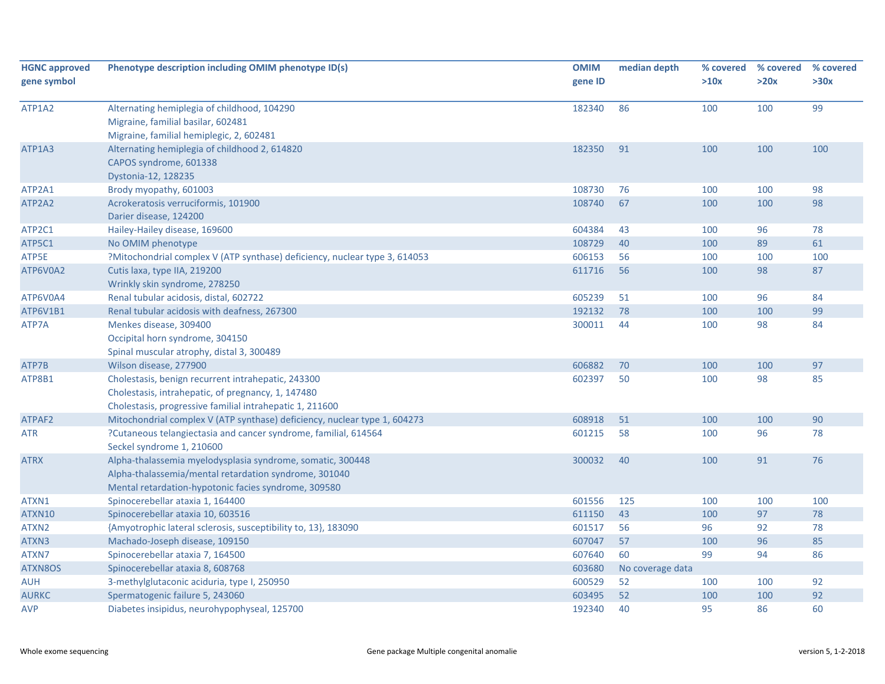| HGNC approved gene symbol | Phenotype description including OMIM phenotype ID(s) | OMIM gene ID | median depth | % covered >10x | % covered >20x | % covered >30x |
|---|---|---|---|---|---|---|
| ATP1A2 | Alternating hemiplegia of childhood, 104290<br>Migraine, familial basilar, 602481<br>Migraine, familial hemiplegic, 2, 602481 | 182340 | 86 | 100 | 100 | 99 |
| ATP1A3 | Alternating hemiplegia of childhood 2, 614820<br>CAPOS syndrome, 601338<br>Dystonia-12, 128235 | 182350 | 91 | 100 | 100 | 100 |
| ATP2A1 | Brody myopathy, 601003 | 108730 | 76 | 100 | 100 | 98 |
| ATP2A2 | Acrokeratosis verruciformis, 101900<br>Darier disease, 124200 | 108740 | 67 | 100 | 100 | 98 |
| ATP2C1 | Hailey-Hailey disease, 169600 | 604384 | 43 | 100 | 96 | 78 |
| ATP5C1 | No OMIM phenotype | 108729 | 40 | 100 | 89 | 61 |
| ATP5E | ?Mitochondrial complex V (ATP synthase) deficiency, nuclear type 3, 614053 | 606153 | 56 | 100 | 100 | 100 |
| ATP6V0A2 | Cutis laxa, type IIA, 219200<br>Wrinkly skin syndrome, 278250 | 611716 | 56 | 100 | 98 | 87 |
| ATP6V0A4 | Renal tubular acidosis, distal, 602722 | 605239 | 51 | 100 | 96 | 84 |
| ATP6V1B1 | Renal tubular acidosis with deafness, 267300 | 192132 | 78 | 100 | 100 | 99 |
| ATP7A | Menkes disease, 309400<br>Occipital horn syndrome, 304150<br>Spinal muscular atrophy, distal 3, 300489 | 300011 | 44 | 100 | 98 | 84 |
| ATP7B | Wilson disease, 277900 | 606882 | 70 | 100 | 100 | 97 |
| ATP8B1 | Cholestasis, benign recurrent intrahepatic, 243300<br>Cholestasis, intrahepatic, of pregnancy, 1, 147480<br>Cholestasis, progressive familial intrahepatic 1, 211600 | 602397 | 50 | 100 | 98 | 85 |
| ATPAF2 | Mitochondrial complex V (ATP synthase) deficiency, nuclear type 1, 604273 | 608918 | 51 | 100 | 100 | 90 |
| ATR | ?Cutaneous telangiectasia and cancer syndrome, familial, 614564<br>Seckel syndrome 1, 210600 | 601215 | 58 | 100 | 96 | 78 |
| ATRX | Alpha-thalassemia myelodysplasia syndrome, somatic, 300448<br>Alpha-thalassemia/mental retardation syndrome, 301040<br>Mental retardation-hypotonic facies syndrome, 309580 | 300032 | 40 | 100 | 91 | 76 |
| ATXN1 | Spinocerebellar ataxia 1, 164400 | 601556 | 125 | 100 | 100 | 100 |
| ATXN10 | Spinocerebellar ataxia 10, 603516 | 611150 | 43 | 100 | 97 | 78 |
| ATXN2 | {Amyotrophic lateral sclerosis, susceptibility to, 13}, 183090 | 601517 | 56 | 96 | 92 | 78 |
| ATXN3 | Machado-Joseph disease, 109150 | 607047 | 57 | 100 | 96 | 85 |
| ATXN7 | Spinocerebellar ataxia 7, 164500 | 607640 | 60 | 99 | 94 | 86 |
| ATXN8OS | Spinocerebellar ataxia 8, 608768 | 603680 | No coverage data | | | |
| AUH | 3-methylglutaconic aciduria, type I, 250950 | 600529 | 52 | 100 | 100 | 92 |
| AURKC | Spermatogenic failure 5, 243060 | 603495 | 52 | 100 | 100 | 92 |
| AVP | Diabetes insipidus, neurohypophyseal, 125700 | 192340 | 40 | 95 | 86 | 60 |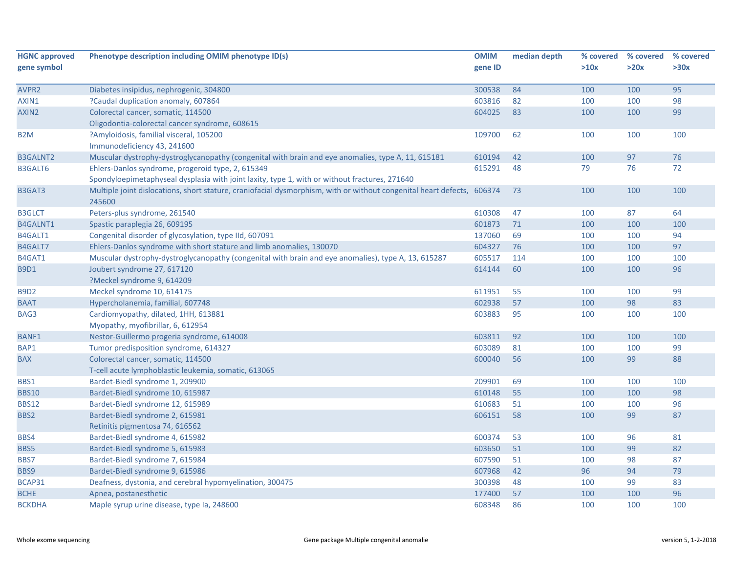| HGNC approved gene symbol | Phenotype description including OMIM phenotype ID(s) | OMIM gene ID | median depth | % covered >10x | % covered >20x | % covered >30x |
|---|---|---|---|---|---|---|
| AVPR2 | Diabetes insipidus, nephrogenic, 304800 | 300538 | 84 | 100 | 100 | 95 |
| AXIN1 | ?Caudal duplication anomaly, 607864 | 603816 | 82 | 100 | 100 | 98 |
| AXIN2 | Colorectal cancer, somatic, 114500<br>Oligodontia-colorectal cancer syndrome, 608615 | 604025 | 83 | 100 | 100 | 99 |
| B2M | ?Amyloidosis, familial visceral, 105200<br>Immunodeficiency 43, 241600 | 109700 | 62 | 100 | 100 | 100 |
| B3GALNT2 | Muscular dystrophy-dystroglycanopathy (congenital with brain and eye anomalies, type A, 11, 615181 | 610194 | 42 | 100 | 97 | 76 |
| B3GALT6 | Ehlers-Danlos syndrome, progeroid type, 2, 615349<br>Spondyloepimetaphyseal dysplasia with joint laxity, type 1, with or without fractures, 271640 | 615291 | 48 | 79 | 76 | 72 |
| B3GAT3 | Multiple joint dislocations, short stature, craniofacial dysmorphism, with or without congenital heart defects, 245600 | 606374 | 73 | 100 | 100 | 100 |
| B3GLCT | Peters-plus syndrome, 261540 | 610308 | 47 | 100 | 87 | 64 |
| B4GALNT1 | Spastic paraplegia 26, 609195 | 601873 | 71 | 100 | 100 | 100 |
| B4GALT1 | Congenital disorder of glycosylation, type IId, 607091 | 137060 | 69 | 100 | 100 | 94 |
| B4GALT7 | Ehlers-Danlos syndrome with short stature and limb anomalies, 130070 | 604327 | 76 | 100 | 100 | 97 |
| B4GAT1 | Muscular dystrophy-dystroglycanopathy (congenital with brain and eye anomalies), type A, 13, 615287 | 605517 | 114 | 100 | 100 | 100 |
| B9D1 | Joubert syndrome 27, 617120<br>?Meckel syndrome 9, 614209 | 614144 | 60 | 100 | 100 | 96 |
| B9D2 | Meckel syndrome 10, 614175 | 611951 | 55 | 100 | 100 | 99 |
| BAAT | Hypercholanemia, familial, 607748 | 602938 | 57 | 100 | 98 | 83 |
| BAG3 | Cardiomyopathy, dilated, 1HH, 613881<br>Myopathy, myofibrillar, 6, 612954 | 603883 | 95 | 100 | 100 | 100 |
| BANF1 | Nestor-Guillermo progeria syndrome, 614008 | 603811 | 92 | 100 | 100 | 100 |
| BAP1 | Tumor predisposition syndrome, 614327 | 603089 | 81 | 100 | 100 | 99 |
| BAX | Colorectal cancer, somatic, 114500<br>T-cell acute lymphoblastic leukemia, somatic, 613065 | 600040 | 56 | 100 | 99 | 88 |
| BBS1 | Bardet-Biedl syndrome 1, 209900 | 209901 | 69 | 100 | 100 | 100 |
| BBS10 | Bardet-Biedl syndrome 10, 615987 | 610148 | 55 | 100 | 100 | 98 |
| BBS12 | Bardet-Biedl syndrome 12, 615989 | 610683 | 51 | 100 | 100 | 96 |
| BBS2 | Bardet-Biedl syndrome 2, 615981<br>Retinitis pigmentosa 74, 616562 | 606151 | 58 | 100 | 99 | 87 |
| BBS4 | Bardet-Biedl syndrome 4, 615982 | 600374 | 53 | 100 | 96 | 81 |
| BBS5 | Bardet-Biedl syndrome 5, 615983 | 603650 | 51 | 100 | 99 | 82 |
| BBS7 | Bardet-Biedl syndrome 7, 615984 | 607590 | 51 | 100 | 98 | 87 |
| BBS9 | Bardet-Biedl syndrome 9, 615986 | 607968 | 42 | 96 | 94 | 79 |
| BCAP31 | Deafness, dystonia, and cerebral hypomyelination, 300475 | 300398 | 48 | 100 | 99 | 83 |
| BCHE | Apnea, postanesthetic | 177400 | 57 | 100 | 100 | 96 |
| BCKDHA | Maple syrup urine disease, type Ia, 248600 | 608348 | 86 | 100 | 100 | 100 |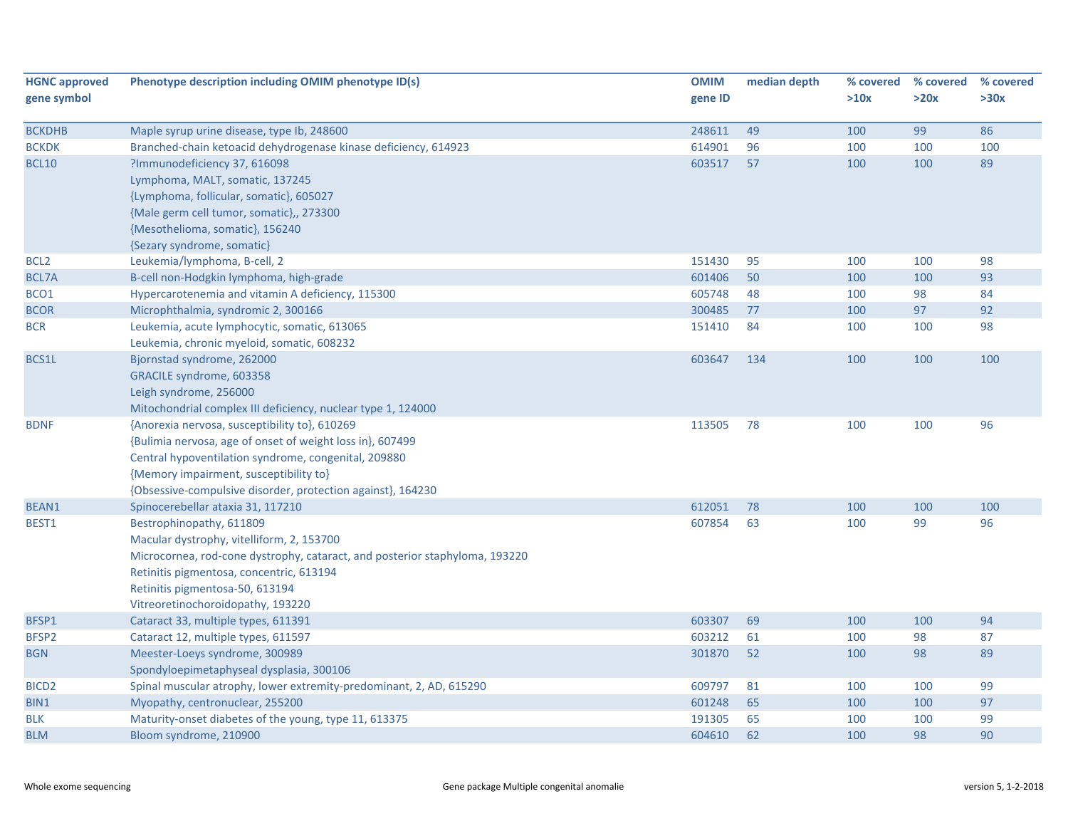| HGNC approved gene symbol | Phenotype description including OMIM phenotype ID(s) | OMIM gene ID | median depth | % covered >10x | % covered >20x | % covered >30x |
|---|---|---|---|---|---|---|
| BCKDHB | Maple syrup urine disease, type Ib, 248600 | 248611 | 49 | 100 | 99 | 86 |
| BCKDK | Branched-chain ketoacid dehydrogenase kinase deficiency, 614923 | 614901 | 96 | 100 | 100 | 100 |
| BCL10 | ?Immunodeficiency 37, 616098<br>Lymphoma, MALT, somatic, 137245<br>{Lymphoma, follicular, somatic}, 605027<br>{Male germ cell tumor, somatic},, 273300<br>{Mesothelioma, somatic}, 156240<br>{Sezary syndrome, somatic} | 603517 | 57 | 100 | 100 | 89 |
| BCL2 | Leukemia/lymphoma, B-cell, 2 | 151430 | 95 | 100 | 100 | 98 |
| BCL7A | B-cell non-Hodgkin lymphoma, high-grade | 601406 | 50 | 100 | 100 | 93 |
| BCO1 | Hypercarotenemia and vitamin A deficiency, 115300 | 605748 | 48 | 100 | 98 | 84 |
| BCOR | Microphthalmia, syndromic 2, 300166 | 300485 | 77 | 100 | 97 | 92 |
| BCR | Leukemia, acute lymphocytic, somatic, 613065<br>Leukemia, chronic myeloid, somatic, 608232 | 151410 | 84 | 100 | 100 | 98 |
| BCS1L | Bjornstad syndrome, 262000<br>GRACILE syndrome, 603358<br>Leigh syndrome, 256000<br>Mitochondrial complex III deficiency, nuclear type 1, 124000 | 603647 | 134 | 100 | 100 | 100 |
| BDNF | {Anorexia nervosa, susceptibility to}, 610269<br>{Bulimia nervosa, age of onset of weight loss in}, 607499<br>Central hypoventilation syndrome, congenital, 209880<br>{Memory impairment, susceptibility to}<br>{Obsessive-compulsive disorder, protection against}, 164230 | 113505 | 78 | 100 | 100 | 96 |
| BEAN1 | Spinocerebellar ataxia 31, 117210 | 612051 | 78 | 100 | 100 | 100 |
| BEST1 | Bestrophinopathy, 611809<br>Macular dystrophy, vitelliform, 2, 153700<br>Microcornea, rod-cone dystrophy, cataract, and posterior staphyloma, 193220<br>Retinitis pigmentosa, concentric, 613194<br>Retinitis pigmentosa-50, 613194<br>Vitreoretinochoroidopathy, 193220 | 607854 | 63 | 100 | 99 | 96 |
| BFSP1 | Cataract 33, multiple types, 611391 | 603307 | 69 | 100 | 100 | 94 |
| BFSP2 | Cataract 12, multiple types, 611597 | 603212 | 61 | 100 | 98 | 87 |
| BGN | Meester-Loeys syndrome, 300989<br>Spondyloepimetaphyseal dysplasia, 300106 | 301870 | 52 | 100 | 98 | 89 |
| BICD2 | Spinal muscular atrophy, lower extremity-predominant, 2, AD, 615290 | 609797 | 81 | 100 | 100 | 99 |
| BIN1 | Myopathy, centronuclear, 255200 | 601248 | 65 | 100 | 100 | 97 |
| BLK | Maturity-onset diabetes of the young, type 11, 613375 | 191305 | 65 | 100 | 100 | 99 |
| BLM | Bloom syndrome, 210900 | 604610 | 62 | 100 | 98 | 90 |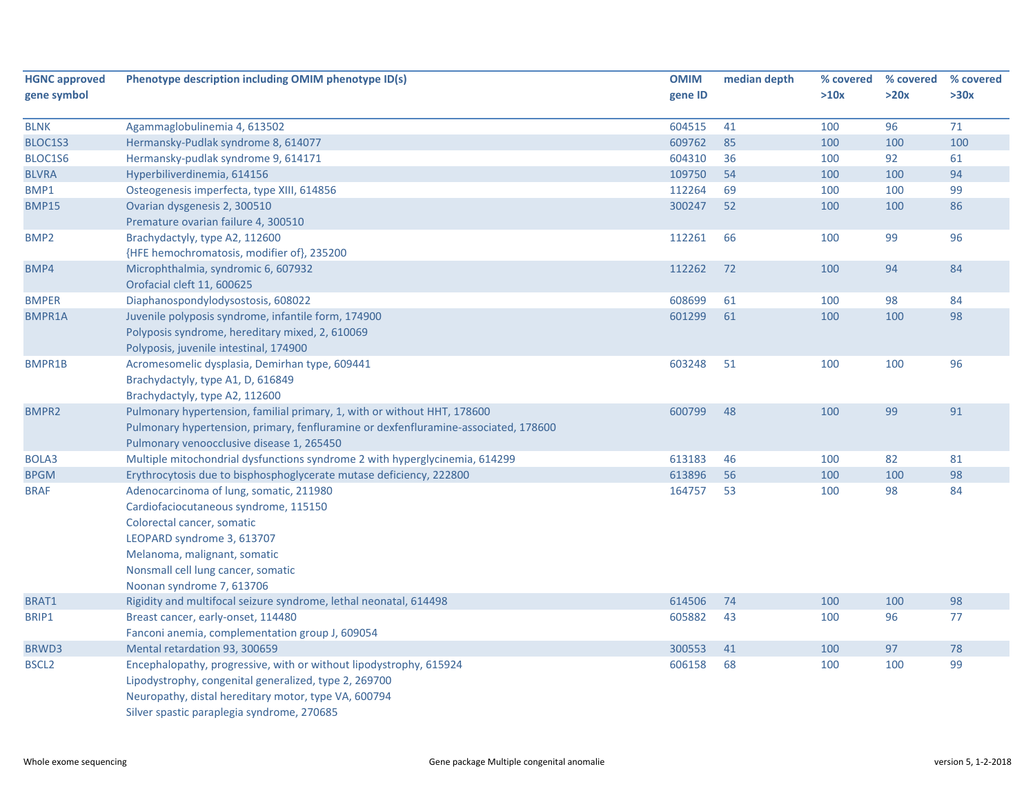| HGNC approved gene symbol | Phenotype description including OMIM phenotype ID(s) | OMIM gene ID | median depth | % covered >10x | % covered >20x | % covered >30x |
|---|---|---|---|---|---|---|
| BLNK | Agammaglobulinemia 4, 613502 | 604515 | 41 | 100 | 96 | 71 |
| BLOC1S3 | Hermansky-Pudlak syndrome 8, 614077 | 609762 | 85 | 100 | 100 | 100 |
| BLOC1S6 | Hermansky-pudlak syndrome 9, 614171 | 604310 | 36 | 100 | 92 | 61 |
| BLVRA | Hyperbiliverdinemia, 614156 | 109750 | 54 | 100 | 100 | 94 |
| BMP1 | Osteogenesis imperfecta, type XIII, 614856 | 112264 | 69 | 100 | 100 | 99 |
| BMP15 | Ovarian dysgenesis 2, 300510<br>Premature ovarian failure 4, 300510 | 300247 | 52 | 100 | 100 | 86 |
| BMP2 | Brachydactyly, type A2, 112600<br>{HFE hemochromatosis, modifier of}, 235200 | 112261 | 66 | 100 | 99 | 96 |
| BMP4 | Microphthalmia, syndromic 6, 607932<br>Orofacial cleft 11, 600625 | 112262 | 72 | 100 | 94 | 84 |
| BMPER | Diaphanospondylodysostosis, 608022 | 608699 | 61 | 100 | 98 | 84 |
| BMPR1A | Juvenile polyposis syndrome, infantile form, 174900<br>Polyposis syndrome, hereditary mixed, 2, 610069<br>Polyposis, juvenile intestinal, 174900 | 601299 | 61 | 100 | 100 | 98 |
| BMPR1B | Acromesomelic dysplasia, Demirhan type, 609441<br>Brachydactyly, type A1, D, 616849<br>Brachydactyly, type A2, 112600 | 603248 | 51 | 100 | 100 | 96 |
| BMPR2 | Pulmonary hypertension, familial primary, 1, with or without HHT, 178600<br>Pulmonary hypertension, primary, fenfluramine or dexfenfluramine-associated, 178600<br>Pulmonary venoocclusive disease 1, 265450 | 600799 | 48 | 100 | 99 | 91 |
| BOLA3 | Multiple mitochondrial dysfunctions syndrome 2 with hyperglycinemia, 614299 | 613183 | 46 | 100 | 82 | 81 |
| BPGM | Erythrocytosis due to bisphosphoglycerate mutase deficiency, 222800 | 613896 | 56 | 100 | 100 | 98 |
| BRAF | Adenocarcinoma of lung, somatic, 211980<br>Cardiofaciocutaneous syndrome, 115150<br>Colorectal cancer, somatic<br>LEOPARD syndrome 3, 613707<br>Melanoma, malignant, somatic<br>Nonsmall cell lung cancer, somatic<br>Noonan syndrome 7, 613706 | 164757 | 53 | 100 | 98 | 84 |
| BRAT1 | Rigidity and multifocal seizure syndrome, lethal neonatal, 614498 | 614506 | 74 | 100 | 100 | 98 |
| BRIP1 | Breast cancer, early-onset, 114480<br>Fanconi anemia, complementation group J, 609054 | 605882 | 43 | 100 | 96 | 77 |
| BRWD3 | Mental retardation 93, 300659 | 300553 | 41 | 100 | 97 | 78 |
| BSCL2 | Encephalopathy, progressive, with or without lipodystrophy, 615924<br>Lipodystrophy, congenital generalized, type 2, 269700<br>Neuropathy, distal hereditary motor, type VA, 600794<br>Silver spastic paraplegia syndrome, 270685 | 606158 | 68 | 100 | 100 | 99 |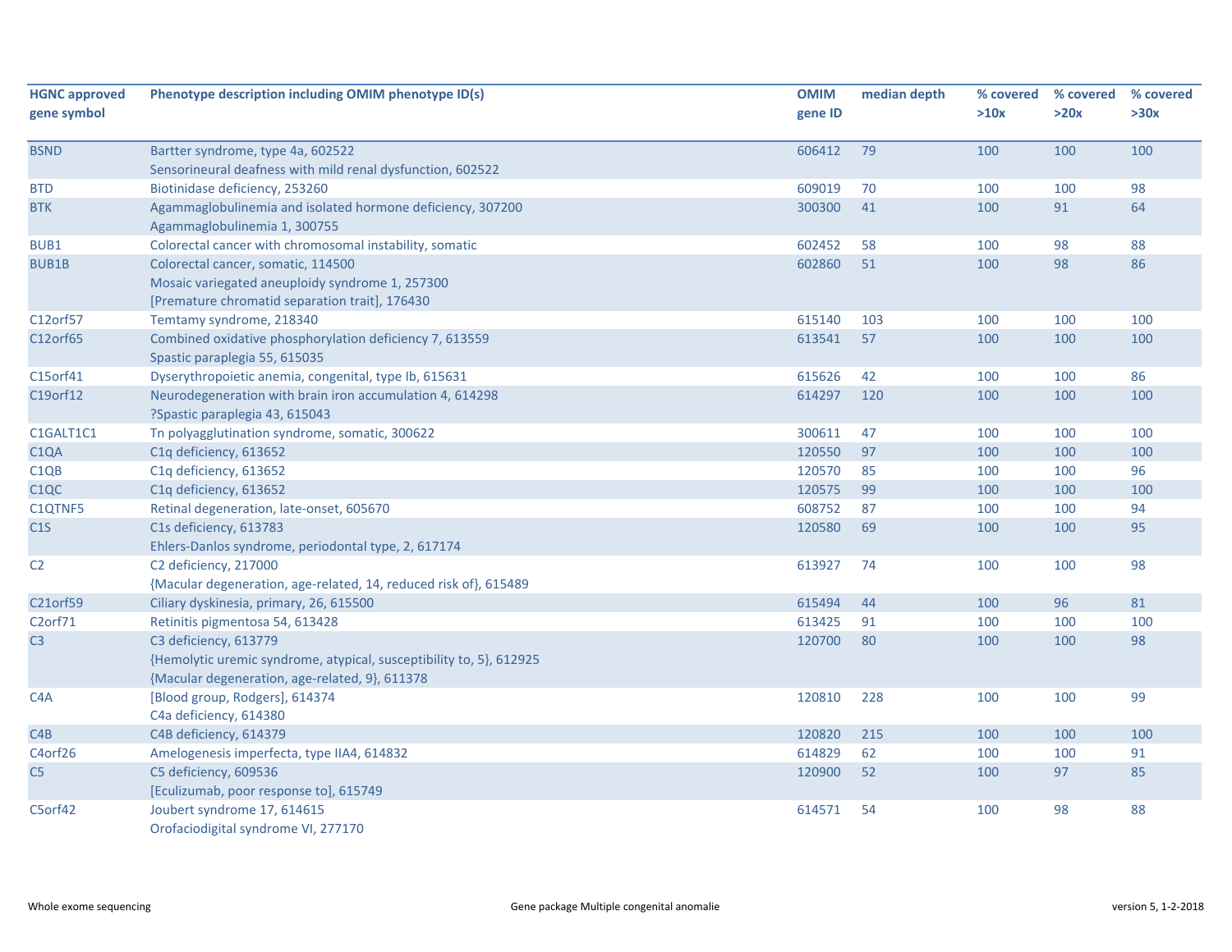| HGNC approved gene symbol | Phenotype description including OMIM phenotype ID(s) | OMIM gene ID | median depth | % covered >10x | % covered >20x | % covered >30x |
|---|---|---|---|---|---|---|
| BSND | Bartter syndrome, type 4a, 602522<br>Sensorineural deafness with mild renal dysfunction, 602522 | 606412 | 79 | 100 | 100 | 100 |
| BTD | Biotinidase deficiency, 253260 | 609019 | 70 | 100 | 100 | 98 |
| BTK | Agammaglobulinemia and isolated hormone deficiency, 307200<br>Agammaglobulinemia 1, 300755 | 300300 | 41 | 100 | 91 | 64 |
| BUB1 | Colorectal cancer with chromosomal instability, somatic | 602452 | 58 | 100 | 98 | 88 |
| BUB1B | Colorectal cancer, somatic, 114500<br>Mosaic variegated aneuploidy syndrome 1, 257300<br>[Premature chromatid separation trait], 176430 | 602860 | 51 | 100 | 98 | 86 |
| C12orf57 | Temtamy syndrome, 218340 | 615140 | 103 | 100 | 100 | 100 |
| C12orf65 | Combined oxidative phosphorylation deficiency 7, 613559<br>Spastic paraplegia 55, 615035 | 613541 | 57 | 100 | 100 | 100 |
| C15orf41 | Dyserythropoietic anemia, congenital, type Ib, 615631 | 615626 | 42 | 100 | 100 | 86 |
| C19orf12 | Neurodegeneration with brain iron accumulation 4, 614298<br>?Spastic paraplegia 43, 615043 | 614297 | 120 | 100 | 100 | 100 |
| C1GALT1C1 | Tn polyagglutination syndrome, somatic, 300622 | 300611 | 47 | 100 | 100 | 100 |
| C1QA | C1q deficiency, 613652 | 120550 | 97 | 100 | 100 | 100 |
| C1QB | C1q deficiency, 613652 | 120570 | 85 | 100 | 100 | 96 |
| C1QC | C1q deficiency, 613652 | 120575 | 99 | 100 | 100 | 100 |
| C1QTNF5 | Retinal degeneration, late-onset, 605670 | 608752 | 87 | 100 | 100 | 94 |
| C1S | C1s deficiency, 613783<br>Ehlers-Danlos syndrome, periodontal type, 2, 617174 | 120580 | 69 | 100 | 100 | 95 |
| C2 | C2 deficiency, 217000<br>{Macular degeneration, age-related, 14, reduced risk of}, 615489 | 613927 | 74 | 100 | 100 | 98 |
| C21orf59 | Ciliary dyskinesia, primary, 26, 615500 | 615494 | 44 | 100 | 96 | 81 |
| C2orf71 | Retinitis pigmentosa 54, 613428 | 613425 | 91 | 100 | 100 | 100 |
| C3 | C3 deficiency, 613779<br>{Hemolytic uremic syndrome, atypical, susceptibility to, 5}, 612925<br>{Macular degeneration, age-related, 9}, 611378 | 120700 | 80 | 100 | 100 | 98 |
| C4A | [Blood group, Rodgers], 614374<br>C4a deficiency, 614380 | 120810 | 228 | 100 | 100 | 99 |
| C4B | C4B deficiency, 614379 | 120820 | 215 | 100 | 100 | 100 |
| C4orf26 | Amelogenesis imperfecta, type IIA4, 614832 | 614829 | 62 | 100 | 100 | 91 |
| C5 | C5 deficiency, 609536<br>[Eculizumab, poor response to], 615749 | 120900 | 52 | 100 | 97 | 85 |
| C5orf42 | Joubert syndrome 17, 614615<br>Orofaciodigital syndrome VI, 277170 | 614571 | 54 | 100 | 98 | 88 |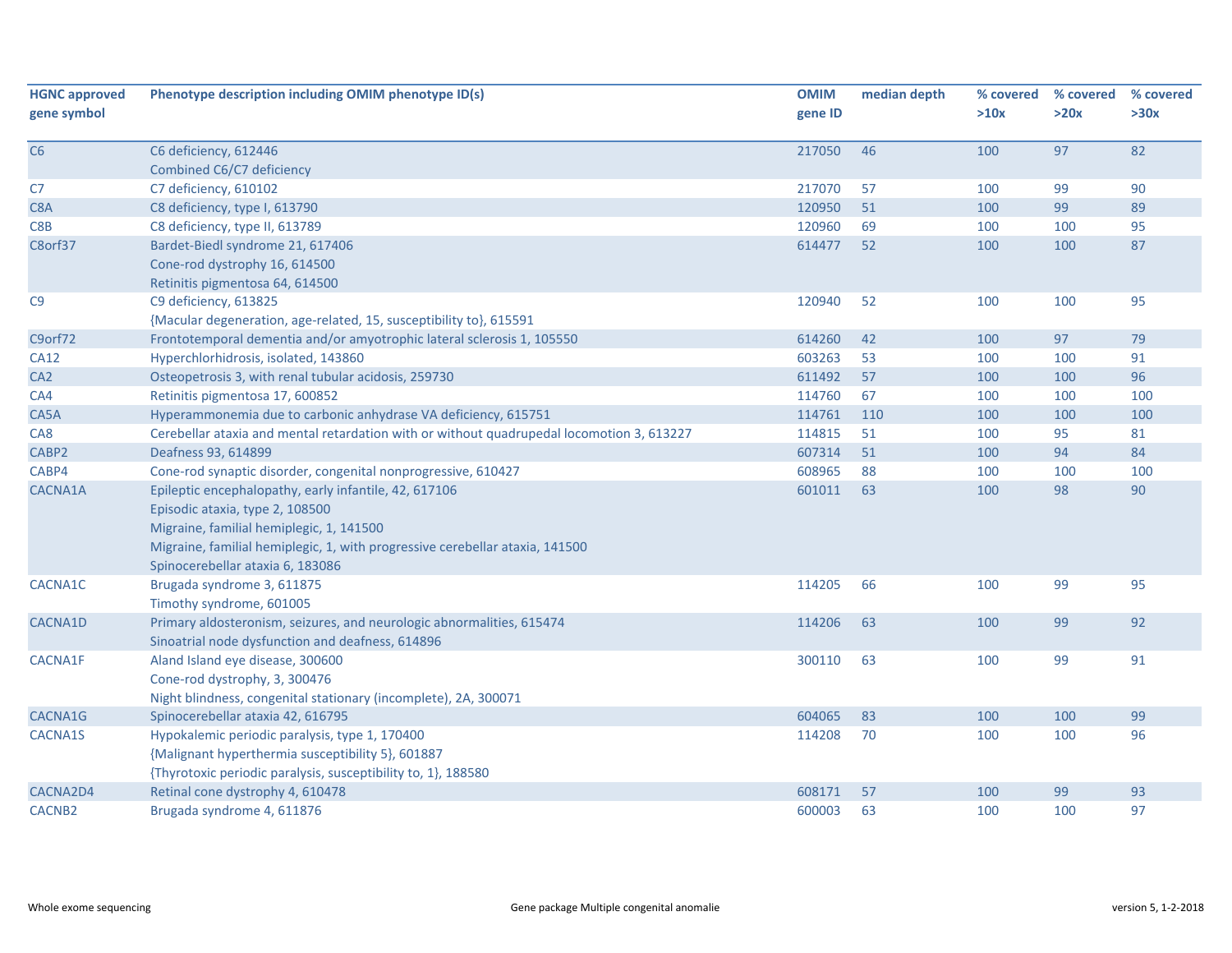| HGNC approved gene symbol | Phenotype description including OMIM phenotype ID(s) | OMIM gene ID | median depth | % covered >10x | % covered >20x | % covered >30x |
|---|---|---|---|---|---|---|
| C6 | C6 deficiency, 612446<br>Combined C6/C7 deficiency | 217050 | 46 | 100 | 97 | 82 |
| C7 | C7 deficiency, 610102 | 217070 | 57 | 100 | 99 | 90 |
| C8A | C8 deficiency, type I, 613790 | 120950 | 51 | 100 | 99 | 89 |
| C8B | C8 deficiency, type II, 613789 | 120960 | 69 | 100 | 100 | 95 |
| C8orf37 | Bardet-Biedl syndrome 21, 617406<br>Cone-rod dystrophy 16, 614500<br>Retinitis pigmentosa 64, 614500 | 614477 | 52 | 100 | 100 | 87 |
| C9 | C9 deficiency, 613825<br>{Macular degeneration, age-related, 15, susceptibility to}, 615591 | 120940 | 52 | 100 | 100 | 95 |
| C9orf72 | Frontotemporal dementia and/or amyotrophic lateral sclerosis 1, 105550 | 614260 | 42 | 100 | 97 | 79 |
| CA12 | Hyperchlorhidrosis, isolated, 143860 | 603263 | 53 | 100 | 100 | 91 |
| CA2 | Osteopetrosis 3, with renal tubular acidosis, 259730 | 611492 | 57 | 100 | 100 | 96 |
| CA4 | Retinitis pigmentosa 17, 600852 | 114760 | 67 | 100 | 100 | 100 |
| CA5A | Hyperammonemia due to carbonic anhydrase VA deficiency, 615751 | 114761 | 110 | 100 | 100 | 100 |
| CA8 | Cerebellar ataxia and mental retardation with or without quadrupedal locomotion 3, 613227 | 114815 | 51 | 100 | 95 | 81 |
| CABP2 | Deafness 93, 614899 | 607314 | 51 | 100 | 94 | 84 |
| CABP4 | Cone-rod synaptic disorder, congenital nonprogressive, 610427 | 608965 | 88 | 100 | 100 | 100 |
| CACNA1A | Epileptic encephalopathy, early infantile, 42, 617106<br>Episodic ataxia, type 2, 108500<br>Migraine, familial hemiplegic, 1, 141500<br>Migraine, familial hemiplegic, 1, with progressive cerebellar ataxia, 141500<br>Spinocerebellar ataxia 6, 183086 | 601011 | 63 | 100 | 98 | 90 |
| CACNA1C | Brugada syndrome 3, 611875<br>Timothy syndrome, 601005 | 114205 | 66 | 100 | 99 | 95 |
| CACNA1D | Primary aldosteronism, seizures, and neurologic abnormalities, 615474<br>Sinoatrial node dysfunction and deafness, 614896 | 114206 | 63 | 100 | 99 | 92 |
| CACNA1F | Aland Island eye disease, 300600<br>Cone-rod dystrophy, 3, 300476<br>Night blindness, congenital stationary (incomplete), 2A, 300071 | 300110 | 63 | 100 | 99 | 91 |
| CACNA1G | Spinocerebellar ataxia 42, 616795 | 604065 | 83 | 100 | 100 | 99 |
| CACNA1S | Hypokalemic periodic paralysis, type 1, 170400<br>{Malignant hyperthermia susceptibility 5}, 601887<br>{Thyrotoxic periodic paralysis, susceptibility to, 1}, 188580 | 114208 | 70 | 100 | 100 | 96 |
| CACNA2D4 | Retinal cone dystrophy 4, 610478 | 608171 | 57 | 100 | 99 | 93 |
| CACNB2 | Brugada syndrome 4, 611876 | 600003 | 63 | 100 | 100 | 97 |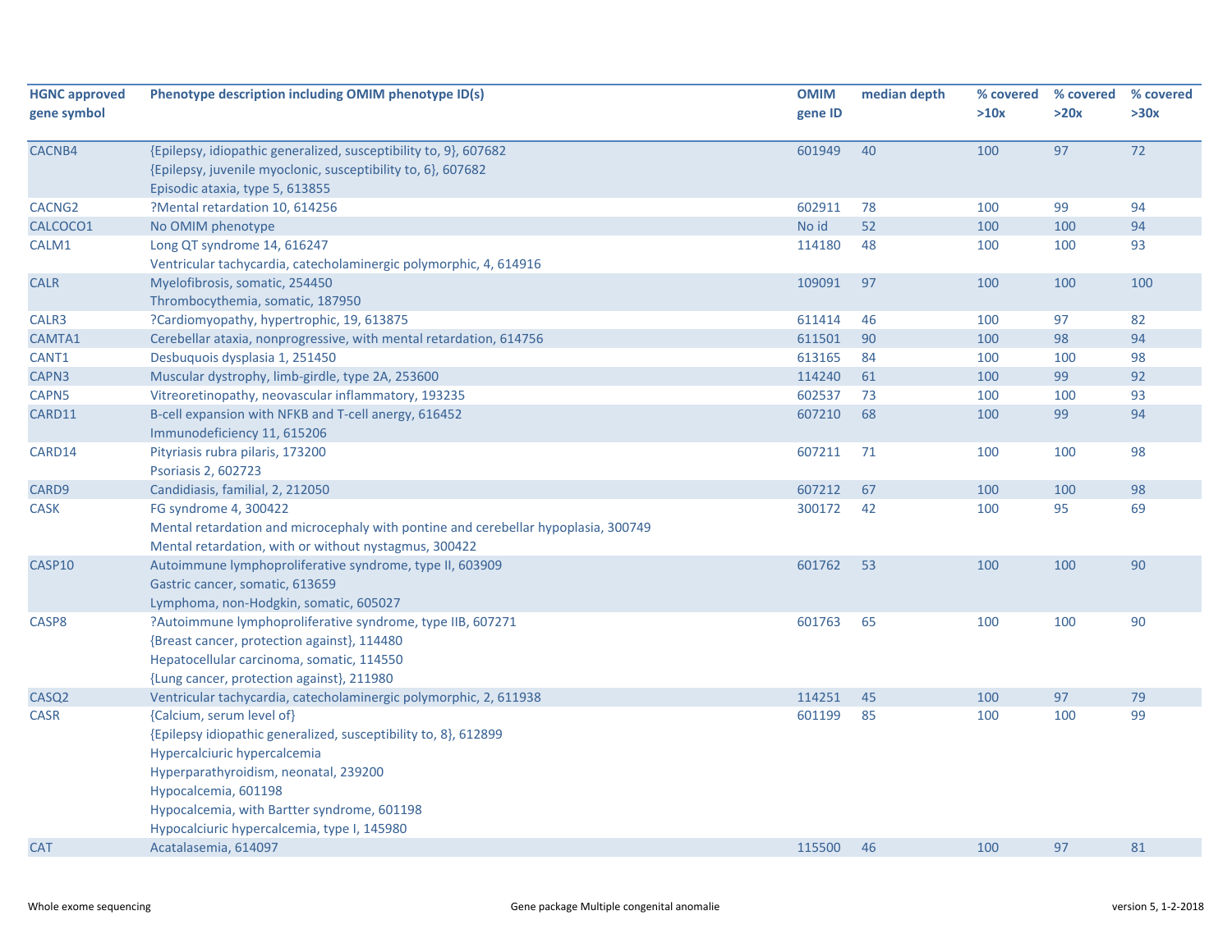| HGNC approved gene symbol | Phenotype description including OMIM phenotype ID(s) | OMIM gene ID | median depth | % covered >10x | % covered >20x | % covered >30x |
|---|---|---|---|---|---|---|
| CACNB4 | {Epilepsy, idiopathic generalized, susceptibility to, 9}, 607682<br>{Epilepsy, juvenile myoclonic, susceptibility to, 6}, 607682<br>Episodic ataxia, type 5, 613855 | 601949 | 40 | 100 | 97 | 72 |
| CACNG2 | ?Mental retardation 10, 614256 | 602911 | 78 | 100 | 99 | 94 |
| CALCOCO1 | No OMIM phenotype | No id | 52 | 100 | 100 | 94 |
| CALM1 | Long QT syndrome 14, 616247<br>Ventricular tachycardia, catecholaminergic polymorphic, 4, 614916 | 114180 | 48 | 100 | 100 | 93 |
| CALR | Myelofibrosis, somatic, 254450<br>Thrombocythemia, somatic, 187950 | 109091 | 97 | 100 | 100 | 100 |
| CALR3 | ?Cardiomyopathy, hypertrophic, 19, 613875 | 611414 | 46 | 100 | 97 | 82 |
| CAMTA1 | Cerebellar ataxia, nonprogressive, with mental retardation, 614756 | 611501 | 90 | 100 | 98 | 94 |
| CANT1 | Desbuquois dysplasia 1, 251450 | 613165 | 84 | 100 | 100 | 98 |
| CAPN3 | Muscular dystrophy, limb-girdle, type 2A, 253600 | 114240 | 61 | 100 | 99 | 92 |
| CAPN5 | Vitreoretinopathy, neovascular inflammatory, 193235 | 602537 | 73 | 100 | 100 | 93 |
| CARD11 | B-cell expansion with NFKB and T-cell anergy, 616452<br>Immunodeficiency 11, 615206 | 607210 | 68 | 100 | 99 | 94 |
| CARD14 | Pityriasis rubra pilaris, 173200<br>Psoriasis 2, 602723 | 607211 | 71 | 100 | 100 | 98 |
| CARD9 | Candidiasis, familial, 2, 212050 | 607212 | 67 | 100 | 100 | 98 |
| CASK | FG syndrome 4, 300422<br>Mental retardation and microcephaly with pontine and cerebellar hypoplasia, 300749<br>Mental retardation, with or without nystagmus, 300422 | 300172 | 42 | 100 | 95 | 69 |
| CASP10 | Autoimmune lymphoproliferative syndrome, type II, 603909<br>Gastric cancer, somatic, 613659<br>Lymphoma, non-Hodgkin, somatic, 605027 | 601762 | 53 | 100 | 100 | 90 |
| CASP8 | ?Autoimmune lymphoproliferative syndrome, type IIB, 607271<br>{Breast cancer, protection against}, 114480<br>Hepatocellular carcinoma, somatic, 114550<br>{Lung cancer, protection against}, 211980 | 601763 | 65 | 100 | 100 | 90 |
| CASQ2 | Ventricular tachycardia, catecholaminergic polymorphic, 2, 611938 | 114251 | 45 | 100 | 97 | 79 |
| CASR | {Calcium, serum level of}<br>{Epilepsy idiopathic generalized, susceptibility to, 8}, 612899<br>Hypercalciuric hypercalcemia<br>Hyperparathyroidism, neonatal, 239200<br>Hypocalcemia, 601198<br>Hypocalcemia, with Bartter syndrome, 601198<br>Hypocalciuric hypercalcemia, type I, 145980 | 601199 | 85 | 100 | 100 | 99 |
| CAT | Acatalasemia, 614097 | 115500 | 46 | 100 | 97 | 81 |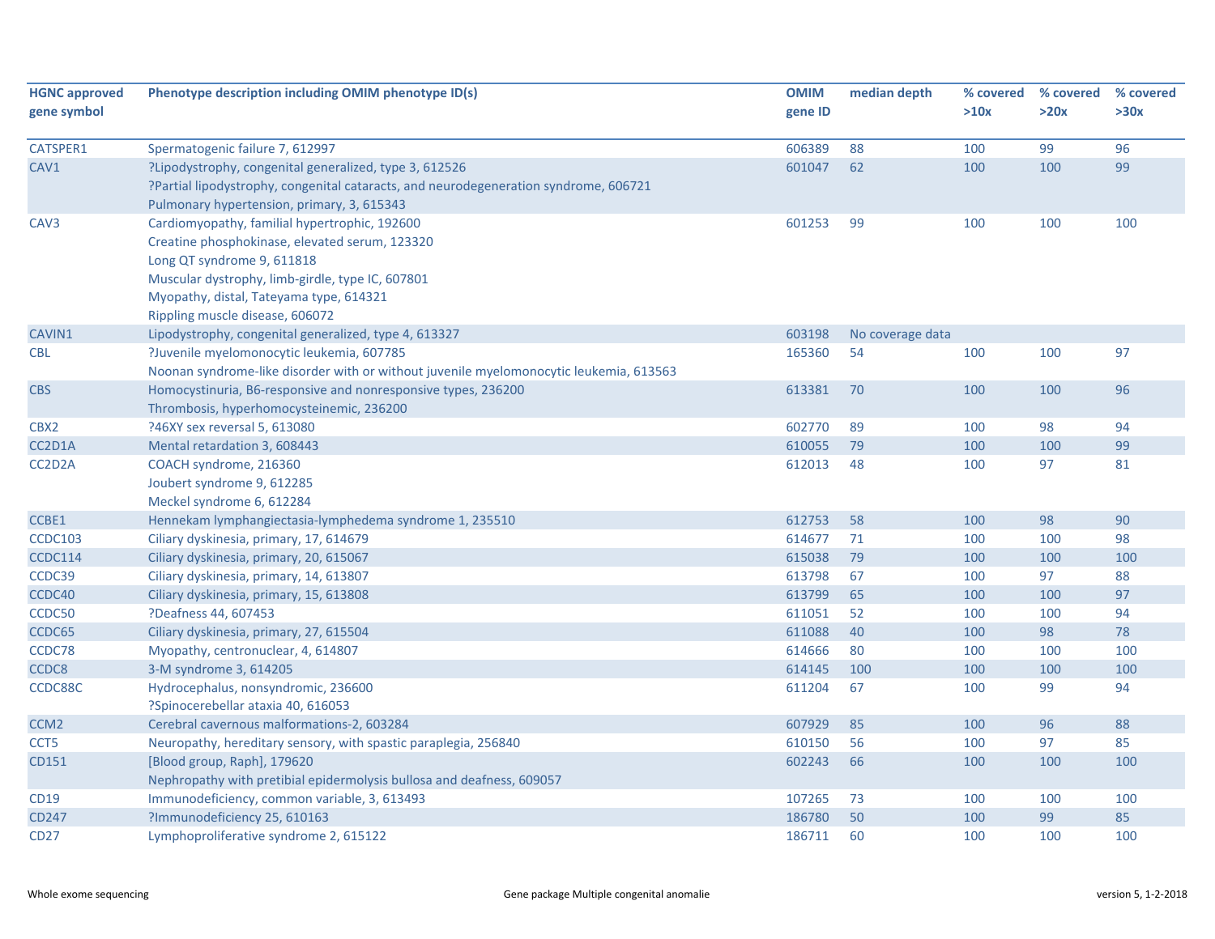| HGNC approved gene symbol | Phenotype description including OMIM phenotype ID(s) | OMIM gene ID | median depth | % covered >10x | % covered >20x | % covered >30x |
|---|---|---|---|---|---|---|
| CATSPER1 | Spermatogenic failure 7, 612997 | 606389 | 88 | 100 | 99 | 96 |
| CAV1 | ?Lipodystrophy, congenital generalized, type 3, 612526<br>?Partial lipodystrophy, congenital cataracts, and neurodegeneration syndrome, 606721<br>Pulmonary hypertension, primary, 3, 615343 | 601047 | 62 | 100 | 100 | 99 |
| CAV3 | Cardiomyopathy, familial hypertrophic, 192600<br>Creatine phosphokinase, elevated serum, 123320<br>Long QT syndrome 9, 611818<br>Muscular dystrophy, limb-girdle, type IC, 607801<br>Myopathy, distal, Tateyama type, 614321<br>Rippling muscle disease, 606072 | 601253 | 99 | 100 | 100 | 100 |
| CAVIN1 | Lipodystrophy, congenital generalized, type 4, 613327 | 603198 | No coverage data | | | |
| CBL | ?Juvenile myelomonocytic leukemia, 607785<br>Noonan syndrome-like disorder with or without juvenile myelomonocytic leukemia, 613563 | 165360 | 54 | 100 | 100 | 97 |
| CBS | Homocystinuria, B6-responsive and nonresponsive types, 236200<br>Thrombosis, hyperhomocysteinemic, 236200 | 613381 | 70 | 100 | 100 | 96 |
| CBX2 | ?46XY sex reversal 5, 613080 | 602770 | 89 | 100 | 98 | 94 |
| CC2D1A | Mental retardation 3, 608443 | 610055 | 79 | 100 | 100 | 99 |
| CC2D2A | COACH syndrome, 216360<br>Joubert syndrome 9, 612285<br>Meckel syndrome 6, 612284 | 612013 | 48 | 100 | 97 | 81 |
| CCBE1 | Hennekam lymphangiectasia-lymphedema syndrome 1, 235510 | 612753 | 58 | 100 | 98 | 90 |
| CCDC103 | Ciliary dyskinesia, primary, 17, 614679 | 614677 | 71 | 100 | 100 | 98 |
| CCDC114 | Ciliary dyskinesia, primary, 20, 615067 | 615038 | 79 | 100 | 100 | 100 |
| CCDC39 | Ciliary dyskinesia, primary, 14, 613807 | 613798 | 67 | 100 | 97 | 88 |
| CCDC40 | Ciliary dyskinesia, primary, 15, 613808 | 613799 | 65 | 100 | 100 | 97 |
| CCDC50 | ?Deafness 44, 607453 | 611051 | 52 | 100 | 100 | 94 |
| CCDC65 | Ciliary dyskinesia, primary, 27, 615504 | 611088 | 40 | 100 | 98 | 78 |
| CCDC78 | Myopathy, centronuclear, 4, 614807 | 614666 | 80 | 100 | 100 | 100 |
| CCDC8 | 3-M syndrome 3, 614205 | 614145 | 100 | 100 | 100 | 100 |
| CCDC88C | Hydrocephalus, nonsyndromic, 236600<br>?Spinocerebellar ataxia 40, 616053 | 611204 | 67 | 100 | 99 | 94 |
| CCM2 | Cerebral cavernous malformations-2, 603284 | 607929 | 85 | 100 | 96 | 88 |
| CCT5 | Neuropathy, hereditary sensory, with spastic paraplegia, 256840 | 610150 | 56 | 100 | 97 | 85 |
| CD151 | [Blood group, Raph], 179620<br>Nephropathy with pretibial epidermolysis bullosa and deafness, 609057 | 602243 | 66 | 100 | 100 | 100 |
| CD19 | Immunodeficiency, common variable, 3, 613493 | 107265 | 73 | 100 | 100 | 100 |
| CD247 | ?Immunodeficiency 25, 610163 | 186780 | 50 | 100 | 99 | 85 |
| CD27 | Lymphoproliferative syndrome 2, 615122 | 186711 | 60 | 100 | 100 | 100 |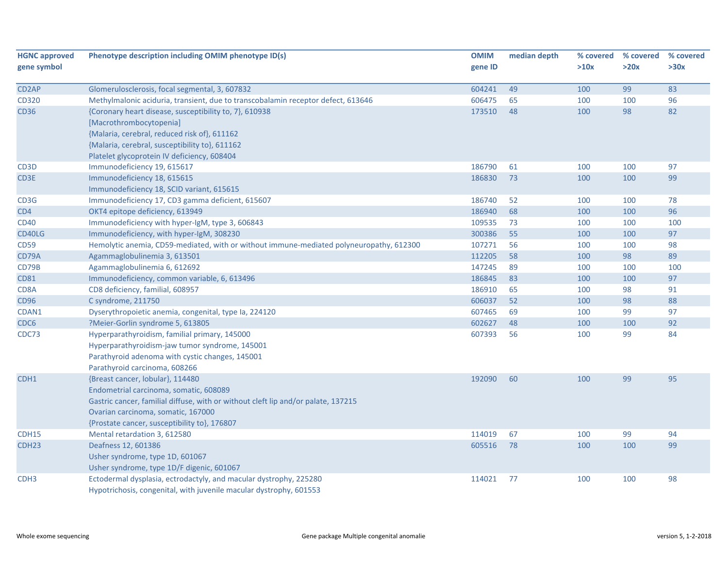| HGNC approved gene symbol | Phenotype description including OMIM phenotype ID(s) | OMIM gene ID | median depth | % covered >10x | % covered >20x | % covered >30x |
|---|---|---|---|---|---|---|
| CD2AP | Glomerulosclerosis, focal segmental, 3, 607832 | 604241 | 49 | 100 | 99 | 83 |
| CD320 | Methylmalonic aciduria, transient, due to transcobalamin receptor defect, 613646 | 606475 | 65 | 100 | 100 | 96 |
| CD36 | {Coronary heart disease, susceptibility to, 7}, 610938<br>[Macrothrombocytopenia]<br>{Malaria, cerebral, reduced risk of}, 611162<br>{Malaria, cerebral, susceptibility to}, 611162<br>Platelet glycoprotein IV deficiency, 608404 | 173510 | 48 | 100 | 98 | 82 |
| CD3D | Immunodeficiency 19, 615617 | 186790 | 61 | 100 | 100 | 97 |
| CD3E | Immunodeficiency 18, 615615<br>Immunodeficiency 18, SCID variant, 615615 | 186830 | 73 | 100 | 100 | 99 |
| CD3G | Immunodeficiency 17, CD3 gamma deficient, 615607 | 186740 | 52 | 100 | 100 | 78 |
| CD4 | OKT4 epitope deficiency, 613949 | 186940 | 68 | 100 | 100 | 96 |
| CD40 | Immunodeficiency with hyper-IgM, type 3, 606843 | 109535 | 73 | 100 | 100 | 100 |
| CD40LG | Immunodeficiency, with hyper-IgM, 308230 | 300386 | 55 | 100 | 100 | 97 |
| CD59 | Hemolytic anemia, CD59-mediated, with or without immune-mediated polyneuropathy, 612300 | 107271 | 56 | 100 | 100 | 98 |
| CD79A | Agammaglobulinemia 3, 613501 | 112205 | 58 | 100 | 98 | 89 |
| CD79B | Agammaglobulinemia 6, 612692 | 147245 | 89 | 100 | 100 | 100 |
| CD81 | Immunodeficiency, common variable, 6, 613496 | 186845 | 83 | 100 | 100 | 97 |
| CD8A | CD8 deficiency, familial, 608957 | 186910 | 65 | 100 | 98 | 91 |
| CD96 | C syndrome, 211750 | 606037 | 52 | 100 | 98 | 88 |
| CDAN1 | Dyserythropoietic anemia, congenital, type Ia, 224120 | 607465 | 69 | 100 | 99 | 97 |
| CDC6 | ?Meier-Gorlin syndrome 5, 613805 | 602627 | 48 | 100 | 100 | 92 |
| CDC73 | Hyperparathyroidism, familial primary, 145000<br>Hyperparathyroidism-jaw tumor syndrome, 145001<br>Parathyroid adenoma with cystic changes, 145001<br>Parathyroid carcinoma, 608266 | 607393 | 56 | 100 | 99 | 84 |
| CDH1 | {Breast cancer, lobular}, 114480<br>Endometrial carcinoma, somatic, 608089<br>Gastric cancer, familial diffuse, with or without cleft lip and/or palate, 137215<br>Ovarian carcinoma, somatic, 167000<br>{Prostate cancer, susceptibility to}, 176807 | 192090 | 60 | 100 | 99 | 95 |
| CDH15 | Mental retardation 3, 612580 | 114019 | 67 | 100 | 99 | 94 |
| CDH23 | Deafness 12, 601386<br>Usher syndrome, type 1D, 601067<br>Usher syndrome, type 1D/F digenic, 601067 | 605516 | 78 | 100 | 100 | 99 |
| CDH3 | Ectodermal dysplasia, ectrodactyly, and macular dystrophy, 225280<br>Hypotrichosis, congenital, with juvenile macular dystrophy, 601553 | 114021 | 77 | 100 | 100 | 98 |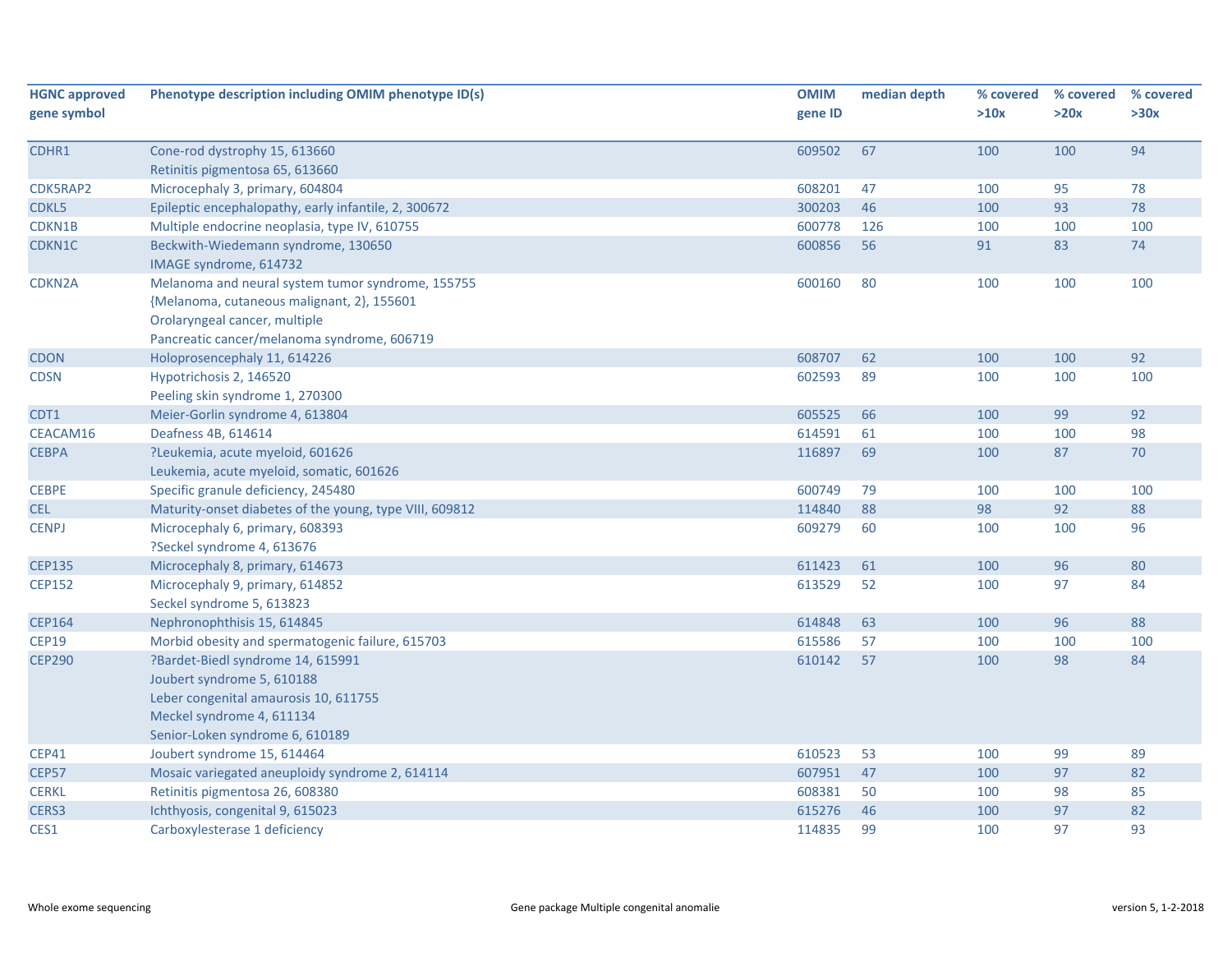| HGNC approved gene symbol | Phenotype description including OMIM phenotype ID(s) | OMIM gene ID | median depth | % covered >10x | % covered >20x | % covered >30x |
|---|---|---|---|---|---|---|
| CDHR1 | Cone-rod dystrophy 15, 613660<br>Retinitis pigmentosa 65, 613660 | 609502 | 67 | 100 | 100 | 94 |
| CDK5RAP2 | Microcephaly 3, primary, 604804 | 608201 | 47 | 100 | 95 | 78 |
| CDKL5 | Epileptic encephalopathy, early infantile, 2, 300672 | 300203 | 46 | 100 | 93 | 78 |
| CDKN1B | Multiple endocrine neoplasia, type IV, 610755 | 600778 | 126 | 100 | 100 | 100 |
| CDKN1C | Beckwith-Wiedemann syndrome, 130650<br>IMAGE syndrome, 614732 | 600856 | 56 | 91 | 83 | 74 |
| CDKN2A | Melanoma and neural system tumor syndrome, 155755<br>{Melanoma, cutaneous malignant, 2}, 155601<br>Orolaryngeal cancer, multiple<br>Pancreatic cancer/melanoma syndrome, 606719 | 600160 | 80 | 100 | 100 | 100 |
| CDON | Holoprosencephaly 11, 614226 | 608707 | 62 | 100 | 100 | 92 |
| CDSN | Hypotrichosis 2, 146520<br>Peeling skin syndrome 1, 270300 | 602593 | 89 | 100 | 100 | 100 |
| CDT1 | Meier-Gorlin syndrome 4, 613804 | 605525 | 66 | 100 | 99 | 92 |
| CEACAM16 | Deafness 4B, 614614 | 614591 | 61 | 100 | 100 | 98 |
| CEBPA | ?Leukemia, acute myeloid, 601626<br>Leukemia, acute myeloid, somatic, 601626 | 116897 | 69 | 100 | 87 | 70 |
| CEBPE | Specific granule deficiency, 245480 | 600749 | 79 | 100 | 100 | 100 |
| CEL | Maturity-onset diabetes of the young, type VIII, 609812 | 114840 | 88 | 98 | 92 | 88 |
| CENPJ | Microcephaly 6, primary, 608393<br>?Seckel syndrome 4, 613676 | 609279 | 60 | 100 | 100 | 96 |
| CEP135 | Microcephaly 8, primary, 614673 | 611423 | 61 | 100 | 96 | 80 |
| CEP152 | Microcephaly 9, primary, 614852<br>Seckel syndrome 5, 613823 | 613529 | 52 | 100 | 97 | 84 |
| CEP164 | Nephronophthisis 15, 614845 | 614848 | 63 | 100 | 96 | 88 |
| CEP19 | Morbid obesity and spermatogenic failure, 615703 | 615586 | 57 | 100 | 100 | 100 |
| CEP290 | ?Bardet-Biedl syndrome 14, 615991<br>Joubert syndrome 5, 610188<br>Leber congenital amaurosis 10, 611755<br>Meckel syndrome 4, 611134<br>Senior-Loken syndrome 6, 610189 | 610142 | 57 | 100 | 98 | 84 |
| CEP41 | Joubert syndrome 15, 614464 | 610523 | 53 | 100 | 99 | 89 |
| CEP57 | Mosaic variegated aneuploidy syndrome 2, 614114 | 607951 | 47 | 100 | 97 | 82 |
| CERKL | Retinitis pigmentosa 26, 608380 | 608381 | 50 | 100 | 98 | 85 |
| CERS3 | Ichthyosis, congenital 9, 615023 | 615276 | 46 | 100 | 97 | 82 |
| CES1 | Carboxylesterase 1 deficiency | 114835 | 99 | 100 | 97 | 93 |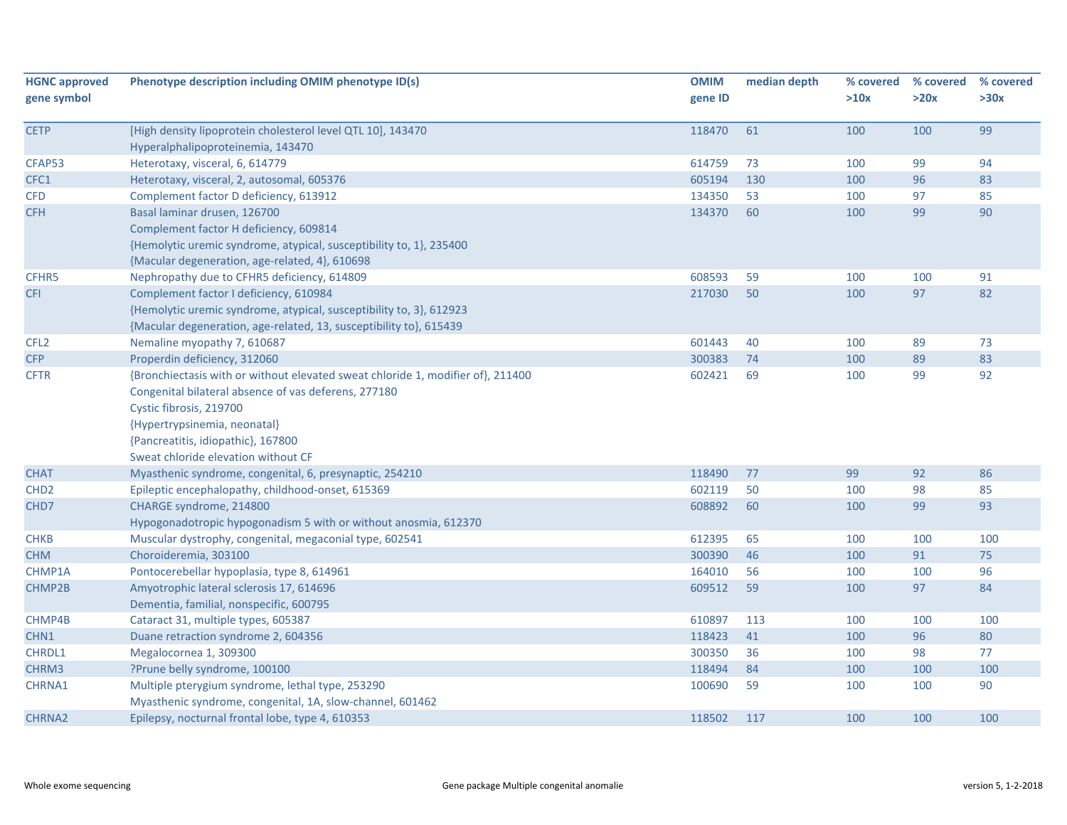| HGNC approved gene symbol | Phenotype description including OMIM phenotype ID(s) | OMIM gene ID | median depth | % covered >10x | % covered >20x | % covered >30x |
|---|---|---|---|---|---|---|
| CETP | [High density lipoprotein cholesterol level QTL 10], 143470<br>Hyperalphalipoproteinemia, 143470 | 118470 | 61 | 100 | 100 | 99 |
| CFAP53 | Heterotaxy, visceral, 6, 614779 | 614759 | 73 | 100 | 99 | 94 |
| CFC1 | Heterotaxy, visceral, 2, autosomal, 605376 | 605194 | 130 | 100 | 96 | 83 |
| CFD | Complement factor D deficiency, 613912 | 134350 | 53 | 100 | 97 | 85 |
| CFH | Basal laminar drusen, 126700<br>Complement factor H deficiency, 609814<br>{Hemolytic uremic syndrome, atypical, susceptibility to, 1}, 235400<br>{Macular degeneration, age-related, 4}, 610698 | 134370 | 60 | 100 | 99 | 90 |
| CFHR5 | Nephropathy due to CFHR5 deficiency, 614809 | 608593 | 59 | 100 | 100 | 91 |
| CFI | Complement factor I deficiency, 610984<br>{Hemolytic uremic syndrome, atypical, susceptibility to, 3}, 612923<br>{Macular degeneration, age-related, 13, susceptibility to}, 615439 | 217030 | 50 | 100 | 97 | 82 |
| CFL2 | Nemaline myopathy 7, 610687 | 601443 | 40 | 100 | 89 | 73 |
| CFP | Properdin deficiency, 312060 | 300383 | 74 | 100 | 89 | 83 |
| CFTR | {Bronchiectasis with or without elevated sweat chloride 1, modifier of}, 211400<br>Congenital bilateral absence of vas deferens, 277180<br>Cystic fibrosis, 219700<br>{Hypertrypsinemia, neonatal}<br>{Pancreatitis, idiopathic}, 167800<br>Sweat chloride elevation without CF | 602421 | 69 | 100 | 99 | 92 |
| CHAT | Myasthenic syndrome, congenital, 6, presynaptic, 254210 | 118490 | 77 | 99 | 92 | 86 |
| CHD2 | Epileptic encephalopathy, childhood-onset, 615369 | 602119 | 50 | 100 | 98 | 85 |
| CHD7 | CHARGE syndrome, 214800<br>Hypogonadotropic hypogonadism 5 with or without anosmia, 612370 | 608892 | 60 | 100 | 99 | 93 |
| CHKB | Muscular dystrophy, congenital, megaconial type, 602541 | 612395 | 65 | 100 | 100 | 100 |
| CHM | Choroideremia, 303100 | 300390 | 46 | 100 | 91 | 75 |
| CHMP1A | Pontocerebellar hypoplasia, type 8, 614961 | 164010 | 56 | 100 | 100 | 96 |
| CHMP2B | Amyotrophic lateral sclerosis 17, 614696<br>Dementia, familial, nonspecific, 600795 | 609512 | 59 | 100 | 97 | 84 |
| CHMP4B | Cataract 31, multiple types, 605387 | 610897 | 113 | 100 | 100 | 100 |
| CHN1 | Duane retraction syndrome 2, 604356 | 118423 | 41 | 100 | 96 | 80 |
| CHRDL1 | Megalocornea 1, 309300 | 300350 | 36 | 100 | 98 | 77 |
| CHRM3 | ?Prune belly syndrome, 100100 | 118494 | 84 | 100 | 100 | 100 |
| CHRNA1 | Multiple pterygium syndrome, lethal type, 253290<br>Myasthenic syndrome, congenital, 1A, slow-channel, 601462 | 100690 | 59 | 100 | 100 | 90 |
| CHRNA2 | Epilepsy, nocturnal frontal lobe, type 4, 610353 | 118502 | 117 | 100 | 100 | 100 |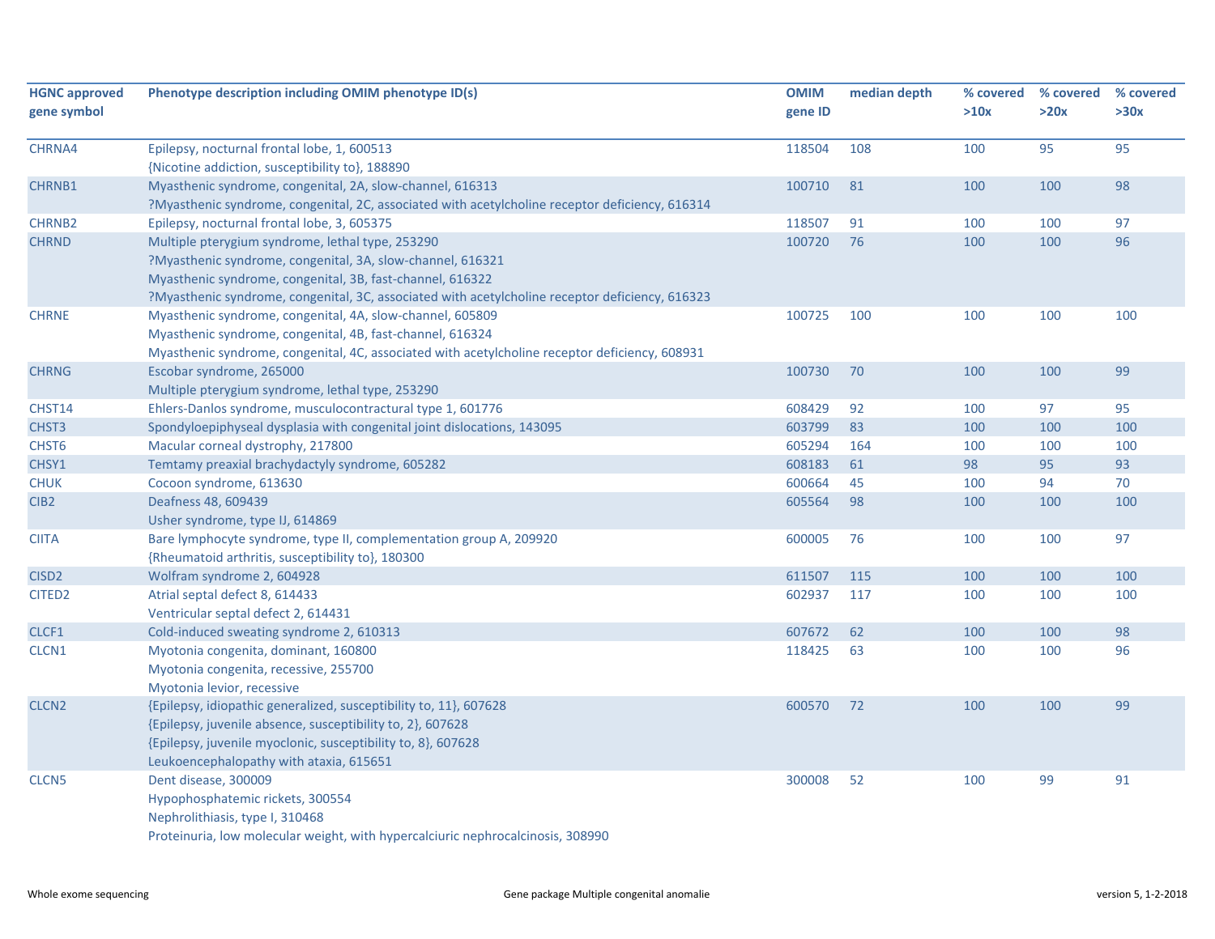| HGNC approved gene symbol | Phenotype description including OMIM phenotype ID(s) | OMIM gene ID | median depth | % covered >10x | % covered >20x | % covered >30x |
|---|---|---|---|---|---|---|
| CHRNA4 | Epilepsy, nocturnal frontal lobe, 1, 600513<br>{Nicotine addiction, susceptibility to}, 188890 | 118504 | 108 | 100 | 95 | 95 |
| CHRNB1 | Myasthenic syndrome, congenital, 2A, slow-channel, 616313<br>?Myasthenic syndrome, congenital, 2C, associated with acetylcholine receptor deficiency, 616314 | 100710 | 81 | 100 | 100 | 98 |
| CHRNB2 | Epilepsy, nocturnal frontal lobe, 3, 605375 | 118507 | 91 | 100 | 100 | 97 |
| CHRND | Multiple pterygium syndrome, lethal type, 253290<br>?Myasthenic syndrome, congenital, 3A, slow-channel, 616321<br>Myasthenic syndrome, congenital, 3B, fast-channel, 616322<br>?Myasthenic syndrome, congenital, 3C, associated with acetylcholine receptor deficiency, 616323 | 100720 | 76 | 100 | 100 | 96 |
| CHRNE | Myasthenic syndrome, congenital, 4A, slow-channel, 605809<br>Myasthenic syndrome, congenital, 4B, fast-channel, 616324<br>Myasthenic syndrome, congenital, 4C, associated with acetylcholine receptor deficiency, 608931 | 100725 | 100 | 100 | 100 | 100 |
| CHRNG | Escobar syndrome, 265000<br>Multiple pterygium syndrome, lethal type, 253290 | 100730 | 70 | 100 | 100 | 99 |
| CHST14 | Ehlers-Danlos syndrome, musculocontractural type 1, 601776 | 608429 | 92 | 100 | 97 | 95 |
| CHST3 | Spondyloepiphyseal dysplasia with congenital joint dislocations, 143095 | 603799 | 83 | 100 | 100 | 100 |
| CHST6 | Macular corneal dystrophy, 217800 | 605294 | 164 | 100 | 100 | 100 |
| CHSY1 | Temtamy preaxial brachydactyly syndrome, 605282 | 608183 | 61 | 98 | 95 | 93 |
| CHUK | Cocoon syndrome, 613630 | 600664 | 45 | 100 | 94 | 70 |
| CIB2 | Deafness 48, 609439<br>Usher syndrome, type IJ, 614869 | 605564 | 98 | 100 | 100 | 100 |
| CIITA | Bare lymphocyte syndrome, type II, complementation group A, 209920<br>{Rheumatoid arthritis, susceptibility to}, 180300 | 600005 | 76 | 100 | 100 | 97 |
| CISD2 | Wolfram syndrome 2, 604928 | 611507 | 115 | 100 | 100 | 100 |
| CITED2 | Atrial septal defect 8, 614433<br>Ventricular septal defect 2, 614431 | 602937 | 117 | 100 | 100 | 100 |
| CLCF1 | Cold-induced sweating syndrome 2, 610313 | 607672 | 62 | 100 | 100 | 98 |
| CLCN1 | Myotonia congenita, dominant, 160800<br>Myotonia congenita, recessive, 255700<br>Myotonia levior, recessive | 118425 | 63 | 100 | 100 | 96 |
| CLCN2 | {Epilepsy, idiopathic generalized, susceptibility to, 11}, 607628<br>{Epilepsy, juvenile absence, susceptibility to, 2}, 607628<br>{Epilepsy, juvenile myoclonic, susceptibility to, 8}, 607628<br>Leukoencephalopathy with ataxia, 615651 | 600570 | 72 | 100 | 100 | 99 |
| CLCN5 | Dent disease, 300009<br>Hypophosphatemic rickets, 300554<br>Nephrolithiasis, type I, 310468<br>Proteinuria, low molecular weight, with hypercalciuric nephrocalcinosis, 308990 | 300008 | 52 | 100 | 99 | 91 |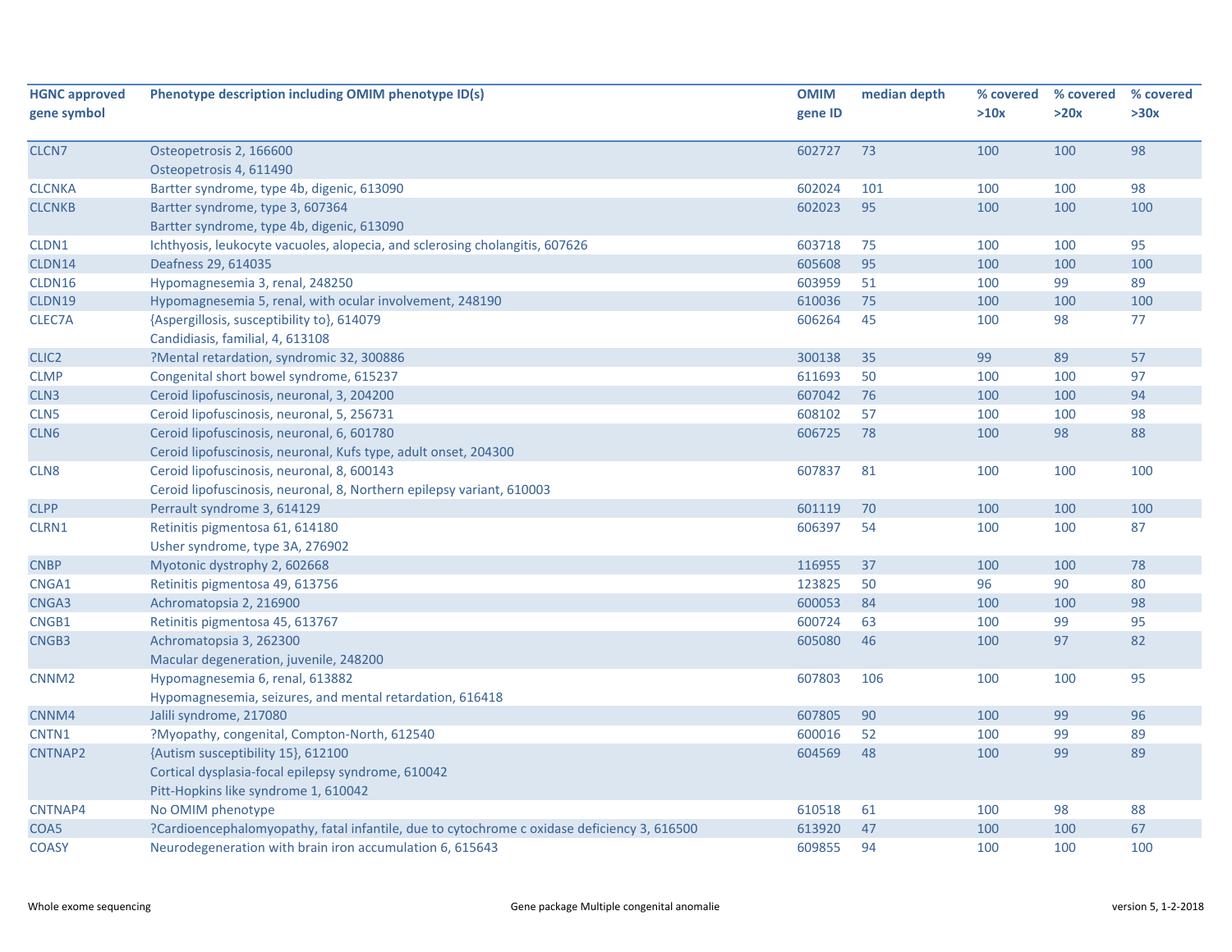| HGNC approved gene symbol | Phenotype description including OMIM phenotype ID(s) | OMIM gene ID | median depth | % covered >10x | % covered >20x | % covered >30x |
|---|---|---|---|---|---|---|
| CLCN7 | Osteopetrosis 2, 166600<br>Osteopetrosis 4, 611490 | 602727 | 73 | 100 | 100 | 98 |
| CLCNKA | Bartter syndrome, type 4b, digenic, 613090 | 602024 | 101 | 100 | 100 | 98 |
| CLCNKB | Bartter syndrome, type 3, 607364<br>Bartter syndrome, type 4b, digenic, 613090 | 602023 | 95 | 100 | 100 | 100 |
| CLDN1 | Ichthyosis, leukocyte vacuoles, alopecia, and sclerosing cholangitis, 607626 | 603718 | 75 | 100 | 100 | 95 |
| CLDN14 | Deafness 29, 614035 | 605608 | 95 | 100 | 100 | 100 |
| CLDN16 | Hypomagnesemia 3, renal, 248250 | 603959 | 51 | 100 | 99 | 89 |
| CLDN19 | Hypomagnesemia 5, renal, with ocular involvement, 248190 | 610036 | 75 | 100 | 100 | 100 |
| CLEC7A | {Aspergillosis, susceptibility to}, 614079<br>Candidiasis, familial, 4, 613108 | 606264 | 45 | 100 | 98 | 77 |
| CLIC2 | ?Mental retardation, syndromic 32, 300886 | 300138 | 35 | 99 | 89 | 57 |
| CLMP | Congenital short bowel syndrome, 615237 | 611693 | 50 | 100 | 100 | 97 |
| CLN3 | Ceroid lipofuscinosis, neuronal, 3, 204200 | 607042 | 76 | 100 | 100 | 94 |
| CLN5 | Ceroid lipofuscinosis, neuronal, 5, 256731 | 608102 | 57 | 100 | 100 | 98 |
| CLN6 | Ceroid lipofuscinosis, neuronal, 6, 601780<br>Ceroid lipofuscinosis, neuronal, Kufs type, adult onset, 204300 | 606725 | 78 | 100 | 98 | 88 |
| CLN8 | Ceroid lipofuscinosis, neuronal, 8, 600143<br>Ceroid lipofuscinosis, neuronal, 8, Northern epilepsy variant, 610003 | 607837 | 81 | 100 | 100 | 100 |
| CLPP | Perrault syndrome 3, 614129 | 601119 | 70 | 100 | 100 | 100 |
| CLRN1 | Retinitis pigmentosa 61, 614180<br>Usher syndrome, type 3A, 276902 | 606397 | 54 | 100 | 100 | 87 |
| CNBP | Myotonic dystrophy 2, 602668 | 116955 | 37 | 100 | 100 | 78 |
| CNGA1 | Retinitis pigmentosa 49, 613756 | 123825 | 50 | 96 | 90 | 80 |
| CNGA3 | Achromatopsia 2, 216900 | 600053 | 84 | 100 | 100 | 98 |
| CNGB1 | Retinitis pigmentosa 45, 613767 | 600724 | 63 | 100 | 99 | 95 |
| CNGB3 | Achromatopsia 3, 262300<br>Macular degeneration, juvenile, 248200 | 605080 | 46 | 100 | 97 | 82 |
| CNNM2 | Hypomagnesemia 6, renal, 613882<br>Hypomagnesemia, seizures, and mental retardation, 616418 | 607803 | 106 | 100 | 100 | 95 |
| CNNM4 | Jalili syndrome, 217080 | 607805 | 90 | 100 | 99 | 96 |
| CNTN1 | ?Myopathy, congenital, Compton-North, 612540 | 600016 | 52 | 100 | 99 | 89 |
| CNTNAP2 | {Autism susceptibility 15}, 612100<br>Cortical dysplasia-focal epilepsy syndrome, 610042<br>Pitt-Hopkins like syndrome 1, 610042 | 604569 | 48 | 100 | 99 | 89 |
| CNTNAP4 | No OMIM phenotype | 610518 | 61 | 100 | 98 | 88 |
| COA5 | ?Cardioencephalomyopathy, fatal infantile, due to cytochrome c oxidase deficiency 3, 616500 | 613920 | 47 | 100 | 100 | 67 |
| COASY | Neurodegeneration with brain iron accumulation 6, 615643 | 609855 | 94 | 100 | 100 | 100 |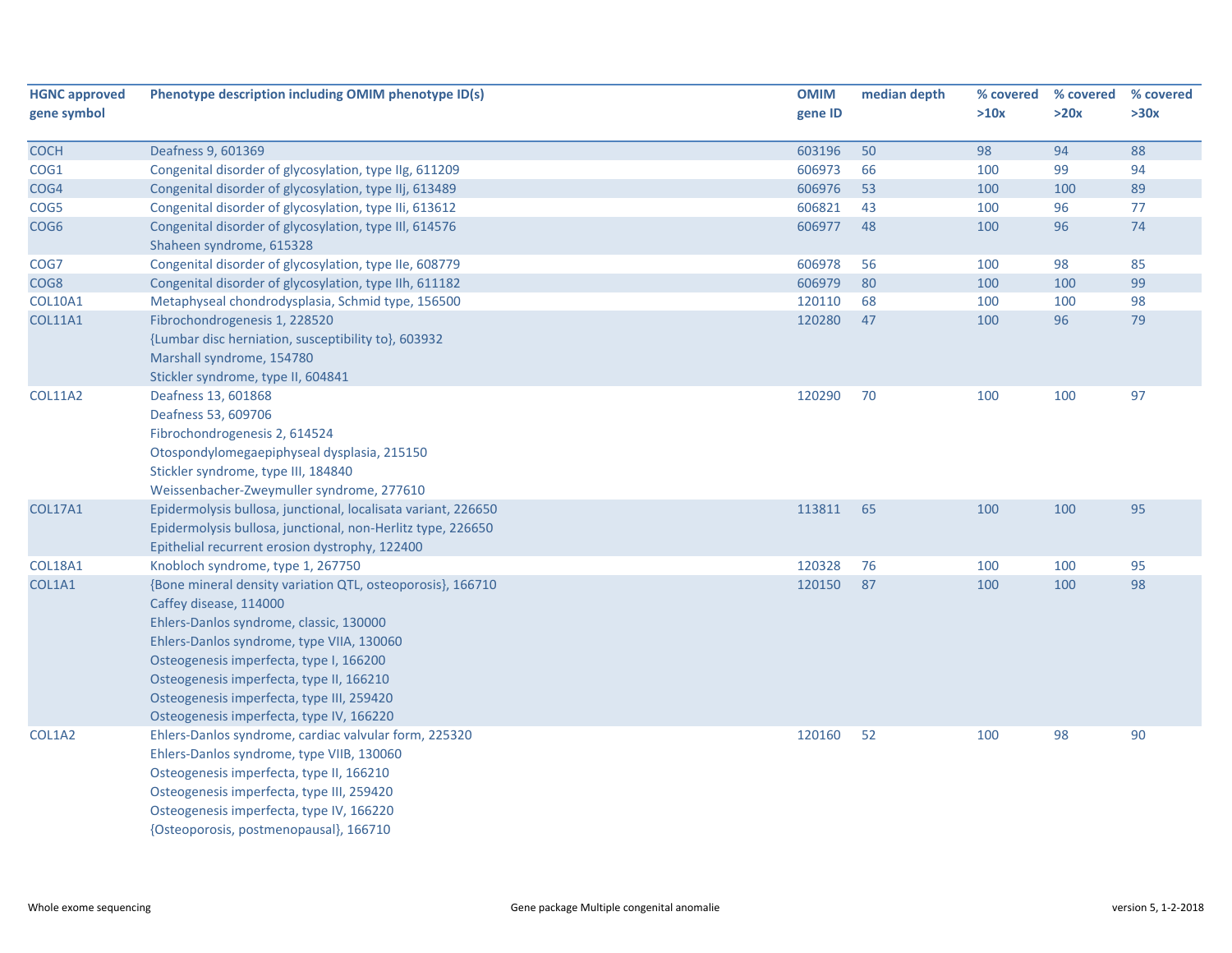| HGNC approved gene symbol | Phenotype description including OMIM phenotype ID(s) | OMIM gene ID | median depth | % covered >10x | % covered >20x | % covered >30x |
|---|---|---|---|---|---|---|
| COCH | Deafness 9, 601369 | 603196 | 50 | 98 | 94 | 88 |
| COG1 | Congenital disorder of glycosylation, type IIg, 611209 | 606973 | 66 | 100 | 99 | 94 |
| COG4 | Congenital disorder of glycosylation, type IIj, 613489 | 606976 | 53 | 100 | 100 | 89 |
| COG5 | Congenital disorder of glycosylation, type IIi, 613612 | 606821 | 43 | 100 | 96 | 77 |
| COG6 | Congenital disorder of glycosylation, type III, 614576<br>Shaheen syndrome, 615328 | 606977 | 48 | 100 | 96 | 74 |
| COG7 | Congenital disorder of glycosylation, type IIe, 608779 | 606978 | 56 | 100 | 98 | 85 |
| COG8 | Congenital disorder of glycosylation, type IIh, 611182 | 606979 | 80 | 100 | 100 | 99 |
| COL10A1 | Metaphyseal chondrodysplasia, Schmid type, 156500 | 120110 | 68 | 100 | 100 | 98 |
| COL11A1 | Fibrochondrogenesis 1, 228520<br>{Lumbar disc herniation, susceptibility to}, 603932<br>Marshall syndrome, 154780<br>Stickler syndrome, type II, 604841 | 120280 | 47 | 100 | 96 | 79 |
| COL11A2 | Deafness 13, 601868<br>Deafness 53, 609706<br>Fibrochondrogenesis 2, 614524<br>Otospondylomegaepiphyseal dysplasia, 215150<br>Stickler syndrome, type III, 184840<br>Weissenbacher-Zweymuller syndrome, 277610 | 120290 | 70 | 100 | 100 | 97 |
| COL17A1 | Epidermolysis bullosa, junctional, localisata variant, 226650<br>Epidermolysis bullosa, junctional, non-Herlitz type, 226650<br>Epithelial recurrent erosion dystrophy, 122400 | 113811 | 65 | 100 | 100 | 95 |
| COL18A1 | Knobloch syndrome, type 1, 267750 | 120328 | 76 | 100 | 100 | 95 |
| COL1A1 | {Bone mineral density variation QTL, osteoporosis}, 166710<br>Caffey disease, 114000<br>Ehlers-Danlos syndrome, classic, 130000<br>Ehlers-Danlos syndrome, type VIIA, 130060<br>Osteogenesis imperfecta, type I, 166200<br>Osteogenesis imperfecta, type II, 166210<br>Osteogenesis imperfecta, type III, 259420<br>Osteogenesis imperfecta, type IV, 166220 | 120150 | 87 | 100 | 100 | 98 |
| COL1A2 | Ehlers-Danlos syndrome, cardiac valvular form, 225320<br>Ehlers-Danlos syndrome, type VIIB, 130060<br>Osteogenesis imperfecta, type II, 166210<br>Osteogenesis imperfecta, type III, 259420<br>Osteogenesis imperfecta, type IV, 166220<br>{Osteoporosis, postmenopausal}, 166710 | 120160 | 52 | 100 | 98 | 90 |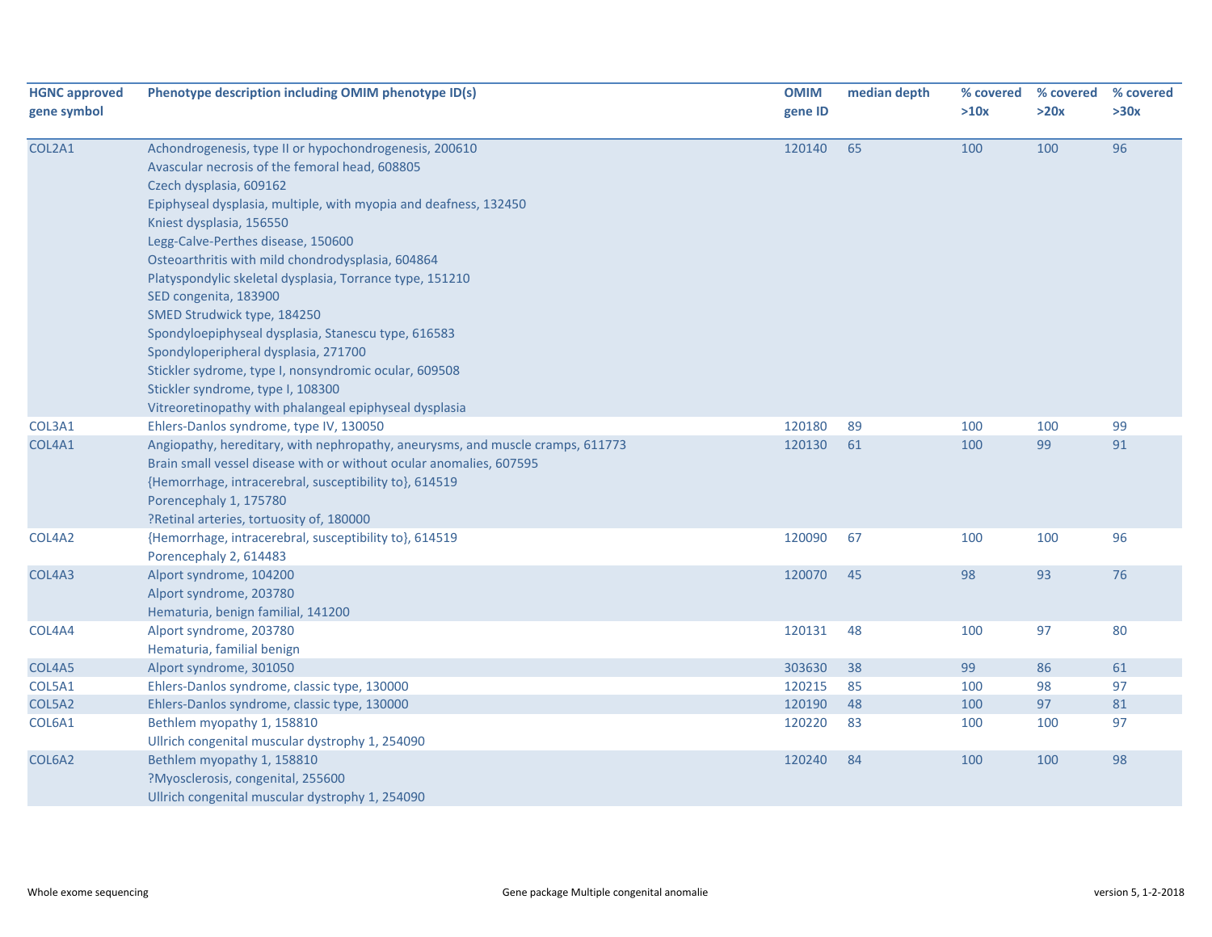| HGNC approved gene symbol | Phenotype description including OMIM phenotype ID(s) | OMIM gene ID | median depth | % covered >10x | % covered >20x | % covered >30x |
|---|---|---|---|---|---|---|
| COL2A1 | Achondrogenesis, type II or hypochondrogenesis, 200610<br>Avascular necrosis of the femoral head, 608805<br>Czech dysplasia, 609162<br>Epiphyseal dysplasia, multiple, with myopia and deafness, 132450<br>Kniest dysplasia, 156550<br>Legg-Calve-Perthes disease, 150600<br>Osteoarthritis with mild chondrodysplasia, 604864<br>Platyspondylic skeletal dysplasia, Torrance type, 151210<br>SED congenita, 183900<br>SMED Strudwick type, 184250<br>Spondyloepiphyseal dysplasia, Stanescu type, 616583<br>Spondyloperipheral dysplasia, 271700<br>Stickler sydrome, type I, nonsyndromic ocular, 609508<br>Stickler syndrome, type I, 108300<br>Vitreoretinopathy with phalangeal epiphyseal dysplasia | 120140 | 65 | 100 | 100 | 96 |
| COL3A1 | Ehlers-Danlos syndrome, type IV, 130050 | 120180 | 89 | 100 | 100 | 99 |
| COL4A1 | Angiopathy, hereditary, with nephropathy, aneurysms, and muscle cramps, 611773<br>Brain small vessel disease with or without ocular anomalies, 607595<br>{Hemorrhage, intracerebral, susceptibility to}, 614519<br>Porencephaly 1, 175780<br>?Retinal arteries, tortuosity of, 180000 | 120130 | 61 | 100 | 99 | 91 |
| COL4A2 | {Hemorrhage, intracerebral, susceptibility to}, 614519<br>Porencephaly 2, 614483 | 120090 | 67 | 100 | 100 | 96 |
| COL4A3 | Alport syndrome, 104200<br>Alport syndrome, 203780<br>Hematuria, benign familial, 141200 | 120070 | 45 | 98 | 93 | 76 |
| COL4A4 | Alport syndrome, 203780<br>Hematuria, familial benign | 120131 | 48 | 100 | 97 | 80 |
| COL4A5 | Alport syndrome, 301050 | 303630 | 38 | 99 | 86 | 61 |
| COL5A1 | Ehlers-Danlos syndrome, classic type, 130000 | 120215 | 85 | 100 | 98 | 97 |
| COL5A2 | Ehlers-Danlos syndrome, classic type, 130000 | 120190 | 48 | 100 | 97 | 81 |
| COL6A1 | Bethlem myopathy 1, 158810<br>Ullrich congenital muscular dystrophy 1, 254090 | 120220 | 83 | 100 | 100 | 97 |
| COL6A2 | Bethlem myopathy 1, 158810<br>?Myosclerosis, congenital, 255600<br>Ullrich congenital muscular dystrophy 1, 254090 | 120240 | 84 | 100 | 100 | 98 |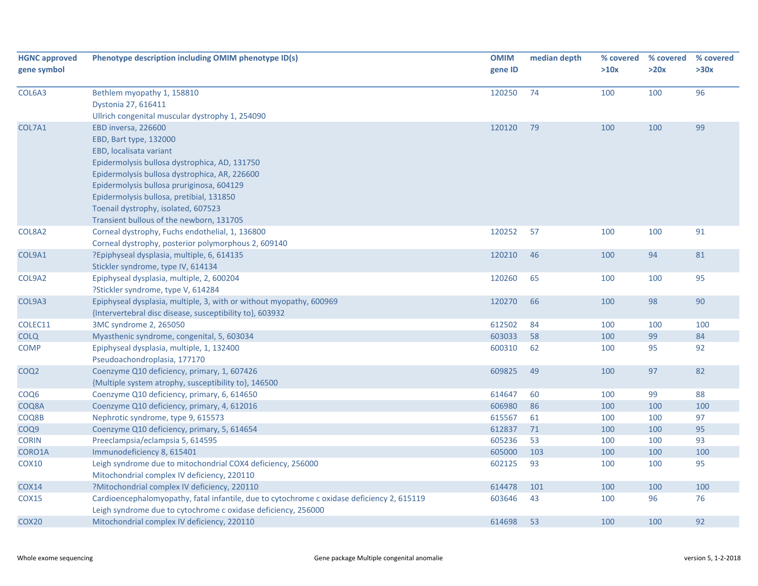| HGNC approved gene symbol | Phenotype description including OMIM phenotype ID(s) | OMIM gene ID | median depth | % covered >10x | % covered >20x | % covered >30x |
|---|---|---|---|---|---|---|
| COL6A3 | Bethlem myopathy 1, 158810<br>Dystonia 27, 616411<br>Ullrich congenital muscular dystrophy 1, 254090 | 120250 | 74 | 100 | 100 | 96 |
| COL7A1 | EBD inversa, 226600<br>EBD, Bart type, 132000<br>EBD, localisata variant<br>Epidermolysis bullosa dystrophica, AD, 131750<br>Epidermolysis bullosa dystrophica, AR, 226600<br>Epidermolysis bullosa pruriginosa, 604129<br>Epidermolysis bullosa, pretibial, 131850<br>Toenail dystrophy, isolated, 607523<br>Transient bullous of the newborn, 131705 | 120120 | 79 | 100 | 100 | 99 |
| COL8A2 | Corneal dystrophy, Fuchs endothelial, 1, 136800<br>Corneal dystrophy, posterior polymorphous 2, 609140 | 120252 | 57 | 100 | 100 | 91 |
| COL9A1 | ?Epiphyseal dysplasia, multiple, 6, 614135<br>Stickler syndrome, type IV, 614134 | 120210 | 46 | 100 | 94 | 81 |
| COL9A2 | Epiphyseal dysplasia, multiple, 2, 600204<br>?Stickler syndrome, type V, 614284 | 120260 | 65 | 100 | 100 | 95 |
| COL9A3 | Epiphyseal dysplasia, multiple, 3, with or without myopathy, 600969<br>{Intervertebral disc disease, susceptibility to}, 603932 | 120270 | 66 | 100 | 98 | 90 |
| COLEC11 | 3MC syndrome 2, 265050 | 612502 | 84 | 100 | 100 | 100 |
| COLQ | Myasthenic syndrome, congenital, 5, 603034 | 603033 | 58 | 100 | 99 | 84 |
| COMP | Epiphyseal dysplasia, multiple, 1, 132400<br>Pseudoachondroplasia, 177170 | 600310 | 62 | 100 | 95 | 92 |
| COQ2 | Coenzyme Q10 deficiency, primary, 1, 607426<br>{Multiple system atrophy, susceptibility to}, 146500 | 609825 | 49 | 100 | 97 | 82 |
| COQ6 | Coenzyme Q10 deficiency, primary, 6, 614650 | 614647 | 60 | 100 | 99 | 88 |
| COQ8A | Coenzyme Q10 deficiency, primary, 4, 612016 | 606980 | 86 | 100 | 100 | 100 |
| COQ8B | Nephrotic syndrome, type 9, 615573 | 615567 | 61 | 100 | 100 | 97 |
| COQ9 | Coenzyme Q10 deficiency, primary, 5, 614654 | 612837 | 71 | 100 | 100 | 95 |
| CORIN | Preeclampsia/eclampsia 5, 614595 | 605236 | 53 | 100 | 100 | 93 |
| CORO1A | Immunodeficiency 8, 615401 | 605000 | 103 | 100 | 100 | 100 |
| COX10 | Leigh syndrome due to mitochondrial COX4 deficiency, 256000<br>Mitochondrial complex IV deficiency, 220110 | 602125 | 93 | 100 | 100 | 95 |
| COX14 | ?Mitochondrial complex IV deficiency, 220110 | 614478 | 101 | 100 | 100 | 100 |
| COX15 | Cardioencephalomyopathy, fatal infantile, due to cytochrome c oxidase deficiency 2, 615119<br>Leigh syndrome due to cytochrome c oxidase deficiency, 256000 | 603646 | 43 | 100 | 96 | 76 |
| COX20 | Mitochondrial complex IV deficiency, 220110 | 614698 | 53 | 100 | 100 | 92 |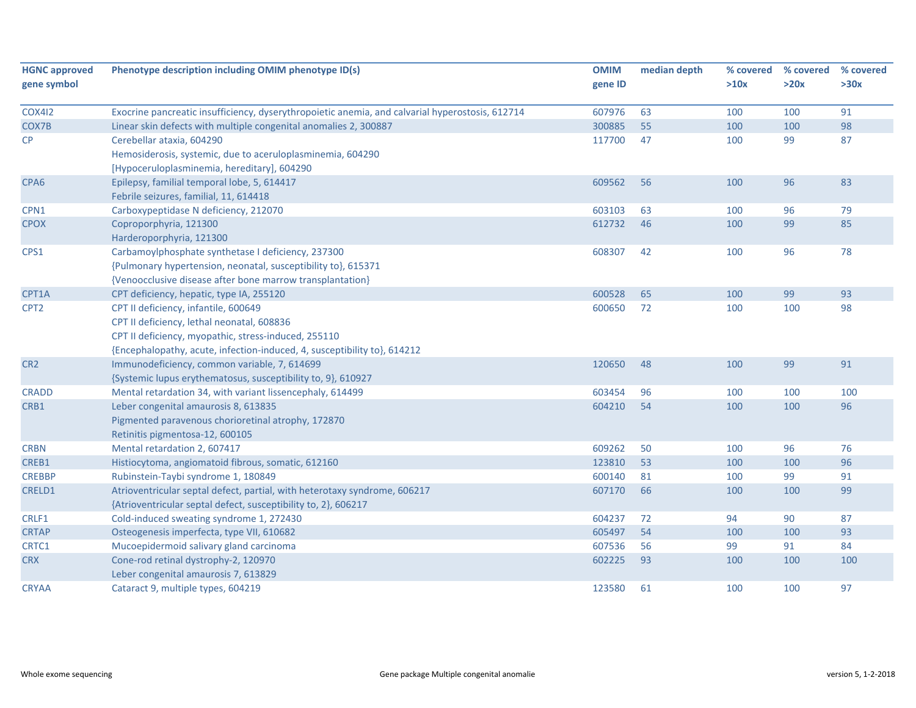| HGNC approved gene symbol | Phenotype description including OMIM phenotype ID(s) | OMIM gene ID | median depth | % covered >10x | % covered >20x | % covered >30x |
|---|---|---|---|---|---|---|
| COX4I2 | Exocrine pancreatic insufficiency, dyserythropoietic anemia, and calvarial hyperostosis, 612714 | 607976 | 63 | 100 | 100 | 91 |
| COX7B | Linear skin defects with multiple congenital anomalies 2, 300887 | 300885 | 55 | 100 | 100 | 98 |
| CP | Cerebellar ataxia, 604290<br>Hemosiderosis, systemic, due to aceruloplasminemia, 604290<br>[Hypoceruloplasminemia, hereditary], 604290 | 117700 | 47 | 100 | 99 | 87 |
| CPA6 | Epilepsy, familial temporal lobe, 5, 614417<br>Febrile seizures, familial, 11, 614418 | 609562 | 56 | 100 | 96 | 83 |
| CPN1 | Carboxypeptidase N deficiency, 212070 | 603103 | 63 | 100 | 96 | 79 |
| CPOX | Coproporphyria, 121300<br>Harderoporphyria, 121300 | 612732 | 46 | 100 | 99 | 85 |
| CPS1 | Carbamoylphosphate synthetase I deficiency, 237300<br>{Pulmonary hypertension, neonatal, susceptibility to}, 615371<br>{Venoocclusive disease after bone marrow transplantation} | 608307 | 42 | 100 | 96 | 78 |
| CPT1A | CPT deficiency, hepatic, type IA, 255120 | 600528 | 65 | 100 | 99 | 93 |
| CPT2 | CPT II deficiency, infantile, 600649<br>CPT II deficiency, lethal neonatal, 608836<br>CPT II deficiency, myopathic, stress-induced, 255110<br>{Encephalopathy, acute, infection-induced, 4, susceptibility to}, 614212 | 600650 | 72 | 100 | 100 | 98 |
| CR2 | Immunodeficiency, common variable, 7, 614699<br>{Systemic lupus erythematosus, susceptibility to, 9}, 610927 | 120650 | 48 | 100 | 99 | 91 |
| CRADD | Mental retardation 34, with variant lissencephaly, 614499 | 603454 | 96 | 100 | 100 | 100 |
| CRB1 | Leber congenital amaurosis 8, 613835<br>Pigmented paravenous chorioretinal atrophy, 172870<br>Retinitis pigmentosa-12, 600105 | 604210 | 54 | 100 | 100 | 96 |
| CRBN | Mental retardation 2, 607417 | 609262 | 50 | 100 | 96 | 76 |
| CREB1 | Histiocytoma, angiomatoid fibrous, somatic, 612160 | 123810 | 53 | 100 | 100 | 96 |
| CREBBP | Rubinstein-Taybi syndrome 1, 180849 | 600140 | 81 | 100 | 99 | 91 |
| CRELD1 | Atrioventricular septal defect, partial, with heterotaxy syndrome, 606217<br>{Atrioventricular septal defect, susceptibility to, 2}, 606217 | 607170 | 66 | 100 | 100 | 99 |
| CRLF1 | Cold-induced sweating syndrome 1, 272430 | 604237 | 72 | 94 | 90 | 87 |
| CRTAP | Osteogenesis imperfecta, type VII, 610682 | 605497 | 54 | 100 | 100 | 93 |
| CRTC1 | Mucoepidermoid salivary gland carcinoma | 607536 | 56 | 99 | 91 | 84 |
| CRX | Cone-rod retinal dystrophy-2, 120970<br>Leber congenital amaurosis 7, 613829 | 602225 | 93 | 100 | 100 | 100 |
| CRYAA | Cataract 9, multiple types, 604219 | 123580 | 61 | 100 | 100 | 97 |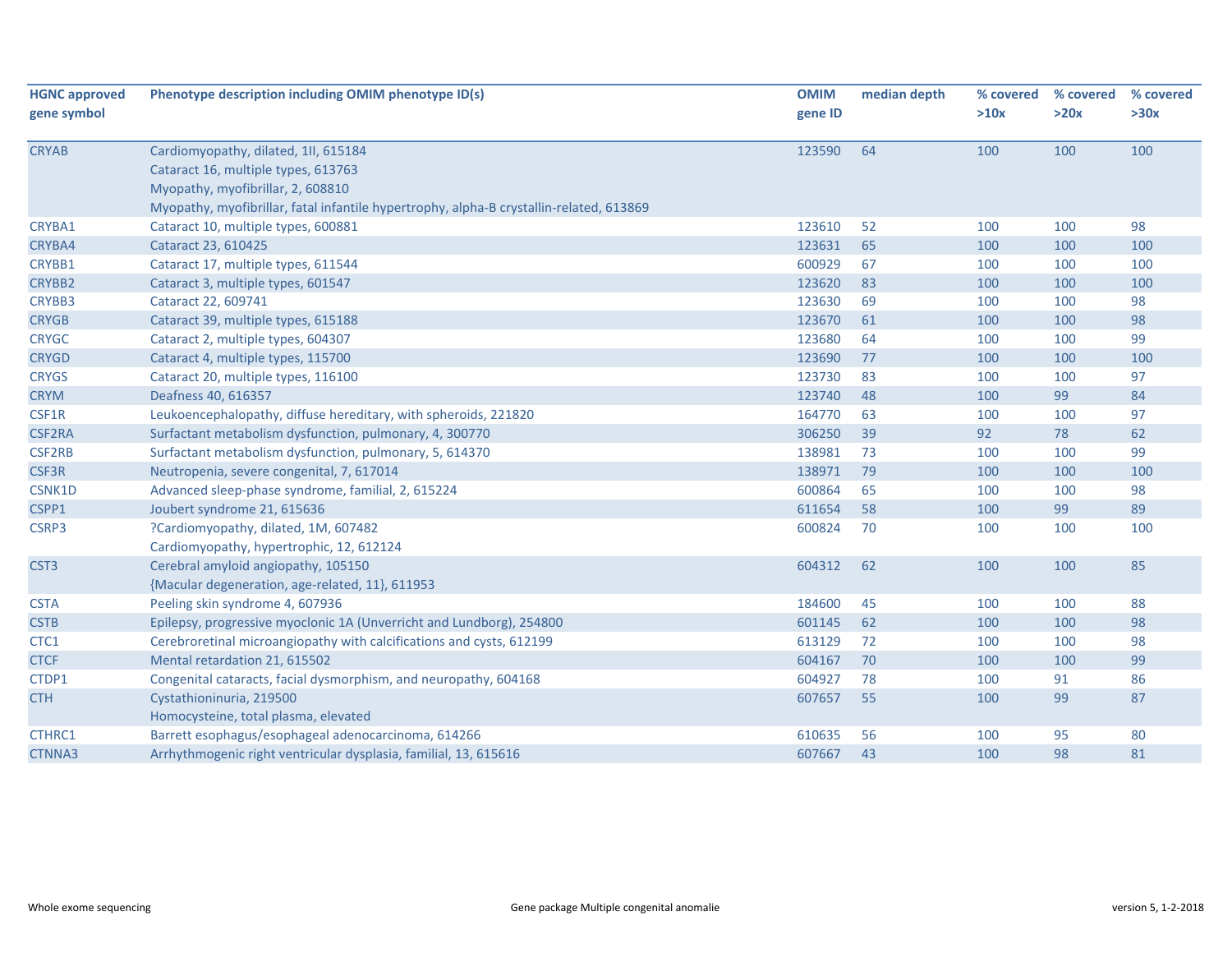| HGNC approved gene symbol | Phenotype description including OMIM phenotype ID(s) | OMIM gene ID | median depth | % covered >10x | % covered >20x | % covered >30x |
|---|---|---|---|---|---|---|
| CRYAB | Cardiomyopathy, dilated, 1II, 615184<br>Cataract 16, multiple types, 613763<br>Myopathy, myofibrillar, 2, 608810<br>Myopathy, myofibrillar, fatal infantile hypertrophy, alpha-B crystallin-related, 613869 | 123590 | 64 | 100 | 100 | 100 |
| CRYBA1 | Cataract 10, multiple types, 600881 | 123610 | 52 | 100 | 100 | 98 |
| CRYBA4 | Cataract 23, 610425 | 123631 | 65 | 100 | 100 | 100 |
| CRYBB1 | Cataract 17, multiple types, 611544 | 600929 | 67 | 100 | 100 | 100 |
| CRYBB2 | Cataract 3, multiple types, 601547 | 123620 | 83 | 100 | 100 | 100 |
| CRYBB3 | Cataract 22, 609741 | 123630 | 69 | 100 | 100 | 98 |
| CRYGB | Cataract 39, multiple types, 615188 | 123670 | 61 | 100 | 100 | 98 |
| CRYGC | Cataract 2, multiple types, 604307 | 123680 | 64 | 100 | 100 | 99 |
| CRYGD | Cataract 4, multiple types, 115700 | 123690 | 77 | 100 | 100 | 100 |
| CRYGS | Cataract 20, multiple types, 116100 | 123730 | 83 | 100 | 100 | 97 |
| CRYM | Deafness 40, 616357 | 123740 | 48 | 100 | 99 | 84 |
| CSF1R | Leukoencephalopathy, diffuse hereditary, with spheroids, 221820 | 164770 | 63 | 100 | 100 | 97 |
| CSF2RA | Surfactant metabolism dysfunction, pulmonary, 4, 300770 | 306250 | 39 | 92 | 78 | 62 |
| CSF2RB | Surfactant metabolism dysfunction, pulmonary, 5, 614370 | 138981 | 73 | 100 | 100 | 99 |
| CSF3R | Neutropenia, severe congenital, 7, 617014 | 138971 | 79 | 100 | 100 | 100 |
| CSNK1D | Advanced sleep-phase syndrome, familial, 2, 615224 | 600864 | 65 | 100 | 100 | 98 |
| CSPP1 | Joubert syndrome 21, 615636 | 611654 | 58 | 100 | 99 | 89 |
| CSRP3 | ?Cardiomyopathy, dilated, 1M, 607482<br>Cardiomyopathy, hypertrophic, 12, 612124 | 600824 | 70 | 100 | 100 | 100 |
| CST3 | Cerebral amyloid angiopathy, 105150<br>{Macular degeneration, age-related, 11}, 611953 | 604312 | 62 | 100 | 100 | 85 |
| CSTA | Peeling skin syndrome 4, 607936 | 184600 | 45 | 100 | 100 | 88 |
| CSTB | Epilepsy, progressive myoclonic 1A (Unverricht and Lundborg), 254800 | 601145 | 62 | 100 | 100 | 98 |
| CTC1 | Cerebroretinal microangiopathy with calcifications and cysts, 612199 | 613129 | 72 | 100 | 100 | 98 |
| CTCF | Mental retardation 21, 615502 | 604167 | 70 | 100 | 100 | 99 |
| CTDP1 | Congenital cataracts, facial dysmorphism, and neuropathy, 604168 | 604927 | 78 | 100 | 91 | 86 |
| CTH | Cystathioninuria, 219500<br>Homocysteine, total plasma, elevated | 607657 | 55 | 100 | 99 | 87 |
| CTHRC1 | Barrett esophagus/esophageal adenocarcinoma, 614266 | 610635 | 56 | 100 | 95 | 80 |
| CTNNA3 | Arrhythmogenic right ventricular dysplasia, familial, 13, 615616 | 607667 | 43 | 100 | 98 | 81 |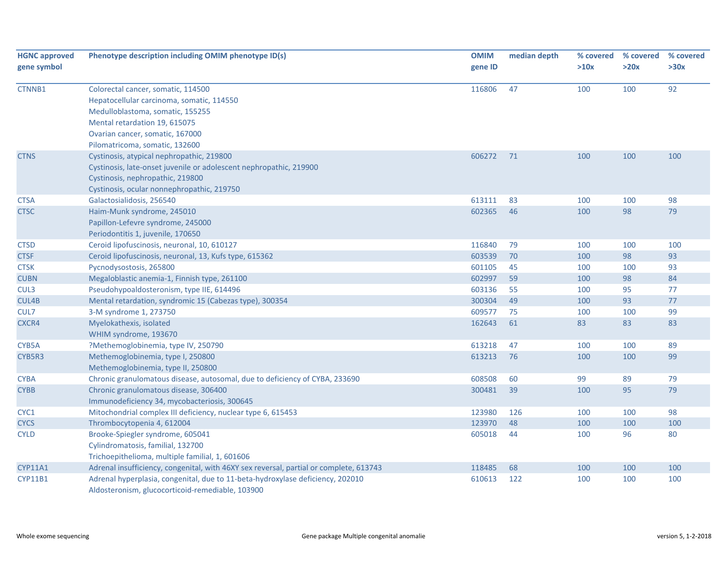| HGNC approved gene symbol | Phenotype description including OMIM phenotype ID(s) | OMIM gene ID | median depth | % covered >10x | % covered >20x | % covered >30x |
|---|---|---|---|---|---|---|
| CTNNB1 | Colorectal cancer, somatic, 114500<br>Hepatocellular carcinoma, somatic, 114550<br>Medulloblastoma, somatic, 155255<br>Mental retardation 19, 615075<br>Ovarian cancer, somatic, 167000<br>Pilomatricoma, somatic, 132600 | 116806 | 47 | 100 | 100 | 92 |
| CTNS | Cystinosis, atypical nephropathic, 219800<br>Cystinosis, late-onset juvenile or adolescent nephropathic, 219900<br>Cystinosis, nephropathic, 219800<br>Cystinosis, ocular nonnephropathic, 219750 | 606272 | 71 | 100 | 100 | 100 |
| CTSA | Galactosialidosis, 256540 | 613111 | 83 | 100 | 100 | 98 |
| CTSC | Haim-Munk syndrome, 245010<br>Papillon-Lefevre syndrome, 245000<br>Periodontitis 1, juvenile, 170650 | 602365 | 46 | 100 | 98 | 79 |
| CTSD | Ceroid lipofuscinosis, neuronal, 10, 610127 | 116840 | 79 | 100 | 100 | 100 |
| CTSF | Ceroid lipofuscinosis, neuronal, 13, Kufs type, 615362 | 603539 | 70 | 100 | 98 | 93 |
| CTSK | Pycnodysostosis, 265800 | 601105 | 45 | 100 | 100 | 93 |
| CUBN | Megaloblastic anemia-1, Finnish type, 261100 | 602997 | 59 | 100 | 98 | 84 |
| CUL3 | Pseudohypoaldosteronism, type IIE, 614496 | 603136 | 55 | 100 | 95 | 77 |
| CUL4B | Mental retardation, syndromic 15 (Cabezas type), 300354 | 300304 | 49 | 100 | 93 | 77 |
| CUL7 | 3-M syndrome 1, 273750 | 609577 | 75 | 100 | 100 | 99 |
| CXCR4 | Myelokathexis, isolated<br>WHIM syndrome, 193670 | 162643 | 61 | 83 | 83 | 83 |
| CYB5A | ?Methemoglobinemia, type IV, 250790 | 613218 | 47 | 100 | 100 | 89 |
| CYB5R3 | Methemoglobinemia, type I, 250800<br>Methemoglobinemia, type II, 250800 | 613213 | 76 | 100 | 100 | 99 |
| CYBA | Chronic granulomatous disease, autosomal, due to deficiency of CYBA, 233690 | 608508 | 60 | 99 | 89 | 79 |
| CYBB | Chronic granulomatous disease, 306400<br>Immunodeficiency 34, mycobacteriosis, 300645 | 300481 | 39 | 100 | 95 | 79 |
| CYC1 | Mitochondrial complex III deficiency, nuclear type 6, 615453 | 123980 | 126 | 100 | 100 | 98 |
| CYCS | Thrombocytopenia 4, 612004 | 123970 | 48 | 100 | 100 | 100 |
| CYLD | Brooke-Spiegler syndrome, 605041<br>Cylindromatosis, familial, 132700<br>Trichoepithelioma, multiple familial, 1, 601606 | 605018 | 44 | 100 | 96 | 80 |
| CYP11A1 | Adrenal insufficiency, congenital, with 46XY sex reversal, partial or complete, 613743 | 118485 | 68 | 100 | 100 | 100 |
| CYP11B1 | Adrenal hyperplasia, congenital, due to 11-beta-hydroxylase deficiency, 202010<br>Aldosteronism, glucocorticoid-remediable, 103900 | 610613 | 122 | 100 | 100 | 100 |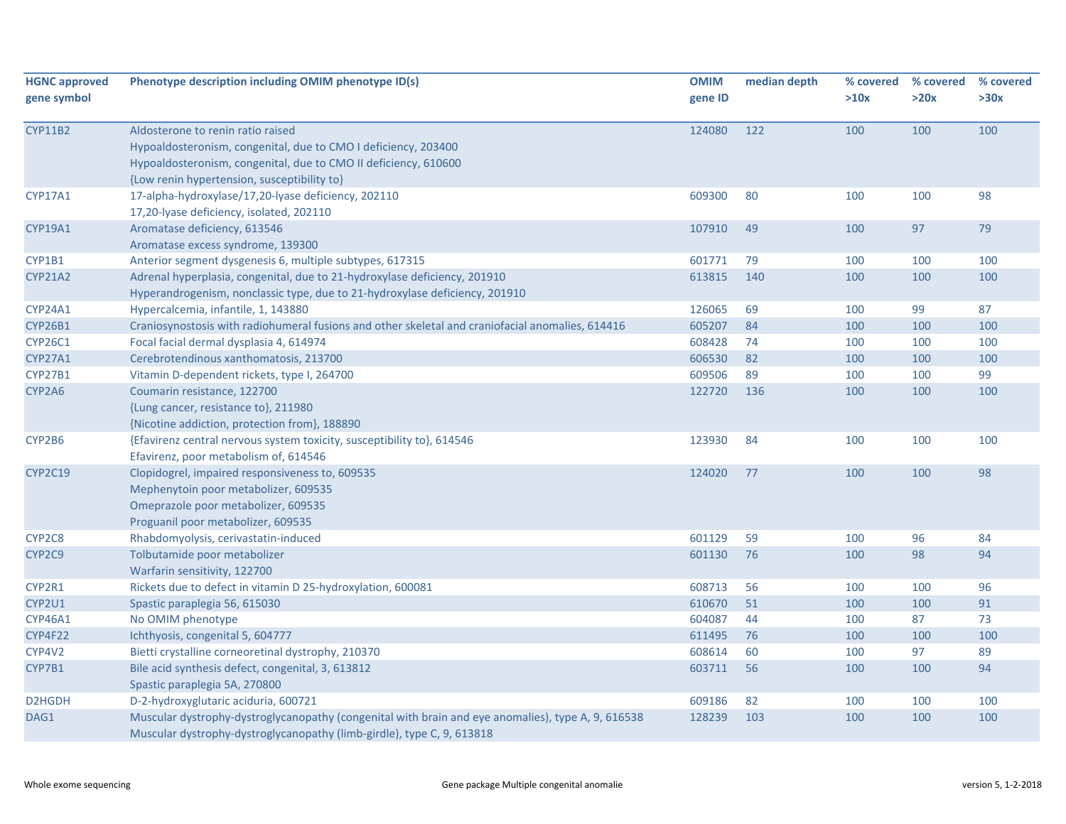| HGNC approved gene symbol | Phenotype description including OMIM phenotype ID(s) | OMIM gene ID | median depth | % covered >10x | % covered >20x | % covered >30x |
|---|---|---|---|---|---|---|
| CYP11B2 | Aldosterone to renin ratio raised<br>Hypoaldosteronism, congenital, due to CMO I deficiency, 203400<br>Hypoaldosteronism, congenital, due to CMO II deficiency, 610600<br>{Low renin hypertension, susceptibility to} | 124080 | 122 | 100 | 100 | 100 |
| CYP17A1 | 17-alpha-hydroxylase/17,20-lyase deficiency, 202110<br>17,20-lyase deficiency, isolated, 202110 | 609300 | 80 | 100 | 100 | 98 |
| CYP19A1 | Aromatase deficiency, 613546<br>Aromatase excess syndrome, 139300 | 107910 | 49 | 100 | 97 | 79 |
| CYP1B1 | Anterior segment dysgenesis 6, multiple subtypes, 617315 | 601771 | 79 | 100 | 100 | 100 |
| CYP21A2 | Adrenal hyperplasia, congenital, due to 21-hydroxylase deficiency, 201910<br>Hyperandrogenism, nonclassic type, due to 21-hydroxylase deficiency, 201910 | 613815 | 140 | 100 | 100 | 100 |
| CYP24A1 | Hypercalcemia, infantile, 1, 143880 | 126065 | 69 | 100 | 99 | 87 |
| CYP26B1 | Craniosynostosis with radiohumeral fusions and other skeletal and craniofacial anomalies, 614416 | 605207 | 84 | 100 | 100 | 100 |
| CYP26C1 | Focal facial dermal dysplasia 4, 614974 | 608428 | 74 | 100 | 100 | 100 |
| CYP27A1 | Cerebrotendinous xanthomatosis, 213700 | 606530 | 82 | 100 | 100 | 100 |
| CYP27B1 | Vitamin D-dependent rickets, type I, 264700 | 609506 | 89 | 100 | 100 | 99 |
| CYP2A6 | Coumarin resistance, 122700<br>{Lung cancer, resistance to}, 211980<br>{Nicotine addiction, protection from}, 188890 | 122720 | 136 | 100 | 100 | 100 |
| CYP2B6 | {Efavirenz central nervous system toxicity, susceptibility to}, 614546<br>Efavirenz, poor metabolism of, 614546 | 123930 | 84 | 100 | 100 | 100 |
| CYP2C19 | Clopidogrel, impaired responsiveness to, 609535<br>Mephenytoin poor metabolizer, 609535<br>Omeprazole poor metabolizer, 609535<br>Proguanil poor metabolizer, 609535 | 124020 | 77 | 100 | 100 | 98 |
| CYP2C8 | Rhabdomyolysis, cerivastatin-induced | 601129 | 59 | 100 | 96 | 84 |
| CYP2C9 | Tolbutamide poor metabolizer<br>Warfarin sensitivity, 122700 | 601130 | 76 | 100 | 98 | 94 |
| CYP2R1 | Rickets due to defect in vitamin D 25-hydroxylation, 600081 | 608713 | 56 | 100 | 100 | 96 |
| CYP2U1 | Spastic paraplegia 56, 615030 | 610670 | 51 | 100 | 100 | 91 |
| CYP46A1 | No OMIM phenotype | 604087 | 44 | 100 | 87 | 73 |
| CYP4F22 | Ichthyosis, congenital 5, 604777 | 611495 | 76 | 100 | 100 | 100 |
| CYP4V2 | Bietti crystalline corneoretinal dystrophy, 210370 | 608614 | 60 | 100 | 97 | 89 |
| CYP7B1 | Bile acid synthesis defect, congenital, 3, 613812<br>Spastic paraplegia 5A, 270800 | 603711 | 56 | 100 | 100 | 94 |
| D2HGDH | D-2-hydroxyglutaric aciduria, 600721 | 609186 | 82 | 100 | 100 | 100 |
| DAG1 | Muscular dystrophy-dystroglycanopathy (congenital with brain and eye anomalies), type A, 9, 616538<br>Muscular dystrophy-dystroglycanopathy (limb-girdle), type C, 9, 613818 | 128239 | 103 | 100 | 100 | 100 |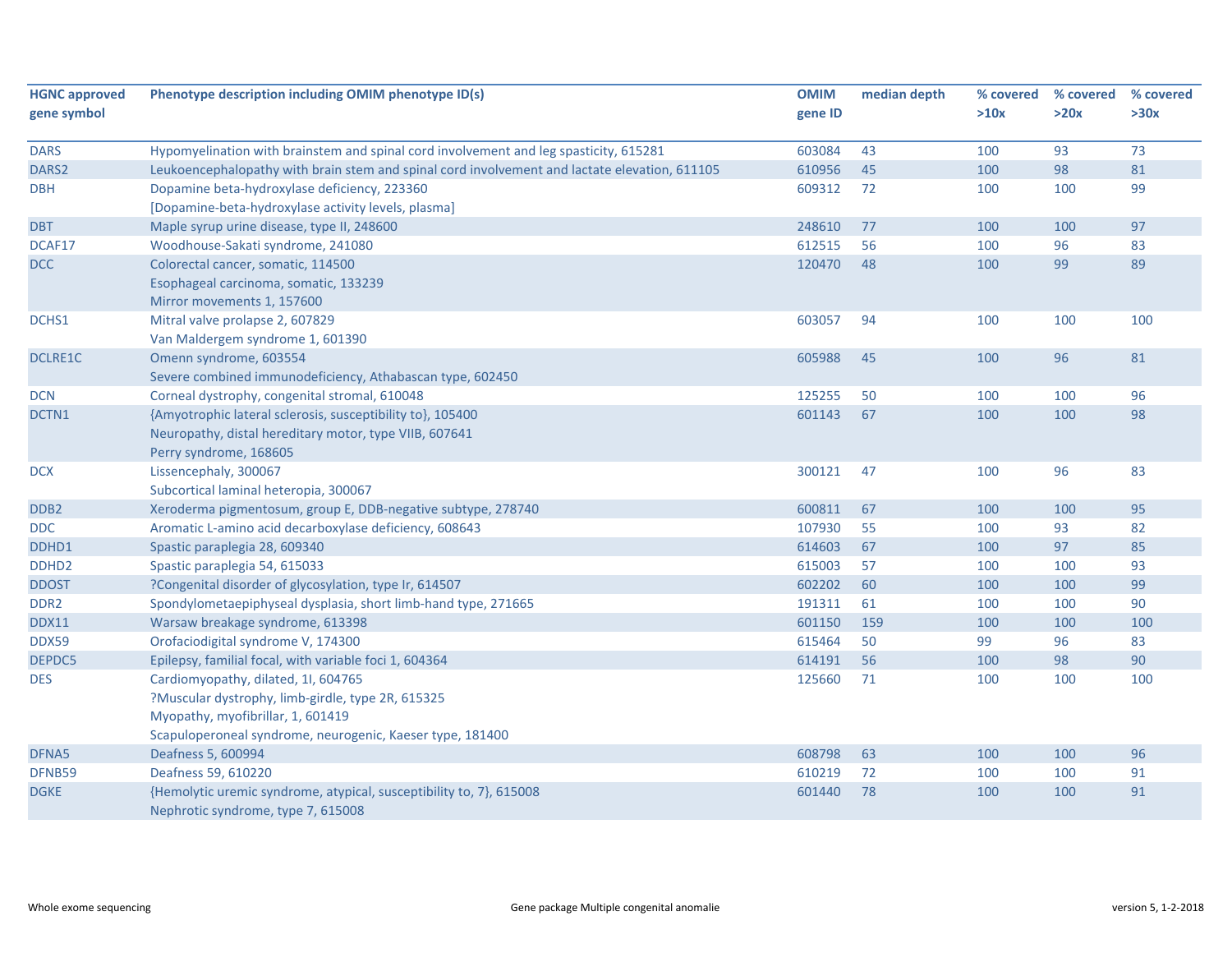| HGNC approved gene symbol | Phenotype description including OMIM phenotype ID(s) | OMIM gene ID | median depth | % covered >10x | % covered >20x | % covered >30x |
|---|---|---|---|---|---|---|
| DARS | Hypomyelination with brainstem and spinal cord involvement and leg spasticity, 615281 | 603084 | 43 | 100 | 93 | 73 |
| DARS2 | Leukoencephalopathy with brain stem and spinal cord involvement and lactate elevation, 611105 | 610956 | 45 | 100 | 98 | 81 |
| DBH | Dopamine beta-hydroxylase deficiency, 223360<br>[Dopamine-beta-hydroxylase activity levels, plasma] | 609312 | 72 | 100 | 100 | 99 |
| DBT | Maple syrup urine disease, type II, 248600 | 248610 | 77 | 100 | 100 | 97 |
| DCAF17 | Woodhouse-Sakati syndrome, 241080 | 612515 | 56 | 100 | 96 | 83 |
| DCC | Colorectal cancer, somatic, 114500<br>Esophageal carcinoma, somatic, 133239<br>Mirror movements 1, 157600 | 120470 | 48 | 100 | 99 | 89 |
| DCHS1 | Mitral valve prolapse 2, 607829<br>Van Maldergem syndrome 1, 601390 | 603057 | 94 | 100 | 100 | 100 |
| DCLRE1C | Omenn syndrome, 603554<br>Severe combined immunodeficiency, Athabascan type, 602450 | 605988 | 45 | 100 | 96 | 81 |
| DCN | Corneal dystrophy, congenital stromal, 610048 | 125255 | 50 | 100 | 100 | 96 |
| DCTN1 | {Amyotrophic lateral sclerosis, susceptibility to}, 105400<br>Neuropathy, distal hereditary motor, type VIIB, 607641<br>Perry syndrome, 168605 | 601143 | 67 | 100 | 100 | 98 |
| DCX | Lissencephaly, 300067<br>Subcortical laminal heteropia, 300067 | 300121 | 47 | 100 | 96 | 83 |
| DDB2 | Xeroderma pigmentosum, group E, DDB-negative subtype, 278740 | 600811 | 67 | 100 | 100 | 95 |
| DDC | Aromatic L-amino acid decarboxylase deficiency, 608643 | 107930 | 55 | 100 | 93 | 82 |
| DDHD1 | Spastic paraplegia 28, 609340 | 614603 | 67 | 100 | 97 | 85 |
| DDHD2 | Spastic paraplegia 54, 615033 | 615003 | 57 | 100 | 100 | 93 |
| DDOST | ?Congenital disorder of glycosylation, type Ir, 614507 | 602202 | 60 | 100 | 100 | 99 |
| DDR2 | Spondylometaepiphyseal dysplasia, short limb-hand type, 271665 | 191311 | 61 | 100 | 100 | 90 |
| DDX11 | Warsaw breakage syndrome, 613398 | 601150 | 159 | 100 | 100 | 100 |
| DDX59 | Orofaciodigital syndrome V, 174300 | 615464 | 50 | 99 | 96 | 83 |
| DEPDC5 | Epilepsy, familial focal, with variable foci 1, 604364 | 614191 | 56 | 100 | 98 | 90 |
| DES | Cardiomyopathy, dilated, 1I, 604765<br>?Muscular dystrophy, limb-girdle, type 2R, 615325<br>Myopathy, myofibrillar, 1, 601419<br>Scapuloperoneal syndrome, neurogenic, Kaeser type, 181400 | 125660 | 71 | 100 | 100 | 100 |
| DFNA5 | Deafness 5, 600994 | 608798 | 63 | 100 | 100 | 96 |
| DFNB59 | Deafness 59, 610220 | 610219 | 72 | 100 | 100 | 91 |
| DGKE | {Hemolytic uremic syndrome, atypical, susceptibility to, 7}, 615008<br>Nephrotic syndrome, type 7, 615008 | 601440 | 78 | 100 | 100 | 91 |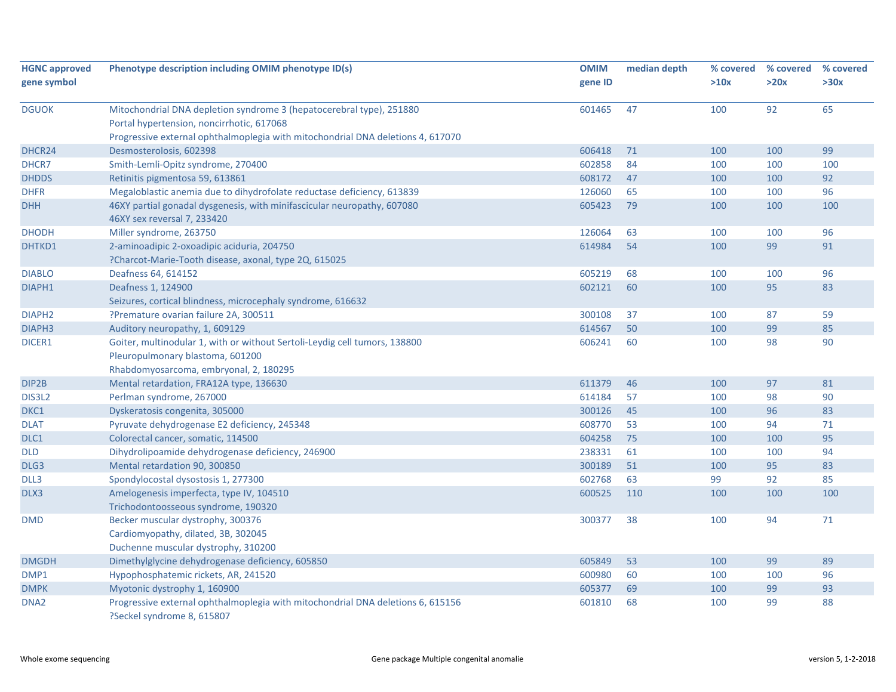| HGNC approved gene symbol | Phenotype description including OMIM phenotype ID(s) | OMIM gene ID | median depth | % covered >10x | % covered >20x | % covered >30x |
|---|---|---|---|---|---|---|
| DGUOK | Mitochondrial DNA depletion syndrome 3 (hepatocerebral type), 251880<br>Portal hypertension, noncirrhotic, 617068<br>Progressive external ophthalmoplegia with mitochondrial DNA deletions 4, 617070 | 601465 | 47 | 100 | 92 | 65 |
| DHCR24 | Desmosterolosis, 602398 | 606418 | 71 | 100 | 100 | 99 |
| DHCR7 | Smith-Lemli-Opitz syndrome, 270400 | 602858 | 84 | 100 | 100 | 100 |
| DHDDS | Retinitis pigmentosa 59, 613861 | 608172 | 47 | 100 | 100 | 92 |
| DHFR | Megaloblastic anemia due to dihydrofolate reductase deficiency, 613839 | 126060 | 65 | 100 | 100 | 96 |
| DHH | 46XY partial gonadal dysgenesis, with minifascicular neuropathy, 607080<br>46XY sex reversal 7, 233420 | 605423 | 79 | 100 | 100 | 100 |
| DHODH | Miller syndrome, 263750 | 126064 | 63 | 100 | 100 | 96 |
| DHTKD1 | 2-aminoadipic 2-oxoadipic aciduria, 204750<br>?Charcot-Marie-Tooth disease, axonal, type 2Q, 615025 | 614984 | 54 | 100 | 99 | 91 |
| DIABLO | Deafness 64, 614152 | 605219 | 68 | 100 | 100 | 96 |
| DIAPH1 | Deafness 1, 124900<br>Seizures, cortical blindness, microcephaly syndrome, 616632 | 602121 | 60 | 100 | 95 | 83 |
| DIAPH2 | ?Premature ovarian failure 2A, 300511 | 300108 | 37 | 100 | 87 | 59 |
| DIAPH3 | Auditory neuropathy, 1, 609129 | 614567 | 50 | 100 | 99 | 85 |
| DICER1 | Goiter, multinodular 1, with or without Sertoli-Leydig cell tumors, 138800<br>Pleuropulmonary blastoma, 601200<br>Rhabdomyosarcoma, embryonal, 2, 180295 | 606241 | 60 | 100 | 98 | 90 |
| DIP2B | Mental retardation, FRA12A type, 136630 | 611379 | 46 | 100 | 97 | 81 |
| DIS3L2 | Perlman syndrome, 267000 | 614184 | 57 | 100 | 98 | 90 |
| DKC1 | Dyskeratosis congenita, 305000 | 300126 | 45 | 100 | 96 | 83 |
| DLAT | Pyruvate dehydrogenase E2 deficiency, 245348 | 608770 | 53 | 100 | 94 | 71 |
| DLC1 | Colorectal cancer, somatic, 114500 | 604258 | 75 | 100 | 100 | 95 |
| DLD | Dihydrolipoamide dehydrogenase deficiency, 246900 | 238331 | 61 | 100 | 100 | 94 |
| DLG3 | Mental retardation 90, 300850 | 300189 | 51 | 100 | 95 | 83 |
| DLL3 | Spondylocostal dysostosis 1, 277300 | 602768 | 63 | 99 | 92 | 85 |
| DLX3 | Amelogenesis imperfecta, type IV, 104510<br>Trichodontoosseous syndrome, 190320 | 600525 | 110 | 100 | 100 | 100 |
| DMD | Becker muscular dystrophy, 300376<br>Cardiomyopathy, dilated, 3B, 302045<br>Duchenne muscular dystrophy, 310200 | 300377 | 38 | 100 | 94 | 71 |
| DMGDH | Dimethylglycine dehydrogenase deficiency, 605850 | 605849 | 53 | 100 | 99 | 89 |
| DMP1 | Hypophosphatemic rickets, AR, 241520 | 600980 | 60 | 100 | 100 | 96 |
| DMPK | Myotonic dystrophy 1, 160900 | 605377 | 69 | 100 | 99 | 93 |
| DNA2 | Progressive external ophthalmoplegia with mitochondrial DNA deletions 6, 615156<br>?Seckel syndrome 8, 615807 | 601810 | 68 | 100 | 99 | 88 |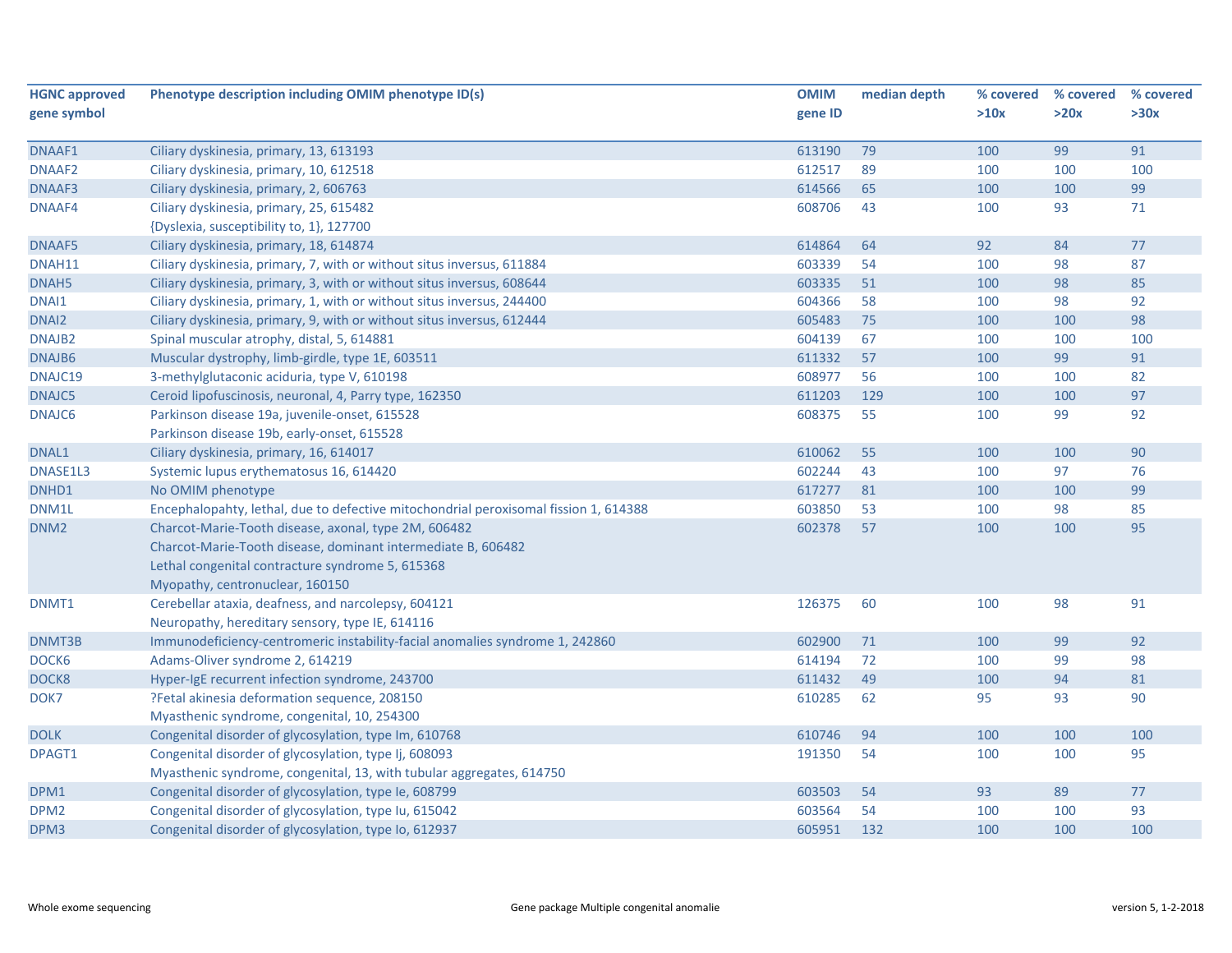| HGNC approved gene symbol | Phenotype description including OMIM phenotype ID(s) | OMIM gene ID | median depth | % covered >10x | % covered >20x | % covered >30x |
|---|---|---|---|---|---|---|
| DNAAF1 | Ciliary dyskinesia, primary, 13, 613193 | 613190 | 79 | 100 | 99 | 91 |
| DNAAF2 | Ciliary dyskinesia, primary, 10, 612518 | 612517 | 89 | 100 | 100 | 100 |
| DNAAF3 | Ciliary dyskinesia, primary, 2, 606763 | 614566 | 65 | 100 | 100 | 99 |
| DNAAF4 | Ciliary dyskinesia, primary, 25, 615482<br>{Dyslexia, susceptibility to, 1}, 127700 | 608706 | 43 | 100 | 93 | 71 |
| DNAAF5 | Ciliary dyskinesia, primary, 18, 614874 | 614864 | 64 | 92 | 84 | 77 |
| DNAH11 | Ciliary dyskinesia, primary, 7, with or without situs inversus, 611884 | 603339 | 54 | 100 | 98 | 87 |
| DNAH5 | Ciliary dyskinesia, primary, 3, with or without situs inversus, 608644 | 603335 | 51 | 100 | 98 | 85 |
| DNAI1 | Ciliary dyskinesia, primary, 1, with or without situs inversus, 244400 | 604366 | 58 | 100 | 98 | 92 |
| DNAI2 | Ciliary dyskinesia, primary, 9, with or without situs inversus, 612444 | 605483 | 75 | 100 | 100 | 98 |
| DNAJB2 | Spinal muscular atrophy, distal, 5, 614881 | 604139 | 67 | 100 | 100 | 100 |
| DNAJB6 | Muscular dystrophy, limb-girdle, type 1E, 603511 | 611332 | 57 | 100 | 99 | 91 |
| DNAJC19 | 3-methylglutaconic aciduria, type V, 610198 | 608977 | 56 | 100 | 100 | 82 |
| DNAJC5 | Ceroid lipofuscinosis, neuronal, 4, Parry type, 162350 | 611203 | 129 | 100 | 100 | 97 |
| DNAJC6 | Parkinson disease 19a, juvenile-onset, 615528<br>Parkinson disease 19b, early-onset, 615528 | 608375 | 55 | 100 | 99 | 92 |
| DNAL1 | Ciliary dyskinesia, primary, 16, 614017 | 610062 | 55 | 100 | 100 | 90 |
| DNASE1L3 | Systemic lupus erythematosus 16, 614420 | 602244 | 43 | 100 | 97 | 76 |
| DNHD1 | No OMIM phenotype | 617277 | 81 | 100 | 100 | 99 |
| DNM1L | Encephalopahty, lethal, due to defective mitochondrial peroxisomal fission 1, 614388 | 603850 | 53 | 100 | 98 | 85 |
| DNM2 | Charcot-Marie-Tooth disease, axonal, type 2M, 606482<br>Charcot-Marie-Tooth disease, dominant intermediate B, 606482<br>Lethal congenital contracture syndrome 5, 615368<br>Myopathy, centronuclear, 160150 | 602378 | 57 | 100 | 100 | 95 |
| DNMT1 | Cerebellar ataxia, deafness, and narcolepsy, 604121<br>Neuropathy, hereditary sensory, type IE, 614116 | 126375 | 60 | 100 | 98 | 91 |
| DNMT3B | Immunodeficiency-centromeric instability-facial anomalies syndrome 1, 242860 | 602900 | 71 | 100 | 99 | 92 |
| DOCK6 | Adams-Oliver syndrome 2, 614219 | 614194 | 72 | 100 | 99 | 98 |
| DOCK8 | Hyper-IgE recurrent infection syndrome, 243700 | 611432 | 49 | 100 | 94 | 81 |
| DOK7 | ?Fetal akinesia deformation sequence, 208150<br>Myasthenic syndrome, congenital, 10, 254300 | 610285 | 62 | 95 | 93 | 90 |
| DOLK | Congenital disorder of glycosylation, type Im, 610768 | 610746 | 94 | 100 | 100 | 100 |
| DPAGT1 | Congenital disorder of glycosylation, type Ij, 608093<br>Myasthenic syndrome, congenital, 13, with tubular aggregates, 614750 | 191350 | 54 | 100 | 100 | 95 |
| DPM1 | Congenital disorder of glycosylation, type Ie, 608799 | 603503 | 54 | 93 | 89 | 77 |
| DPM2 | Congenital disorder of glycosylation, type Iu, 615042 | 603564 | 54 | 100 | 100 | 93 |
| DPM3 | Congenital disorder of glycosylation, type Io, 612937 | 605951 | 132 | 100 | 100 | 100 |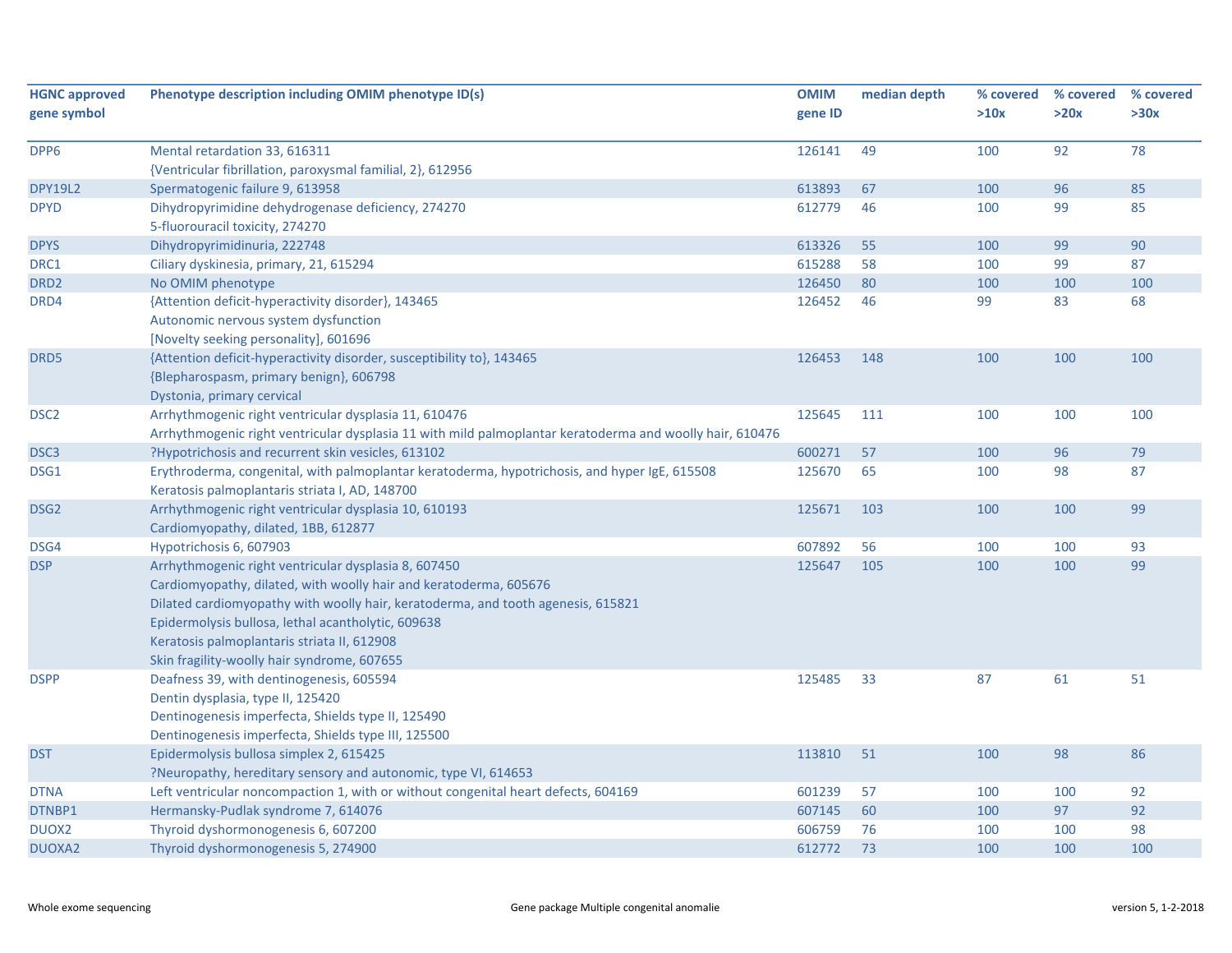| HGNC approved gene symbol | Phenotype description including OMIM phenotype ID(s) | OMIM gene ID | median depth | % covered >10x | % covered >20x | % covered >30x |
|---|---|---|---|---|---|---|
| DPP6 | Mental retardation 33, 616311<br>{Ventricular fibrillation, paroxysmal familial, 2}, 612956 | 126141 | 49 | 100 | 92 | 78 |
| DPY19L2 | Spermatogenic failure 9, 613958 | 613893 | 67 | 100 | 96 | 85 |
| DPYD | Dihydropyrimidine dehydrogenase deficiency, 274270<br>5-fluorouracil toxicity, 274270 | 612779 | 46 | 100 | 99 | 85 |
| DPYS | Dihydropyrimidinuria, 222748 | 613326 | 55 | 100 | 99 | 90 |
| DRC1 | Ciliary dyskinesia, primary, 21, 615294 | 615288 | 58 | 100 | 99 | 87 |
| DRD2 | No OMIM phenotype | 126450 | 80 | 100 | 100 | 100 |
| DRD4 | {Attention deficit-hyperactivity disorder}, 143465<br>Autonomic nervous system dysfunction<br>[Novelty seeking personality], 601696 | 126452 | 46 | 99 | 83 | 68 |
| DRD5 | {Attention deficit-hyperactivity disorder, susceptibility to}, 143465<br>{Blepharospasm, primary benign}, 606798<br>Dystonia, primary cervical | 126453 | 148 | 100 | 100 | 100 |
| DSC2 | Arrhythmogenic right ventricular dysplasia 11, 610476<br>Arrhythmogenic right ventricular dysplasia 11 with mild palmoplantar keratoderma and woolly hair, 610476 | 125645 | 111 | 100 | 100 | 100 |
| DSC3 | ?Hypotrichosis and recurrent skin vesicles, 613102 | 600271 | 57 | 100 | 96 | 79 |
| DSG1 | Erythroderma, congenital, with palmoplantar keratoderma, hypotrichosis, and hyper IgE, 615508<br>Keratosis palmoplantaris striata I, AD, 148700 | 125670 | 65 | 100 | 98 | 87 |
| DSG2 | Arrhythmogenic right ventricular dysplasia 10, 610193<br>Cardiomyopathy, dilated, 1BB, 612877 | 125671 | 103 | 100 | 100 | 99 |
| DSG4 | Hypotrichosis 6, 607903 | 607892 | 56 | 100 | 100 | 93 |
| DSP | Arrhythmogenic right ventricular dysplasia 8, 607450<br>Cardiomyopathy, dilated, with woolly hair and keratoderma, 605676<br>Dilated cardiomyopathy with woolly hair, keratoderma, and tooth agenesis, 615821<br>Epidermolysis bullosa, lethal acantholytic, 609638<br>Keratosis palmoplantaris striata II, 612908<br>Skin fragility-woolly hair syndrome, 607655 | 125647 | 105 | 100 | 100 | 99 |
| DSPP | Deafness 39, with dentinogenesis, 605594<br>Dentin dysplasia, type II, 125420<br>Dentinogenesis imperfecta, Shields type II, 125490<br>Dentinogenesis imperfecta, Shields type III, 125500 | 125485 | 33 | 87 | 61 | 51 |
| DST | Epidermolysis bullosa simplex 2, 615425<br>?Neuropathy, hereditary sensory and autonomic, type VI, 614653 | 113810 | 51 | 100 | 98 | 86 |
| DTNA | Left ventricular noncompaction 1, with or without congenital heart defects, 604169 | 601239 | 57 | 100 | 100 | 92 |
| DTNBP1 | Hermansky-Pudlak syndrome 7, 614076 | 607145 | 60 | 100 | 97 | 92 |
| DUOX2 | Thyroid dyshormonogenesis 6, 607200 | 606759 | 76 | 100 | 100 | 98 |
| DUOXA2 | Thyroid dyshormonogenesis 5, 274900 | 612772 | 73 | 100 | 100 | 100 |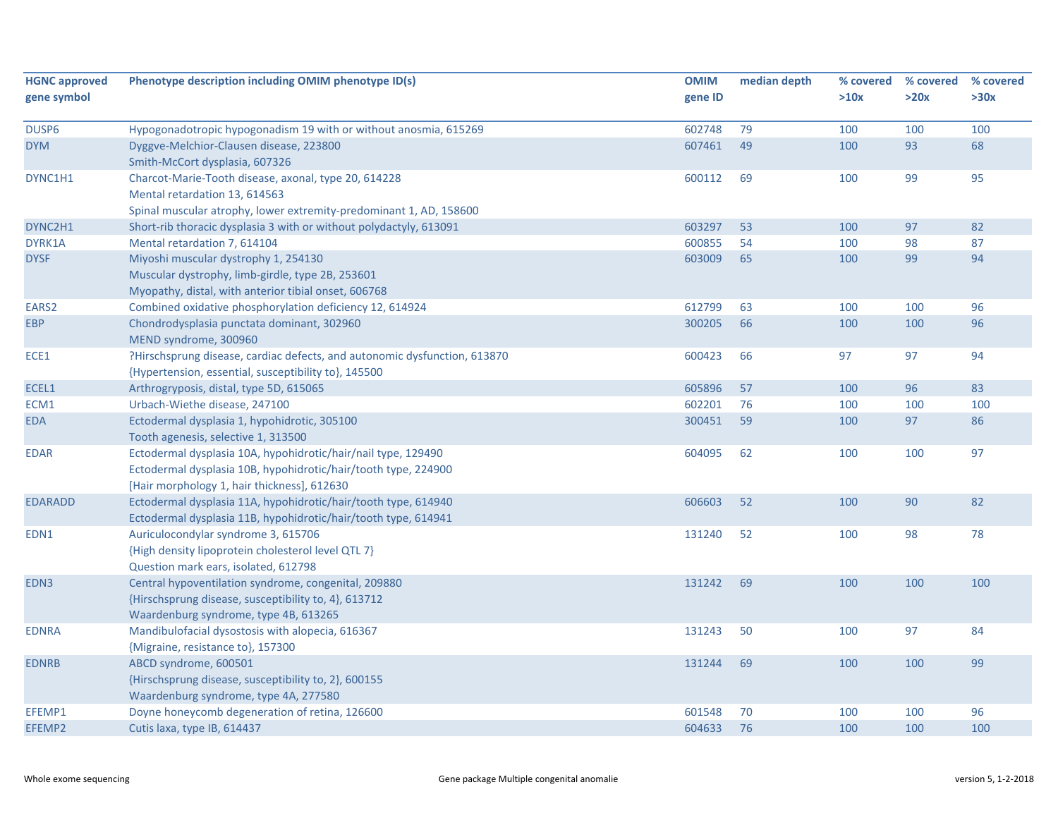| HGNC approved gene symbol | Phenotype description including OMIM phenotype ID(s) | OMIM gene ID | median depth | % covered >10x | % covered >20x | % covered >30x |
|---|---|---|---|---|---|---|
| DUSP6 | Hypogonadotropic hypogonadism 19 with or without anosmia, 615269 | 602748 | 79 | 100 | 100 | 100 |
| DYM | Dyggve-Melchior-Clausen disease, 223800<br>Smith-McCort dysplasia, 607326 | 607461 | 49 | 100 | 93 | 68 |
| DYNC1H1 | Charcot-Marie-Tooth disease, axonal, type 20, 614228<br>Mental retardation 13, 614563<br>Spinal muscular atrophy, lower extremity-predominant 1, AD, 158600 | 600112 | 69 | 100 | 99 | 95 |
| DYNC2H1 | Short-rib thoracic dysplasia 3 with or without polydactyly, 613091 | 603297 | 53 | 100 | 97 | 82 |
| DYRK1A | Mental retardation 7, 614104 | 600855 | 54 | 100 | 98 | 87 |
| DYSF | Miyoshi muscular dystrophy 1, 254130<br>Muscular dystrophy, limb-girdle, type 2B, 253601<br>Myopathy, distal, with anterior tibial onset, 606768 | 603009 | 65 | 100 | 99 | 94 |
| EARS2 | Combined oxidative phosphorylation deficiency 12, 614924 | 612799 | 63 | 100 | 100 | 96 |
| EBP | Chondrodysplasia punctata dominant, 302960<br>MEND syndrome, 300960 | 300205 | 66 | 100 | 100 | 96 |
| ECE1 | ?Hirschsprung disease, cardiac defects, and autonomic dysfunction, 613870<br>{Hypertension, essential, susceptibility to}, 145500 | 600423 | 66 | 97 | 97 | 94 |
| ECEL1 | Arthrogryposis, distal, type 5D, 615065 | 605896 | 57 | 100 | 96 | 83 |
| ECM1 | Urbach-Wiethe disease, 247100 | 602201 | 76 | 100 | 100 | 100 |
| EDA | Ectodermal dysplasia 1, hypohidrotic, 305100<br>Tooth agenesis, selective 1, 313500 | 300451 | 59 | 100 | 97 | 86 |
| EDAR | Ectodermal dysplasia 10A, hypohidrotic/hair/nail type, 129490<br>Ectodermal dysplasia 10B, hypohidrotic/hair/tooth type, 224900<br>[Hair morphology 1, hair thickness], 612630 | 604095 | 62 | 100 | 100 | 97 |
| EDARADD | Ectodermal dysplasia 11A, hypohidrotic/hair/tooth type, 614940<br>Ectodermal dysplasia 11B, hypohidrotic/hair/tooth type, 614941 | 606603 | 52 | 100 | 90 | 82 |
| EDN1 | Auriculocondylar syndrome 3, 615706<br>{High density lipoprotein cholesterol level QTL 7}<br>Question mark ears, isolated, 612798 | 131240 | 52 | 100 | 98 | 78 |
| EDN3 | Central hypoventilation syndrome, congenital, 209880<br>{Hirschsprung disease, susceptibility to, 4}, 613712<br>Waardenburg syndrome, type 4B, 613265 | 131242 | 69 | 100 | 100 | 100 |
| EDNRA | Mandibulofacial dysostosis with alopecia, 616367<br>{Migraine, resistance to}, 157300 | 131243 | 50 | 100 | 97 | 84 |
| EDNRB | ABCD syndrome, 600501<br>{Hirschsprung disease, susceptibility to, 2}, 600155<br>Waardenburg syndrome, type 4A, 277580 | 131244 | 69 | 100 | 100 | 99 |
| EFEMP1 | Doyne honeycomb degeneration of retina, 126600 | 601548 | 70 | 100 | 100 | 96 |
| EFEMP2 | Cutis laxa, type IB, 614437 | 604633 | 76 | 100 | 100 | 100 |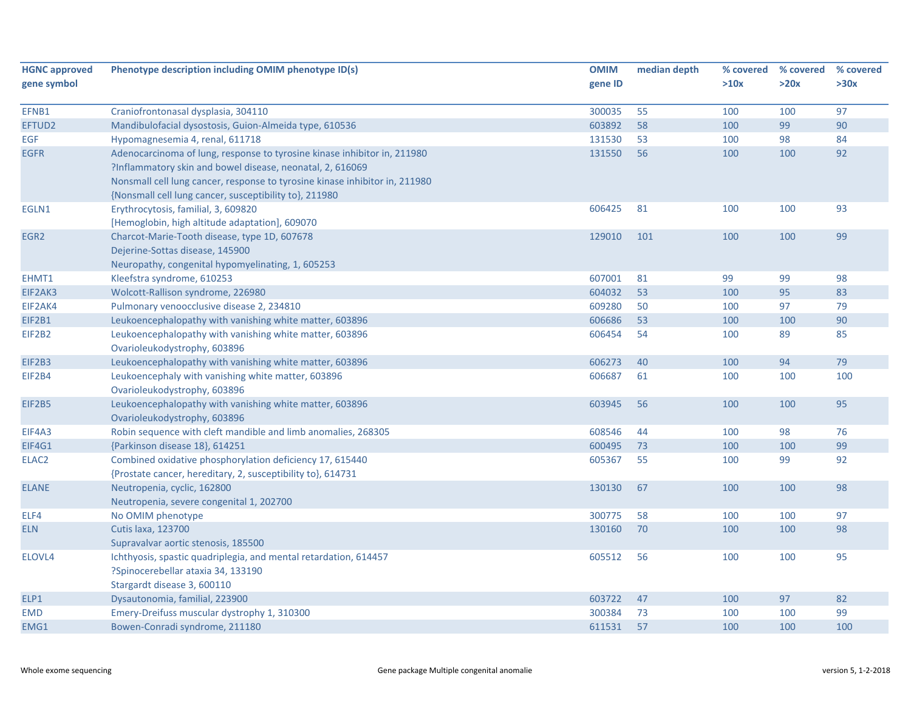| HGNC approved gene symbol | Phenotype description including OMIM phenotype ID(s) | OMIM gene ID | median depth | % covered >10x | % covered >20x | % covered >30x |
|---|---|---|---|---|---|---|
| EFNB1 | Craniofrontonasal dysplasia, 304110 | 300035 | 55 | 100 | 100 | 97 |
| EFTUD2 | Mandibulofacial dysostosis, Guion-Almeida type, 610536 | 603892 | 58 | 100 | 99 | 90 |
| EGF | Hypomagnesemia 4, renal, 611718 | 131530 | 53 | 100 | 98 | 84 |
| EGFR | Adenocarcinoma of lung, response to tyrosine kinase inhibitor in, 211980<br>?Inflammatory skin and bowel disease, neonatal, 2, 616069<br>Nonsmall cell lung cancer, response to tyrosine kinase inhibitor in, 211980<br>{Nonsmall cell lung cancer, susceptibility to}, 211980 | 131550 | 56 | 100 | 100 | 92 |
| EGLN1 | Erythrocytosis, familial, 3, 609820<br>[Hemoglobin, high altitude adaptation], 609070 | 606425 | 81 | 100 | 100 | 93 |
| EGR2 | Charcot-Marie-Tooth disease, type 1D, 607678<br>Dejerine-Sottas disease, 145900<br>Neuropathy, congenital hypomyelinating, 1, 605253 | 129010 | 101 | 100 | 100 | 99 |
| EHMT1 | Kleefstra syndrome, 610253 | 607001 | 81 | 99 | 99 | 98 |
| EIF2AK3 | Wolcott-Rallison syndrome, 226980 | 604032 | 53 | 100 | 95 | 83 |
| EIF2AK4 | Pulmonary venoocclusive disease 2, 234810 | 609280 | 50 | 100 | 97 | 79 |
| EIF2B1 | Leukoencephalopathy with vanishing white matter, 603896 | 606686 | 53 | 100 | 100 | 90 |
| EIF2B2 | Leukoencephalopathy with vanishing white matter, 603896<br>Ovarioleukodystrophy, 603896 | 606454 | 54 | 100 | 89 | 85 |
| EIF2B3 | Leukoencephalopathy with vanishing white matter, 603896 | 606273 | 40 | 100 | 94 | 79 |
| EIF2B4 | Leukoencephaly with vanishing white matter, 603896<br>Ovarioleukodystrophy, 603896 | 606687 | 61 | 100 | 100 | 100 |
| EIF2B5 | Leukoencephalopathy with vanishing white matter, 603896<br>Ovarioleukodystrophy, 603896 | 603945 | 56 | 100 | 100 | 95 |
| EIF4A3 | Robin sequence with cleft mandible and limb anomalies, 268305 | 608546 | 44 | 100 | 98 | 76 |
| EIF4G1 | {Parkinson disease 18}, 614251 | 600495 | 73 | 100 | 100 | 99 |
| ELAC2 | Combined oxidative phosphorylation deficiency 17, 615440<br>{Prostate cancer, hereditary, 2, susceptibility to}, 614731 | 605367 | 55 | 100 | 99 | 92 |
| ELANE | Neutropenia, cyclic, 162800<br>Neutropenia, severe congenital 1, 202700 | 130130 | 67 | 100 | 100 | 98 |
| ELF4 | No OMIM phenotype | 300775 | 58 | 100 | 100 | 97 |
| ELN | Cutis laxa, 123700<br>Supravalvar aortic stenosis, 185500 | 130160 | 70 | 100 | 100 | 98 |
| ELOVL4 | Ichthyosis, spastic quadriplegia, and mental retardation, 614457<br>?Spinocerebellar ataxia 34, 133190<br>Stargardt disease 3, 600110 | 605512 | 56 | 100 | 100 | 95 |
| ELP1 | Dysautonomia, familial, 223900 | 603722 | 47 | 100 | 97 | 82 |
| EMD | Emery-Dreifuss muscular dystrophy 1, 310300 | 300384 | 73 | 100 | 100 | 99 |
| EMG1 | Bowen-Conradi syndrome, 211180 | 611531 | 57 | 100 | 100 | 100 |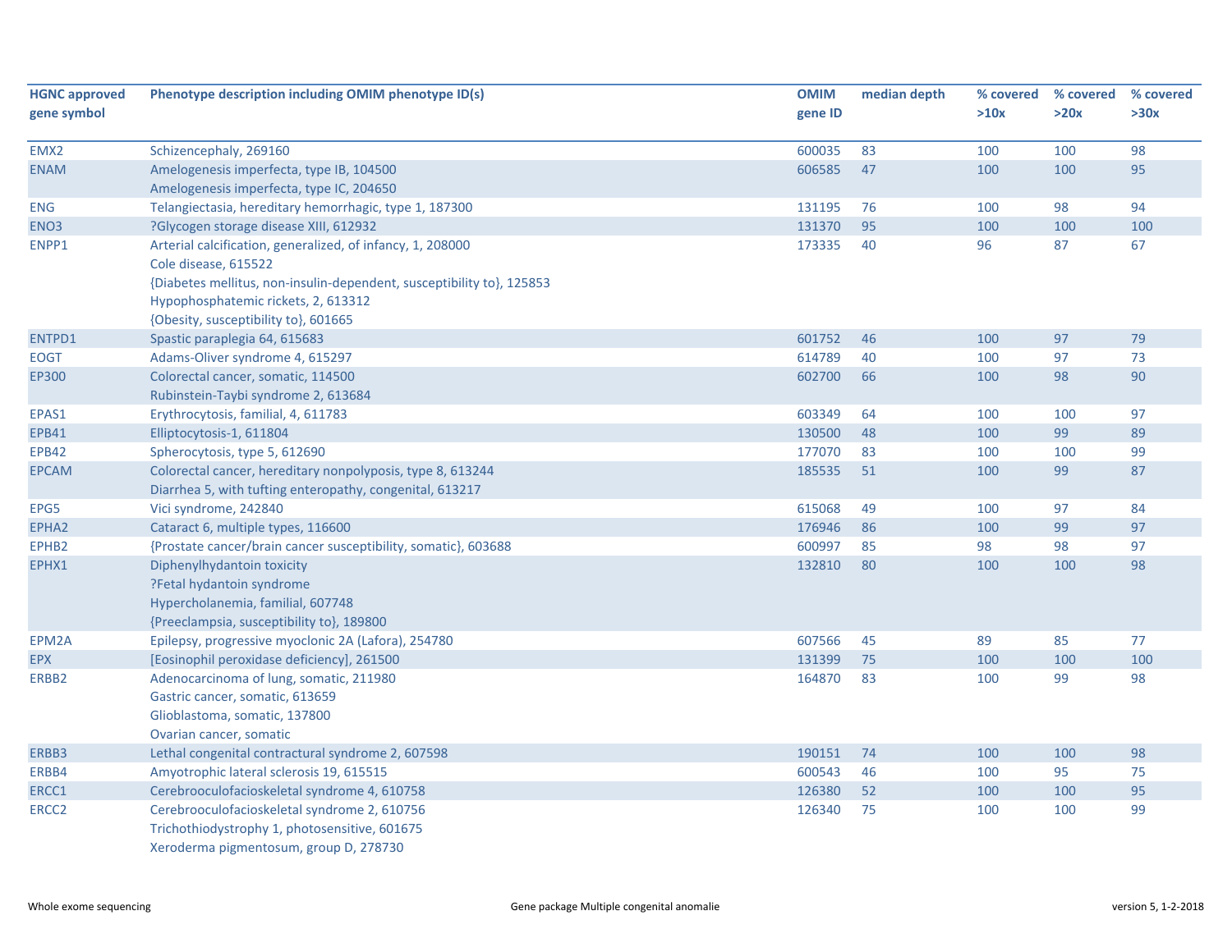| HGNC approved gene symbol | Phenotype description including OMIM phenotype ID(s) | OMIM gene ID | median depth | % covered >10x | % covered >20x | % covered >30x |
|---|---|---|---|---|---|---|
| EMX2 | Schizencephaly, 269160 | 600035 | 83 | 100 | 100 | 98 |
| ENAM | Amelogenesis imperfecta, type IB, 104500<br>Amelogenesis imperfecta, type IC, 204650 | 606585 | 47 | 100 | 100 | 95 |
| ENG | Telangiectasia, hereditary hemorrhagic, type 1, 187300 | 131195 | 76 | 100 | 98 | 94 |
| ENO3 | ?Glycogen storage disease XIII, 612932 | 131370 | 95 | 100 | 100 | 100 |
| ENPP1 | Arterial calcification, generalized, of infancy, 1, 208000<br>Cole disease, 615522<br>{Diabetes mellitus, non-insulin-dependent, susceptibility to}, 125853<br>Hypophosphatemic rickets, 2, 613312<br>{Obesity, susceptibility to}, 601665 | 173335 | 40 | 96 | 87 | 67 |
| ENTPD1 | Spastic paraplegia 64, 615683 | 601752 | 46 | 100 | 97 | 79 |
| EOGT | Adams-Oliver syndrome 4, 615297 | 614789 | 40 | 100 | 97 | 73 |
| EP300 | Colorectal cancer, somatic, 114500<br>Rubinstein-Taybi syndrome 2, 613684 | 602700 | 66 | 100 | 98 | 90 |
| EPAS1 | Erythrocytosis, familial, 4, 611783 | 603349 | 64 | 100 | 100 | 97 |
| EPB41 | Elliptocytosis-1, 611804 | 130500 | 48 | 100 | 99 | 89 |
| EPB42 | Spherocytosis, type 5, 612690 | 177070 | 83 | 100 | 100 | 99 |
| EPCAM | Colorectal cancer, hereditary nonpolyposis, type 8, 613244<br>Diarrhea 5, with tufting enteropathy, congenital, 613217 | 185535 | 51 | 100 | 99 | 87 |
| EPG5 | Vici syndrome, 242840 | 615068 | 49 | 100 | 97 | 84 |
| EPHA2 | Cataract 6, multiple types, 116600 | 176946 | 86 | 100 | 99 | 97 |
| EPHB2 | {Prostate cancer/brain cancer susceptibility, somatic}, 603688 | 600997 | 85 | 98 | 98 | 97 |
| EPHX1 | Diphenylhydantoin toxicity<br>?Fetal hydantoin syndrome<br>Hypercholanemia, familial, 607748<br>{Preeclampsia, susceptibility to}, 189800 | 132810 | 80 | 100 | 100 | 98 |
| EPM2A | Epilepsy, progressive myoclonic 2A (Lafora), 254780 | 607566 | 45 | 89 | 85 | 77 |
| EPX | [Eosinophil peroxidase deficiency], 261500 | 131399 | 75 | 100 | 100 | 100 |
| ERBB2 | Adenocarcinoma of lung, somatic, 211980<br>Gastric cancer, somatic, 613659<br>Glioblastoma, somatic, 137800<br>Ovarian cancer, somatic | 164870 | 83 | 100 | 99 | 98 |
| ERBB3 | Lethal congenital contractural syndrome 2, 607598 | 190151 | 74 | 100 | 100 | 98 |
| ERBB4 | Amyotrophic lateral sclerosis 19, 615515 | 600543 | 46 | 100 | 95 | 75 |
| ERCC1 | Cerebrooculofacioskeletal syndrome 4, 610758 | 126380 | 52 | 100 | 100 | 95 |
| ERCC2 | Cerebrooculofacioskeletal syndrome 2, 610756<br>Trichothiodystrophy 1, photosensitive, 601675<br>Xeroderma pigmentosum, group D, 278730 | 126340 | 75 | 100 | 100 | 99 |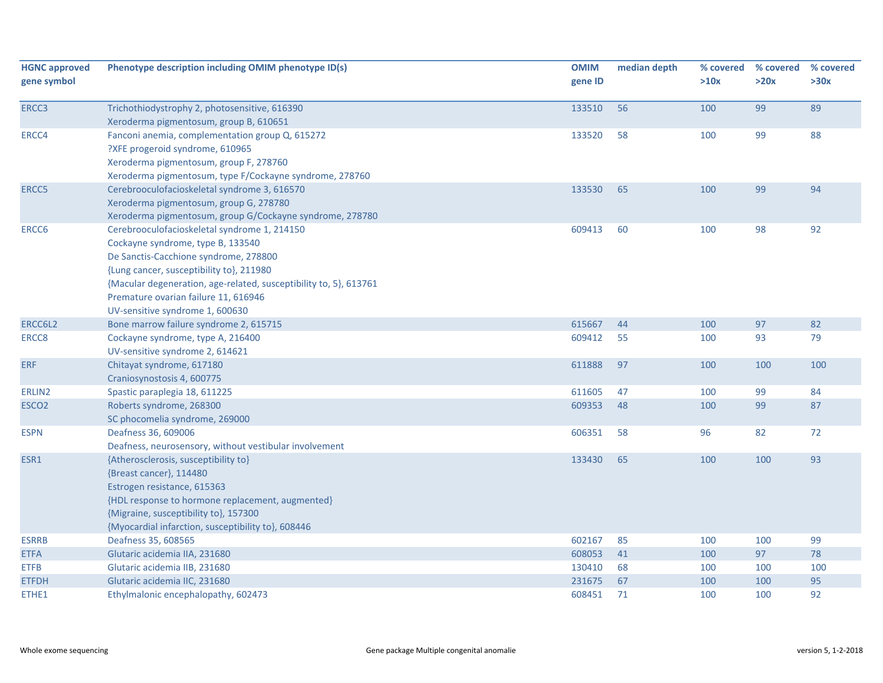| HGNC approved gene symbol | Phenotype description including OMIM phenotype ID(s) | OMIM gene ID | median depth | % covered >10x | % covered >20x | % covered >30x |
|---|---|---|---|---|---|---|
| ERCC3 | Trichothiodystrophy 2, photosensitive, 616390<br>Xeroderma pigmentosum, group B, 610651 | 133510 | 56 | 100 | 99 | 89 |
| ERCC4 | Fanconi anemia, complementation group Q, 615272<br>?XFE progeroid syndrome, 610965<br>Xeroderma pigmentosum, group F, 278760<br>Xeroderma pigmentosum, type F/Cockayne syndrome, 278760 | 133520 | 58 | 100 | 99 | 88 |
| ERCC5 | Cerebrooculofacioskeletal syndrome 3, 616570<br>Xeroderma pigmentosum, group G, 278780<br>Xeroderma pigmentosum, group G/Cockayne syndrome, 278780 | 133530 | 65 | 100 | 99 | 94 |
| ERCC6 | Cerebrooculofacioskeletal syndrome 1, 214150<br>Cockayne syndrome, type B, 133540<br>De Sanctis-Cacchione syndrome, 278800<br>{Lung cancer, susceptibility to}, 211980<br>{Macular degeneration, age-related, susceptibility to, 5}, 613761<br>Premature ovarian failure 11, 616946<br>UV-sensitive syndrome 1, 600630 | 609413 | 60 | 100 | 98 | 92 |
| ERCC6L2 | Bone marrow failure syndrome 2, 615715 | 615667 | 44 | 100 | 97 | 82 |
| ERCC8 | Cockayne syndrome, type A, 216400<br>UV-sensitive syndrome 2, 614621 | 609412 | 55 | 100 | 93 | 79 |
| ERF | Chitayat syndrome, 617180<br>Craniosynostosis 4, 600775 | 611888 | 97 | 100 | 100 | 100 |
| ERLIN2 | Spastic paraplegia 18, 611225 | 611605 | 47 | 100 | 99 | 84 |
| ESCO2 | Roberts syndrome, 268300<br>SC phocomelia syndrome, 269000 | 609353 | 48 | 100 | 99 | 87 |
| ESPN | Deafness 36, 609006<br>Deafness, neurosensory, without vestibular involvement | 606351 | 58 | 96 | 82 | 72 |
| ESR1 | {Atherosclerosis, susceptibility to}<br>{Breast cancer}, 114480<br>Estrogen resistance, 615363<br>{HDL response to hormone replacement, augmented}<br>{Migraine, susceptibility to}, 157300<br>{Myocardial infarction, susceptibility to}, 608446 | 133430 | 65 | 100 | 100 | 93 |
| ESRRB | Deafness 35, 608565 | 602167 | 85 | 100 | 100 | 99 |
| ETFA | Glutaric acidemia IIA, 231680 | 608053 | 41 | 100 | 97 | 78 |
| ETFB | Glutaric acidemia IIB, 231680 | 130410 | 68 | 100 | 100 | 100 |
| ETFDH | Glutaric acidemia IIC, 231680 | 231675 | 67 | 100 | 100 | 95 |
| ETHE1 | Ethylmalonic encephalopathy, 602473 | 608451 | 71 | 100 | 100 | 92 |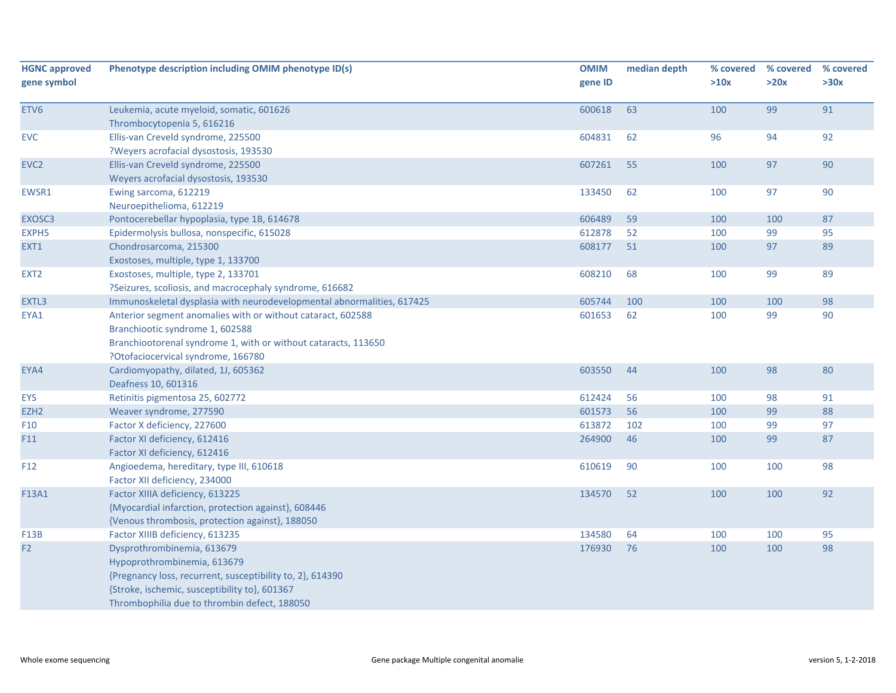| HGNC approved gene symbol | Phenotype description including OMIM phenotype ID(s) | OMIM gene ID | median depth | % covered >10x | % covered >20x | % covered >30x |
|---|---|---|---|---|---|---|
| ETV6 | Leukemia, acute myeloid, somatic, 601626<br>Thrombocytopenia 5, 616216 | 600618 | 63 | 100 | 99 | 91 |
| EVC | Ellis-van Creveld syndrome, 225500<br>?Weyers acrofacial dysostosis, 193530 | 604831 | 62 | 96 | 94 | 92 |
| EVC2 | Ellis-van Creveld syndrome, 225500<br>Weyers acrofacial dysostosis, 193530 | 607261 | 55 | 100 | 97 | 90 |
| EWSR1 | Ewing sarcoma, 612219<br>Neuroepithelioma, 612219 | 133450 | 62 | 100 | 97 | 90 |
| EXOSC3 | Pontocerebellar hypoplasia, type 1B, 614678 | 606489 | 59 | 100 | 100 | 87 |
| EXPH5 | Epidermolysis bullosa, nonspecific, 615028 | 612878 | 52 | 100 | 99 | 95 |
| EXT1 | Chondrosarcoma, 215300<br>Exostoses, multiple, type 1, 133700 | 608177 | 51 | 100 | 97 | 89 |
| EXT2 | Exostoses, multiple, type 2, 133701<br>?Seizures, scoliosis, and macrocephaly syndrome, 616682 | 608210 | 68 | 100 | 99 | 89 |
| EXTL3 | Immunoskeletal dysplasia with neurodevelopmental abnormalities, 617425 | 605744 | 100 | 100 | 100 | 98 |
| EYA1 | Anterior segment anomalies with or without cataract, 602588<br>Branchiootic syndrome 1, 602588<br>Branchiootorenal syndrome 1, with or without cataracts, 113650<br>?Otofaciocervical syndrome, 166780 | 601653 | 62 | 100 | 99 | 90 |
| EYA4 | Cardiomyopathy, dilated, 1J, 605362<br>Deafness 10, 601316 | 603550 | 44 | 100 | 98 | 80 |
| EYS | Retinitis pigmentosa 25, 602772 | 612424 | 56 | 100 | 98 | 91 |
| EZH2 | Weaver syndrome, 277590 | 601573 | 56 | 100 | 99 | 88 |
| F10 | Factor X deficiency, 227600 | 613872 | 102 | 100 | 99 | 97 |
| F11 | Factor XI deficiency, 612416<br>Factor XI deficiency, 612416 | 264900 | 46 | 100 | 99 | 87 |
| F12 | Angioedema, hereditary, type III, 610618<br>Factor XII deficiency, 234000 | 610619 | 90 | 100 | 100 | 98 |
| F13A1 | Factor XIIIA deficiency, 613225<br>{Myocardial infarction, protection against}, 608446<br>{Venous thrombosis, protection against}, 188050 | 134570 | 52 | 100 | 100 | 92 |
| F13B | Factor XIIIB deficiency, 613235 | 134580 | 64 | 100 | 100 | 95 |
| F2 | Dysprothrombinemia, 613679<br>Hypoprothrombinemia, 613679<br>{Pregnancy loss, recurrent, susceptibility to, 2}, 614390<br>{Stroke, ischemic, susceptibility to}, 601367<br>Thrombophilia due to thrombin defect, 188050 | 176930 | 76 | 100 | 100 | 98 |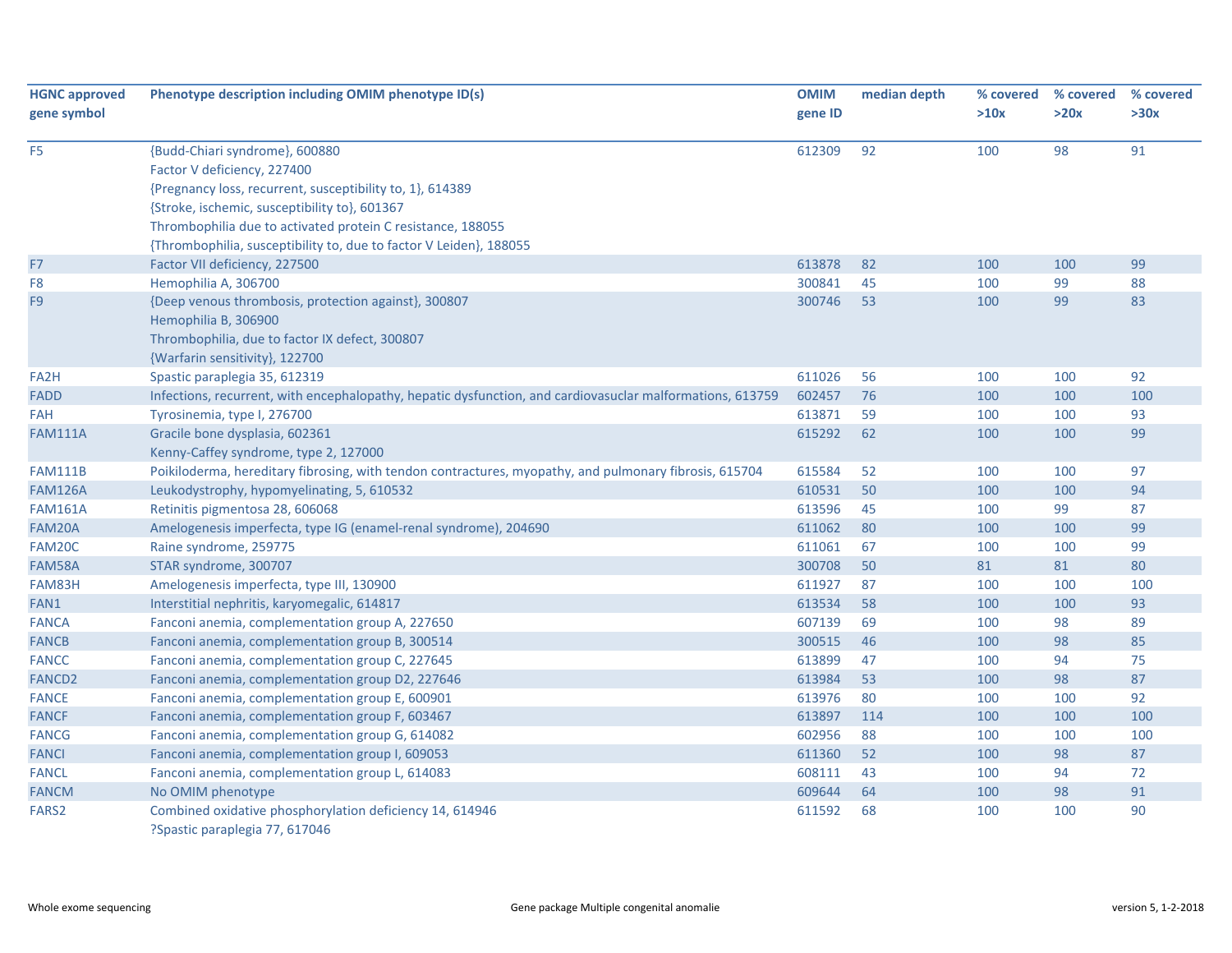| HGNC approved gene symbol | Phenotype description including OMIM phenotype ID(s) | OMIM gene ID | median depth | % covered >10x | % covered >20x | % covered >30x |
|---|---|---|---|---|---|---|
| F5 | {Budd-Chiari syndrome}, 600880<br>Factor V deficiency, 227400<br>{Pregnancy loss, recurrent, susceptibility to, 1}, 614389<br>{Stroke, ischemic, susceptibility to}, 601367<br>Thrombophilia due to activated protein C resistance, 188055<br>{Thrombophilia, susceptibility to, due to factor V Leiden}, 188055 | 612309 | 92 | 100 | 98 | 91 |
| F7 | Factor VII deficiency, 227500 | 613878 | 82 | 100 | 100 | 99 |
| F8 | Hemophilia A, 306700 | 300841 | 45 | 100 | 99 | 88 |
| F9 | {Deep venous thrombosis, protection against}, 300807<br>Hemophilia B, 306900<br>Thrombophilia, due to factor IX defect, 300807<br>{Warfarin sensitivity}, 122700 | 300746 | 53 | 100 | 99 | 83 |
| FA2H | Spastic paraplegia 35, 612319 | 611026 | 56 | 100 | 100 | 92 |
| FADD | Infections, recurrent, with encephalopathy, hepatic dysfunction, and cardiovasuclar malformations, 613759 | 602457 | 76 | 100 | 100 | 100 |
| FAH | Tyrosinemia, type I, 276700 | 613871 | 59 | 100 | 100 | 93 |
| FAM111A | Gracile bone dysplasia, 602361<br>Kenny-Caffey syndrome, type 2, 127000 | 615292 | 62 | 100 | 100 | 99 |
| FAM111B | Poikiloderma, hereditary fibrosing, with tendon contractures, myopathy, and pulmonary fibrosis, 615704 | 615584 | 52 | 100 | 100 | 97 |
| FAM126A | Leukodystrophy, hypomyelinating, 5, 610532 | 610531 | 50 | 100 | 100 | 94 |
| FAM161A | Retinitis pigmentosa 28, 606068 | 613596 | 45 | 100 | 99 | 87 |
| FAM20A | Amelogenesis imperfecta, type IG (enamel-renal syndrome), 204690 | 611062 | 80 | 100 | 100 | 99 |
| FAM20C | Raine syndrome, 259775 | 611061 | 67 | 100 | 100 | 99 |
| FAM58A | STAR syndrome, 300707 | 300708 | 50 | 81 | 81 | 80 |
| FAM83H | Amelogenesis imperfecta, type III, 130900 | 611927 | 87 | 100 | 100 | 100 |
| FAN1 | Interstitial nephritis, karyomegalic, 614817 | 613534 | 58 | 100 | 100 | 93 |
| FANCA | Fanconi anemia, complementation group A, 227650 | 607139 | 69 | 100 | 98 | 89 |
| FANCB | Fanconi anemia, complementation group B, 300514 | 300515 | 46 | 100 | 98 | 85 |
| FANCC | Fanconi anemia, complementation group C, 227645 | 613899 | 47 | 100 | 94 | 75 |
| FANCD2 | Fanconi anemia, complementation group D2, 227646 | 613984 | 53 | 100 | 98 | 87 |
| FANCE | Fanconi anemia, complementation group E, 600901 | 613976 | 80 | 100 | 100 | 92 |
| FANCF | Fanconi anemia, complementation group F, 603467 | 613897 | 114 | 100 | 100 | 100 |
| FANCG | Fanconi anemia, complementation group G, 614082 | 602956 | 88 | 100 | 100 | 100 |
| FANCI | Fanconi anemia, complementation group I, 609053 | 611360 | 52 | 100 | 98 | 87 |
| FANCL | Fanconi anemia, complementation group L, 614083 | 608111 | 43 | 100 | 94 | 72 |
| FANCM | No OMIM phenotype | 609644 | 64 | 100 | 98 | 91 |
| FARS2 | Combined oxidative phosphorylation deficiency 14, 614946<br>?Spastic paraplegia 77, 617046 | 611592 | 68 | 100 | 100 | 90 |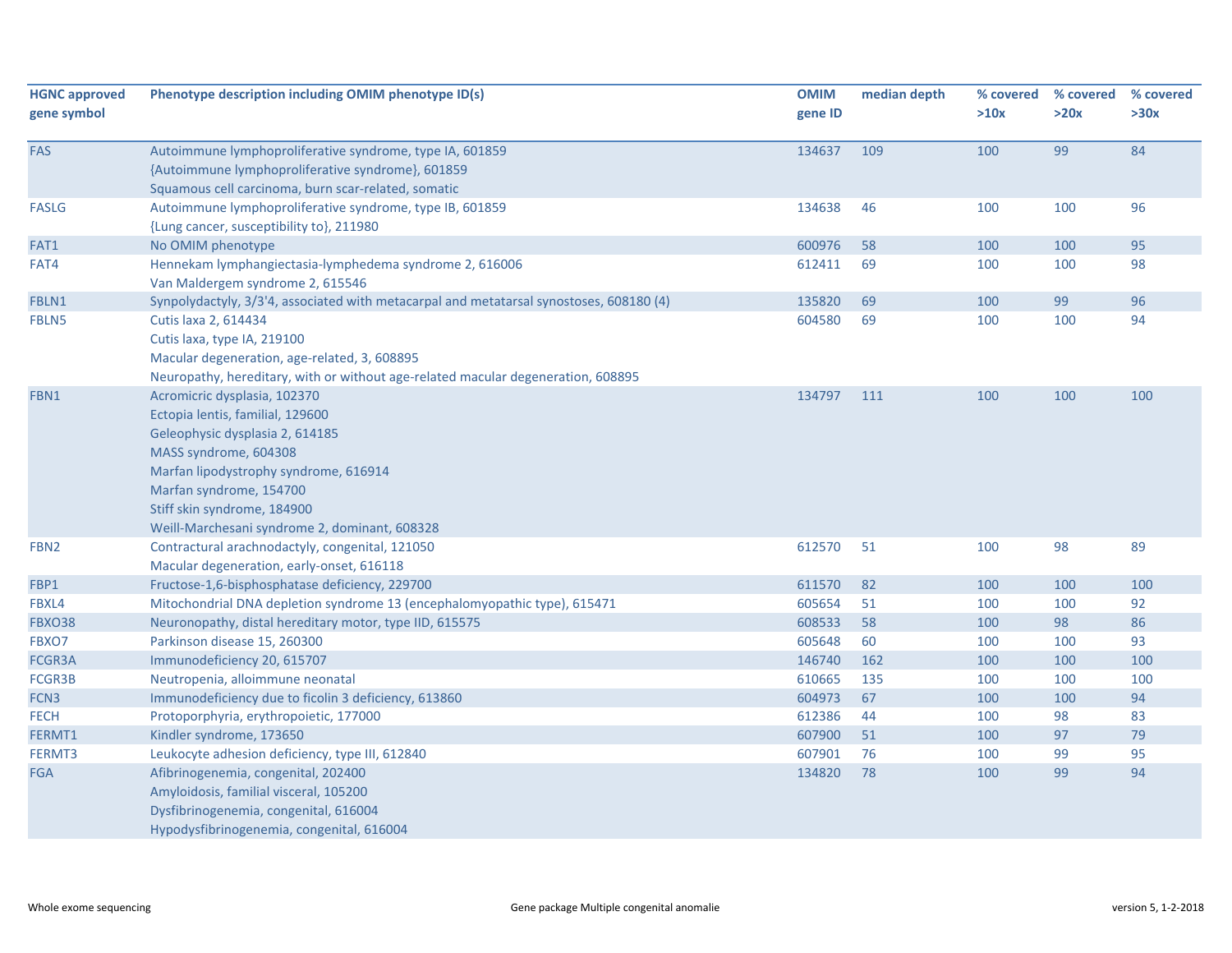| HGNC approved gene symbol | Phenotype description including OMIM phenotype ID(s) | OMIM gene ID | median depth | % covered >10x | % covered >20x | % covered >30x |
|---|---|---|---|---|---|---|
| FAS | Autoimmune lymphoproliferative syndrome, type IA, 601859<br>{Autoimmune lymphoproliferative syndrome}, 601859<br>Squamous cell carcinoma, burn scar-related, somatic | 134637 | 109 | 100 | 99 | 84 |
| FASLG | Autoimmune lymphoproliferative syndrome, type IB, 601859<br>{Lung cancer, susceptibility to}, 211980 | 134638 | 46 | 100 | 100 | 96 |
| FAT1 | No OMIM phenotype | 600976 | 58 | 100 | 100 | 95 |
| FAT4 | Hennekam lymphangiectasia-lymphedema syndrome 2, 616006<br>Van Maldergem syndrome 2, 615546 | 612411 | 69 | 100 | 100 | 98 |
| FBLN1 | Synpolydactyly, 3/3'4, associated with metacarpal and metatarsal synostoses, 608180 (4) | 135820 | 69 | 100 | 99 | 96 |
| FBLN5 | Cutis laxa 2, 614434<br>Cutis laxa, type IA, 219100<br>Macular degeneration, age-related, 3, 608895<br>Neuropathy, hereditary, with or without age-related macular degeneration, 608895 | 604580 | 69 | 100 | 100 | 94 |
| FBN1 | Acromicric dysplasia, 102370<br>Ectopia lentis, familial, 129600<br>Geleophysic dysplasia 2, 614185<br>MASS syndrome, 604308<br>Marfan lipodystrophy syndrome, 616914<br>Marfan syndrome, 154700<br>Stiff skin syndrome, 184900<br>Weill-Marchesani syndrome 2, dominant, 608328 | 134797 | 111 | 100 | 100 | 100 |
| FBN2 | Contractural arachnodactyly, congenital, 121050<br>Macular degeneration, early-onset, 616118 | 612570 | 51 | 100 | 98 | 89 |
| FBP1 | Fructose-1,6-bisphosphatase deficiency, 229700 | 611570 | 82 | 100 | 100 | 100 |
| FBXL4 | Mitochondrial DNA depletion syndrome 13 (encephalomyopathic type), 615471 | 605654 | 51 | 100 | 100 | 92 |
| FBXO38 | Neuronopathy, distal hereditary motor, type IID, 615575 | 608533 | 58 | 100 | 98 | 86 |
| FBXO7 | Parkinson disease 15, 260300 | 605648 | 60 | 100 | 100 | 93 |
| FCGR3A | Immunodeficiency 20, 615707 | 146740 | 162 | 100 | 100 | 100 |
| FCGR3B | Neutropenia, alloimmune neonatal | 610665 | 135 | 100 | 100 | 100 |
| FCN3 | Immunodeficiency due to ficolin 3 deficiency, 613860 | 604973 | 67 | 100 | 100 | 94 |
| FECH | Protoporphyria, erythropoietic, 177000 | 612386 | 44 | 100 | 98 | 83 |
| FERMT1 | Kindler syndrome, 173650 | 607900 | 51 | 100 | 97 | 79 |
| FERMT3 | Leukocyte adhesion deficiency, type III, 612840 | 607901 | 76 | 100 | 99 | 95 |
| FGA | Afibrinogenemia, congenital, 202400<br>Amyloidosis, familial visceral, 105200<br>Dysfibrinogenemia, congenital, 616004<br>Hypodysfibrinogenemia, congenital, 616004 | 134820 | 78 | 100 | 99 | 94 |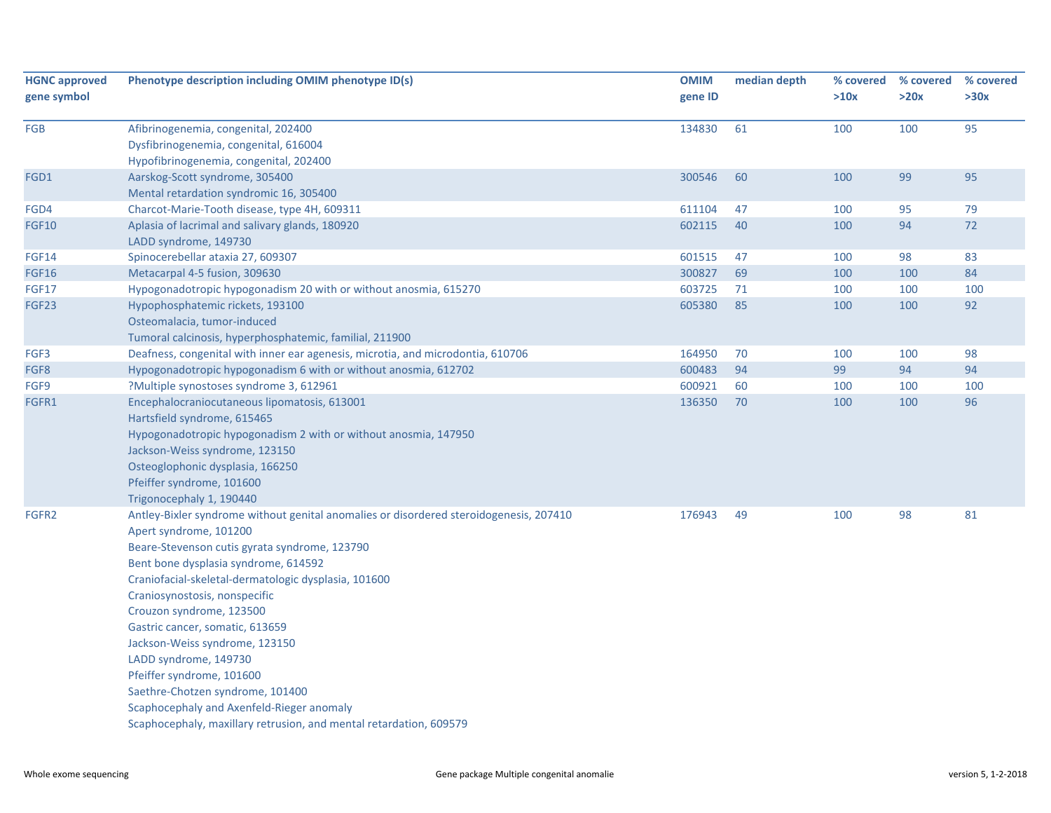| HGNC approved gene symbol | Phenotype description including OMIM phenotype ID(s) | OMIM gene ID | median depth | % covered >10x | % covered >20x | % covered >30x |
|---|---|---|---|---|---|---|
| FGB | Afibrinogenemia, congenital, 202400<br>Dysfibrinogenemia, congenital, 616004<br>Hypofibrinogenemia, congenital, 202400 | 134830 | 61 | 100 | 100 | 95 |
| FGD1 | Aarskog-Scott syndrome, 305400<br>Mental retardation syndromic 16, 305400 | 300546 | 60 | 100 | 99 | 95 |
| FGD4 | Charcot-Marie-Tooth disease, type 4H, 609311 | 611104 | 47 | 100 | 95 | 79 |
| FGF10 | Aplasia of lacrimal and salivary glands, 180920<br>LADD syndrome, 149730 | 602115 | 40 | 100 | 94 | 72 |
| FGF14 | Spinocerebellar ataxia 27, 609307 | 601515 | 47 | 100 | 98 | 83 |
| FGF16 | Metacarpal 4-5 fusion, 309630 | 300827 | 69 | 100 | 100 | 84 |
| FGF17 | Hypogonadotropic hypogonadism 20 with or without anosmia, 615270 | 603725 | 71 | 100 | 100 | 100 |
| FGF23 | Hypophosphatemic rickets, 193100<br>Osteomalacia, tumor-induced<br>Tumoral calcinosis, hyperphosphatemic, familial, 211900 | 605380 | 85 | 100 | 100 | 92 |
| FGF3 | Deafness, congenital with inner ear agenesis, microtia, and microdontia, 610706 | 164950 | 70 | 100 | 100 | 98 |
| FGF8 | Hypogonadotropic hypogonadism 6 with or without anosmia, 612702 | 600483 | 94 | 99 | 94 | 94 |
| FGF9 | ?Multiple synostoses syndrome 3, 612961 | 600921 | 60 | 100 | 100 | 100 |
| FGFR1 | Encephalocraniocutaneous lipomatosis, 613001<br>Hartsfield syndrome, 615465<br>Hypogonadotropic hypogonadism 2 with or without anosmia, 147950<br>Jackson-Weiss syndrome, 123150<br>Osteoglophonic dysplasia, 166250<br>Pfeiffer syndrome, 101600<br>Trigonocephaly 1, 190440 | 136350 | 70 | 100 | 100 | 96 |
| FGFR2 | Antley-Bixler syndrome without genital anomalies or disordered steroidogenesis, 207410<br>Apert syndrome, 101200<br>Beare-Stevenson cutis gyrata syndrome, 123790<br>Bent bone dysplasia syndrome, 614592<br>Craniofacial-skeletal-dermatologic dysplasia, 101600<br>Craniosynostosis, nonspecific<br>Crouzon syndrome, 123500<br>Gastric cancer, somatic, 613659<br>Jackson-Weiss syndrome, 123150<br>LADD syndrome, 149730<br>Pfeiffer syndrome, 101600<br>Saethre-Chotzen syndrome, 101400<br>Scaphocephaly and Axenfeld-Rieger anomaly<br>Scaphocephaly, maxillary retrusion, and mental retardation, 609579 | 176943 | 49 | 100 | 98 | 81 |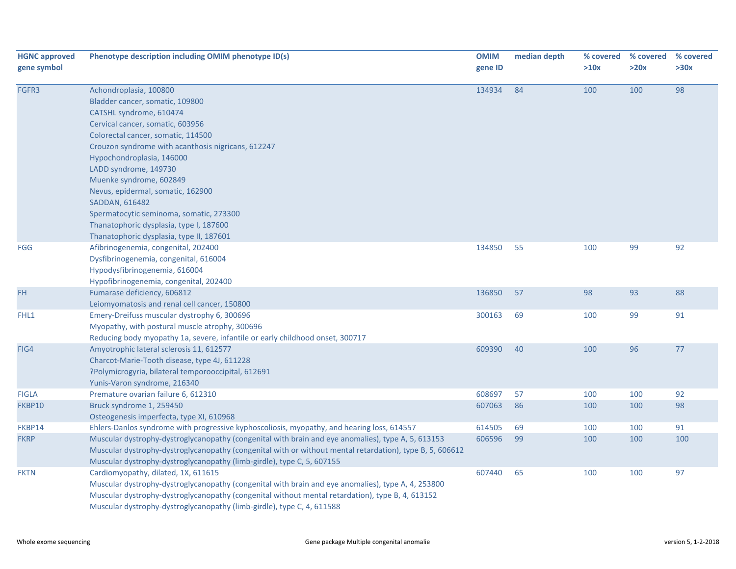| HGNC approved gene symbol | Phenotype description including OMIM phenotype ID(s) | OMIM gene ID | median depth | % covered >10x | % covered >20x | % covered >30x |
|---|---|---|---|---|---|---|
| FGFR3 | Achondroplasia, 100800<br>Bladder cancer, somatic, 109800<br>CATSHL syndrome, 610474<br>Cervical cancer, somatic, 603956<br>Colorectal cancer, somatic, 114500<br>Crouzon syndrome with acanthosis nigricans, 612247<br>Hypochondroplasia, 146000<br>LADD syndrome, 149730<br>Muenke syndrome, 602849<br>Nevus, epidermal, somatic, 162900<br>SADDAN, 616482<br>Spermatocytic seminoma, somatic, 273300<br>Thanatophoric dysplasia, type I, 187600<br>Thanatophoric dysplasia, type II, 187601 | 134934 | 84 | 100 | 100 | 98 |
| FGG | Afibrinogenemia, congenital, 202400<br>Dysfibrinogenemia, congenital, 616004<br>Hypodysfibrinogenemia, 616004<br>Hypofibrinogenemia, congenital, 202400 | 134850 | 55 | 100 | 99 | 92 |
| FH | Fumarase deficiency, 606812<br>Leiomyomatosis and renal cell cancer, 150800 | 136850 | 57 | 98 | 93 | 88 |
| FHL1 | Emery-Dreifuss muscular dystrophy 6, 300696<br>Myopathy, with postural muscle atrophy, 300696<br>Reducing body myopathy 1a, severe, infantile or early childhood onset, 300717 | 300163 | 69 | 100 | 99 | 91 |
| FIG4 | Amyotrophic lateral sclerosis 11, 612577<br>Charcot-Marie-Tooth disease, type 4J, 611228<br>?Polymicrogyria, bilateral temporooccipital, 612691<br>Yunis-Varon syndrome, 216340 | 609390 | 40 | 100 | 96 | 77 |
| FIGLA | Premature ovarian failure 6, 612310 | 608697 | 57 | 100 | 100 | 92 |
| FKBP10 | Bruck syndrome 1, 259450<br>Osteogenesis imperfecta, type XI, 610968 | 607063 | 86 | 100 | 100 | 98 |
| FKBP14 | Ehlers-Danlos syndrome with progressive kyphoscoliosis, myopathy, and hearing loss, 614557 | 614505 | 69 | 100 | 100 | 91 |
| FKRP | Muscular dystrophy-dystroglycanopathy (congenital with brain and eye anomalies), type A, 5, 613153<br>Muscular dystrophy-dystroglycanopathy (congenital with or without mental retardation), type B, 5, 606612<br>Muscular dystrophy-dystroglycanopathy (limb-girdle), type C, 5, 607155 | 606596 | 99 | 100 | 100 | 100 |
| FKTN | Cardiomyopathy, dilated, 1X, 611615<br>Muscular dystrophy-dystroglycanopathy (congenital with brain and eye anomalies), type A, 4, 253800<br>Muscular dystrophy-dystroglycanopathy (congenital without mental retardation), type B, 4, 613152<br>Muscular dystrophy-dystroglycanopathy (limb-girdle), type C, 4, 611588 | 607440 | 65 | 100 | 100 | 97 |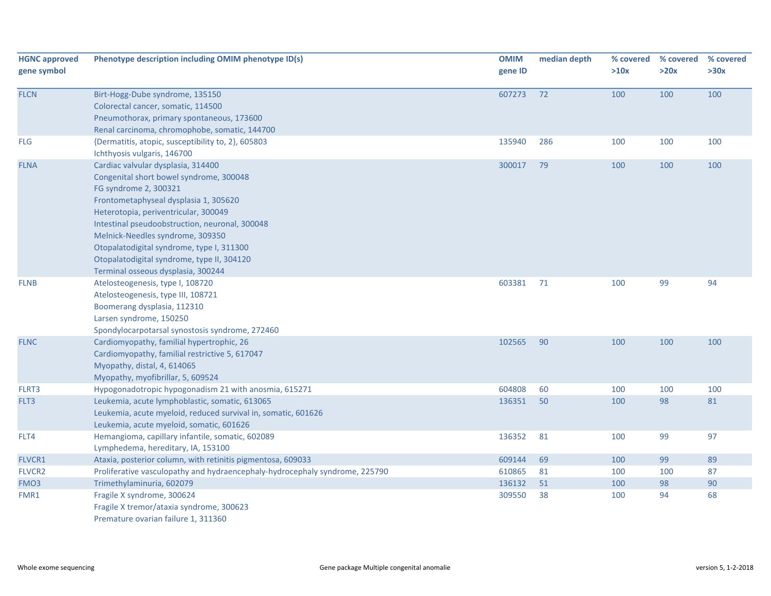| HGNC approved gene symbol | Phenotype description including OMIM phenotype ID(s) | OMIM gene ID | median depth | % covered >10x | % covered >20x | % covered >30x |
|---|---|---|---|---|---|---|
| FLCN | Birt-Hogg-Dube syndrome, 135150<br>Colorectal cancer, somatic, 114500<br>Pneumothorax, primary spontaneous, 173600<br>Renal carcinoma, chromophobe, somatic, 144700 | 607273 | 72 | 100 | 100 | 100 |
| FLG | {Dermatitis, atopic, susceptibility to, 2}, 605803<br>Ichthyosis vulgaris, 146700 | 135940 | 286 | 100 | 100 | 100 |
| FLNA | Cardiac valvular dysplasia, 314400<br>Congenital short bowel syndrome, 300048<br>FG syndrome 2, 300321<br>Frontometaphyseal dysplasia 1, 305620<br>Heterotopia, periventricular, 300049<br>Intestinal pseudoobstruction, neuronal, 300048<br>Melnick-Needles syndrome, 309350<br>Otopalatodigital syndrome, type I, 311300<br>Otopalatodigital syndrome, type II, 304120<br>Terminal osseous dysplasia, 300244 | 300017 | 79 | 100 | 100 | 100 |
| FLNB | Atelosteogenesis, type I, 108720<br>Atelosteogenesis, type III, 108721<br>Boomerang dysplasia, 112310<br>Larsen syndrome, 150250<br>Spondylocarpotarsal synostosis syndrome, 272460 | 603381 | 71 | 100 | 99 | 94 |
| FLNC | Cardiomyopathy, familial hypertrophic, 26<br>Cardiomyopathy, familial restrictive 5, 617047<br>Myopathy, distal, 4, 614065<br>Myopathy, myofibrillar, 5, 609524 | 102565 | 90 | 100 | 100 | 100 |
| FLRT3 | Hypogonadotropic hypogonadism 21 with anosmia, 615271 | 604808 | 60 | 100 | 100 | 100 |
| FLT3 | Leukemia, acute lymphoblastic, somatic, 613065<br>Leukemia, acute myeloid, reduced survival in, somatic, 601626<br>Leukemia, acute myeloid, somatic, 601626 | 136351 | 50 | 100 | 98 | 81 |
| FLT4 | Hemangioma, capillary infantile, somatic, 602089<br>Lymphedema, hereditary, IA, 153100 | 136352 | 81 | 100 | 99 | 97 |
| FLVCR1 | Ataxia, posterior column, with retinitis pigmentosa, 609033 | 609144 | 69 | 100 | 99 | 89 |
| FLVCR2 | Proliferative vasculopathy and hydraencephaly-hydrocephaly syndrome, 225790 | 610865 | 81 | 100 | 100 | 87 |
| FMO3 | Trimethylaminuria, 602079 | 136132 | 51 | 100 | 98 | 90 |
| FMR1 | Fragile X syndrome, 300624<br>Fragile X tremor/ataxia syndrome, 300623<br>Premature ovarian failure 1, 311360 | 309550 | 38 | 100 | 94 | 68 |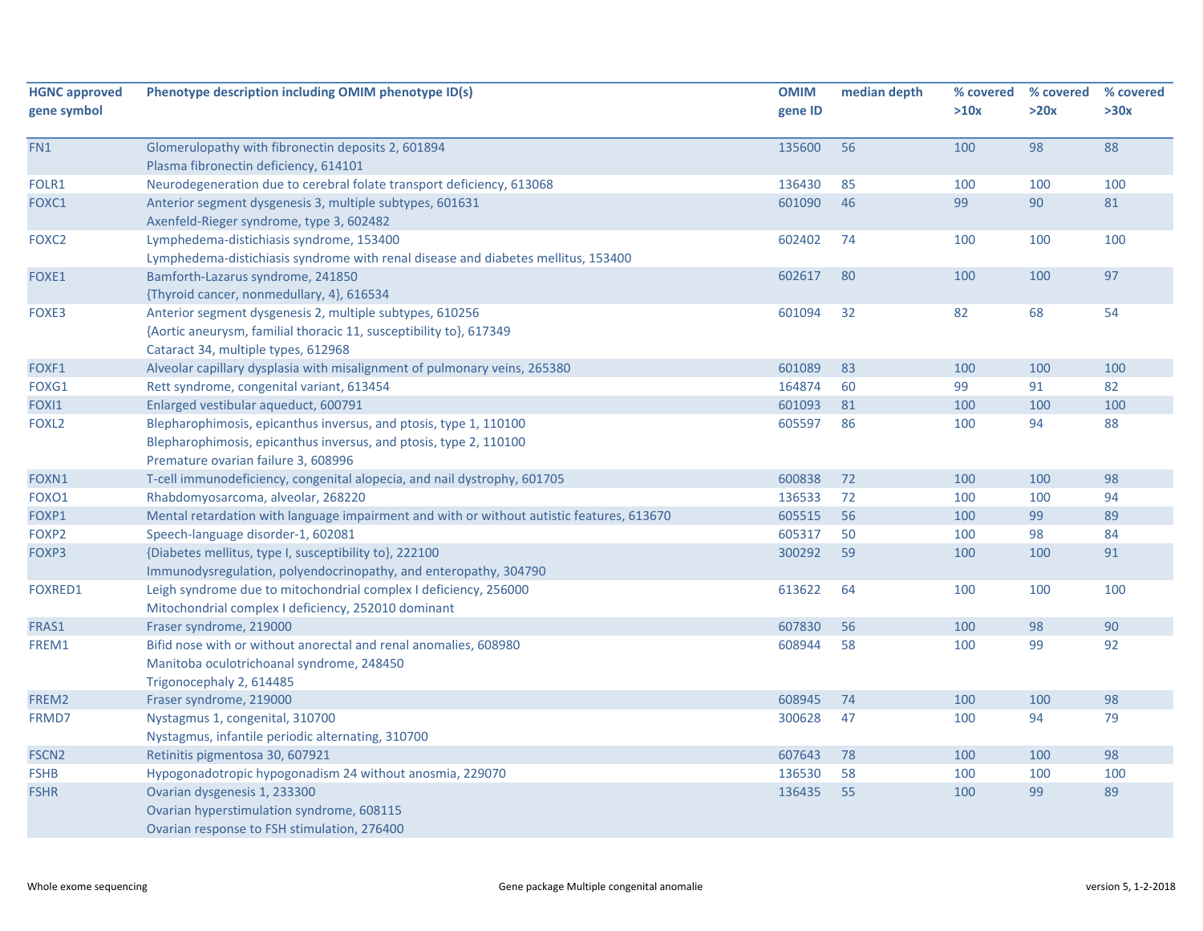| HGNC approved gene symbol | Phenotype description including OMIM phenotype ID(s) | OMIM gene ID | median depth | % covered >10x | % covered >20x | % covered >30x |
|---|---|---|---|---|---|---|
| FN1 | Glomerulopathy with fibronectin deposits 2, 601894<br>Plasma fibronectin deficiency, 614101 | 135600 | 56 | 100 | 98 | 88 |
| FOLR1 | Neurodegeneration due to cerebral folate transport deficiency, 613068 | 136430 | 85 | 100 | 100 | 100 |
| FOXC1 | Anterior segment dysgenesis 3, multiple subtypes, 601631<br>Axenfeld-Rieger syndrome, type 3, 602482 | 601090 | 46 | 99 | 90 | 81 |
| FOXC2 | Lymphedema-distichiasis syndrome, 153400<br>Lymphedema-distichiasis syndrome with renal disease and diabetes mellitus, 153400 | 602402 | 74 | 100 | 100 | 100 |
| FOXE1 | Bamforth-Lazarus syndrome, 241850<br>{Thyroid cancer, nonmedullary, 4}, 616534 | 602617 | 80 | 100 | 100 | 97 |
| FOXE3 | Anterior segment dysgenesis 2, multiple subtypes, 610256<br>{Aortic aneurysm, familial thoracic 11, susceptibility to}, 617349<br>Cataract 34, multiple types, 612968 | 601094 | 32 | 82 | 68 | 54 |
| FOXF1 | Alveolar capillary dysplasia with misalignment of pulmonary veins, 265380 | 601089 | 83 | 100 | 100 | 100 |
| FOXG1 | Rett syndrome, congenital variant, 613454 | 164874 | 60 | 99 | 91 | 82 |
| FOXI1 | Enlarged vestibular aqueduct, 600791 | 601093 | 81 | 100 | 100 | 100 |
| FOXL2 | Blepharophimosis, epicanthus inversus, and ptosis, type 1, 110100<br>Blepharophimosis, epicanthus inversus, and ptosis, type 2, 110100<br>Premature ovarian failure 3, 608996 | 605597 | 86 | 100 | 94 | 88 |
| FOXN1 | T-cell immunodeficiency, congenital alopecia, and nail dystrophy, 601705 | 600838 | 72 | 100 | 100 | 98 |
| FOXO1 | Rhabdomyosarcoma, alveolar, 268220 | 136533 | 72 | 100 | 100 | 94 |
| FOXP1 | Mental retardation with language impairment and with or without autistic features, 613670 | 605515 | 56 | 100 | 99 | 89 |
| FOXP2 | Speech-language disorder-1, 602081 | 605317 | 50 | 100 | 98 | 84 |
| FOXP3 | {Diabetes mellitus, type I, susceptibility to}, 222100<br>Immunodysregulation, polyendocrinopathy, and enteropathy, 304790 | 300292 | 59 | 100 | 100 | 91 |
| FOXRED1 | Leigh syndrome due to mitochondrial complex I deficiency, 256000<br>Mitochondrial complex I deficiency, 252010 dominant | 613622 | 64 | 100 | 100 | 100 |
| FRAS1 | Fraser syndrome, 219000 | 607830 | 56 | 100 | 98 | 90 |
| FREM1 | Bifid nose with or without anorectal and renal anomalies, 608980<br>Manitoba oculotrichoanal syndrome, 248450<br>Trigonocephaly 2, 614485 | 608944 | 58 | 100 | 99 | 92 |
| FREM2 | Fraser syndrome, 219000 | 608945 | 74 | 100 | 100 | 98 |
| FRMD7 | Nystagmus 1, congenital, 310700<br>Nystagmus, infantile periodic alternating, 310700 | 300628 | 47 | 100 | 94 | 79 |
| FSCN2 | Retinitis pigmentosa 30, 607921 | 607643 | 78 | 100 | 100 | 98 |
| FSHB | Hypogonadotropic hypogonadism 24 without anosmia, 229070 | 136530 | 58 | 100 | 100 | 100 |
| FSHR | Ovarian dysgenesis 1, 233300<br>Ovarian hyperstimulation syndrome, 608115<br>Ovarian response to FSH stimulation, 276400 | 136435 | 55 | 100 | 99 | 89 |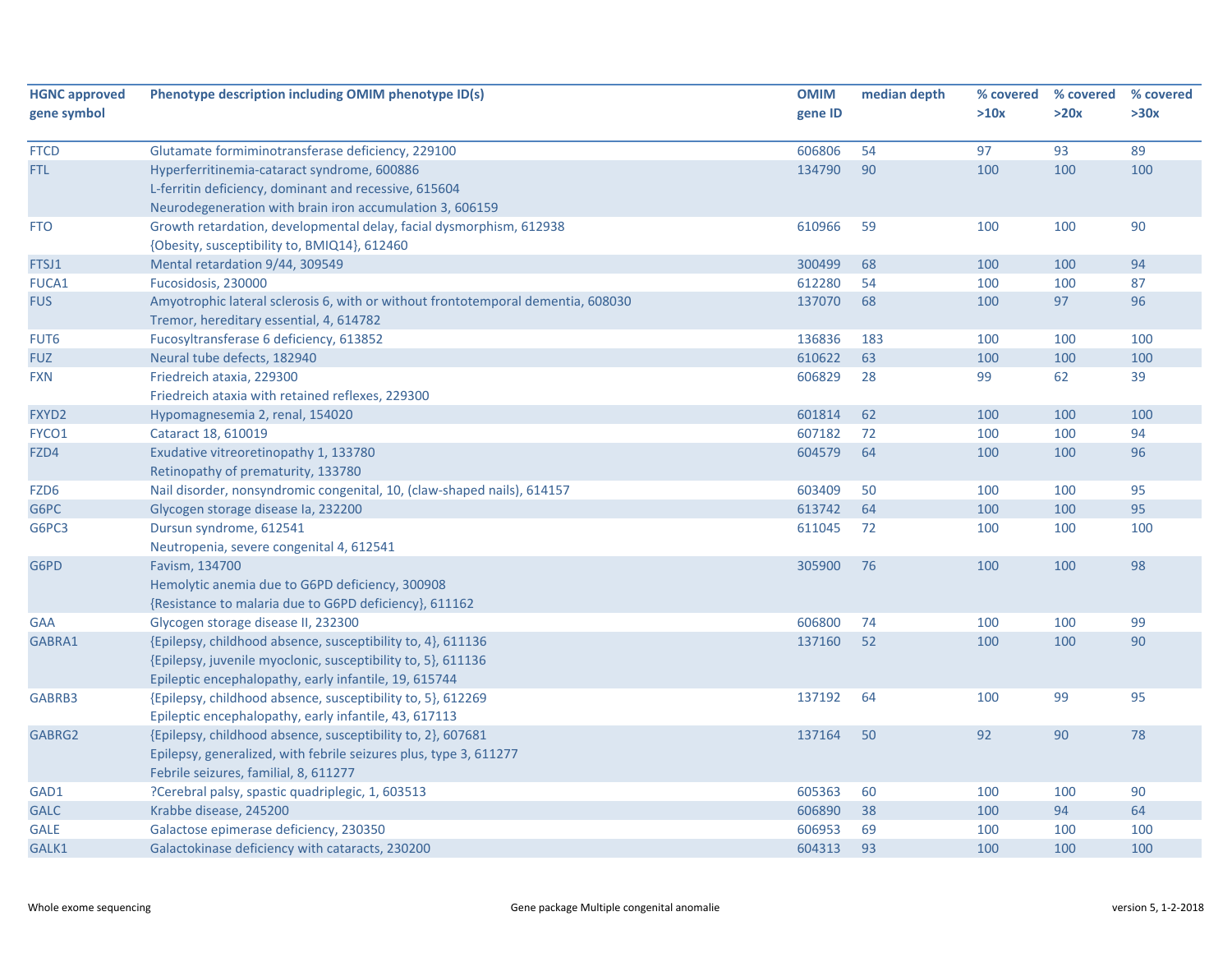| HGNC approved gene symbol | Phenotype description including OMIM phenotype ID(s) | OMIM gene ID | median depth | % covered >10x | % covered >20x | % covered >30x |
|---|---|---|---|---|---|---|
| FTCD | Glutamate formiminotransferase deficiency, 229100 | 606806 | 54 | 97 | 93 | 89 |
| FTL | Hyperferritinemia-cataract syndrome, 600886<br>L-ferritin deficiency, dominant and recessive, 615604<br>Neurodegeneration with brain iron accumulation 3, 606159 | 134790 | 90 | 100 | 100 | 100 |
| FTO | Growth retardation, developmental delay, facial dysmorphism, 612938<br>{Obesity, susceptibility to, BMIQ14}, 612460 | 610966 | 59 | 100 | 100 | 90 |
| FTSJ1 | Mental retardation 9/44, 309549 | 300499 | 68 | 100 | 100 | 94 |
| FUCA1 | Fucosidosis, 230000 | 612280 | 54 | 100 | 100 | 87 |
| FUS | Amyotrophic lateral sclerosis 6, with or without frontotemporal dementia, 608030<br>Tremor, hereditary essential, 4, 614782 | 137070 | 68 | 100 | 97 | 96 |
| FUT6 | Fucosyltransferase 6 deficiency, 613852 | 136836 | 183 | 100 | 100 | 100 |
| FUZ | Neural tube defects, 182940 | 610622 | 63 | 100 | 100 | 100 |
| FXN | Friedreich ataxia, 229300<br>Friedreich ataxia with retained reflexes, 229300 | 606829 | 28 | 99 | 62 | 39 |
| FXYD2 | Hypomagnesemia 2, renal, 154020 | 601814 | 62 | 100 | 100 | 100 |
| FYCO1 | Cataract 18, 610019 | 607182 | 72 | 100 | 100 | 94 |
| FZD4 | Exudative vitreoretinopathy 1, 133780<br>Retinopathy of prematurity, 133780 | 604579 | 64 | 100 | 100 | 96 |
| FZD6 | Nail disorder, nonsyndromic congenital, 10, (claw-shaped nails), 614157 | 603409 | 50 | 100 | 100 | 95 |
| G6PC | Glycogen storage disease Ia, 232200 | 613742 | 64 | 100 | 100 | 95 |
| G6PC3 | Dursun syndrome, 612541<br>Neutropenia, severe congenital 4, 612541 | 611045 | 72 | 100 | 100 | 100 |
| G6PD | Favism, 134700<br>Hemolytic anemia due to G6PD deficiency, 300908<br>{Resistance to malaria due to G6PD deficiency}, 611162 | 305900 | 76 | 100 | 100 | 98 |
| GAA | Glycogen storage disease II, 232300 | 606800 | 74 | 100 | 100 | 99 |
| GABRA1 | {Epilepsy, childhood absence, susceptibility to, 4}, 611136<br>{Epilepsy, juvenile myoclonic, susceptibility to, 5}, 611136<br>Epileptic encephalopathy, early infantile, 19, 615744 | 137160 | 52 | 100 | 100 | 90 |
| GABRB3 | {Epilepsy, childhood absence, susceptibility to, 5}, 612269<br>Epileptic encephalopathy, early infantile, 43, 617113 | 137192 | 64 | 100 | 99 | 95 |
| GABRG2 | {Epilepsy, childhood absence, susceptibility to, 2}, 607681<br>Epilepsy, generalized, with febrile seizures plus, type 3, 611277<br>Febrile seizures, familial, 8, 611277 | 137164 | 50 | 92 | 90 | 78 |
| GAD1 | ?Cerebral palsy, spastic quadriplegic, 1, 603513 | 605363 | 60 | 100 | 100 | 90 |
| GALC | Krabbe disease, 245200 | 606890 | 38 | 100 | 94 | 64 |
| GALE | Galactose epimerase deficiency, 230350 | 606953 | 69 | 100 | 100 | 100 |
| GALK1 | Galactokinase deficiency with cataracts, 230200 | 604313 | 93 | 100 | 100 | 100 |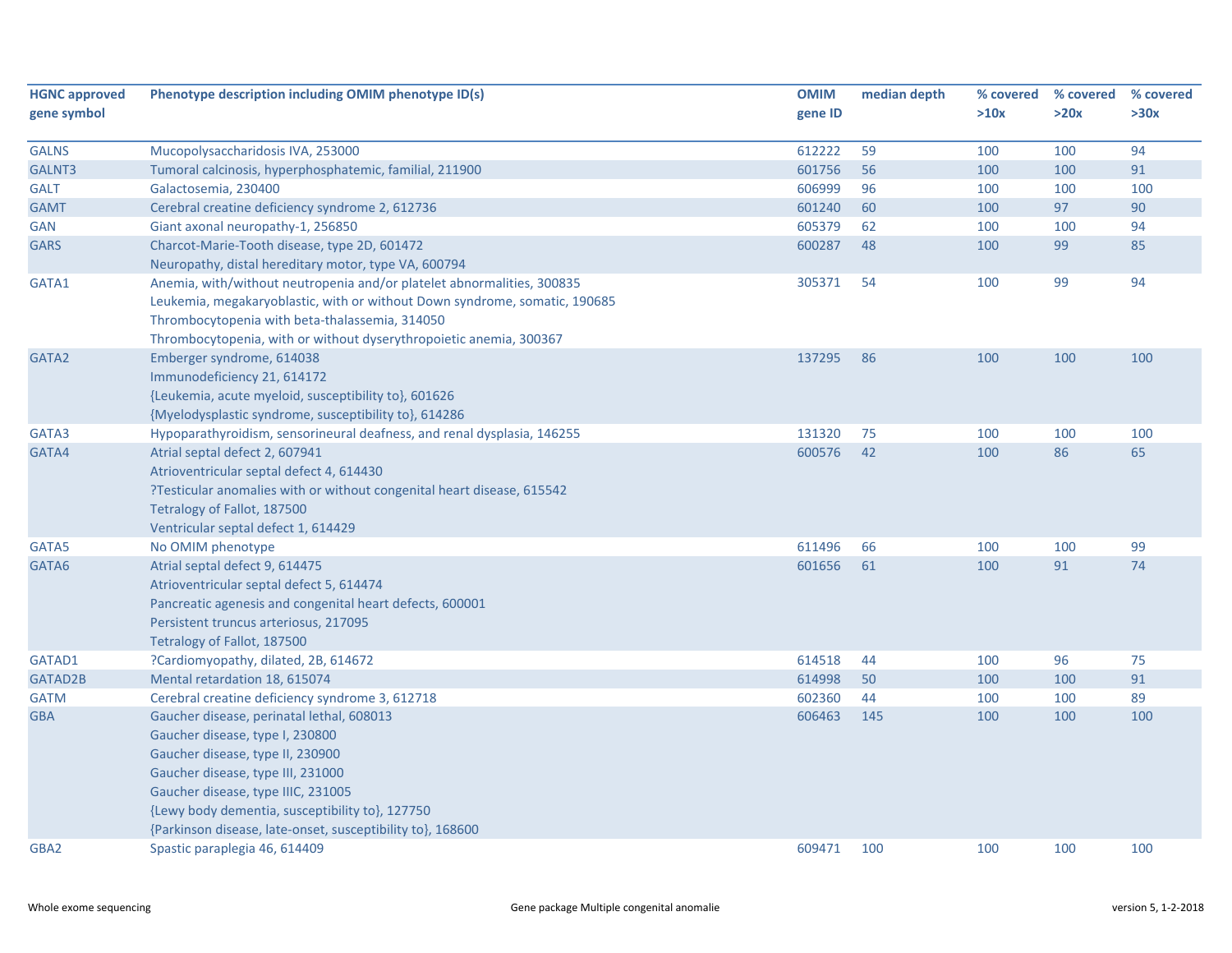| HGNC approved gene symbol | Phenotype description including OMIM phenotype ID(s) | OMIM gene ID | median depth | % covered >10x | % covered >20x | % covered >30x |
|---|---|---|---|---|---|---|
| GALNS | Mucopolysaccharidosis IVA, 253000 | 612222 | 59 | 100 | 100 | 94 |
| GALNT3 | Tumoral calcinosis, hyperphosphatemic, familial, 211900 | 601756 | 56 | 100 | 100 | 91 |
| GALT | Galactosemia, 230400 | 606999 | 96 | 100 | 100 | 100 |
| GAMT | Cerebral creatine deficiency syndrome 2, 612736 | 601240 | 60 | 100 | 97 | 90 |
| GAN | Giant axonal neuropathy-1, 256850 | 605379 | 62 | 100 | 100 | 94 |
| GARS | Charcot-Marie-Tooth disease, type 2D, 601472<br>Neuropathy, distal hereditary motor, type VA, 600794 | 600287 | 48 | 100 | 99 | 85 |
| GATA1 | Anemia, with/without neutropenia and/or platelet abnormalities, 300835<br>Leukemia, megakaryoblastic, with or without Down syndrome, somatic, 190685<br>Thrombocytopenia with beta-thalassemia, 314050<br>Thrombocytopenia, with or without dyserythropoietic anemia, 300367 | 305371 | 54 | 100 | 99 | 94 |
| GATA2 | Emberger syndrome, 614038<br>Immunodeficiency 21, 614172<br>{Leukemia, acute myeloid, susceptibility to}, 601626<br>{Myelodysplastic syndrome, susceptibility to}, 614286 | 137295 | 86 | 100 | 100 | 100 |
| GATA3 | Hypoparathyroidism, sensorineural deafness, and renal dysplasia, 146255 | 131320 | 75 | 100 | 100 | 100 |
| GATA4 | Atrial septal defect 2, 607941<br>Atrioventricular septal defect 4, 614430<br>?Testicular anomalies with or without congenital heart disease, 615542<br>Tetralogy of Fallot, 187500<br>Ventricular septal defect 1, 614429 | 600576 | 42 | 100 | 86 | 65 |
| GATA5 | No OMIM phenotype | 611496 | 66 | 100 | 100 | 99 |
| GATA6 | Atrial septal defect 9, 614475<br>Atrioventricular septal defect 5, 614474<br>Pancreatic agenesis and congenital heart defects, 600001<br>Persistent truncus arteriosus, 217095<br>Tetralogy of Fallot, 187500 | 601656 | 61 | 100 | 91 | 74 |
| GATAD1 | ?Cardiomyopathy, dilated, 2B, 614672 | 614518 | 44 | 100 | 96 | 75 |
| GATAD2B | Mental retardation 18, 615074 | 614998 | 50 | 100 | 100 | 91 |
| GATM | Cerebral creatine deficiency syndrome 3, 612718 | 602360 | 44 | 100 | 100 | 89 |
| GBA | Gaucher disease, perinatal lethal, 608013<br>Gaucher disease, type I, 230800<br>Gaucher disease, type II, 230900<br>Gaucher disease, type III, 231000<br>Gaucher disease, type IIIC, 231005<br>{Lewy body dementia, susceptibility to}, 127750<br>{Parkinson disease, late-onset, susceptibility to}, 168600 | 606463 | 145 | 100 | 100 | 100 |
| GBA2 | Spastic paraplegia 46, 614409 | 609471 | 100 | 100 | 100 | 100 |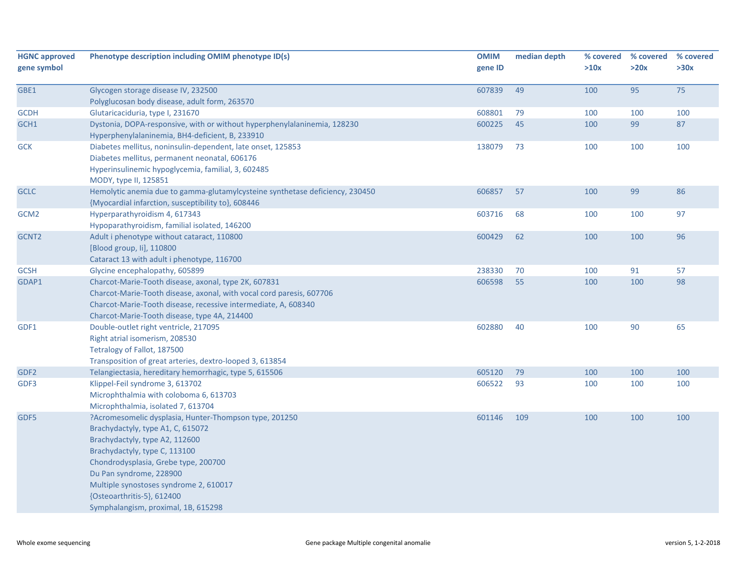| HGNC approved gene symbol | Phenotype description including OMIM phenotype ID(s) | OMIM gene ID | median depth | % covered >10x | % covered >20x | % covered >30x |
|---|---|---|---|---|---|---|
| GBE1 | Glycogen storage disease IV, 232500<br>Polyglucosan body disease, adult form, 263570 | 607839 | 49 | 100 | 95 | 75 |
| GCDH | Glutaricaciduria, type I, 231670 | 608801 | 79 | 100 | 100 | 100 |
| GCH1 | Dystonia, DOPA-responsive, with or without hyperphenylalaninemia, 128230<br>Hyperphenylalaninemia, BH4-deficient, B, 233910 | 600225 | 45 | 100 | 99 | 87 |
| GCK | Diabetes mellitus, noninsulin-dependent, late onset, 125853<br>Diabetes mellitus, permanent neonatal, 606176<br>Hyperinsulinemic hypoglycemia, familial, 3, 602485<br>MODY, type II, 125851 | 138079 | 73 | 100 | 100 | 100 |
| GCLC | Hemolytic anemia due to gamma-glutamylcysteine synthetase deficiency, 230450<br>{Myocardial infarction, susceptibility to}, 608446 | 606857 | 57 | 100 | 99 | 86 |
| GCM2 | Hyperparathyroidism 4, 617343<br>Hypoparathyroidism, familial isolated, 146200 | 603716 | 68 | 100 | 100 | 97 |
| GCNT2 | Adult i phenotype without cataract, 110800<br>[Blood group, Ii], 110800<br>Cataract 13 with adult i phenotype, 116700 | 600429 | 62 | 100 | 100 | 96 |
| GCSH | Glycine encephalopathy, 605899 | 238330 | 70 | 100 | 91 | 57 |
| GDAP1 | Charcot-Marie-Tooth disease, axonal, type 2K, 607831<br>Charcot-Marie-Tooth disease, axonal, with vocal cord paresis, 607706<br>Charcot-Marie-Tooth disease, recessive intermediate, A, 608340<br>Charcot-Marie-Tooth disease, type 4A, 214400 | 606598 | 55 | 100 | 100 | 98 |
| GDF1 | Double-outlet right ventricle, 217095<br>Right atrial isomerism, 208530<br>Tetralogy of Fallot, 187500<br>Transposition of great arteries, dextro-looped 3, 613854 | 602880 | 40 | 100 | 90 | 65 |
| GDF2 | Telangiectasia, hereditary hemorrhagic, type 5, 615506 | 605120 | 79 | 100 | 100 | 100 |
| GDF3 | Klippel-Feil syndrome 3, 613702<br>Microphthalmia with coloboma 6, 613703<br>Microphthalmia, isolated 7, 613704 | 606522 | 93 | 100 | 100 | 100 |
| GDF5 | ?Acromesomelic dysplasia, Hunter-Thompson type, 201250<br>Brachydactyly, type A1, C, 615072<br>Brachydactyly, type A2, 112600<br>Brachydactyly, type C, 113100<br>Chondrodysplasia, Grebe type, 200700<br>Du Pan syndrome, 228900<br>Multiple synostoses syndrome 2, 610017<br>{Osteoarthritis-5}, 612400<br>Symphalangism, proximal, 1B, 615298 | 601146 | 109 | 100 | 100 | 100 |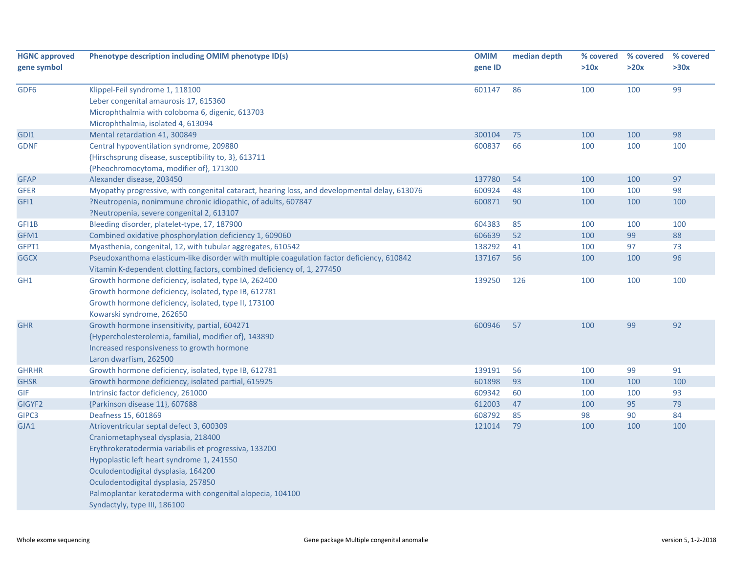| HGNC approved gene symbol | Phenotype description including OMIM phenotype ID(s) | OMIM gene ID | median depth | % covered >10x | % covered >20x | % covered >30x |
|---|---|---|---|---|---|---|
| GDF6 | Klippel-Feil syndrome 1, 118100<br>Leber congenital amaurosis 17, 615360<br>Microphthalmia with coloboma 6, digenic, 613703<br>Microphthalmia, isolated 4, 613094 | 601147 | 86 | 100 | 100 | 99 |
| GDI1 | Mental retardation 41, 300849 | 300104 | 75 | 100 | 100 | 98 |
| GDNF | Central hypoventilation syndrome, 209880<br>{Hirschsprung disease, susceptibility to, 3}, 613711<br>{Pheochromocytoma, modifier of}, 171300 | 600837 | 66 | 100 | 100 | 100 |
| GFAP | Alexander disease, 203450 | 137780 | 54 | 100 | 100 | 97 |
| GFER | Myopathy progressive, with congenital cataract, hearing loss, and developmental delay, 613076 | 600924 | 48 | 100 | 100 | 98 |
| GFI1 | ?Neutropenia, nonimmune chronic idiopathic, of adults, 607847<br>?Neutropenia, severe congenital 2, 613107 | 600871 | 90 | 100 | 100 | 100 |
| GFI1B | Bleeding disorder, platelet-type, 17, 187900 | 604383 | 85 | 100 | 100 | 100 |
| GFM1 | Combined oxidative phosphorylation deficiency 1, 609060 | 606639 | 52 | 100 | 99 | 88 |
| GFPT1 | Myasthenia, congenital, 12, with tubular aggregates, 610542 | 138292 | 41 | 100 | 97 | 73 |
| GGCX | Pseudoxanthoma elasticum-like disorder with multiple coagulation factor deficiency, 610842<br>Vitamin K-dependent clotting factors, combined deficiency of, 1, 277450 | 137167 | 56 | 100 | 100 | 96 |
| GH1 | Growth hormone deficiency, isolated, type IA, 262400<br>Growth hormone deficiency, isolated, type IB, 612781<br>Growth hormone deficiency, isolated, type II, 173100<br>Kowarski syndrome, 262650 | 139250 | 126 | 100 | 100 | 100 |
| GHR | Growth hormone insensitivity, partial, 604271<br>{Hypercholesterolemia, familial, modifier of}, 143890<br>Increased responsiveness to growth hormone<br>Laron dwarfism, 262500 | 600946 | 57 | 100 | 99 | 92 |
| GHRHR | Growth hormone deficiency, isolated, type IB, 612781 | 139191 | 56 | 100 | 99 | 91 |
| GHSR | Growth hormone deficiency, isolated partial, 615925 | 601898 | 93 | 100 | 100 | 100 |
| GIF | Intrinsic factor deficiency, 261000 | 609342 | 60 | 100 | 100 | 93 |
| GIGYF2 | {Parkinson disease 11}, 607688 | 612003 | 47 | 100 | 95 | 79 |
| GIPC3 | Deafness 15, 601869 | 608792 | 85 | 98 | 90 | 84 |
| GJA1 | Atrioventricular septal defect 3, 600309<br>Craniometaphyseal dysplasia, 218400<br>Erythrokeratodermia variabilis et progressiva, 133200<br>Hypoplastic left heart syndrome 1, 241550<br>Oculodentodigital dysplasia, 164200<br>Oculodentodigital dysplasia, 257850<br>Palmoplantar keratoderma with congenital alopecia, 104100<br>Syndactyly, type III, 186100 | 121014 | 79 | 100 | 100 | 100 |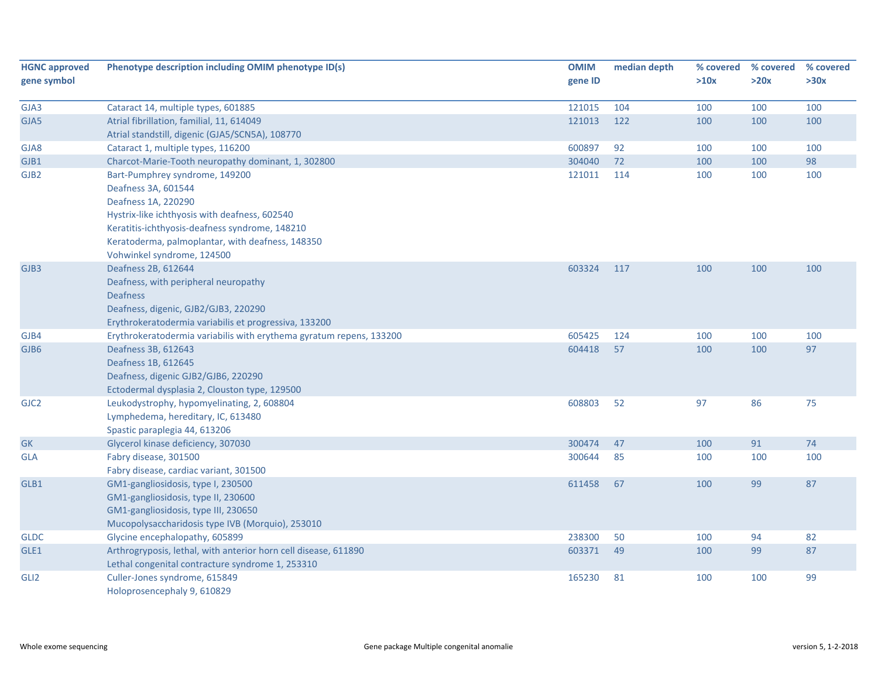| HGNC approved gene symbol | Phenotype description including OMIM phenotype ID(s) | OMIM gene ID | median depth | % covered >10x | % covered >20x | % covered >30x |
|---|---|---|---|---|---|---|
| GJA3 | Cataract 14, multiple types, 601885 | 121015 | 104 | 100 | 100 | 100 |
| GJA5 | Atrial fibrillation, familial, 11, 614049<br>Atrial standstill, digenic (GJA5/SCN5A), 108770 | 121013 | 122 | 100 | 100 | 100 |
| GJA8 | Cataract 1, multiple types, 116200 | 600897 | 92 | 100 | 100 | 100 |
| GJB1 | Charcot-Marie-Tooth neuropathy dominant, 1, 302800 | 304040 | 72 | 100 | 100 | 98 |
| GJB2 | Bart-Pumphrey syndrome, 149200<br>Deafness 3A, 601544<br>Deafness 1A, 220290<br>Hystrix-like ichthyosis with deafness, 602540<br>Keratitis-ichthyosis-deafness syndrome, 148210<br>Keratoderma, palmoplantar, with deafness, 148350<br>Vohwinkel syndrome, 124500 | 121011 | 114 | 100 | 100 | 100 |
| GJB3 | Deafness 2B, 612644<br>Deafness, with peripheral neuropathy<br>Deafness<br>Deafness, digenic, GJB2/GJB3, 220290<br>Erythrokeratodermia variabilis et progressiva, 133200 | 603324 | 117 | 100 | 100 | 100 |
| GJB4 | Erythrokeratodermia variabilis with erythema gyratum repens, 133200 | 605425 | 124 | 100 | 100 | 100 |
| GJB6 | Deafness 3B, 612643<br>Deafness 1B, 612645<br>Deafness, digenic GJB2/GJB6, 220290<br>Ectodermal dysplasia 2, Clouston type, 129500 | 604418 | 57 | 100 | 100 | 97 |
| GJC2 | Leukodystrophy, hypomyelinating, 2, 608804<br>Lymphedema, hereditary, IC, 613480<br>Spastic paraplegia 44, 613206 | 608803 | 52 | 97 | 86 | 75 |
| GK | Glycerol kinase deficiency, 307030 | 300474 | 47 | 100 | 91 | 74 |
| GLA | Fabry disease, 301500<br>Fabry disease, cardiac variant, 301500 | 300644 | 85 | 100 | 100 | 100 |
| GLB1 | GM1-gangliosidosis, type I, 230500<br>GM1-gangliosidosis, type II, 230600<br>GM1-gangliosidosis, type III, 230650<br>Mucopolysaccharidosis type IVB (Morquio), 253010 | 611458 | 67 | 100 | 99 | 87 |
| GLDC | Glycine encephalopathy, 605899 | 238300 | 50 | 100 | 94 | 82 |
| GLE1 | Arthrogryposis, lethal, with anterior horn cell disease, 611890<br>Lethal congenital contracture syndrome 1, 253310 | 603371 | 49 | 100 | 99 | 87 |
| GLI2 | Culler-Jones syndrome, 615849<br>Holoprosencephaly 9, 610829 | 165230 | 81 | 100 | 100 | 99 |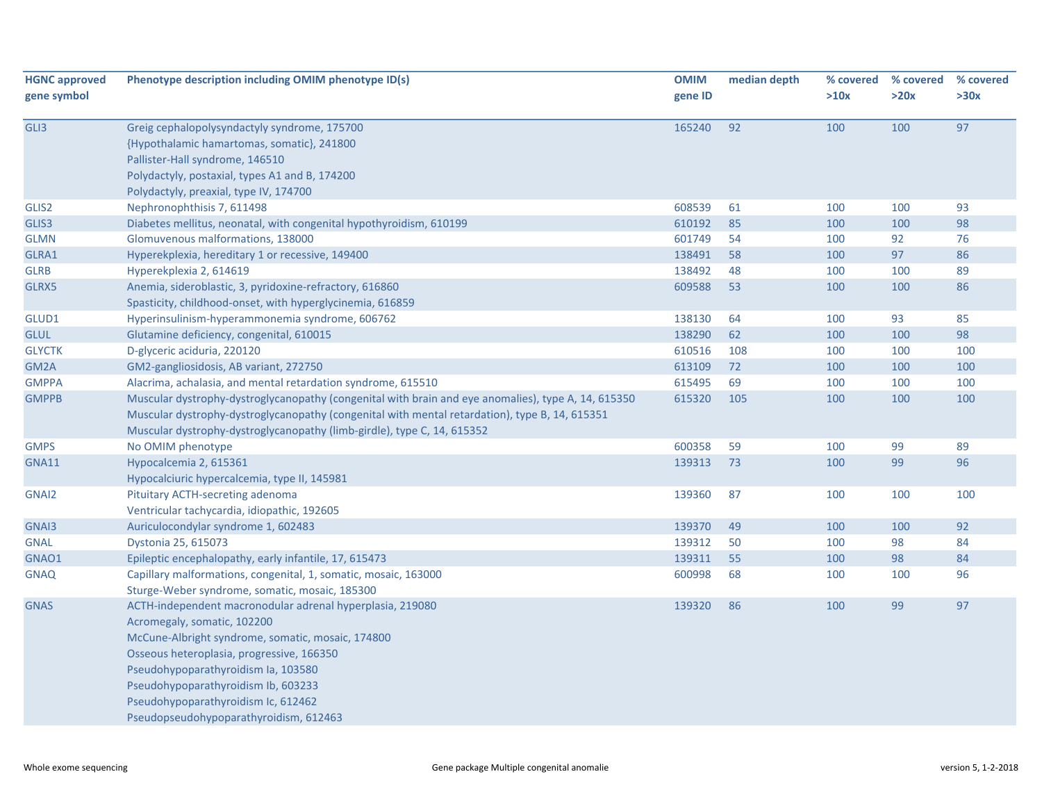| HGNC approved gene symbol | Phenotype description including OMIM phenotype ID(s) | OMIM gene ID | median depth | % covered >10x | % covered >20x | % covered >30x |
|---|---|---|---|---|---|---|
| GLI3 | Greig cephalopolysyndactyly syndrome, 175700<br>{Hypothalamic hamartomas, somatic}, 241800<br>Pallister-Hall syndrome, 146510<br>Polydactyly, postaxial, types A1 and B, 174200<br>Polydactyly, preaxial, type IV, 174700 | 165240 | 92 | 100 | 100 | 97 |
| GLIS2 | Nephronophthisis 7, 611498 | 608539 | 61 | 100 | 100 | 93 |
| GLIS3 | Diabetes mellitus, neonatal, with congenital hypothyroidism, 610199 | 610192 | 85 | 100 | 100 | 98 |
| GLMN | Glomuvenous malformations, 138000 | 601749 | 54 | 100 | 92 | 76 |
| GLRA1 | Hyperekplexia, hereditary 1 or recessive, 149400 | 138491 | 58 | 100 | 97 | 86 |
| GLRB | Hyperekplexia 2, 614619 | 138492 | 48 | 100 | 100 | 89 |
| GLRX5 | Anemia, sideroblastic, 3, pyridoxine-refractory, 616860<br>Spasticity, childhood-onset, with hyperglycinemia, 616859 | 609588 | 53 | 100 | 100 | 86 |
| GLUD1 | Hyperinsulinism-hyperammonemia syndrome, 606762 | 138130 | 64 | 100 | 93 | 85 |
| GLUL | Glutamine deficiency, congenital, 610015 | 138290 | 62 | 100 | 100 | 98 |
| GLYCTK | D-glyceric aciduria, 220120 | 610516 | 108 | 100 | 100 | 100 |
| GM2A | GM2-gangliosidosis, AB variant, 272750 | 613109 | 72 | 100 | 100 | 100 |
| GMPPA | Alacrima, achalasia, and mental retardation syndrome, 615510 | 615495 | 69 | 100 | 100 | 100 |
| GMPPB | Muscular dystrophy-dystroglycanopathy (congenital with brain and eye anomalies), type A, 14, 615350<br>Muscular dystrophy-dystroglycanopathy (congenital with mental retardation), type B, 14, 615351<br>Muscular dystrophy-dystroglycanopathy (limb-girdle), type C, 14, 615352 | 615320 | 105 | 100 | 100 | 100 |
| GMPS | No OMIM phenotype | 600358 | 59 | 100 | 99 | 89 |
| GNA11 | Hypocalcemia 2, 615361<br>Hypocalciuric hypercalcemia, type II, 145981 | 139313 | 73 | 100 | 99 | 96 |
| GNAI2 | Pituitary ACTH-secreting adenoma<br>Ventricular tachycardia, idiopathic, 192605 | 139360 | 87 | 100 | 100 | 100 |
| GNAI3 | Auriculocondylar syndrome 1, 602483 | 139370 | 49 | 100 | 100 | 92 |
| GNAL | Dystonia 25, 615073 | 139312 | 50 | 100 | 98 | 84 |
| GNAO1 | Epileptic encephalopathy, early infantile, 17, 615473 | 139311 | 55 | 100 | 98 | 84 |
| GNAQ | Capillary malformations, congenital, 1, somatic, mosaic, 163000<br>Sturge-Weber syndrome, somatic, mosaic, 185300 | 600998 | 68 | 100 | 100 | 96 |
| GNAS | ACTH-independent macronodular adrenal hyperplasia, 219080<br>Acromegaly, somatic, 102200<br>McCune-Albright syndrome, somatic, mosaic, 174800<br>Osseous heteroplasia, progressive, 166350<br>Pseudohypoparathyroidism Ia, 103580<br>Pseudohypoparathyroidism Ib, 603233<br>Pseudohypoparathyroidism Ic, 612462<br>Pseudopseudohypoparathyroidism, 612463 | 139320 | 86 | 100 | 99 | 97 |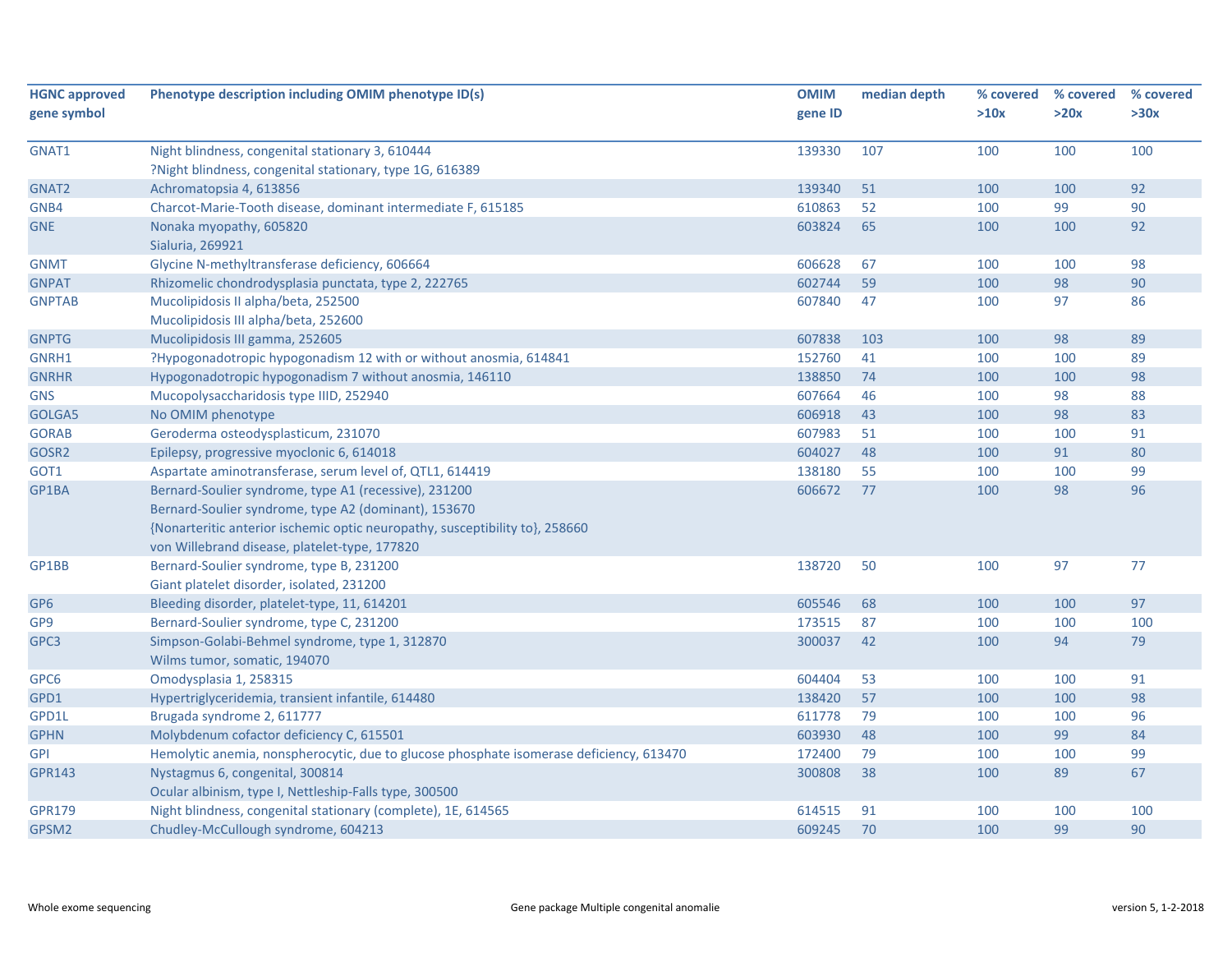| HGNC approved gene symbol | Phenotype description including OMIM phenotype ID(s) | OMIM gene ID | median depth | % covered >10x | % covered >20x | % covered >30x |
|---|---|---|---|---|---|---|
| GNAT1 | Night blindness, congenital stationary 3, 610444<br>?Night blindness, congenital stationary, type 1G, 616389 | 139330 | 107 | 100 | 100 | 100 |
| GNAT2 | Achromatopsia 4, 613856 | 139340 | 51 | 100 | 100 | 92 |
| GNB4 | Charcot-Marie-Tooth disease, dominant intermediate F, 615185 | 610863 | 52 | 100 | 99 | 90 |
| GNE | Nonaka myopathy, 605820<br>Sialuria, 269921 | 603824 | 65 | 100 | 100 | 92 |
| GNMT | Glycine N-methyltransferase deficiency, 606664 | 606628 | 67 | 100 | 100 | 98 |
| GNPAT | Rhizomelic chondrodysplasia punctata, type 2, 222765 | 602744 | 59 | 100 | 98 | 90 |
| GNPTAB | Mucolipidosis II alpha/beta, 252500<br>Mucolipidosis III alpha/beta, 252600 | 607840 | 47 | 100 | 97 | 86 |
| GNPTG | Mucolipidosis III gamma, 252605 | 607838 | 103 | 100 | 98 | 89 |
| GNRH1 | ?Hypogonadotropic hypogonadism 12 with or without anosmia, 614841 | 152760 | 41 | 100 | 100 | 89 |
| GNRHR | Hypogonadotropic hypogonadism 7 without anosmia, 146110 | 138850 | 74 | 100 | 100 | 98 |
| GNS | Mucopolysaccharidosis type IIID, 252940 | 607664 | 46 | 100 | 98 | 88 |
| GOLGA5 | No OMIM phenotype | 606918 | 43 | 100 | 98 | 83 |
| GORAB | Geroderma osteodysplasticum, 231070 | 607983 | 51 | 100 | 100 | 91 |
| GOSR2 | Epilepsy, progressive myoclonic 6, 614018 | 604027 | 48 | 100 | 91 | 80 |
| GOT1 | Aspartate aminotransferase, serum level of, QTL1, 614419 | 138180 | 55 | 100 | 100 | 99 |
| GP1BA | Bernard-Soulier syndrome, type A1 (recessive), 231200<br>Bernard-Soulier syndrome, type A2 (dominant), 153670<br>{Nonarteritic anterior ischemic optic neuropathy, susceptibility to}, 258660<br>von Willebrand disease, platelet-type, 177820 | 606672 | 77 | 100 | 98 | 96 |
| GP1BB | Bernard-Soulier syndrome, type B, 231200<br>Giant platelet disorder, isolated, 231200 | 138720 | 50 | 100 | 97 | 77 |
| GP6 | Bleeding disorder, platelet-type, 11, 614201 | 605546 | 68 | 100 | 100 | 97 |
| GP9 | Bernard-Soulier syndrome, type C, 231200 | 173515 | 87 | 100 | 100 | 100 |
| GPC3 | Simpson-Golabi-Behmel syndrome, type 1, 312870<br>Wilms tumor, somatic, 194070 | 300037 | 42 | 100 | 94 | 79 |
| GPC6 | Omodysplasia 1, 258315 | 604404 | 53 | 100 | 100 | 91 |
| GPD1 | Hypertriglyceridemia, transient infantile, 614480 | 138420 | 57 | 100 | 100 | 98 |
| GPD1L | Brugada syndrome 2, 611777 | 611778 | 79 | 100 | 100 | 96 |
| GPHN | Molybdenum cofactor deficiency C, 615501 | 603930 | 48 | 100 | 99 | 84 |
| GPI | Hemolytic anemia, nonspherocytic, due to glucose phosphate isomerase deficiency, 613470 | 172400 | 79 | 100 | 100 | 99 |
| GPR143 | Nystagmus 6, congenital, 300814<br>Ocular albinism, type I, Nettleship-Falls type, 300500 | 300808 | 38 | 100 | 89 | 67 |
| GPR179 | Night blindness, congenital stationary (complete), 1E, 614565 | 614515 | 91 | 100 | 100 | 100 |
| GPSM2 | Chudley-McCullough syndrome, 604213 | 609245 | 70 | 100 | 99 | 90 |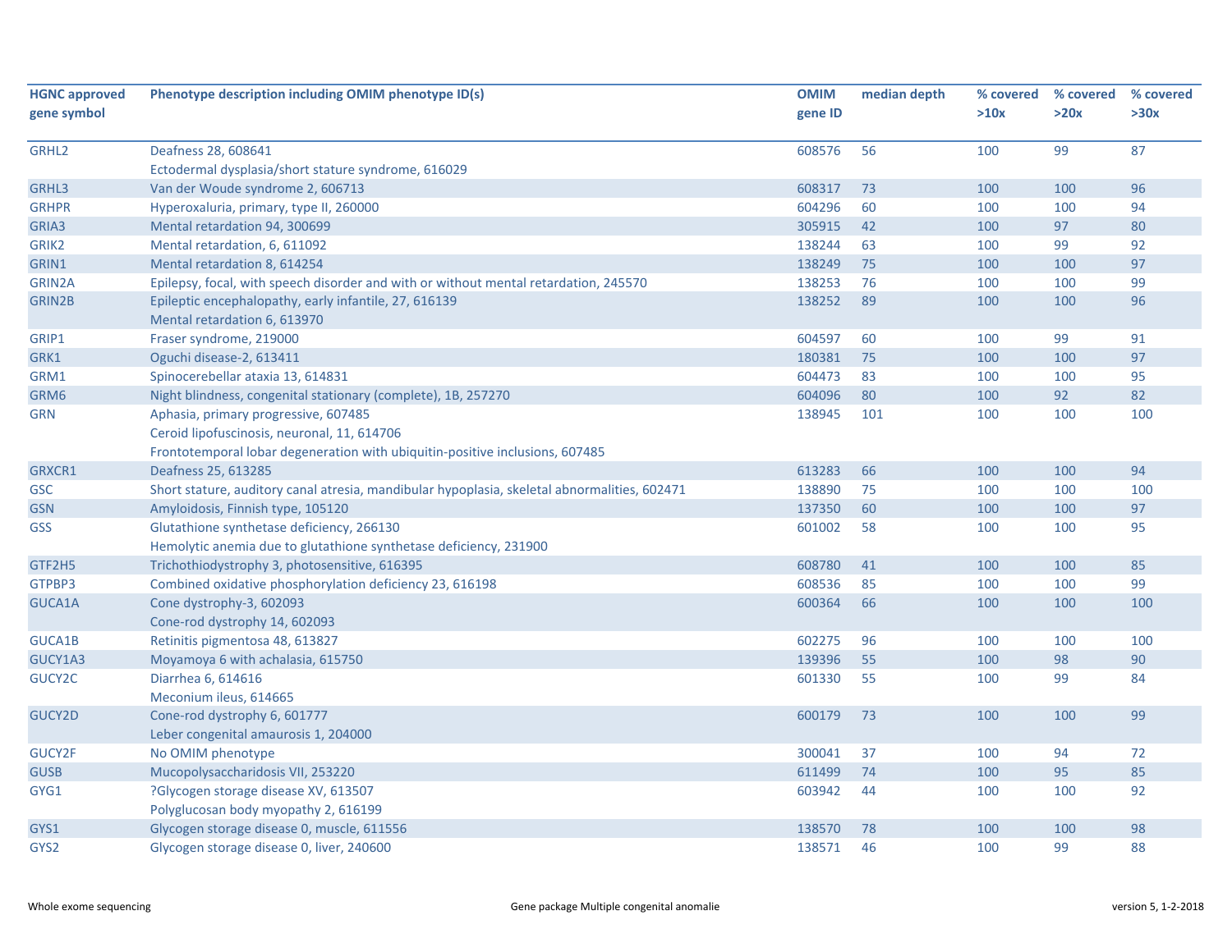| HGNC approved gene symbol | Phenotype description including OMIM phenotype ID(s) | OMIM gene ID | median depth | % covered >10x | % covered >20x | % covered >30x |
|---|---|---|---|---|---|---|
| GRHL2 | Deafness 28, 608641<br>Ectodermal dysplasia/short stature syndrome, 616029 | 608576 | 56 | 100 | 99 | 87 |
| GRHL3 | Van der Woude syndrome 2, 606713 | 608317 | 73 | 100 | 100 | 96 |
| GRHPR | Hyperoxaluria, primary, type II, 260000 | 604296 | 60 | 100 | 100 | 94 |
| GRIA3 | Mental retardation 94, 300699 | 305915 | 42 | 100 | 97 | 80 |
| GRIK2 | Mental retardation, 6, 611092 | 138244 | 63 | 100 | 99 | 92 |
| GRIN1 | Mental retardation 8, 614254 | 138249 | 75 | 100 | 100 | 97 |
| GRIN2A | Epilepsy, focal, with speech disorder and with or without mental retardation, 245570 | 138253 | 76 | 100 | 100 | 99 |
| GRIN2B | Epileptic encephalopathy, early infantile, 27, 616139<br>Mental retardation 6, 613970 | 138252 | 89 | 100 | 100 | 96 |
| GRIP1 | Fraser syndrome, 219000 | 604597 | 60 | 100 | 99 | 91 |
| GRK1 | Oguchi disease-2, 613411 | 180381 | 75 | 100 | 100 | 97 |
| GRM1 | Spinocerebellar ataxia 13, 614831 | 604473 | 83 | 100 | 100 | 95 |
| GRM6 | Night blindness, congenital stationary (complete), 1B, 257270 | 604096 | 80 | 100 | 92 | 82 |
| GRN | Aphasia, primary progressive, 607485<br>Ceroid lipofuscinosis, neuronal, 11, 614706<br>Frontotemporal lobar degeneration with ubiquitin-positive inclusions, 607485 | 138945 | 101 | 100 | 100 | 100 |
| GRXCR1 | Deafness 25, 613285 | 613283 | 66 | 100 | 100 | 94 |
| GSC | Short stature, auditory canal atresia, mandibular hypoplasia, skeletal abnormalities, 602471 | 138890 | 75 | 100 | 100 | 100 |
| GSN | Amyloidosis, Finnish type, 105120 | 137350 | 60 | 100 | 100 | 97 |
| GSS | Glutathione synthetase deficiency, 266130<br>Hemolytic anemia due to glutathione synthetase deficiency, 231900 | 601002 | 58 | 100 | 100 | 95 |
| GTF2H5 | Trichothiodystrophy 3, photosensitive, 616395 | 608780 | 41 | 100 | 100 | 85 |
| GTPBP3 | Combined oxidative phosphorylation deficiency 23, 616198 | 608536 | 85 | 100 | 100 | 99 |
| GUCA1A | Cone dystrophy-3, 602093<br>Cone-rod dystrophy 14, 602093 | 600364 | 66 | 100 | 100 | 100 |
| GUCA1B | Retinitis pigmentosa 48, 613827 | 602275 | 96 | 100 | 100 | 100 |
| GUCY1A3 | Moyamoya 6 with achalasia, 615750 | 139396 | 55 | 100 | 98 | 90 |
| GUCY2C | Diarrhea 6, 614616<br>Meconium ileus, 614665 | 601330 | 55 | 100 | 99 | 84 |
| GUCY2D | Cone-rod dystrophy 6, 601777<br>Leber congenital amaurosis 1, 204000 | 600179 | 73 | 100 | 100 | 99 |
| GUCY2F | No OMIM phenotype | 300041 | 37 | 100 | 94 | 72 |
| GUSB | Mucopolysaccharidosis VII, 253220 | 611499 | 74 | 100 | 95 | 85 |
| GYG1 | ?Glycogen storage disease XV, 613507<br>Polyglucosan body myopathy 2, 616199 | 603942 | 44 | 100 | 100 | 92 |
| GYS1 | Glycogen storage disease 0, muscle, 611556 | 138570 | 78 | 100 | 100 | 98 |
| GYS2 | Glycogen storage disease 0, liver, 240600 | 138571 | 46 | 100 | 99 | 88 |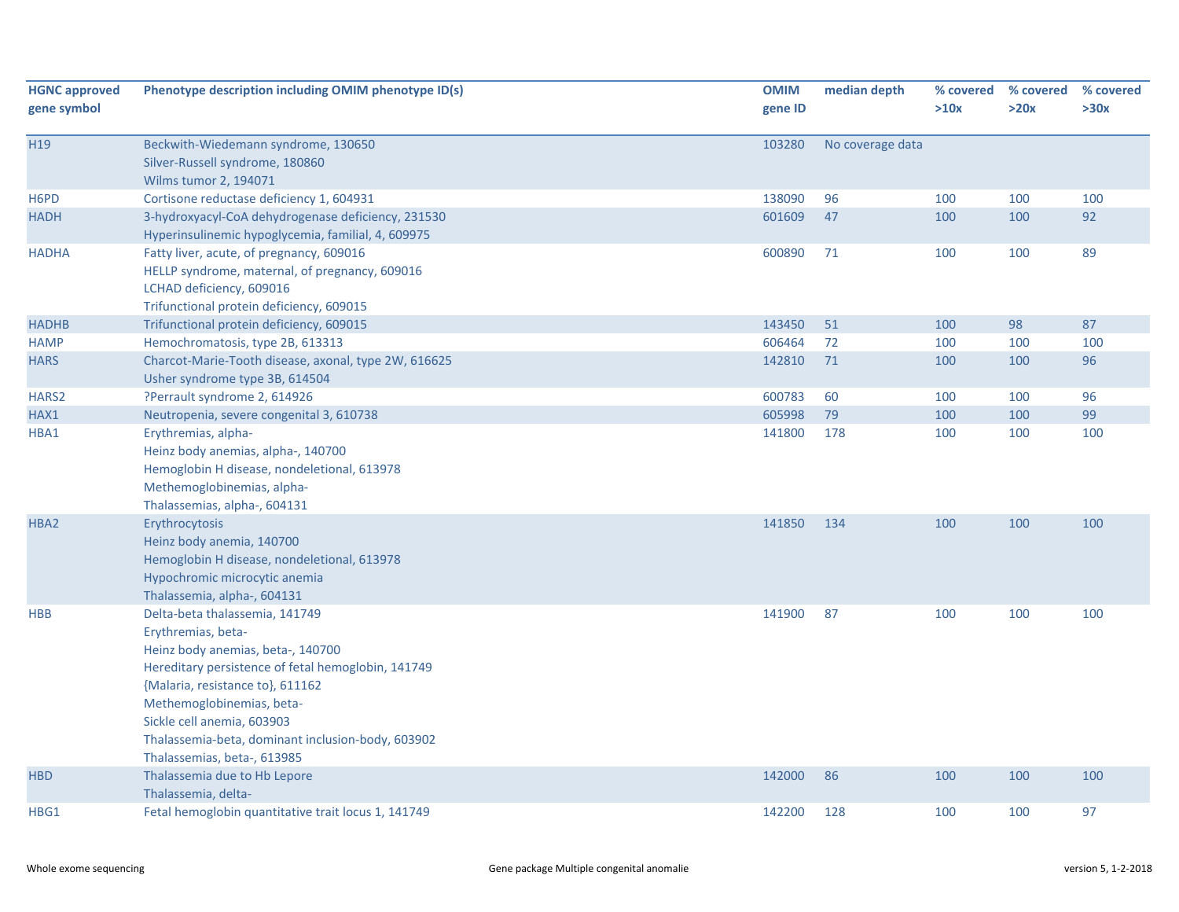| HGNC approved gene symbol | Phenotype description including OMIM phenotype ID(s) | OMIM gene ID | median depth | % covered >10x | % covered >20x | % covered >30x |
|---|---|---|---|---|---|---|
| H19 | Beckwith-Wiedemann syndrome, 130650<br>Silver-Russell syndrome, 180860<br>Wilms tumor 2, 194071 | 103280 | No coverage data | | | |
| H6PD | Cortisone reductase deficiency 1, 604931 | 138090 | 96 | 100 | 100 | 100 |
| HADH | 3-hydroxyacyl-CoA dehydrogenase deficiency, 231530<br>Hyperinsulinemic hypoglycemia, familial, 4, 609975 | 601609 | 47 | 100 | 100 | 92 |
| HADHA | Fatty liver, acute, of pregnancy, 609016<br>HELLP syndrome, maternal, of pregnancy, 609016<br>LCHAD deficiency, 609016<br>Trifunctional protein deficiency, 609015 | 600890 | 71 | 100 | 100 | 89 |
| HADHB | Trifunctional protein deficiency, 609015 | 143450 | 51 | 100 | 98 | 87 |
| HAMP | Hemochromatosis, type 2B, 613313 | 606464 | 72 | 100 | 100 | 100 |
| HARS | Charcot-Marie-Tooth disease, axonal, type 2W, 616625<br>Usher syndrome type 3B, 614504 | 142810 | 71 | 100 | 100 | 96 |
| HARS2 | ?Perrault syndrome 2, 614926 | 600783 | 60 | 100 | 100 | 96 |
| HAX1 | Neutropenia, severe congenital 3, 610738 | 605998 | 79 | 100 | 100 | 99 |
| HBA1 | Erythremias, alpha-<br>Heinz body anemias, alpha-, 140700<br>Hemoglobin H disease, nondeletional, 613978<br>Methemoglobinemias, alpha-<br>Thalassemias, alpha-, 604131 | 141800 | 178 | 100 | 100 | 100 |
| HBA2 | Erythrocytosis<br>Heinz body anemia, 140700<br>Hemoglobin H disease, nondeletional, 613978<br>Hypochromic microcytic anemia<br>Thalassemia, alpha-, 604131 | 141850 | 134 | 100 | 100 | 100 |
| HBB | Delta-beta thalassemia, 141749<br>Erythremias, beta-<br>Heinz body anemias, beta-, 140700<br>Hereditary persistence of fetal hemoglobin, 141749<br>{Malaria, resistance to}, 611162<br>Methemoglobinemias, beta-<br>Sickle cell anemia, 603903<br>Thalassemia-beta, dominant inclusion-body, 603902<br>Thalassemias, beta-, 613985 | 141900 | 87 | 100 | 100 | 100 |
| HBD | Thalassemia due to Hb Lepore<br>Thalassemia, delta- | 142000 | 86 | 100 | 100 | 100 |
| HBG1 | Fetal hemoglobin quantitative trait locus 1, 141749 | 142200 | 128 | 100 | 100 | 97 |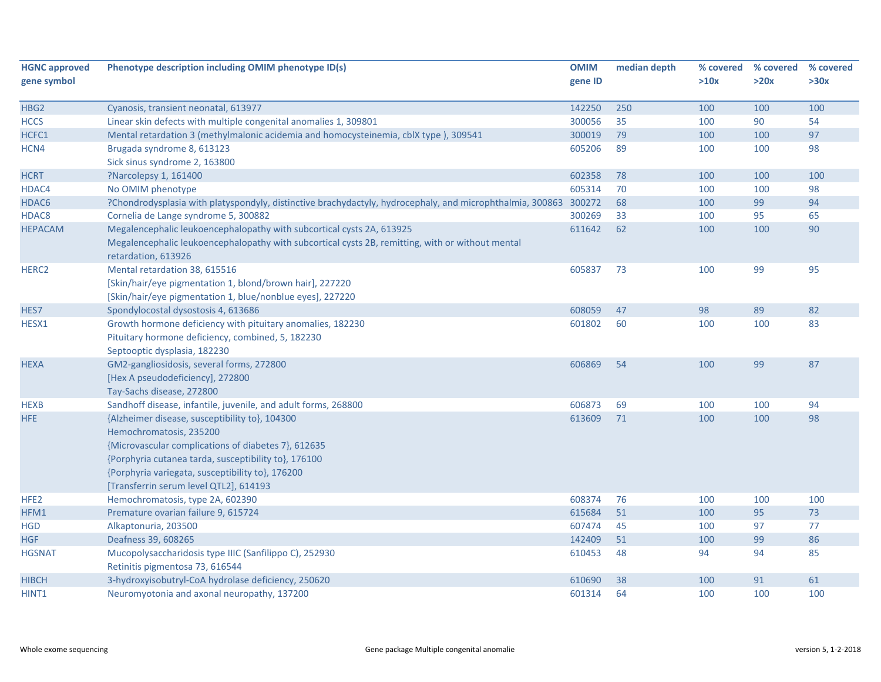| HGNC approved gene symbol | Phenotype description including OMIM phenotype ID(s) | OMIM gene ID | median depth | % covered >10x | % covered >20x | % covered >30x |
|---|---|---|---|---|---|---|
| HBG2 | Cyanosis, transient neonatal, 613977 | 142250 | 250 | 100 | 100 | 100 |
| HCCS | Linear skin defects with multiple congenital anomalies 1, 309801 | 300056 | 35 | 100 | 90 | 54 |
| HCFC1 | Mental retardation 3 (methylmalonic acidemia and homocysteinemia, cblX type ), 309541 | 300019 | 79 | 100 | 100 | 97 |
| HCN4 | Brugada syndrome 8, 613123<br>Sick sinus syndrome 2, 163800 | 605206 | 89 | 100 | 100 | 98 |
| HCRT | ?Narcolepsy 1, 161400 | 602358 | 78 | 100 | 100 | 100 |
| HDAC4 | No OMIM phenotype | 605314 | 70 | 100 | 100 | 98 |
| HDAC6 | ?Chondrodysplasia with platyspondyly, distinctive brachydactyly, hydrocephaly, and microphthalmia, 300863 | 300272 | 68 | 100 | 99 | 94 |
| HDAC8 | Cornelia de Lange syndrome 5, 300882 | 300269 | 33 | 100 | 95 | 65 |
| HEPACAM | Megalencephalic leukoencephalopathy with subcortical cysts 2A, 613925<br>Megalencephalic leukoencephalopathy with subcortical cysts 2B, remitting, with or without mental retardation, 613926 | 611642 | 62 | 100 | 100 | 90 |
| HERC2 | Mental retardation 38, 615516<br>[Skin/hair/eye pigmentation 1, blond/brown hair], 227220<br>[Skin/hair/eye pigmentation 1, blue/nonblue eyes], 227220 | 605837 | 73 | 100 | 99 | 95 |
| HES7 | Spondylocostal dysostosis 4, 613686 | 608059 | 47 | 98 | 89 | 82 |
| HESX1 | Growth hormone deficiency with pituitary anomalies, 182230<br>Pituitary hormone deficiency, combined, 5, 182230<br>Septooptic dysplasia, 182230 | 601802 | 60 | 100 | 100 | 83 |
| HEXA | GM2-gangliosidosis, several forms, 272800<br>[Hex A pseudodeficiency], 272800<br>Tay-Sachs disease, 272800 | 606869 | 54 | 100 | 99 | 87 |
| HEXB | Sandhoff disease, infantile, juvenile, and adult forms, 268800 | 606873 | 69 | 100 | 100 | 94 |
| HFE | {Alzheimer disease, susceptibility to}, 104300<br>Hemochromatosis, 235200<br>{Microvascular complications of diabetes 7}, 612635<br>{Porphyria cutanea tarda, susceptibility to}, 176100<br>{Porphyria variegata, susceptibility to}, 176200<br>[Transferrin serum level QTL2], 614193 | 613609 | 71 | 100 | 100 | 98 |
| HFE2 | Hemochromatosis, type 2A, 602390 | 608374 | 76 | 100 | 100 | 100 |
| HFM1 | Premature ovarian failure 9, 615724 | 615684 | 51 | 100 | 95 | 73 |
| HGD | Alkaptonuria, 203500 | 607474 | 45 | 100 | 97 | 77 |
| HGF | Deafness 39, 608265 | 142409 | 51 | 100 | 99 | 86 |
| HGSNAT | Mucopolysaccharidosis type IIIC (Sanfilippo C), 252930<br>Retinitis pigmentosa 73, 616544 | 610453 | 48 | 94 | 94 | 85 |
| HIBCH | 3-hydroxyisobutyryl-CoA hydrolase deficiency, 250620 | 610690 | 38 | 100 | 91 | 61 |
| HINT1 | Neuromyotonia and axonal neuropathy, 137200 | 601314 | 64 | 100 | 100 | 100 |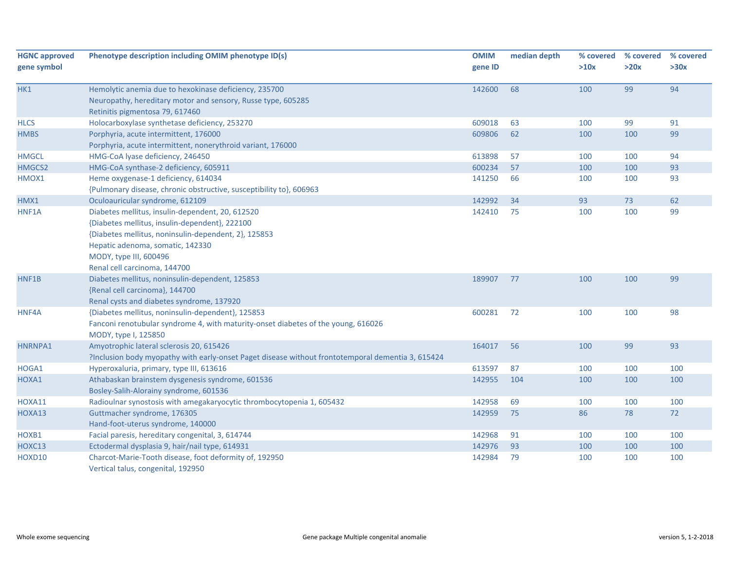| HGNC approved gene symbol | Phenotype description including OMIM phenotype ID(s) | OMIM gene ID | median depth | % covered >10x | % covered >20x | % covered >30x |
|---|---|---|---|---|---|---|
| HK1 | Hemolytic anemia due to hexokinase deficiency, 235700<br>Neuropathy, hereditary motor and sensory, Russe type, 605285<br>Retinitis pigmentosa 79, 617460 | 142600 | 68 | 100 | 99 | 94 |
| HLCS | Holocarboxylase synthetase deficiency, 253270 | 609018 | 63 | 100 | 99 | 91 |
| HMBS | Porphyria, acute intermittent, 176000<br>Porphyria, acute intermittent, nonerythroid variant, 176000 | 609806 | 62 | 100 | 100 | 99 |
| HMGCL | HMG-CoA lyase deficiency, 246450 | 613898 | 57 | 100 | 100 | 94 |
| HMGCS2 | HMG-CoA synthase-2 deficiency, 605911 | 600234 | 57 | 100 | 100 | 93 |
| HMOX1 | Heme oxygenase-1 deficiency, 614034<br>{Pulmonary disease, chronic obstructive, susceptibility to}, 606963 | 141250 | 66 | 100 | 100 | 93 |
| HMX1 | Oculoauricular syndrome, 612109 | 142992 | 34 | 93 | 73 | 62 |
| HNF1A | Diabetes mellitus, insulin-dependent, 20, 612520<br>{Diabetes mellitus, insulin-dependent}, 222100<br>{Diabetes mellitus, noninsulin-dependent, 2}, 125853<br>Hepatic adenoma, somatic, 142330<br>MODY, type III, 600496<br>Renal cell carcinoma, 144700 | 142410 | 75 | 100 | 100 | 99 |
| HNF1B | Diabetes mellitus, noninsulin-dependent, 125853<br>{Renal cell carcinoma}, 144700<br>Renal cysts and diabetes syndrome, 137920 | 189907 | 77 | 100 | 100 | 99 |
| HNF4A | {Diabetes mellitus, noninsulin-dependent}, 125853<br>Fanconi renotubular syndrome 4, with maturity-onset diabetes of the young, 616026<br>MODY, type I, 125850 | 600281 | 72 | 100 | 100 | 98 |
| HNRNPA1 | Amyotrophic lateral sclerosis 20, 615426<br>?Inclusion body myopathy with early-onset Paget disease without frontotemporal dementia 3, 615424 | 164017 | 56 | 100 | 99 | 93 |
| HOGA1 | Hyperoxaluria, primary, type III, 613616 | 613597 | 87 | 100 | 100 | 100 |
| HOXA1 | Athabaskan brainstem dysgenesis syndrome, 601536<br>Bosley-Salih-Alorainy syndrome, 601536 | 142955 | 104 | 100 | 100 | 100 |
| HOXA11 | Radioulnar synostosis with amegakaryocytic thrombocytopenia 1, 605432 | 142958 | 69 | 100 | 100 | 100 |
| HOXA13 | Guttmacher syndrome, 176305<br>Hand-foot-uterus syndrome, 140000 | 142959 | 75 | 86 | 78 | 72 |
| HOXB1 | Facial paresis, hereditary congenital, 3, 614744 | 142968 | 91 | 100 | 100 | 100 |
| HOXC13 | Ectodermal dysplasia 9, hair/nail type, 614931 | 142976 | 93 | 100 | 100 | 100 |
| HOXD10 | Charcot-Marie-Tooth disease, foot deformity of, 192950<br>Vertical talus, congenital, 192950 | 142984 | 79 | 100 | 100 | 100 |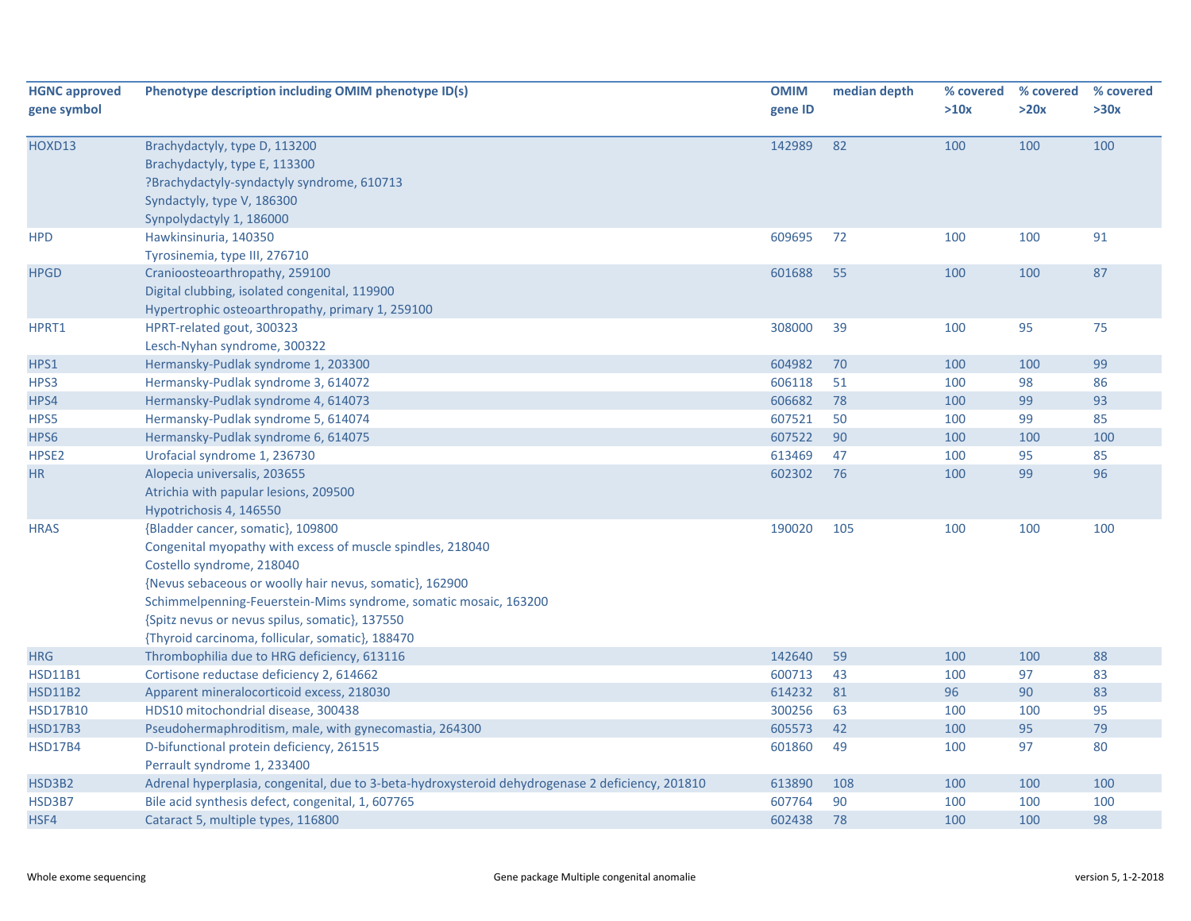| HGNC approved gene symbol | Phenotype description including OMIM phenotype ID(s) | OMIM gene ID | median depth | % covered >10x | % covered >20x | % covered >30x |
|---|---|---|---|---|---|---|
| HOXD13 | Brachydactyly, type D, 113200<br>Brachydactyly, type E, 113300<br>?Brachydactyly-syndactyly syndrome, 610713<br>Syndactyly, type V, 186300<br>Synpolydactyly 1, 186000 | 142989 | 82 | 100 | 100 | 100 |
| HPD | Hawkinsinuria, 140350<br>Tyrosinemia, type III, 276710 | 609695 | 72 | 100 | 100 | 91 |
| HPGD | Cranioosteoarthropathy, 259100<br>Digital clubbing, isolated congenital, 119900<br>Hypertrophic osteoarthropathy, primary 1, 259100 | 601688 | 55 | 100 | 100 | 87 |
| HPRT1 | HPRT-related gout, 300323<br>Lesch-Nyhan syndrome, 300322 | 308000 | 39 | 100 | 95 | 75 |
| HPS1 | Hermansky-Pudlak syndrome 1, 203300 | 604982 | 70 | 100 | 100 | 99 |
| HPS3 | Hermansky-Pudlak syndrome 3, 614072 | 606118 | 51 | 100 | 98 | 86 |
| HPS4 | Hermansky-Pudlak syndrome 4, 614073 | 606682 | 78 | 100 | 99 | 93 |
| HPS5 | Hermansky-Pudlak syndrome 5, 614074 | 607521 | 50 | 100 | 99 | 85 |
| HPS6 | Hermansky-Pudlak syndrome 6, 614075 | 607522 | 90 | 100 | 100 | 100 |
| HPSE2 | Urofacial syndrome 1, 236730 | 613469 | 47 | 100 | 95 | 85 |
| HR | Alopecia universalis, 203655<br>Atrichia with papular lesions, 209500<br>Hypotrichosis 4, 146550 | 602302 | 76 | 100 | 99 | 96 |
| HRAS | {Bladder cancer, somatic}, 109800<br>Congenital myopathy with excess of muscle spindles, 218040<br>Costello syndrome, 218040<br>{Nevus sebaceous or woolly hair nevus, somatic}, 162900<br>Schimmelpenning-Feuerstein-Mims syndrome, somatic mosaic, 163200<br>{Spitz nevus or nevus spilus, somatic}, 137550<br>{Thyroid carcinoma, follicular, somatic}, 188470 | 190020 | 105 | 100 | 100 | 100 |
| HRG | Thrombophilia due to HRG deficiency, 613116 | 142640 | 59 | 100 | 100 | 88 |
| HSD11B1 | Cortisone reductase deficiency 2, 614662 | 600713 | 43 | 100 | 97 | 83 |
| HSD11B2 | Apparent mineralocorticoid excess, 218030 | 614232 | 81 | 96 | 90 | 83 |
| HSD17B10 | HDS10 mitochondrial disease, 300438 | 300256 | 63 | 100 | 100 | 95 |
| HSD17B3 | Pseudohermaphroditism, male, with gynecomastia, 264300 | 605573 | 42 | 100 | 95 | 79 |
| HSD17B4 | D-bifunctional protein deficiency, 261515<br>Perrault syndrome 1, 233400 | 601860 | 49 | 100 | 97 | 80 |
| HSD3B2 | Adrenal hyperplasia, congenital, due to 3-beta-hydroxysteroid dehydrogenase 2 deficiency, 201810 | 613890 | 108 | 100 | 100 | 100 |
| HSD3B7 | Bile acid synthesis defect, congenital, 1, 607765 | 607764 | 90 | 100 | 100 | 100 |
| HSF4 | Cataract 5, multiple types, 116800 | 602438 | 78 | 100 | 100 | 98 |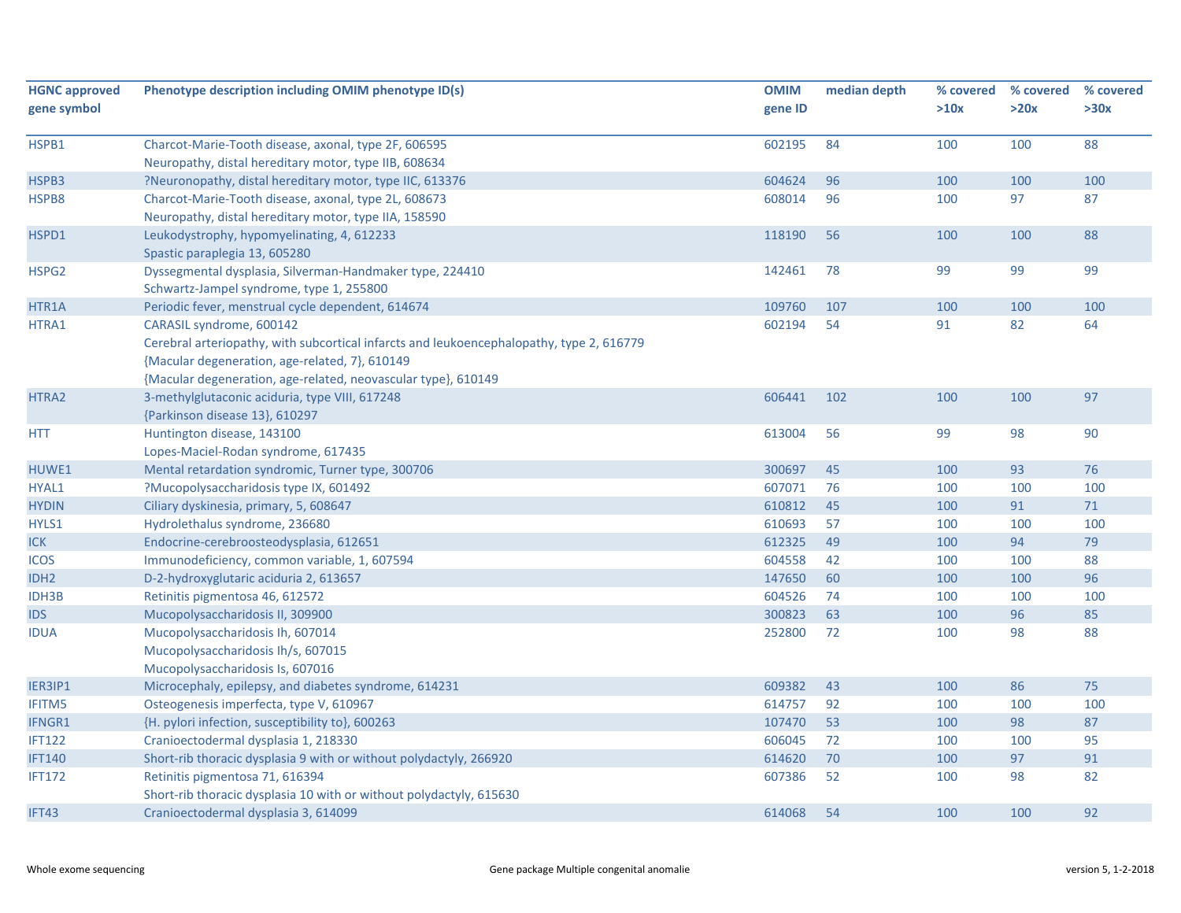| HGNC approved gene symbol | Phenotype description including OMIM phenotype ID(s) | OMIM gene ID | median depth | % covered >10x | % covered >20x | % covered >30x |
|---|---|---|---|---|---|---|
| HSPB1 | Charcot-Marie-Tooth disease, axonal, type 2F, 606595<br>Neuropathy, distal hereditary motor, type IIB, 608634 | 602195 | 84 | 100 | 100 | 88 |
| HSPB3 | ?Neuronopathy, distal hereditary motor, type IIC, 613376 | 604624 | 96 | 100 | 100 | 100 |
| HSPB8 | Charcot-Marie-Tooth disease, axonal, type 2L, 608673<br>Neuropathy, distal hereditary motor, type IIA, 158590 | 608014 | 96 | 100 | 97 | 87 |
| HSPD1 | Leukodystrophy, hypomyelinating, 4, 612233<br>Spastic paraplegia 13, 605280 | 118190 | 56 | 100 | 100 | 88 |
| HSPG2 | Dyssegmental dysplasia, Silverman-Handmaker type, 224410<br>Schwartz-Jampel syndrome, type 1, 255800 | 142461 | 78 | 99 | 99 | 99 |
| HTR1A | Periodic fever, menstrual cycle dependent, 614674 | 109760 | 107 | 100 | 100 | 100 |
| HTRA1 | CARASIL syndrome, 600142<br>Cerebral arteriopathy, with subcortical infarcts and leukoencephalopathy, type 2, 616779<br>{Macular degeneration, age-related, 7}, 610149<br>{Macular degeneration, age-related, neovascular type}, 610149 | 602194 | 54 | 91 | 82 | 64 |
| HTRA2 | 3-methylglutaconic aciduria, type VIII, 617248<br>{Parkinson disease 13}, 610297 | 606441 | 102 | 100 | 100 | 97 |
| HTT | Huntington disease, 143100<br>Lopes-Maciel-Rodan syndrome, 617435 | 613004 | 56 | 99 | 98 | 90 |
| HUWE1 | Mental retardation syndromic, Turner type, 300706 | 300697 | 45 | 100 | 93 | 76 |
| HYAL1 | ?Mucopolysaccharidosis type IX, 601492 | 607071 | 76 | 100 | 100 | 100 |
| HYDIN | Ciliary dyskinesia, primary, 5, 608647 | 610812 | 45 | 100 | 91 | 71 |
| HYLS1 | Hydrolethalus syndrome, 236680 | 610693 | 57 | 100 | 100 | 100 |
| ICK | Endocrine-cerebroosteodysplasia, 612651 | 612325 | 49 | 100 | 94 | 79 |
| ICOS | Immunodeficiency, common variable, 1, 607594 | 604558 | 42 | 100 | 100 | 88 |
| IDH2 | D-2-hydroxyglutaric aciduria 2, 613657 | 147650 | 60 | 100 | 100 | 96 |
| IDH3B | Retinitis pigmentosa 46, 612572 | 604526 | 74 | 100 | 100 | 100 |
| IDS | Mucopolysaccharidosis II, 309900 | 300823 | 63 | 100 | 96 | 85 |
| IDUA | Mucopolysaccharidosis Ih, 607014<br>Mucopolysaccharidosis Ih/s, 607015<br>Mucopolysaccharidosis Is, 607016 | 252800 | 72 | 100 | 98 | 88 |
| IER3IP1 | Microcephaly, epilepsy, and diabetes syndrome, 614231 | 609382 | 43 | 100 | 86 | 75 |
| IFITM5 | Osteogenesis imperfecta, type V, 610967 | 614757 | 92 | 100 | 100 | 100 |
| IFNGR1 | {H. pylori infection, susceptibility to}, 600263 | 107470 | 53 | 100 | 98 | 87 |
| IFT122 | Cranioectodermal dysplasia 1, 218330 | 606045 | 72 | 100 | 100 | 95 |
| IFT140 | Short-rib thoracic dysplasia 9 with or without polydactyly, 266920 | 614620 | 70 | 100 | 97 | 91 |
| IFT172 | Retinitis pigmentosa 71, 616394<br>Short-rib thoracic dysplasia 10 with or without polydactyly, 615630 | 607386 | 52 | 100 | 98 | 82 |
| IFT43 | Cranioectodermal dysplasia 3, 614099 | 614068 | 54 | 100 | 100 | 92 |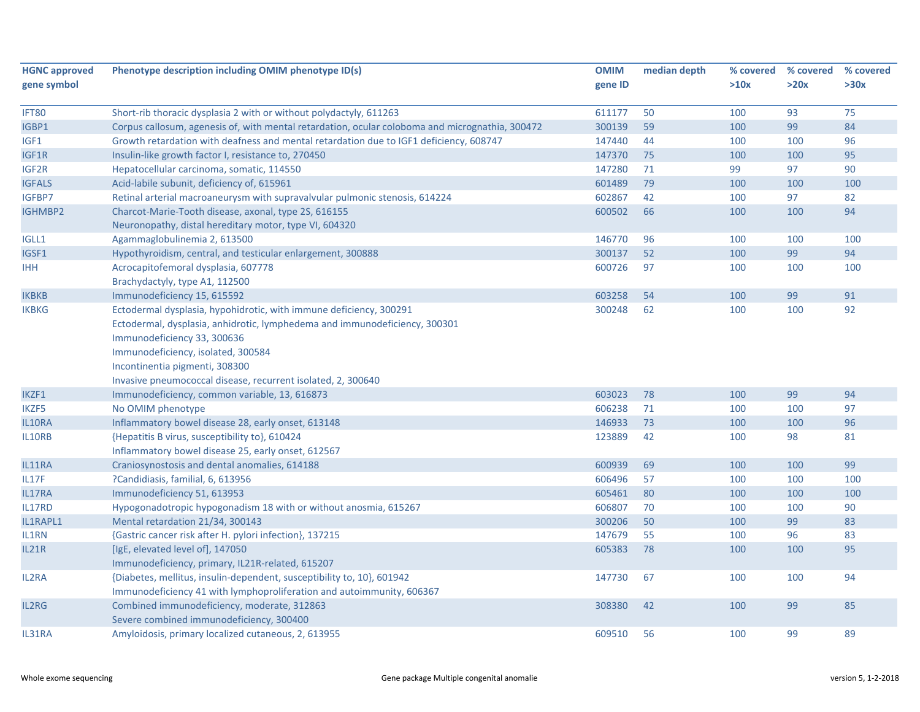| HGNC approved gene symbol | Phenotype description including OMIM phenotype ID(s) | OMIM gene ID | median depth | % covered >10x | % covered >20x | % covered >30x |
|---|---|---|---|---|---|---|
| IFT80 | Short-rib thoracic dysplasia 2 with or without polydactyly, 611263 | 611177 | 50 | 100 | 93 | 75 |
| IGBP1 | Corpus callosum, agenesis of, with mental retardation, ocular coloboma and micrognathia, 300472 | 300139 | 59 | 100 | 99 | 84 |
| IGF1 | Growth retardation with deafness and mental retardation due to IGF1 deficiency, 608747 | 147440 | 44 | 100 | 100 | 96 |
| IGF1R | Insulin-like growth factor I, resistance to, 270450 | 147370 | 75 | 100 | 100 | 95 |
| IGF2R | Hepatocellular carcinoma, somatic, 114550 | 147280 | 71 | 99 | 97 | 90 |
| IGFALS | Acid-labile subunit, deficiency of, 615961 | 601489 | 79 | 100 | 100 | 100 |
| IGFBP7 | Retinal arterial macroaneurysm with supravalvular pulmonic stenosis, 614224 | 602867 | 42 | 100 | 97 | 82 |
| IGHMBP2 | Charcot-Marie-Tooth disease, axonal, type 2S, 616155<br>Neuronopathy, distal hereditary motor, type VI, 604320 | 600502 | 66 | 100 | 100 | 94 |
| IGLL1 | Agammaglobulinemia 2, 613500 | 146770 | 96 | 100 | 100 | 100 |
| IGSF1 | Hypothyroidism, central, and testicular enlargement, 300888 | 300137 | 52 | 100 | 99 | 94 |
| IHH | Acrocapitofemoral dysplasia, 607778<br>Brachydactyly, type A1, 112500 | 600726 | 97 | 100 | 100 | 100 |
| IKBKB | Immunodeficiency 15, 615592 | 603258 | 54 | 100 | 99 | 91 |
| IKBKG | Ectodermal dysplasia, hypohidrotic, with immune deficiency, 300291<br>Ectodermal, dysplasia, anhidrotic, lymphedema and immunodeficiency, 300301<br>Immunodeficiency 33, 300636<br>Immunodeficiency, isolated, 300584<br>Incontinentia pigmenti, 308300<br>Invasive pneumococcal disease, recurrent isolated, 2, 300640 | 300248 | 62 | 100 | 100 | 92 |
| IKZF1 | Immunodeficiency, common variable, 13, 616873 | 603023 | 78 | 100 | 99 | 94 |
| IKZF5 | No OMIM phenotype | 606238 | 71 | 100 | 100 | 97 |
| IL10RA | Inflammatory bowel disease 28, early onset, 613148 | 146933 | 73 | 100 | 100 | 96 |
| IL10RB | {Hepatitis B virus, susceptibility to}, 610424<br>Inflammatory bowel disease 25, early onset, 612567 | 123889 | 42 | 100 | 98 | 81 |
| IL11RA | Craniosynostosis and dental anomalies, 614188 | 600939 | 69 | 100 | 100 | 99 |
| IL17F | ?Candidiasis, familial, 6, 613956 | 606496 | 57 | 100 | 100 | 100 |
| IL17RA | Immunodeficiency 51, 613953 | 605461 | 80 | 100 | 100 | 100 |
| IL17RD | Hypogonadotropic hypogonadism 18 with or without anosmia, 615267 | 606807 | 70 | 100 | 100 | 90 |
| IL1RAPL1 | Mental retardation 21/34, 300143 | 300206 | 50 | 100 | 99 | 83 |
| IL1RN | {Gastric cancer risk after H. pylori infection}, 137215 | 147679 | 55 | 100 | 96 | 83 |
| IL21R | [IgE, elevated level of], 147050<br>Immunodeficiency, primary, IL21R-related, 615207 | 605383 | 78 | 100 | 100 | 95 |
| IL2RA | {Diabetes, mellitus, insulin-dependent, susceptibility to, 10}, 601942<br>Immunodeficiency 41 with lymphoproliferation and autoimmunity, 606367 | 147730 | 67 | 100 | 100 | 94 |
| IL2RG | Combined immunodeficiency, moderate, 312863<br>Severe combined immunodeficiency, 300400 | 308380 | 42 | 100 | 99 | 85 |
| IL31RA | Amyloidosis, primary localized cutaneous, 2, 613955 | 609510 | 56 | 100 | 99 | 89 |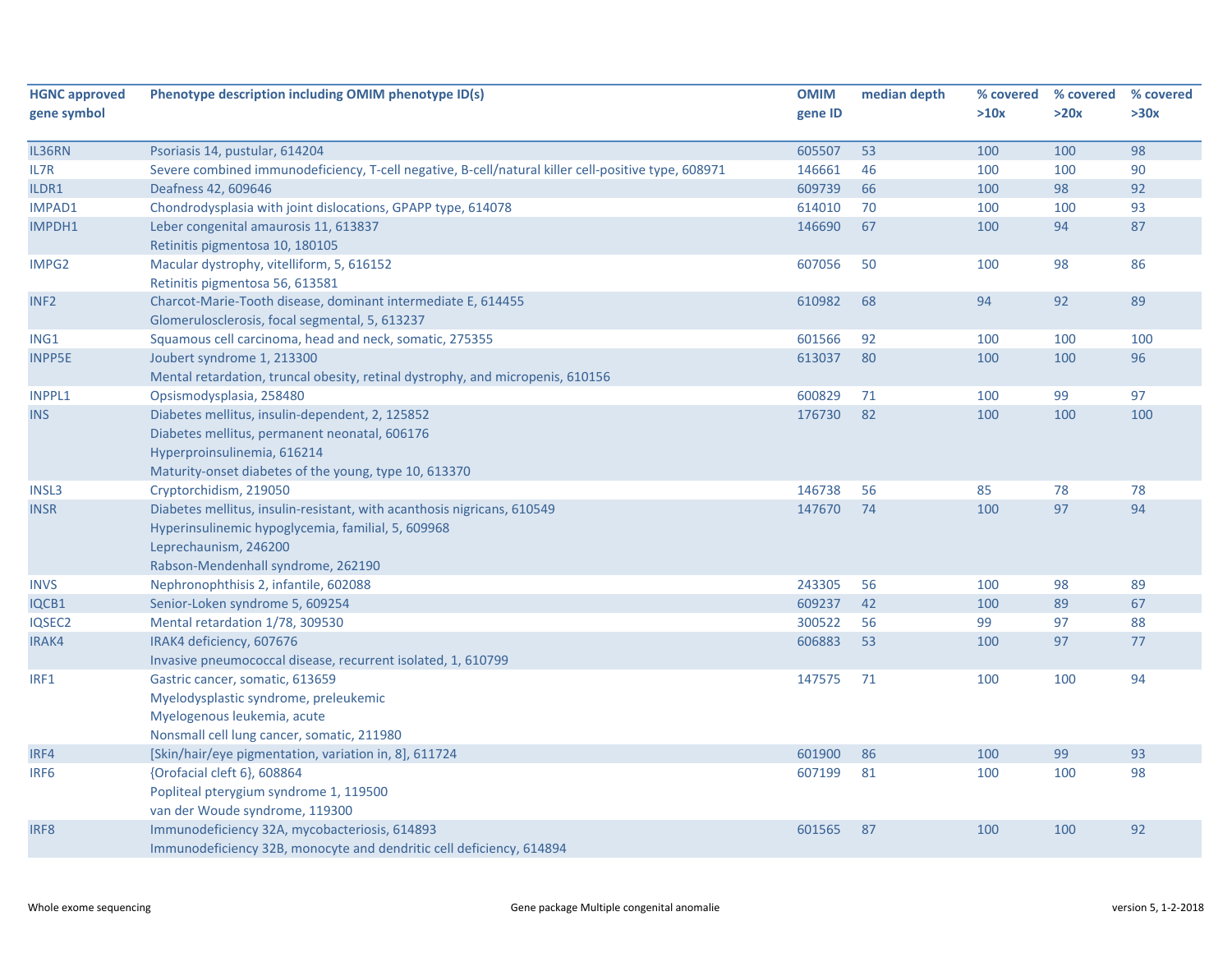| HGNC approved gene symbol | Phenotype description including OMIM phenotype ID(s) | OMIM gene ID | median depth | % covered >10x | % covered >20x | % covered >30x |
|---|---|---|---|---|---|---|
| IL36RN | Psoriasis 14, pustular, 614204 | 605507 | 53 | 100 | 100 | 98 |
| IL7R | Severe combined immunodeficiency, T-cell negative, B-cell/natural killer cell-positive type, 608971 | 146661 | 46 | 100 | 100 | 90 |
| ILDR1 | Deafness 42, 609646 | 609739 | 66 | 100 | 98 | 92 |
| IMPAD1 | Chondrodysplasia with joint dislocations, GPAPP type, 614078 | 614010 | 70 | 100 | 100 | 93 |
| IMPDH1 | Leber congenital amaurosis 11, 613837<br>Retinitis pigmentosa 10, 180105 | 146690 | 67 | 100 | 94 | 87 |
| IMPG2 | Macular dystrophy, vitelliform, 5, 616152<br>Retinitis pigmentosa 56, 613581 | 607056 | 50 | 100 | 98 | 86 |
| INF2 | Charcot-Marie-Tooth disease, dominant intermediate E, 614455<br>Glomerulosclerosis, focal segmental, 5, 613237 | 610982 | 68 | 94 | 92 | 89 |
| ING1 | Squamous cell carcinoma, head and neck, somatic, 275355 | 601566 | 92 | 100 | 100 | 100 |
| INPP5E | Joubert syndrome 1, 213300<br>Mental retardation, truncal obesity, retinal dystrophy, and micropenis, 610156 | 613037 | 80 | 100 | 100 | 96 |
| INPPL1 | Opsismodysplasia, 258480 | 600829 | 71 | 100 | 99 | 97 |
| INS | Diabetes mellitus, insulin-dependent, 2, 125852<br>Diabetes mellitus, permanent neonatal, 606176<br>Hyperproinsulinemia, 616214<br>Maturity-onset diabetes of the young, type 10, 613370 | 176730 | 82 | 100 | 100 | 100 |
| INSL3 | Cryptorchidism, 219050 | 146738 | 56 | 85 | 78 | 78 |
| INSR | Diabetes mellitus, insulin-resistant, with acanthosis nigricans, 610549<br>Hyperinsulinemic hypoglycemia, familial, 5, 609968<br>Leprechaunism, 246200<br>Rabson-Mendenhall syndrome, 262190 | 147670 | 74 | 100 | 97 | 94 |
| INVS | Nephronophthisis 2, infantile, 602088 | 243305 | 56 | 100 | 98 | 89 |
| IQCB1 | Senior-Loken syndrome 5, 609254 | 609237 | 42 | 100 | 89 | 67 |
| IQSEC2 | Mental retardation 1/78, 309530 | 300522 | 56 | 99 | 97 | 88 |
| IRAK4 | IRAK4 deficiency, 607676<br>Invasive pneumococcal disease, recurrent isolated, 1, 610799 | 606883 | 53 | 100 | 97 | 77 |
| IRF1 | Gastric cancer, somatic, 613659<br>Myelodysplastic syndrome, preleukemic<br>Myelogenous leukemia, acute<br>Nonsmall cell lung cancer, somatic, 211980 | 147575 | 71 | 100 | 100 | 94 |
| IRF4 | [Skin/hair/eye pigmentation, variation in, 8], 611724 | 601900 | 86 | 100 | 99 | 93 |
| IRF6 | {Orofacial cleft 6}, 608864<br>Popliteal pterygium syndrome 1, 119500<br>van der Woude syndrome, 119300 | 607199 | 81 | 100 | 100 | 98 |
| IRF8 | Immunodeficiency 32A, mycobacteriosis, 614893<br>Immunodeficiency 32B, monocyte and dendritic cell deficiency, 614894 | 601565 | 87 | 100 | 100 | 92 |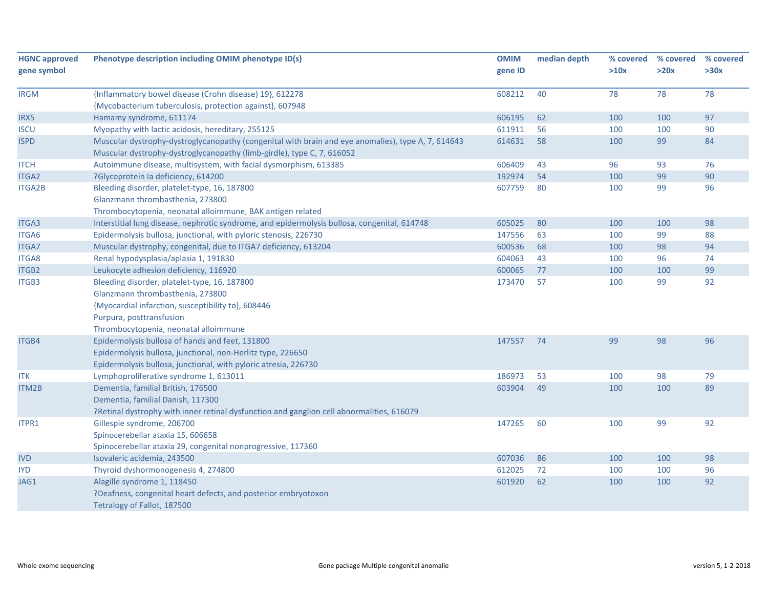| HGNC approved gene symbol | Phenotype description including OMIM phenotype ID(s) | OMIM gene ID | median depth | % covered >10x | % covered >20x | % covered >30x |
|---|---|---|---|---|---|---|
| IRGM | {Inflammatory bowel disease (Crohn disease) 19}, 612278<br>{Mycobacterium tuberculosis, protection against}, 607948 | 608212 | 40 | 78 | 78 | 78 |
| IRX5 | Hamamy syndrome, 611174 | 606195 | 62 | 100 | 100 | 97 |
| ISCU | Myopathy with lactic acidosis, hereditary, 255125 | 611911 | 56 | 100 | 100 | 90 |
| ISPD | Muscular dystrophy-dystroglycanopathy (congenital with brain and eye anomalies), type A, 7, 614643<br>Muscular dystrophy-dystroglycanopathy (limb-girdle), type C, 7, 616052 | 614631 | 58 | 100 | 99 | 84 |
| ITCH | Autoimmune disease, multisystem, with facial dysmorphism, 613385 | 606409 | 43 | 96 | 93 | 76 |
| ITGA2 | ?Glycoprotein Ia deficiency, 614200 | 192974 | 54 | 100 | 99 | 90 |
| ITGA2B | Bleeding disorder, platelet-type, 16, 187800<br>Glanzmann thrombasthenia, 273800<br>Thrombocytopenia, neonatal alloimmune, BAK antigen related | 607759 | 80 | 100 | 99 | 96 |
| ITGA3 | Interstitial lung disease, nephrotic syndrome, and epidermolysis bullosa, congenital, 614748 | 605025 | 80 | 100 | 100 | 98 |
| ITGA6 | Epidermolysis bullosa, junctional, with pyloric stenosis, 226730 | 147556 | 63 | 100 | 99 | 88 |
| ITGA7 | Muscular dystrophy, congenital, due to ITGA7 deficiency, 613204 | 600536 | 68 | 100 | 98 | 94 |
| ITGA8 | Renal hypodysplasia/aplasia 1, 191830 | 604063 | 43 | 100 | 96 | 74 |
| ITGB2 | Leukocyte adhesion deficiency, 116920 | 600065 | 77 | 100 | 100 | 99 |
| ITGB3 | Bleeding disorder, platelet-type, 16, 187800<br>Glanzmann thrombasthenia, 273800<br>{Myocardial infarction, susceptibility to}, 608446<br>Purpura, posttransfusion<br>Thrombocytopenia, neonatal alloimmune | 173470 | 57 | 100 | 99 | 92 |
| ITGB4 | Epidermolysis bullosa of hands and feet, 131800<br>Epidermolysis bullosa, junctional, non-Herlitz type, 226650<br>Epidermolysis bullosa, junctional, with pyloric atresia, 226730 | 147557 | 74 | 99 | 98 | 96 |
| ITK | Lymphoproliferative syndrome 1, 613011 | 186973 | 53 | 100 | 98 | 79 |
| ITM2B | Dementia, familial British, 176500<br>Dementia, familial Danish, 117300<br>?Retinal dystrophy with inner retinal dysfunction and ganglion cell abnormalities, 616079 | 603904 | 49 | 100 | 100 | 89 |
| ITPR1 | Gillespie syndrome, 206700<br>Spinocerebellar ataxia 15, 606658<br>Spinocerebellar ataxia 29, congenital nonprogressive, 117360 | 147265 | 60 | 100 | 99 | 92 |
| IVD | Isovaleric acidemia, 243500 | 607036 | 86 | 100 | 100 | 98 |
| IYD | Thyroid dyshormonogenesis 4, 274800 | 612025 | 72 | 100 | 100 | 96 |
| JAG1 | Alagille syndrome 1, 118450<br>?Deafness, congenital heart defects, and posterior embryotoxon<br>Tetralogy of Fallot, 187500 | 601920 | 62 | 100 | 100 | 92 |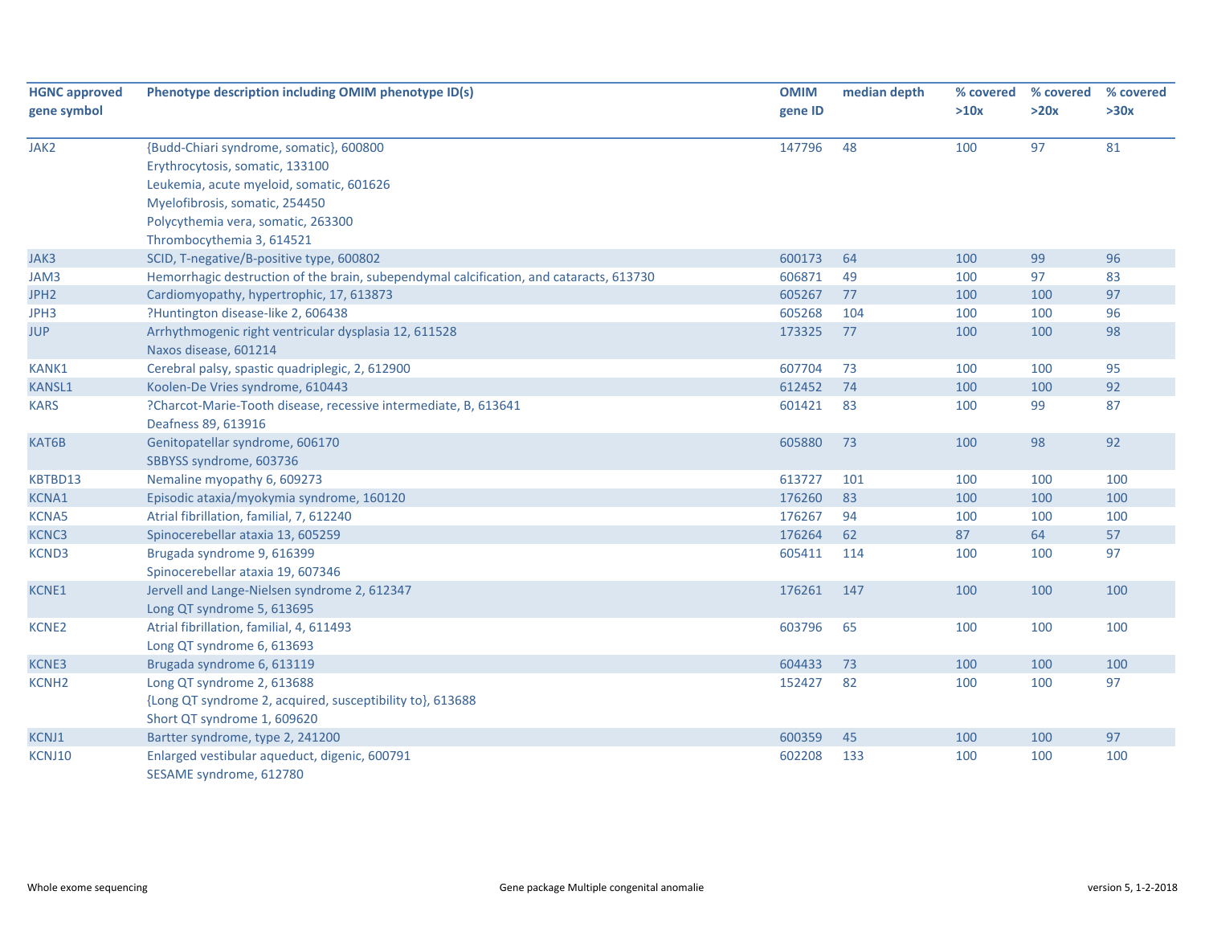| HGNC approved gene symbol | Phenotype description including OMIM phenotype ID(s) | OMIM gene ID | median depth | % covered >10x | % covered >20x | % covered >30x |
|---|---|---|---|---|---|---|
| JAK2 | {Budd-Chiari syndrome, somatic}, 600800<br>Erythrocytosis, somatic, 133100<br>Leukemia, acute myeloid, somatic, 601626<br>Myelofibrosis, somatic, 254450<br>Polycythemia vera, somatic, 263300<br>Thrombocythemia 3, 614521 | 147796 | 48 | 100 | 97 | 81 |
| JAK3 | SCID, T-negative/B-positive type, 600802 | 600173 | 64 | 100 | 99 | 96 |
| JAM3 | Hemorrhagic destruction of the brain, subependymal calcification, and cataracts, 613730 | 606871 | 49 | 100 | 97 | 83 |
| JPH2 | Cardiomyopathy, hypertrophic, 17, 613873 | 605267 | 77 | 100 | 100 | 97 |
| JPH3 | ?Huntington disease-like 2, 606438 | 605268 | 104 | 100 | 100 | 96 |
| JUP | Arrhythmogenic right ventricular dysplasia 12, 611528<br>Naxos disease, 601214 | 173325 | 77 | 100 | 100 | 98 |
| KANK1 | Cerebral palsy, spastic quadriplegic, 2, 612900 | 607704 | 73 | 100 | 100 | 95 |
| KANSL1 | Koolen-De Vries syndrome, 610443 | 612452 | 74 | 100 | 100 | 92 |
| KARS | ?Charcot-Marie-Tooth disease, recessive intermediate, B, 613641<br>Deafness 89, 613916 | 601421 | 83 | 100 | 99 | 87 |
| KAT6B | Genitopatellar syndrome, 606170<br>SBBYSS syndrome, 603736 | 605880 | 73 | 100 | 98 | 92 |
| KBTBD13 | Nemaline myopathy 6, 609273 | 613727 | 101 | 100 | 100 | 100 |
| KCNA1 | Episodic ataxia/myokymia syndrome, 160120 | 176260 | 83 | 100 | 100 | 100 |
| KCNA5 | Atrial fibrillation, familial, 7, 612240 | 176267 | 94 | 100 | 100 | 100 |
| KCNC3 | Spinocerebellar ataxia 13, 605259 | 176264 | 62 | 87 | 64 | 57 |
| KCND3 | Brugada syndrome 9, 616399<br>Spinocerebellar ataxia 19, 607346 | 605411 | 114 | 100 | 100 | 97 |
| KCNE1 | Jervell and Lange-Nielsen syndrome 2, 612347<br>Long QT syndrome 5, 613695 | 176261 | 147 | 100 | 100 | 100 |
| KCNE2 | Atrial fibrillation, familial, 4, 611493<br>Long QT syndrome 6, 613693 | 603796 | 65 | 100 | 100 | 100 |
| KCNE3 | Brugada syndrome 6, 613119 | 604433 | 73 | 100 | 100 | 100 |
| KCNH2 | Long QT syndrome 2, 613688<br>{Long QT syndrome 2, acquired, susceptibility to}, 613688<br>Short QT syndrome 1, 609620 | 152427 | 82 | 100 | 100 | 97 |
| KCNJ1 | Bartter syndrome, type 2, 241200 | 600359 | 45 | 100 | 100 | 97 |
| KCNJ10 | Enlarged vestibular aqueduct, digenic, 600791<br>SESAME syndrome, 612780 | 602208 | 133 | 100 | 100 | 100 |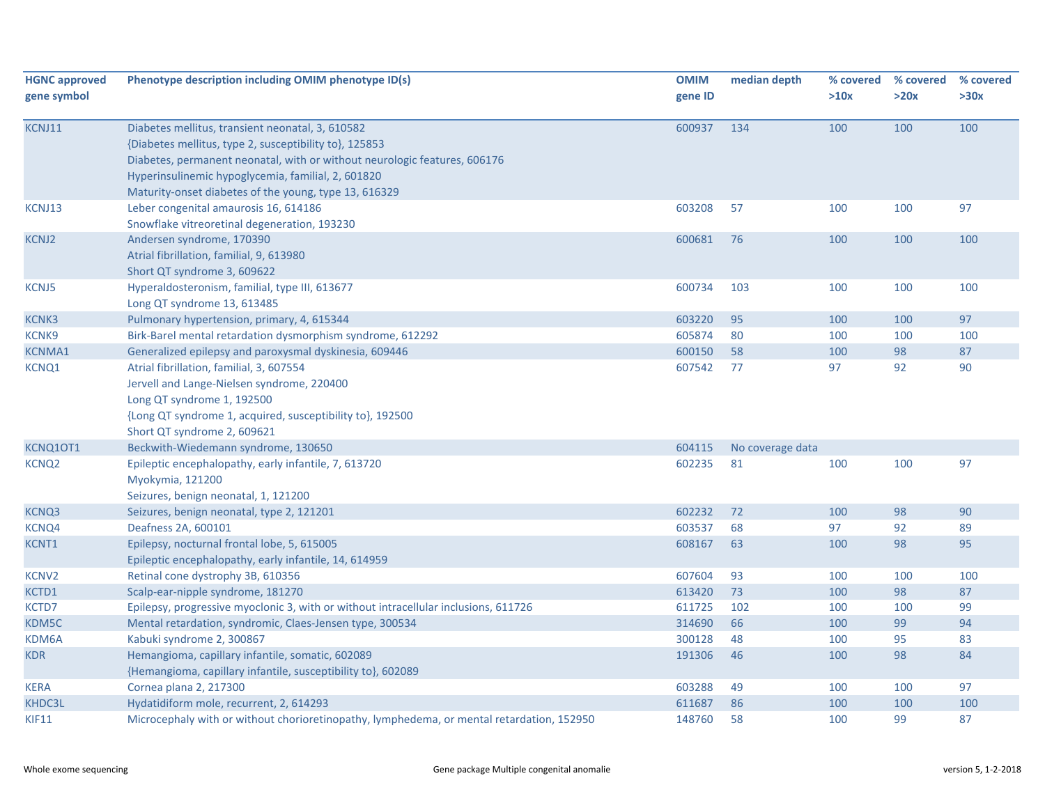| HGNC approved gene symbol | Phenotype description including OMIM phenotype ID(s) | OMIM gene ID | median depth | % covered >10x | % covered >20x | % covered >30x |
|---|---|---|---|---|---|---|
| KCNJ11 | Diabetes mellitus, transient neonatal, 3, 610582<br>{Diabetes mellitus, type 2, susceptibility to}, 125853<br>Diabetes, permanent neonatal, with or without neurologic features, 606176<br>Hyperinsulinemic hypoglycemia, familial, 2, 601820<br>Maturity-onset diabetes of the young, type 13, 616329 | 600937 | 134 | 100 | 100 | 100 |
| KCNJ13 | Leber congenital amaurosis 16, 614186<br>Snowflake vitreoretinal degeneration, 193230 | 603208 | 57 | 100 | 100 | 97 |
| KCNJ2 | Andersen syndrome, 170390<br>Atrial fibrillation, familial, 9, 613980<br>Short QT syndrome 3, 609622 | 600681 | 76 | 100 | 100 | 100 |
| KCNJ5 | Hyperaldosteronism, familial, type III, 613677<br>Long QT syndrome 13, 613485 | 600734 | 103 | 100 | 100 | 100 |
| KCNK3 | Pulmonary hypertension, primary, 4, 615344 | 603220 | 95 | 100 | 100 | 97 |
| KCNK9 | Birk-Barel mental retardation dysmorphism syndrome, 612292 | 605874 | 80 | 100 | 100 | 100 |
| KCNMA1 | Generalized epilepsy and paroxysmal dyskinesia, 609446 | 600150 | 58 | 100 | 98 | 87 |
| KCNQ1 | Atrial fibrillation, familial, 3, 607554<br>Jervell and Lange-Nielsen syndrome, 220400<br>Long QT syndrome 1, 192500<br>{Long QT syndrome 1, acquired, susceptibility to}, 192500<br>Short QT syndrome 2, 609621 | 607542 | 77 | 97 | 92 | 90 |
| KCNQ1OT1 | Beckwith-Wiedemann syndrome, 130650 | 604115 | No coverage data | | | |
| KCNQ2 | Epileptic encephalopathy, early infantile, 7, 613720<br>Myokymia, 121200<br>Seizures, benign neonatal, 1, 121200 | 602235 | 81 | 100 | 100 | 97 |
| KCNQ3 | Seizures, benign neonatal, type 2, 121201 | 602232 | 72 | 100 | 98 | 90 |
| KCNQ4 | Deafness 2A, 600101 | 603537 | 68 | 97 | 92 | 89 |
| KCNT1 | Epilepsy, nocturnal frontal lobe, 5, 615005<br>Epileptic encephalopathy, early infantile, 14, 614959 | 608167 | 63 | 100 | 98 | 95 |
| KCNV2 | Retinal cone dystrophy 3B, 610356 | 607604 | 93 | 100 | 100 | 100 |
| KCTD1 | Scalp-ear-nipple syndrome, 181270 | 613420 | 73 | 100 | 98 | 87 |
| KCTD7 | Epilepsy, progressive myoclonic 3, with or without intracellular inclusions, 611726 | 611725 | 102 | 100 | 100 | 99 |
| KDM5C | Mental retardation, syndromic, Claes-Jensen type, 300534 | 314690 | 66 | 100 | 99 | 94 |
| KDM6A | Kabuki syndrome 2, 300867 | 300128 | 48 | 100 | 95 | 83 |
| KDR | Hemangioma, capillary infantile, somatic, 602089<br>{Hemangioma, capillary infantile, susceptibility to}, 602089 | 191306 | 46 | 100 | 98 | 84 |
| KERA | Cornea plana 2, 217300 | 603288 | 49 | 100 | 100 | 97 |
| KHDC3L | Hydatidiform mole, recurrent, 2, 614293 | 611687 | 86 | 100 | 100 | 100 |
| KIF11 | Microcephaly with or without chorioretinopathy, lymphedema, or mental retardation, 152950 | 148760 | 58 | 100 | 99 | 87 |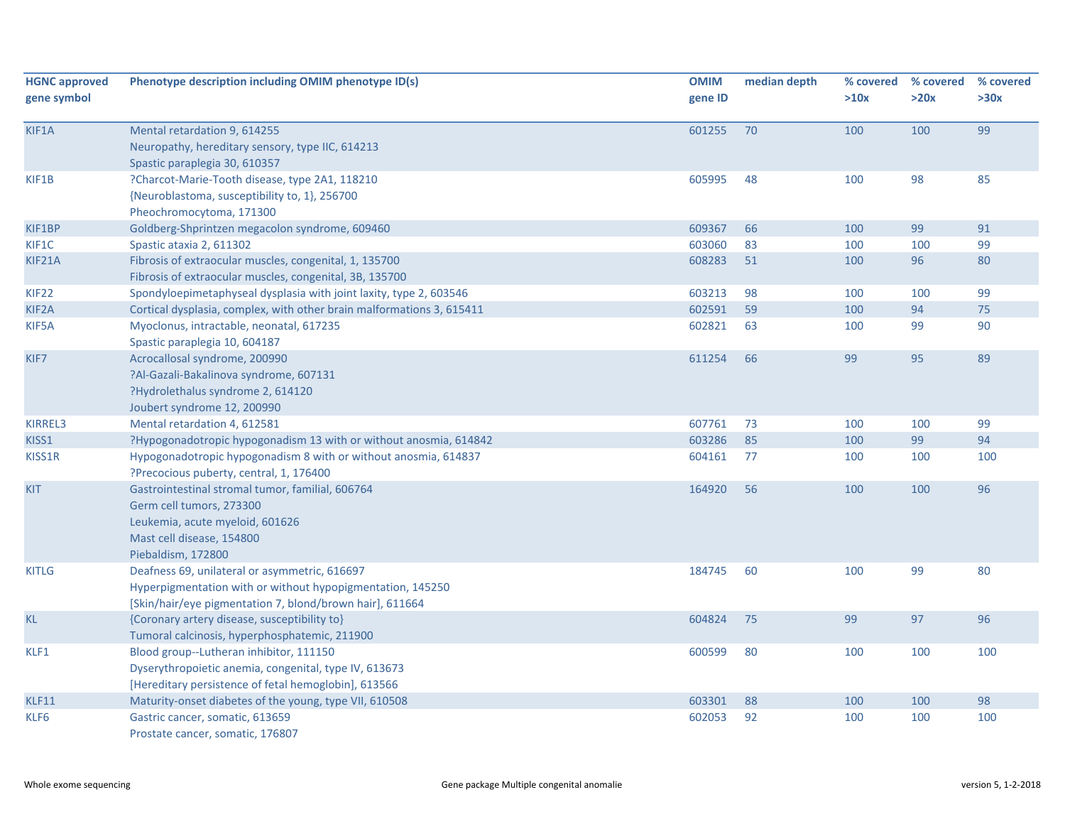| HGNC approved gene symbol | Phenotype description including OMIM phenotype ID(s) | OMIM gene ID | median depth | % covered >10x | % covered >20x | % covered >30x |
|---|---|---|---|---|---|---|
| KIF1A | Mental retardation 9, 614255<br>Neuropathy, hereditary sensory, type IIC, 614213<br>Spastic paraplegia 30, 610357 | 601255 | 70 | 100 | 100 | 99 |
| KIF1B | ?Charcot-Marie-Tooth disease, type 2A1, 118210<br>{Neuroblastoma, susceptibility to, 1}, 256700<br>Pheochromocytoma, 171300 | 605995 | 48 | 100 | 98 | 85 |
| KIF1BP | Goldberg-Shprintzen megacolon syndrome, 609460 | 609367 | 66 | 100 | 99 | 91 |
| KIF1C | Spastic ataxia 2, 611302 | 603060 | 83 | 100 | 100 | 99 |
| KIF21A | Fibrosis of extraocular muscles, congenital, 1, 135700<br>Fibrosis of extraocular muscles, congenital, 3B, 135700 | 608283 | 51 | 100 | 96 | 80 |
| KIF22 | Spondyloepimetaphyseal dysplasia with joint laxity, type 2, 603546 | 603213 | 98 | 100 | 100 | 99 |
| KIF2A | Cortical dysplasia, complex, with other brain malformations 3, 615411 | 602591 | 59 | 100 | 94 | 75 |
| KIF5A | Myoclonus, intractable, neonatal, 617235<br>Spastic paraplegia 10, 604187 | 602821 | 63 | 100 | 99 | 90 |
| KIF7 | Acrocallosal syndrome, 200990<br>?Al-Gazali-Bakalinova syndrome, 607131<br>?Hydrolethalus syndrome 2, 614120<br>Joubert syndrome 12, 200990 | 611254 | 66 | 99 | 95 | 89 |
| KIRREL3 | Mental retardation 4, 612581 | 607761 | 73 | 100 | 100 | 99 |
| KISS1 | ?Hypogonadotropic hypogonadism 13 with or without anosmia, 614842 | 603286 | 85 | 100 | 99 | 94 |
| KISS1R | Hypogonadotropic hypogonadism 8 with or without anosmia, 614837<br>?Precocious puberty, central, 1, 176400 | 604161 | 77 | 100 | 100 | 100 |
| KIT | Gastrointestinal stromal tumor, familial, 606764<br>Germ cell tumors, 273300<br>Leukemia, acute myeloid, 601626<br>Mast cell disease, 154800<br>Piebaldism, 172800 | 164920 | 56 | 100 | 100 | 96 |
| KITLG | Deafness 69, unilateral or asymmetric, 616697<br>Hyperpigmentation with or without hypopigmentation, 145250<br>[Skin/hair/eye pigmentation 7, blond/brown hair], 611664 | 184745 | 60 | 100 | 99 | 80 |
| KL | {Coronary artery disease, susceptibility to}<br>Tumoral calcinosis, hyperphosphatemic, 211900 | 604824 | 75 | 99 | 97 | 96 |
| KLF1 | Blood group--Lutheran inhibitor, 111150<br>Dyserythropoietic anemia, congenital, type IV, 613673<br>[Hereditary persistence of fetal hemoglobin], 613566 | 600599 | 80 | 100 | 100 | 100 |
| KLF11 | Maturity-onset diabetes of the young, type VII, 610508 | 603301 | 88 | 100 | 100 | 98 |
| KLF6 | Gastric cancer, somatic, 613659<br>Prostate cancer, somatic, 176807 | 602053 | 92 | 100 | 100 | 100 |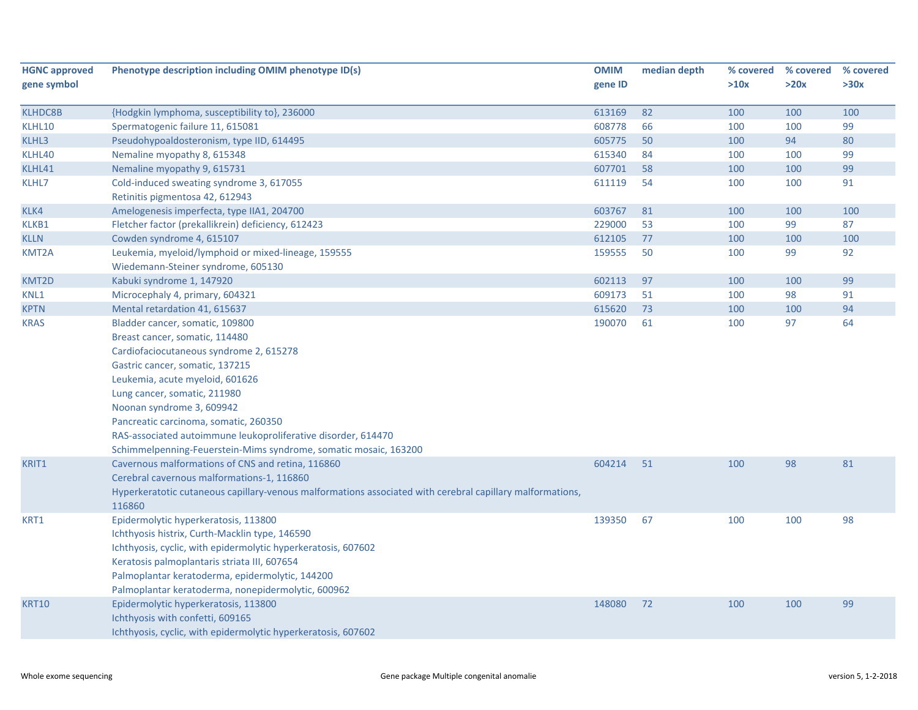| HGNC approved gene symbol | Phenotype description including OMIM phenotype ID(s) | OMIM gene ID | median depth | % covered >10x | % covered >20x | % covered >30x |
|---|---|---|---|---|---|---|
| KLHDC8B | {Hodgkin lymphoma, susceptibility to}, 236000 | 613169 | 82 | 100 | 100 | 100 |
| KLHL10 | Spermatogenic failure 11, 615081 | 608778 | 66 | 100 | 100 | 99 |
| KLHL3 | Pseudohypoaldosteronism, type IID, 614495 | 605775 | 50 | 100 | 94 | 80 |
| KLHL40 | Nemaline myopathy 8, 615348 | 615340 | 84 | 100 | 100 | 99 |
| KLHL41 | Nemaline myopathy 9, 615731 | 607701 | 58 | 100 | 100 | 99 |
| KLHL7 | Cold-induced sweating syndrome 3, 617055<br>Retinitis pigmentosa 42, 612943 | 611119 | 54 | 100 | 100 | 91 |
| KLK4 | Amelogenesis imperfecta, type IIA1, 204700 | 603767 | 81 | 100 | 100 | 100 |
| KLKB1 | Fletcher factor (prekallikrein) deficiency, 612423 | 229000 | 53 | 100 | 99 | 87 |
| KLLN | Cowden syndrome 4, 615107 | 612105 | 77 | 100 | 100 | 100 |
| KMT2A | Leukemia, myeloid/lymphoid or mixed-lineage, 159555<br>Wiedemann-Steiner syndrome, 605130 | 159555 | 50 | 100 | 99 | 92 |
| KMT2D | Kabuki syndrome 1, 147920 | 602113 | 97 | 100 | 100 | 99 |
| KNL1 | Microcephaly 4, primary, 604321 | 609173 | 51 | 100 | 98 | 91 |
| KPTN | Mental retardation 41, 615637 | 615620 | 73 | 100 | 100 | 94 |
| KRAS | Bladder cancer, somatic, 109800<br>Breast cancer, somatic, 114480<br>Cardiofaciocutaneous syndrome 2, 615278<br>Gastric cancer, somatic, 137215<br>Leukemia, acute myeloid, 601626<br>Lung cancer, somatic, 211980<br>Noonan syndrome 3, 609942<br>Pancreatic carcinoma, somatic, 260350<br>RAS-associated autoimmune leukoproliferative disorder, 614470<br>Schimmelpenning-Feuerstein-Mims syndrome, somatic mosaic, 163200 | 190070 | 61 | 100 | 97 | 64 |
| KRIT1 | Cavernous malformations of CNS and retina, 116860<br>Cerebral cavernous malformations-1, 116860<br>Hyperkeratotic cutaneous capillary-venous malformations associated with cerebral capillary malformations, 116860 | 604214 | 51 | 100 | 98 | 81 |
| KRT1 | Epidermolytic hyperkeratosis, 113800<br>Ichthyosis histrix, Curth-Macklin type, 146590<br>Ichthyosis, cyclic, with epidermolytic hyperkeratosis, 607602<br>Keratosis palmoplantaris striata III, 607654<br>Palmoplantar keratoderma, epidermolytic, 144200<br>Palmoplantar keratoderma, nonepidermolytic, 600962 | 139350 | 67 | 100 | 100 | 98 |
| KRT10 | Epidermolytic hyperkeratosis, 113800<br>Ichthyosis with confetti, 609165<br>Ichthyosis, cyclic, with epidermolytic hyperkeratosis, 607602 | 148080 | 72 | 100 | 100 | 99 |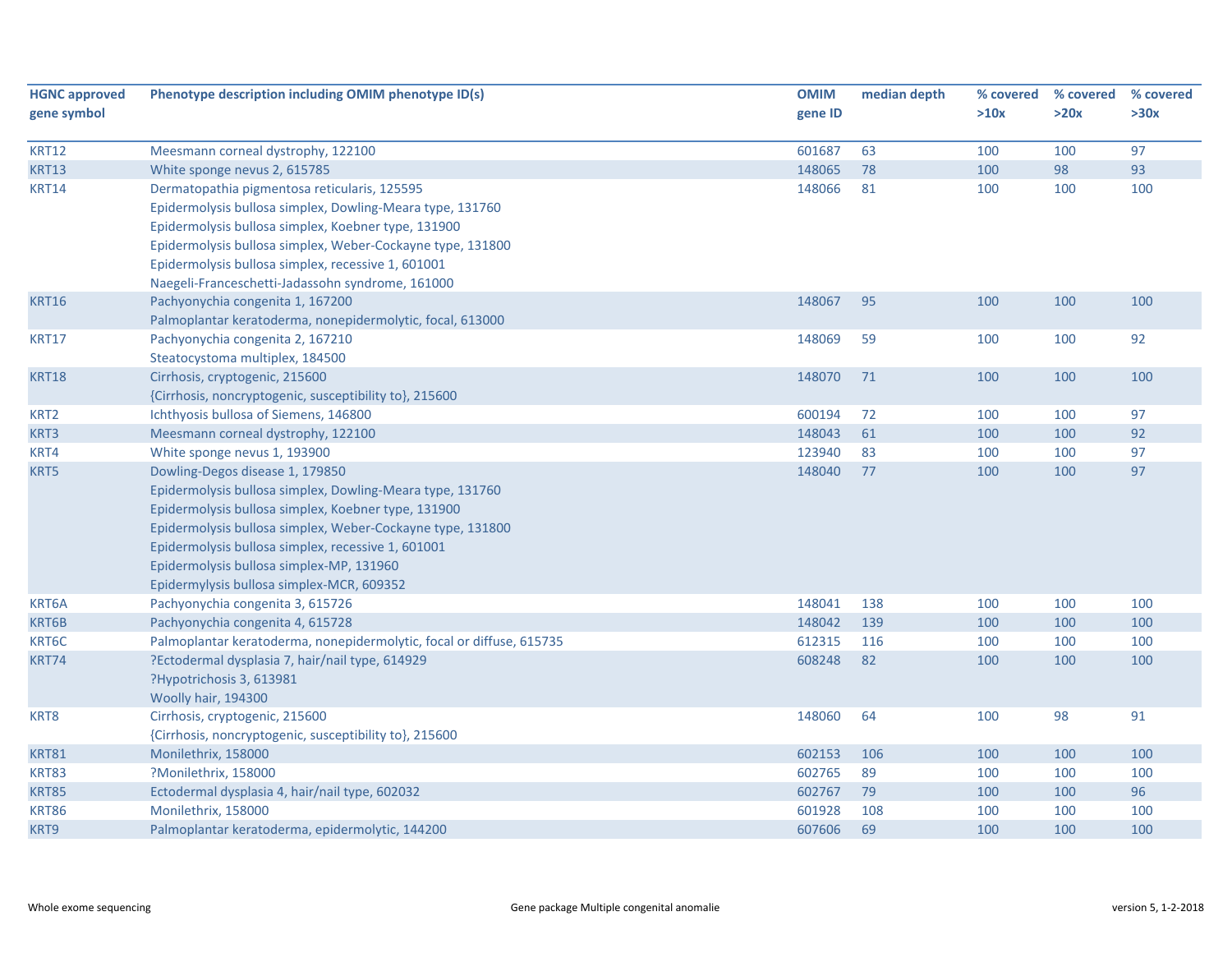| HGNC approved gene symbol | Phenotype description including OMIM phenotype ID(s) | OMIM gene ID | median depth | % covered >10x | % covered >20x | % covered >30x |
|---|---|---|---|---|---|---|
| KRT12 | Meesmann corneal dystrophy, 122100 | 601687 | 63 | 100 | 100 | 97 |
| KRT13 | White sponge nevus 2, 615785 | 148065 | 78 | 100 | 98 | 93 |
| KRT14 | Dermatopathia pigmentosa reticularis, 125595<br>Epidermolysis bullosa simplex, Dowling-Meara type, 131760<br>Epidermolysis bullosa simplex, Koebner type, 131900<br>Epidermolysis bullosa simplex, Weber-Cockayne type, 131800<br>Epidermolysis bullosa simplex, recessive 1, 601001<br>Naegeli-Franceschetti-Jadassohn syndrome, 161000 | 148066 | 81 | 100 | 100 | 100 |
| KRT16 | Pachyonychia congenita 1, 167200<br>Palmoplantar keratoderma, nonepidermolytic, focal, 613000 | 148067 | 95 | 100 | 100 | 100 |
| KRT17 | Pachyonychia congenita 2, 167210<br>Steatocystoma multiplex, 184500 | 148069 | 59 | 100 | 100 | 92 |
| KRT18 | Cirrhosis, cryptogenic, 215600<br>{Cirrhosis, noncryptogenic, susceptibility to}, 215600 | 148070 | 71 | 100 | 100 | 100 |
| KRT2 | Ichthyosis bullosa of Siemens, 146800 | 600194 | 72 | 100 | 100 | 97 |
| KRT3 | Meesmann corneal dystrophy, 122100 | 148043 | 61 | 100 | 100 | 92 |
| KRT4 | White sponge nevus 1, 193900 | 123940 | 83 | 100 | 100 | 97 |
| KRT5 | Dowling-Degos disease 1, 179850<br>Epidermolysis bullosa simplex, Dowling-Meara type, 131760<br>Epidermolysis bullosa simplex, Koebner type, 131900<br>Epidermolysis bullosa simplex, Weber-Cockayne type, 131800<br>Epidermolysis bullosa simplex, recessive 1, 601001<br>Epidermolysis bullosa simplex-MP, 131960<br>Epidermylysis bullosa simplex-MCR, 609352 | 148040 | 77 | 100 | 100 | 97 |
| KRT6A | Pachyonychia congenita 3, 615726 | 148041 | 138 | 100 | 100 | 100 |
| KRT6B | Pachyonychia congenita 4, 615728 | 148042 | 139 | 100 | 100 | 100 |
| KRT6C | Palmoplantar keratoderma, nonepidermolytic, focal or diffuse, 615735 | 612315 | 116 | 100 | 100 | 100 |
| KRT74 | ?Ectodermal dysplasia 7, hair/nail type, 614929<br>?Hypotrichosis 3, 613981<br>Woolly hair, 194300 | 608248 | 82 | 100 | 100 | 100 |
| KRT8 | Cirrhosis, cryptogenic, 215600<br>{Cirrhosis, noncryptogenic, susceptibility to}, 215600 | 148060 | 64 | 100 | 98 | 91 |
| KRT81 | Monilethrix, 158000 | 602153 | 106 | 100 | 100 | 100 |
| KRT83 | ?Monilethrix, 158000 | 602765 | 89 | 100 | 100 | 100 |
| KRT85 | Ectodermal dysplasia 4, hair/nail type, 602032 | 602767 | 79 | 100 | 100 | 96 |
| KRT86 | Monilethrix, 158000 | 601928 | 108 | 100 | 100 | 100 |
| KRT9 | Palmoplantar keratoderma, epidermolytic, 144200 | 607606 | 69 | 100 | 100 | 100 |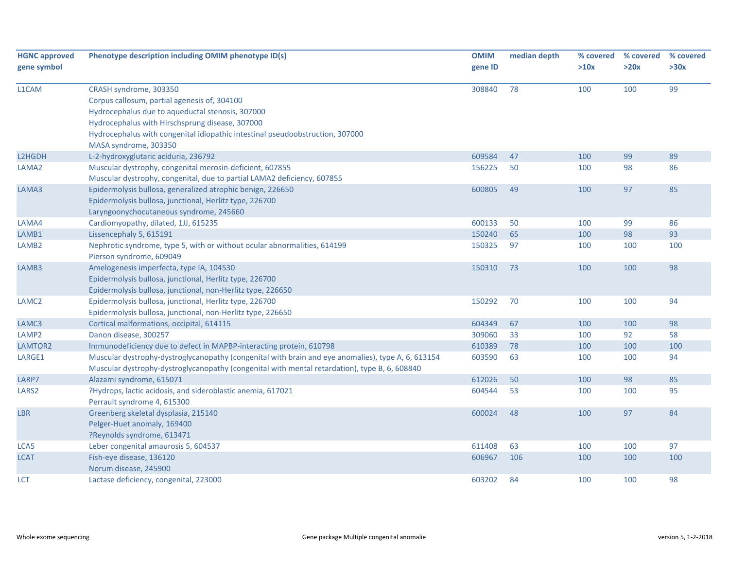| HGNC approved gene symbol | Phenotype description including OMIM phenotype ID(s) | OMIM gene ID | median depth | % covered >10x | % covered >20x | % covered >30x |
|---|---|---|---|---|---|---|
| L1CAM | CRASH syndrome, 303350<br>Corpus callosum, partial agenesis of, 304100<br>Hydrocephalus due to aqueductal stenosis, 307000<br>Hydrocephalus with Hirschsprung disease, 307000<br>Hydrocephalus with congenital idiopathic intestinal pseudoobstruction, 307000<br>MASA syndrome, 303350 | 308840 | 78 | 100 | 100 | 99 |
| L2HGDH | L-2-hydroxyglutaric aciduria, 236792 | 609584 | 47 | 100 | 99 | 89 |
| LAMA2 | Muscular dystrophy, congenital merosin-deficient, 607855<br>Muscular dystrophy, congenital, due to partial LAMA2 deficiency, 607855 | 156225 | 50 | 100 | 98 | 86 |
| LAMA3 | Epidermolysis bullosa, generalized atrophic benign, 226650<br>Epidermolysis bullosa, junctional, Herlitz type, 226700<br>Laryngoonychocutaneous syndrome, 245660 | 600805 | 49 | 100 | 97 | 85 |
| LAMA4 | Cardiomyopathy, dilated, 1JJ, 615235 | 600133 | 50 | 100 | 99 | 86 |
| LAMB1 | Lissencephaly 5, 615191 | 150240 | 65 | 100 | 98 | 93 |
| LAMB2 | Nephrotic syndrome, type 5, with or without ocular abnormalities, 614199<br>Pierson syndrome, 609049 | 150325 | 97 | 100 | 100 | 100 |
| LAMB3 | Amelogenesis imperfecta, type IA, 104530<br>Epidermolysis bullosa, junctional, Herlitz type, 226700<br>Epidermolysis bullosa, junctional, non-Herlitz type, 226650 | 150310 | 73 | 100 | 100 | 98 |
| LAMC2 | Epidermolysis bullosa, junctional, Herlitz type, 226700<br>Epidermolysis bullosa, junctional, non-Herlitz type, 226650 | 150292 | 70 | 100 | 100 | 94 |
| LAMC3 | Cortical malformations, occipital, 614115 | 604349 | 67 | 100 | 100 | 98 |
| LAMP2 | Danon disease, 300257 | 309060 | 33 | 100 | 92 | 58 |
| LAMTOR2 | Immunodeficiency due to defect in MAPBP-interacting protein, 610798 | 610389 | 78 | 100 | 100 | 100 |
| LARGE1 | Muscular dystrophy-dystroglycanopathy (congenital with brain and eye anomalies), type A, 6, 613154<br>Muscular dystrophy-dystroglycanopathy (congenital with mental retardation), type B, 6, 608840 | 603590 | 63 | 100 | 100 | 94 |
| LARP7 | Alazami syndrome, 615071 | 612026 | 50 | 100 | 98 | 85 |
| LARS2 | ?Hydrops, lactic acidosis, and sideroblastic anemia, 617021<br>Perrault syndrome 4, 615300 | 604544 | 53 | 100 | 100 | 95 |
| LBR | Greenberg skeletal dysplasia, 215140<br>Pelger-Huet anomaly, 169400<br>?Reynolds syndrome, 613471 | 600024 | 48 | 100 | 97 | 84 |
| LCA5 | Leber congenital amaurosis 5, 604537 | 611408 | 63 | 100 | 100 | 97 |
| LCAT | Fish-eye disease, 136120<br>Norum disease, 245900 | 606967 | 106 | 100 | 100 | 100 |
| LCT | Lactase deficiency, congenital, 223000 | 603202 | 84 | 100 | 100 | 98 |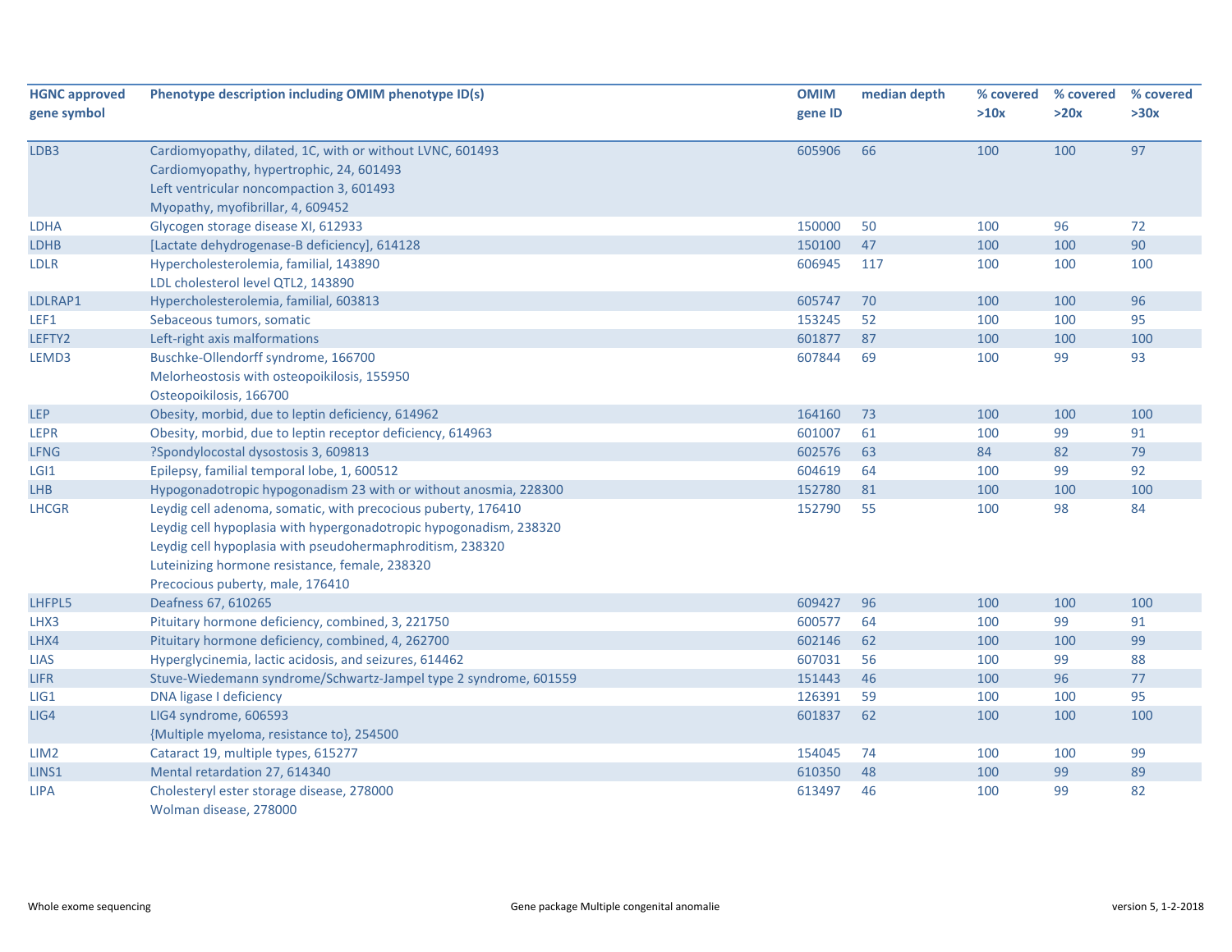| HGNC approved gene symbol | Phenotype description including OMIM phenotype ID(s) | OMIM gene ID | median depth | % covered >10x | % covered >20x | % covered >30x |
|---|---|---|---|---|---|---|
| LDB3 | Cardiomyopathy, dilated, 1C, with or without LVNC, 601493<br>Cardiomyopathy, hypertrophic, 24, 601493<br>Left ventricular noncompaction 3, 601493<br>Myopathy, myofibrillar, 4, 609452 | 605906 | 66 | 100 | 100 | 97 |
| LDHA | Glycogen storage disease XI, 612933 | 150000 | 50 | 100 | 96 | 72 |
| LDHB | [Lactate dehydrogenase-B deficiency], 614128 | 150100 | 47 | 100 | 100 | 90 |
| LDLR | Hypercholesterolemia, familial, 143890<br>LDL cholesterol level QTL2, 143890 | 606945 | 117 | 100 | 100 | 100 |
| LDLRAP1 | Hypercholesterolemia, familial, 603813 | 605747 | 70 | 100 | 100 | 96 |
| LEF1 | Sebaceous tumors, somatic | 153245 | 52 | 100 | 100 | 95 |
| LEFTY2 | Left-right axis malformations | 601877 | 87 | 100 | 100 | 100 |
| LEMD3 | Buschke-Ollendorff syndrome, 166700<br>Melorheostosis with osteopoikilosis, 155950<br>Osteopoikilosis, 166700 | 607844 | 69 | 100 | 99 | 93 |
| LEP | Obesity, morbid, due to leptin deficiency, 614962 | 164160 | 73 | 100 | 100 | 100 |
| LEPR | Obesity, morbid, due to leptin receptor deficiency, 614963 | 601007 | 61 | 100 | 99 | 91 |
| LFNG | ?Spondylocostal dysostosis 3, 609813 | 602576 | 63 | 84 | 82 | 79 |
| LGI1 | Epilepsy, familial temporal lobe, 1, 600512 | 604619 | 64 | 100 | 99 | 92 |
| LHB | Hypogonadotropic hypogonadism 23 with or without anosmia, 228300 | 152780 | 81 | 100 | 100 | 100 |
| LHCGR | Leydig cell adenoma, somatic, with precocious puberty, 176410<br>Leydig cell hypoplasia with hypergonadotropic hypogonadism, 238320<br>Leydig cell hypoplasia with pseudohermaphroditism, 238320<br>Luteinizing hormone resistance, female, 238320<br>Precocious puberty, male, 176410 | 152790 | 55 | 100 | 98 | 84 |
| LHFPL5 | Deafness 67, 610265 | 609427 | 96 | 100 | 100 | 100 |
| LHX3 | Pituitary hormone deficiency, combined, 3, 221750 | 600577 | 64 | 100 | 99 | 91 |
| LHX4 | Pituitary hormone deficiency, combined, 4, 262700 | 602146 | 62 | 100 | 100 | 99 |
| LIAS | Hyperglycinemia, lactic acidosis, and seizures, 614462 | 607031 | 56 | 100 | 99 | 88 |
| LIFR | Stuve-Wiedemann syndrome/Schwartz-Jampel type 2 syndrome, 601559 | 151443 | 46 | 100 | 96 | 77 |
| LIG1 | DNA ligase I deficiency | 126391 | 59 | 100 | 100 | 95 |
| LIG4 | LIG4 syndrome, 606593<br>{Multiple myeloma, resistance to}, 254500 | 601837 | 62 | 100 | 100 | 100 |
| LIM2 | Cataract 19, multiple types, 615277 | 154045 | 74 | 100 | 100 | 99 |
| LINS1 | Mental retardation 27, 614340 | 610350 | 48 | 100 | 99 | 89 |
| LIPA | Cholesteryl ester storage disease, 278000<br>Wolman disease, 278000 | 613497 | 46 | 100 | 99 | 82 |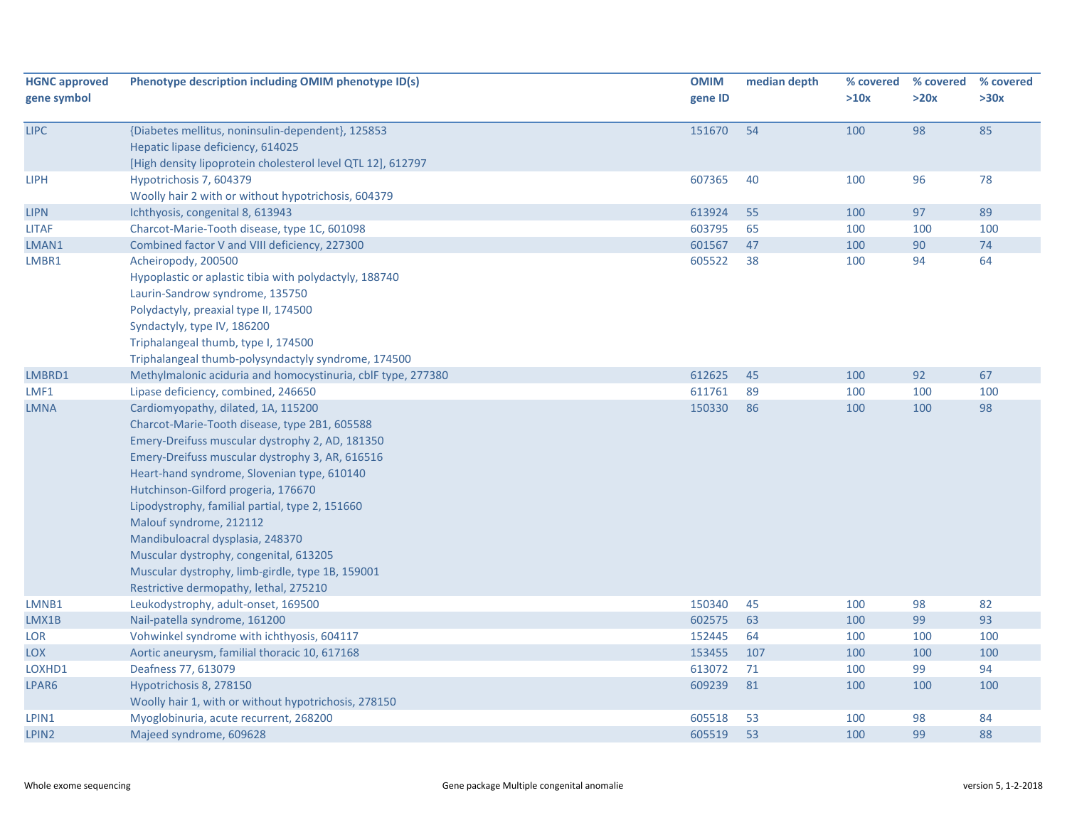| HGNC approved gene symbol | Phenotype description including OMIM phenotype ID(s) | OMIM gene ID | median depth | % covered >10x | % covered >20x | % covered >30x |
|---|---|---|---|---|---|---|
| LIPC | {Diabetes mellitus, noninsulin-dependent}, 125853<br>Hepatic lipase deficiency, 614025<br>[High density lipoprotein cholesterol level QTL 12], 612797 | 151670 | 54 | 100 | 98 | 85 |
| LIPH | Hypotrichosis 7, 604379<br>Woolly hair 2 with or without hypotrichosis, 604379 | 607365 | 40 | 100 | 96 | 78 |
| LIPN | Ichthyosis, congenital 8, 613943 | 613924 | 55 | 100 | 97 | 89 |
| LITAF | Charcot-Marie-Tooth disease, type 1C, 601098 | 603795 | 65 | 100 | 100 | 100 |
| LMAN1 | Combined factor V and VIII deficiency, 227300 | 601567 | 47 | 100 | 90 | 74 |
| LMBR1 | Acheiropody, 200500<br>Hypoplastic or aplastic tibia with polydactyly, 188740<br>Laurin-Sandrow syndrome, 135750<br>Polydactyly, preaxial type II, 174500<br>Syndactyly, type IV, 186200<br>Triphalangeal thumb, type I, 174500<br>Triphalangeal thumb-polysyndactyly syndrome, 174500 | 605522 | 38 | 100 | 94 | 64 |
| LMBRD1 | Methylmalonic aciduria and homocystinuria, cblF type, 277380 | 612625 | 45 | 100 | 92 | 67 |
| LMF1 | Lipase deficiency, combined, 246650 | 611761 | 89 | 100 | 100 | 100 |
| LMNA | Cardiomyopathy, dilated, 1A, 115200<br>Charcot-Marie-Tooth disease, type 2B1, 605588<br>Emery-Dreifuss muscular dystrophy 2, AD, 181350<br>Emery-Dreifuss muscular dystrophy 3, AR, 616516<br>Heart-hand syndrome, Slovenian type, 610140<br>Hutchinson-Gilford progeria, 176670<br>Lipodystrophy, familial partial, type 2, 151660<br>Malouf syndrome, 212112<br>Mandibuloacral dysplasia, 248370<br>Muscular dystrophy, congenital, 613205<br>Muscular dystrophy, limb-girdle, type 1B, 159001<br>Restrictive dermopathy, lethal, 275210 | 150330 | 86 | 100 | 100 | 98 |
| LMNB1 | Leukodystrophy, adult-onset, 169500 | 150340 | 45 | 100 | 98 | 82 |
| LMX1B | Nail-patella syndrome, 161200 | 602575 | 63 | 100 | 99 | 93 |
| LOR | Vohwinkel syndrome with ichthyosis, 604117 | 152445 | 64 | 100 | 100 | 100 |
| LOX | Aortic aneurysm, familial thoracic 10, 617168 | 153455 | 107 | 100 | 100 | 100 |
| LOXHD1 | Deafness 77, 613079 | 613072 | 71 | 100 | 99 | 94 |
| LPAR6 | Hypotrichosis 8, 278150<br>Woolly hair 1, with or without hypotrichosis, 278150 | 609239 | 81 | 100 | 100 | 100 |
| LPIN1 | Myoglobinuria, acute recurrent, 268200 | 605518 | 53 | 100 | 98 | 84 |
| LPIN2 | Majeed syndrome, 609628 | 605519 | 53 | 100 | 99 | 88 |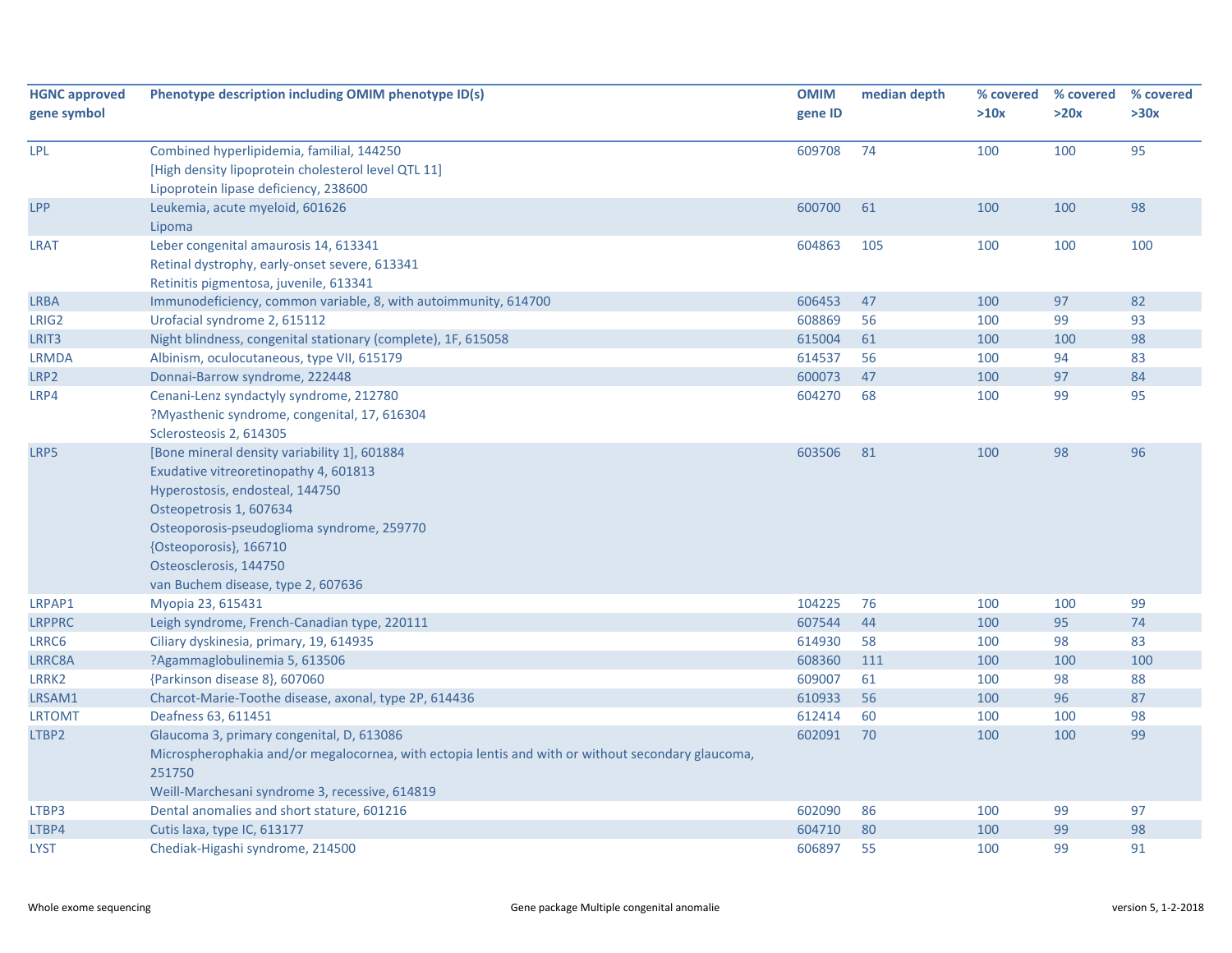| HGNC approved gene symbol | Phenotype description including OMIM phenotype ID(s) | OMIM gene ID | median depth | % covered >10x | % covered >20x | % covered >30x |
|---|---|---|---|---|---|---|
| LPL | Combined hyperlipidemia, familial, 144250<br>[High density lipoprotein cholesterol level QTL 11]<br>Lipoprotein lipase deficiency, 238600 | 609708 | 74 | 100 | 100 | 95 |
| LPP | Leukemia, acute myeloid, 601626<br>Lipoma | 600700 | 61 | 100 | 100 | 98 |
| LRAT | Leber congenital amaurosis 14, 613341<br>Retinal dystrophy, early-onset severe, 613341<br>Retinitis pigmentosa, juvenile, 613341 | 604863 | 105 | 100 | 100 | 100 |
| LRBA | Immunodeficiency, common variable, 8, with autoimmunity, 614700 | 606453 | 47 | 100 | 97 | 82 |
| LRIG2 | Urofacial syndrome 2, 615112 | 608869 | 56 | 100 | 99 | 93 |
| LRIT3 | Night blindness, congenital stationary (complete), 1F, 615058 | 615004 | 61 | 100 | 100 | 98 |
| LRMDA | Albinism, oculocutaneous, type VII, 615179 | 614537 | 56 | 100 | 94 | 83 |
| LRP2 | Donnai-Barrow syndrome, 222448 | 600073 | 47 | 100 | 97 | 84 |
| LRP4 | Cenani-Lenz syndactyly syndrome, 212780<br>?Myasthenic syndrome, congenital, 17, 616304<br>Sclerosteosis 2, 614305 | 604270 | 68 | 100 | 99 | 95 |
| LRP5 | [Bone mineral density variability 1], 601884<br>Exudative vitreoretinopathy 4, 601813<br>Hyperostosis, endosteal, 144750<br>Osteopetrosis 1, 607634<br>Osteoporosis-pseudoglioma syndrome, 259770<br>{Osteoporosis}, 166710<br>Osteosclerosis, 144750<br>van Buchem disease, type 2, 607636 | 603506 | 81 | 100 | 98 | 96 |
| LRPAP1 | Myopia 23, 615431 | 104225 | 76 | 100 | 100 | 99 |
| LRPPRC | Leigh syndrome, French-Canadian type, 220111 | 607544 | 44 | 100 | 95 | 74 |
| LRRC6 | Ciliary dyskinesia, primary, 19, 614935 | 614930 | 58 | 100 | 98 | 83 |
| LRRC8A | ?Agammaglobulinemia 5, 613506 | 608360 | 111 | 100 | 100 | 100 |
| LRRK2 | {Parkinson disease 8}, 607060 | 609007 | 61 | 100 | 98 | 88 |
| LRSAM1 | Charcot-Marie-Toothe disease, axonal, type 2P, 614436 | 610933 | 56 | 100 | 96 | 87 |
| LRTOMT | Deafness 63, 611451 | 612414 | 60 | 100 | 100 | 98 |
| LTBP2 | Glaucoma 3, primary congenital, D, 613086<br>Microspherophakia and/or megalocornea, with ectopia lentis and with or without secondary glaucoma, 251750<br>Weill-Marchesani syndrome 3, recessive, 614819 | 602091 | 70 | 100 | 100 | 99 |
| LTBP3 | Dental anomalies and short stature, 601216 | 602090 | 86 | 100 | 99 | 97 |
| LTBP4 | Cutis laxa, type IC, 613177 | 604710 | 80 | 100 | 99 | 98 |
| LYST | Chediak-Higashi syndrome, 214500 | 606897 | 55 | 100 | 99 | 91 |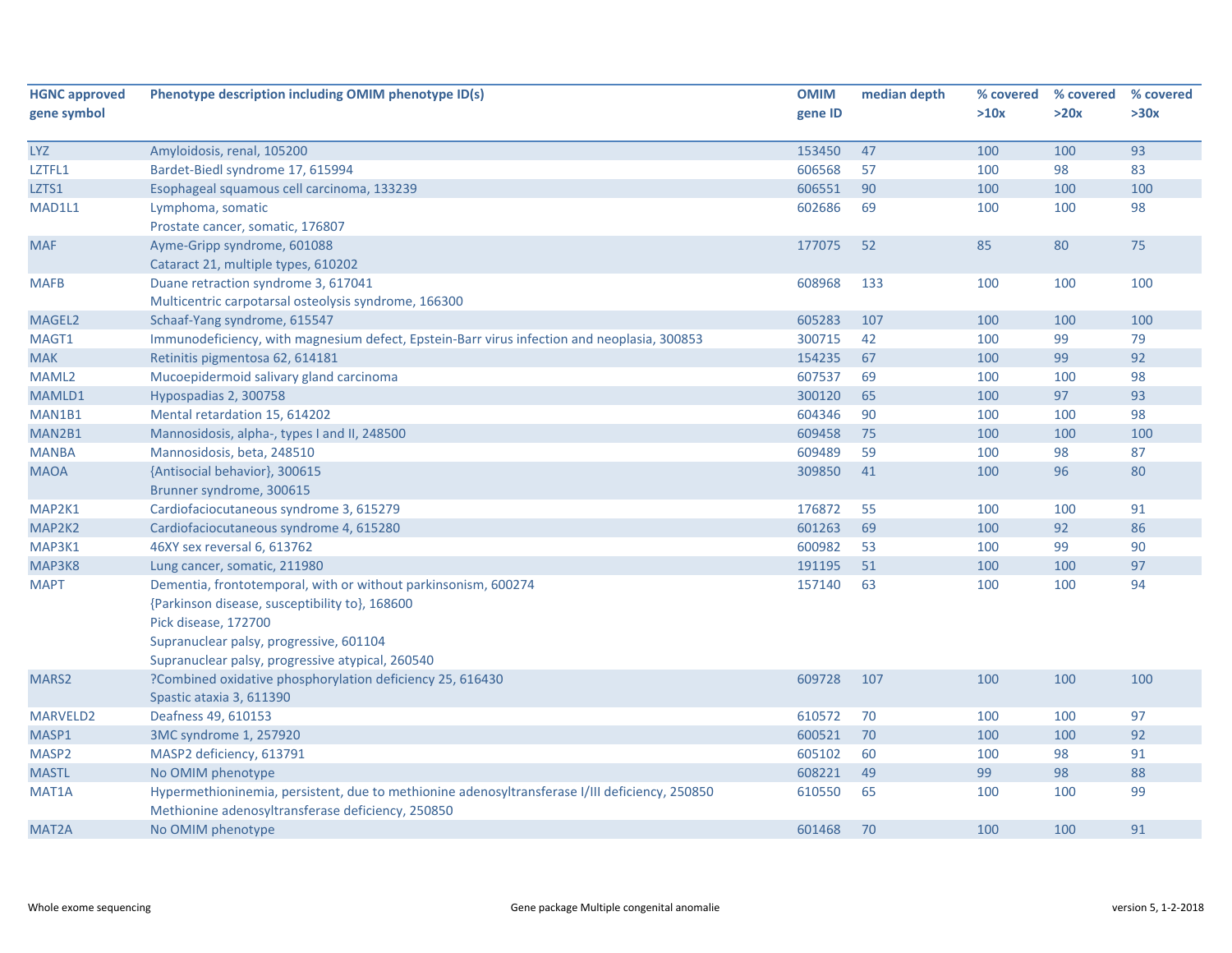| HGNC approved gene symbol | Phenotype description including OMIM phenotype ID(s) | OMIM gene ID | median depth | % covered >10x | % covered >20x | % covered >30x |
|---|---|---|---|---|---|---|
| LYZ | Amyloidosis, renal, 105200 | 153450 | 47 | 100 | 100 | 93 |
| LZTFL1 | Bardet-Biedl syndrome 17, 615994 | 606568 | 57 | 100 | 98 | 83 |
| LZTS1 | Esophageal squamous cell carcinoma, 133239 | 606551 | 90 | 100 | 100 | 100 |
| MAD1L1 | Lymphoma, somatic<br>Prostate cancer, somatic, 176807 | 602686 | 69 | 100 | 100 | 98 |
| MAF | Ayme-Gripp syndrome, 601088<br>Cataract 21, multiple types, 610202 | 177075 | 52 | 85 | 80 | 75 |
| MAFB | Duane retraction syndrome 3, 617041<br>Multicentric carpotarsal osteolysis syndrome, 166300 | 608968 | 133 | 100 | 100 | 100 |
| MAGEL2 | Schaaf-Yang syndrome, 615547 | 605283 | 107 | 100 | 100 | 100 |
| MAGT1 | Immunodeficiency, with magnesium defect, Epstein-Barr virus infection and neoplasia, 300853 | 300715 | 42 | 100 | 99 | 79 |
| MAK | Retinitis pigmentosa 62, 614181 | 154235 | 67 | 100 | 99 | 92 |
| MAML2 | Mucoepidermoid salivary gland carcinoma | 607537 | 69 | 100 | 100 | 98 |
| MAMLD1 | Hypospadias 2, 300758 | 300120 | 65 | 100 | 97 | 93 |
| MAN1B1 | Mental retardation 15, 614202 | 604346 | 90 | 100 | 100 | 98 |
| MAN2B1 | Mannosidosis, alpha-, types I and II, 248500 | 609458 | 75 | 100 | 100 | 100 |
| MANBA | Mannosidosis, beta, 248510 | 609489 | 59 | 100 | 98 | 87 |
| MAOA | {Antisocial behavior}, 300615<br>Brunner syndrome, 300615 | 309850 | 41 | 100 | 96 | 80 |
| MAP2K1 | Cardiofaciocutaneous syndrome 3, 615279 | 176872 | 55 | 100 | 100 | 91 |
| MAP2K2 | Cardiofaciocutaneous syndrome 4, 615280 | 601263 | 69 | 100 | 92 | 86 |
| MAP3K1 | 46XY sex reversal 6, 613762 | 600982 | 53 | 100 | 99 | 90 |
| MAP3K8 | Lung cancer, somatic, 211980 | 191195 | 51 | 100 | 100 | 97 |
| MAPT | Dementia, frontotemporal, with or without parkinsonism, 600274<br>{Parkinson disease, susceptibility to}, 168600<br>Pick disease, 172700<br>Supranuclear palsy, progressive, 601104<br>Supranuclear palsy, progressive atypical, 260540 | 157140 | 63 | 100 | 100 | 94 |
| MARS2 | ?Combined oxidative phosphorylation deficiency 25, 616430<br>Spastic ataxia 3, 611390 | 609728 | 107 | 100 | 100 | 100 |
| MARVELD2 | Deafness 49, 610153 | 610572 | 70 | 100 | 100 | 97 |
| MASP1 | 3MC syndrome 1, 257920 | 600521 | 70 | 100 | 100 | 92 |
| MASP2 | MASP2 deficiency, 613791 | 605102 | 60 | 100 | 98 | 91 |
| MASTL | No OMIM phenotype | 608221 | 49 | 99 | 98 | 88 |
| MAT1A | Hypermethioninemia, persistent, due to methionine adenosyltransferase I/III deficiency, 250850<br>Methionine adenosyltransferase deficiency, 250850 | 610550 | 65 | 100 | 100 | 99 |
| MAT2A | No OMIM phenotype | 601468 | 70 | 100 | 100 | 91 |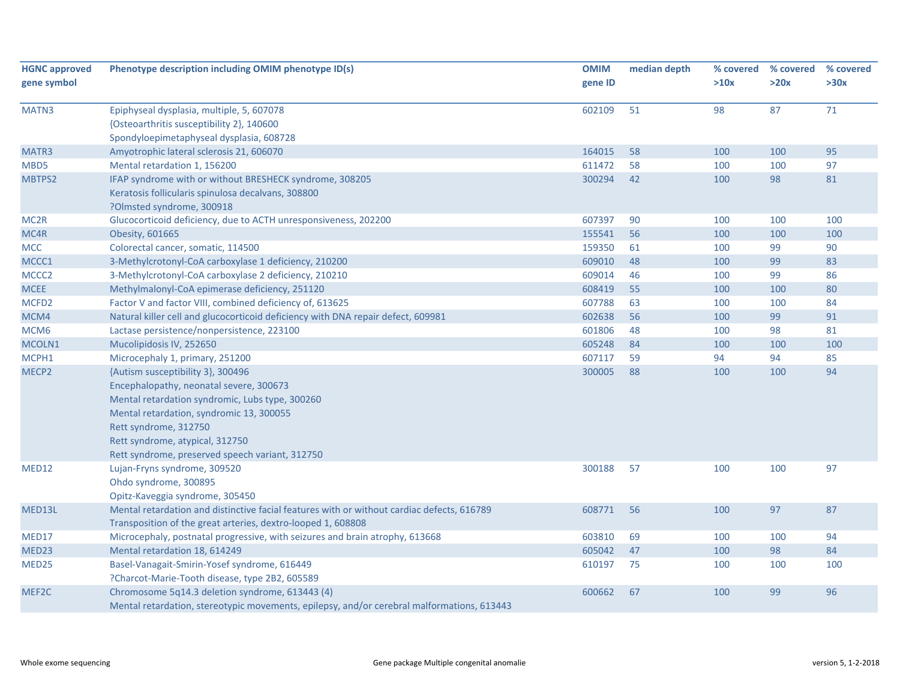| HGNC approved gene symbol | Phenotype description including OMIM phenotype ID(s) | OMIM gene ID | median depth | % covered >10x | % covered >20x | % covered >30x |
|---|---|---|---|---|---|---|
| MATN3 | Epiphyseal dysplasia, multiple, 5, 607078<br>{Osteoarthritis susceptibility 2}, 140600<br>Spondyloepimetaphyseal dysplasia, 608728 | 602109 | 51 | 98 | 87 | 71 |
| MATR3 | Amyotrophic lateral sclerosis 21, 606070 | 164015 | 58 | 100 | 100 | 95 |
| MBD5 | Mental retardation 1, 156200 | 611472 | 58 | 100 | 100 | 97 |
| MBTPS2 | IFAP syndrome with or without BRESHECK syndrome, 308205<br>Keratosis follicularis spinulosa decalvans, 308800<br>?Olmsted syndrome, 300918 | 300294 | 42 | 100 | 98 | 81 |
| MC2R | Glucocorticoid deficiency, due to ACTH unresponsiveness, 202200 | 607397 | 90 | 100 | 100 | 100 |
| MC4R | Obesity, 601665 | 155541 | 56 | 100 | 100 | 100 |
| MCC | Colorectal cancer, somatic, 114500 | 159350 | 61 | 100 | 99 | 90 |
| MCCC1 | 3-Methylcrotonyl-CoA carboxylase 1 deficiency, 210200 | 609010 | 48 | 100 | 99 | 83 |
| MCCC2 | 3-Methylcrotonyl-CoA carboxylase 2 deficiency, 210210 | 609014 | 46 | 100 | 99 | 86 |
| MCEE | Methylmalonyl-CoA epimerase deficiency, 251120 | 608419 | 55 | 100 | 100 | 80 |
| MCFD2 | Factor V and factor VIII, combined deficiency of, 613625 | 607788 | 63 | 100 | 100 | 84 |
| MCM4 | Natural killer cell and glucocorticoid deficiency with DNA repair defect, 609981 | 602638 | 56 | 100 | 99 | 91 |
| MCM6 | Lactase persistence/nonpersistence, 223100 | 601806 | 48 | 100 | 98 | 81 |
| MCOLN1 | Mucolipidosis IV, 252650 | 605248 | 84 | 100 | 100 | 100 |
| MCPH1 | Microcephaly 1, primary, 251200 | 607117 | 59 | 94 | 94 | 85 |
| MECP2 | {Autism susceptibility 3}, 300496<br>Encephalopathy, neonatal severe, 300673<br>Mental retardation syndromic, Lubs type, 300260<br>Mental retardation, syndromic 13, 300055<br>Rett syndrome, 312750<br>Rett syndrome, atypical, 312750<br>Rett syndrome, preserved speech variant, 312750 | 300005 | 88 | 100 | 100 | 94 |
| MED12 | Lujan-Fryns syndrome, 309520<br>Ohdo syndrome, 300895<br>Opitz-Kaveggia syndrome, 305450 | 300188 | 57 | 100 | 100 | 97 |
| MED13L | Mental retardation and distinctive facial features with or without cardiac defects, 616789<br>Transposition of the great arteries, dextro-looped 1, 608808 | 608771 | 56 | 100 | 97 | 87 |
| MED17 | Microcephaly, postnatal progressive, with seizures and brain atrophy, 613668 | 603810 | 69 | 100 | 100 | 94 |
| MED23 | Mental retardation 18, 614249 | 605042 | 47 | 100 | 98 | 84 |
| MED25 | Basel-Vanagait-Smirin-Yosef syndrome, 616449<br>?Charcot-Marie-Tooth disease, type 2B2, 605589 | 610197 | 75 | 100 | 100 | 100 |
| MEF2C | Chromosome 5q14.3 deletion syndrome, 613443 (4)<br>Mental retardation, stereotypic movements, epilepsy, and/or cerebral malformations, 613443 | 600662 | 67 | 100 | 99 | 96 |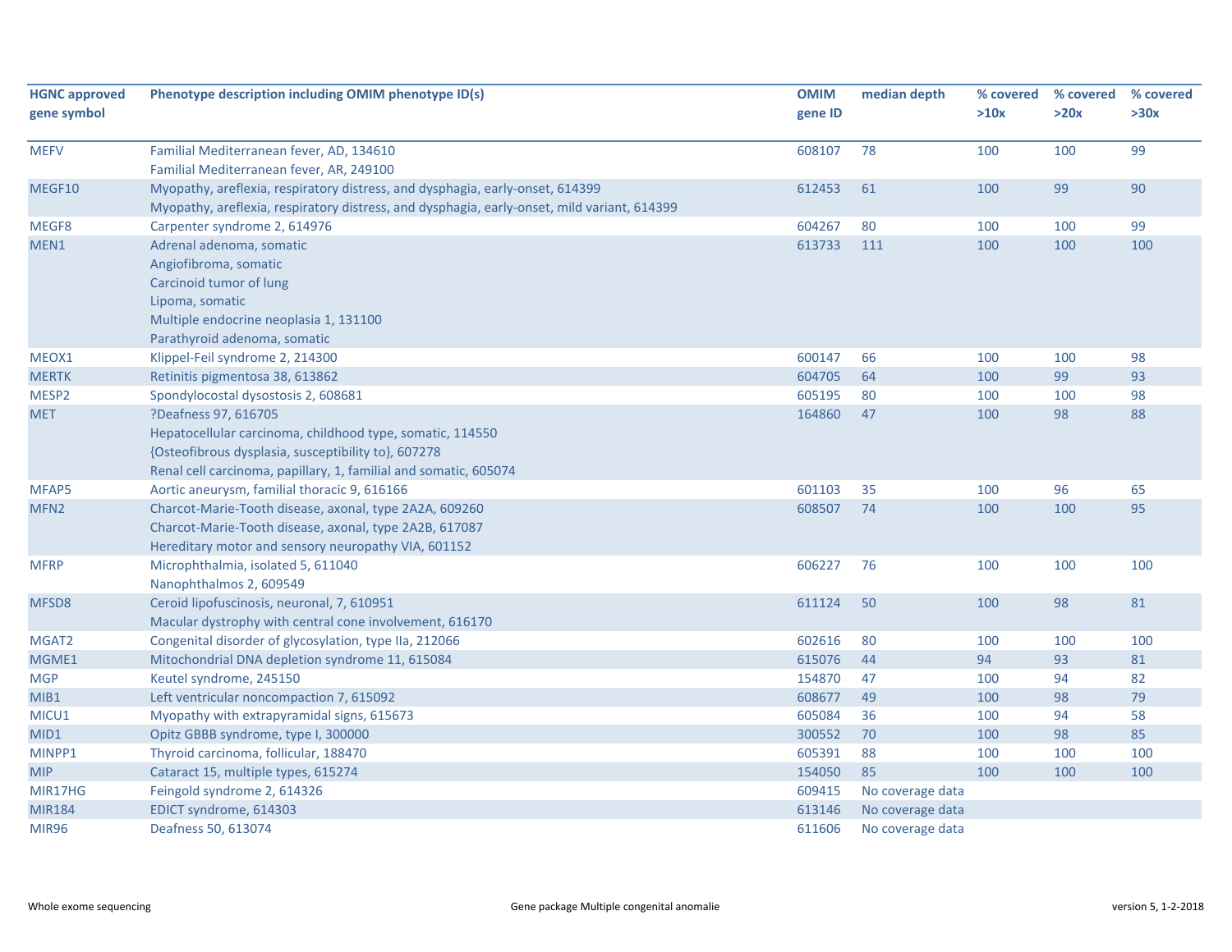| HGNC approved gene symbol | Phenotype description including OMIM phenotype ID(s) | OMIM gene ID | median depth | % covered >10x | % covered >20x | % covered >30x |
|---|---|---|---|---|---|---|
| MEFV | Familial Mediterranean fever, AD, 134610<br>Familial Mediterranean fever, AR, 249100 | 608107 | 78 | 100 | 100 | 99 |
| MEGF10 | Myopathy, areflexia, respiratory distress, and dysphagia, early-onset, 614399<br>Myopathy, areflexia, respiratory distress, and dysphagia, early-onset, mild variant, 614399 | 612453 | 61 | 100 | 99 | 90 |
| MEGF8 | Carpenter syndrome 2, 614976 | 604267 | 80 | 100 | 100 | 99 |
| MEN1 | Adrenal adenoma, somatic<br>Angiofibroma, somatic<br>Carcinoid tumor of lung<br>Lipoma, somatic<br>Multiple endocrine neoplasia 1, 131100<br>Parathyroid adenoma, somatic | 613733 | 111 | 100 | 100 | 100 |
| MEOX1 | Klippel-Feil syndrome 2, 214300 | 600147 | 66 | 100 | 100 | 98 |
| MERTK | Retinitis pigmentosa 38, 613862 | 604705 | 64 | 100 | 99 | 93 |
| MESP2 | Spondylocostal dysostosis 2, 608681 | 605195 | 80 | 100 | 100 | 98 |
| MET | ?Deafness 97, 616705<br>Hepatocellular carcinoma, childhood type, somatic, 114550<br>{Osteofibrous dysplasia, susceptibility to}, 607278<br>Renal cell carcinoma, papillary, 1, familial and somatic, 605074 | 164860 | 47 | 100 | 98 | 88 |
| MFAP5 | Aortic aneurysm, familial thoracic 9, 616166 | 601103 | 35 | 100 | 96 | 65 |
| MFN2 | Charcot-Marie-Tooth disease, axonal, type 2A2A, 609260<br>Charcot-Marie-Tooth disease, axonal, type 2A2B, 617087<br>Hereditary motor and sensory neuropathy VIA, 601152 | 608507 | 74 | 100 | 100 | 95 |
| MFRP | Microphthalmia, isolated 5, 611040<br>Nanophthalmos 2, 609549 | 606227 | 76 | 100 | 100 | 100 |
| MFSD8 | Ceroid lipofuscinosis, neuronal, 7, 610951<br>Macular dystrophy with central cone involvement, 616170 | 611124 | 50 | 100 | 98 | 81 |
| MGAT2 | Congenital disorder of glycosylation, type IIa, 212066 | 602616 | 80 | 100 | 100 | 100 |
| MGME1 | Mitochondrial DNA depletion syndrome 11, 615084 | 615076 | 44 | 94 | 93 | 81 |
| MGP | Keutel syndrome, 245150 | 154870 | 47 | 100 | 94 | 82 |
| MIB1 | Left ventricular noncompaction 7, 615092 | 608677 | 49 | 100 | 98 | 79 |
| MICU1 | Myopathy with extrapyramidal signs, 615673 | 605084 | 36 | 100 | 94 | 58 |
| MID1 | Opitz GBBB syndrome, type I, 300000 | 300552 | 70 | 100 | 98 | 85 |
| MINPP1 | Thyroid carcinoma, follicular, 188470 | 605391 | 88 | 100 | 100 | 100 |
| MIP | Cataract 15, multiple types, 615274 | 154050 | 85 | 100 | 100 | 100 |
| MIR17HG | Feingold syndrome 2, 614326 | 609415 | No coverage data | | | |
| MIR184 | EDICT syndrome, 614303 | 613146 | No coverage data | | | |
| MIR96 | Deafness 50, 613074 | 611606 | No coverage data | | | |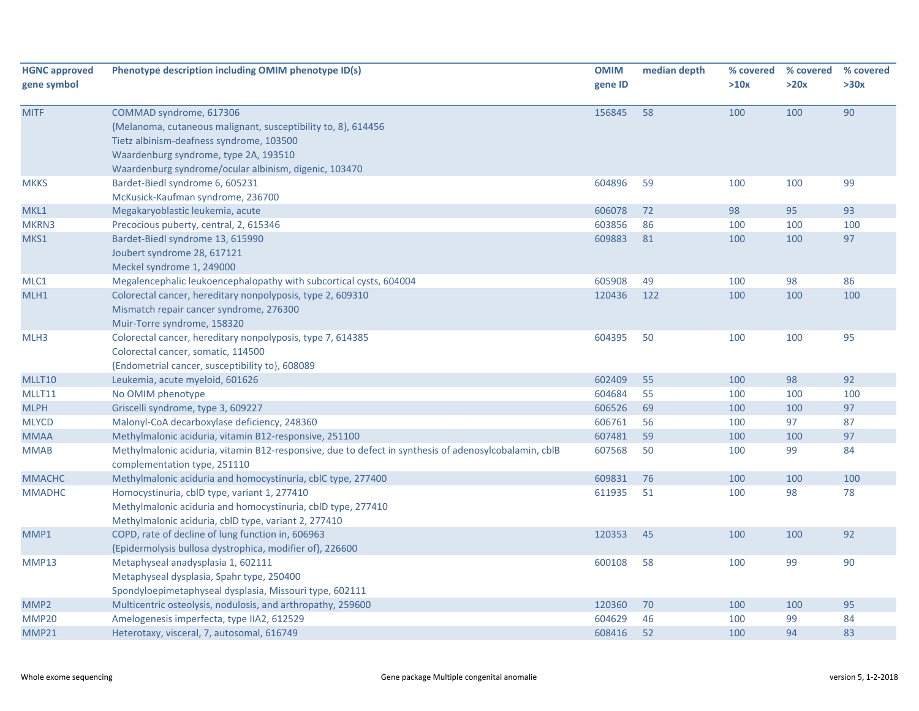| HGNC approved gene symbol | Phenotype description including OMIM phenotype ID(s) | OMIM gene ID | median depth | % covered >10x | % covered >20x | % covered >30x |
|---|---|---|---|---|---|---|
| MITF | COMMAD syndrome, 617306<br>{Melanoma, cutaneous malignant, susceptibility to, 8}, 614456<br>Tietz albinism-deafness syndrome, 103500<br>Waardenburg syndrome, type 2A, 193510<br>Waardenburg syndrome/ocular albinism, digenic, 103470 | 156845 | 58 | 100 | 100 | 90 |
| MKKS | Bardet-Biedl syndrome 6, 605231<br>McKusick-Kaufman syndrome, 236700 | 604896 | 59 | 100 | 100 | 99 |
| MKL1 | Megakaryoblastic leukemia, acute | 606078 | 72 | 98 | 95 | 93 |
| MKRN3 | Precocious puberty, central, 2, 615346 | 603856 | 86 | 100 | 100 | 100 |
| MKS1 | Bardet-Biedl syndrome 13, 615990<br>Joubert syndrome 28, 617121<br>Meckel syndrome 1, 249000 | 609883 | 81 | 100 | 100 | 97 |
| MLC1 | Megalencephalic leukoencephalopathy with subcortical cysts, 604004 | 605908 | 49 | 100 | 98 | 86 |
| MLH1 | Colorectal cancer, hereditary nonpolyposis, type 2, 609310<br>Mismatch repair cancer syndrome, 276300<br>Muir-Torre syndrome, 158320 | 120436 | 122 | 100 | 100 | 100 |
| MLH3 | Colorectal cancer, hereditary nonpolyposis, type 7, 614385<br>Colorectal cancer, somatic, 114500<br>{Endometrial cancer, susceptibility to}, 608089 | 604395 | 50 | 100 | 100 | 95 |
| MLLT10 | Leukemia, acute myeloid, 601626 | 602409 | 55 | 100 | 98 | 92 |
| MLLT11 | No OMIM phenotype | 604684 | 55 | 100 | 100 | 100 |
| MLPH | Griscelli syndrome, type 3, 609227 | 606526 | 69 | 100 | 100 | 97 |
| MLYCD | Malonyl-CoA decarboxylase deficiency, 248360 | 606761 | 56 | 100 | 97 | 87 |
| MMAA | Methylmalonic aciduria, vitamin B12-responsive, 251100 | 607481 | 59 | 100 | 100 | 97 |
| MMAB | Methylmalonic aciduria, vitamin B12-responsive, due to defect in synthesis of adenosylcobalamin, cblB complementation type, 251110 | 607568 | 50 | 100 | 99 | 84 |
| MMACHC | Methylmalonic aciduria and homocystinuria, cblC type, 277400 | 609831 | 76 | 100 | 100 | 100 |
| MMADHC | Homocystinuria, cblD type, variant 1, 277410<br>Methylmalonic aciduria and homocystinuria, cblD type, 277410<br>Methylmalonic aciduria, cblD type, variant 2, 277410 | 611935 | 51 | 100 | 98 | 78 |
| MMP1 | COPD, rate of decline of lung function in, 606963<br>{Epidermolysis bullosa dystrophica, modifier of}, 226600 | 120353 | 45 | 100 | 100 | 92 |
| MMP13 | Metaphyseal anadysplasia 1, 602111<br>Metaphyseal dysplasia, Spahr type, 250400<br>Spondyloepimetaphyseal dysplasia, Missouri type, 602111 | 600108 | 58 | 100 | 99 | 90 |
| MMP2 | Multicentric osteolysis, nodulosis, and arthropathy, 259600 | 120360 | 70 | 100 | 100 | 95 |
| MMP20 | Amelogenesis imperfecta, type IIA2, 612529 | 604629 | 46 | 100 | 99 | 84 |
| MMP21 | Heterotaxy, visceral, 7, autosomal, 616749 | 608416 | 52 | 100 | 94 | 83 |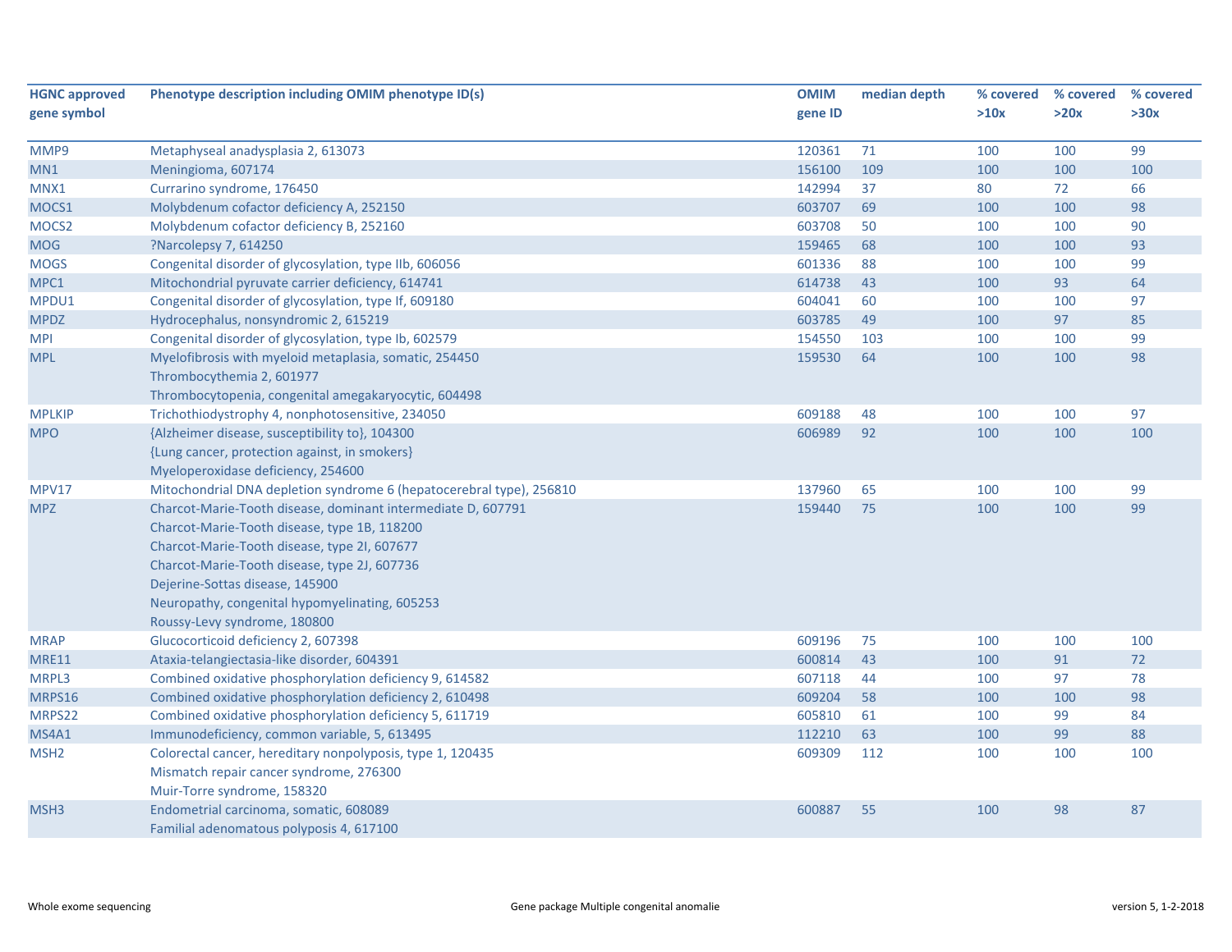| HGNC approved gene symbol | Phenotype description including OMIM phenotype ID(s) | OMIM gene ID | median depth | % covered >10x | % covered >20x | % covered >30x |
|---|---|---|---|---|---|---|
| MMP9 | Metaphyseal anadysplasia 2, 613073 | 120361 | 71 | 100 | 100 | 99 |
| MN1 | Meningioma, 607174 | 156100 | 109 | 100 | 100 | 100 |
| MNX1 | Currarino syndrome, 176450 | 142994 | 37 | 80 | 72 | 66 |
| MOCS1 | Molybdenum cofactor deficiency A, 252150 | 603707 | 69 | 100 | 100 | 98 |
| MOCS2 | Molybdenum cofactor deficiency B, 252160 | 603708 | 50 | 100 | 100 | 90 |
| MOG | ?Narcolepsy 7, 614250 | 159465 | 68 | 100 | 100 | 93 |
| MOGS | Congenital disorder of glycosylation, type IIb, 606056 | 601336 | 88 | 100 | 100 | 99 |
| MPC1 | Mitochondrial pyruvate carrier deficiency, 614741 | 614738 | 43 | 100 | 93 | 64 |
| MPDU1 | Congenital disorder of glycosylation, type If, 609180 | 604041 | 60 | 100 | 100 | 97 |
| MPDZ | Hydrocephalus, nonsyndromic 2, 615219 | 603785 | 49 | 100 | 97 | 85 |
| MPI | Congenital disorder of glycosylation, type Ib, 602579 | 154550 | 103 | 100 | 100 | 99 |
| MPL | Myelofibrosis with myeloid metaplasia, somatic, 254450<br>Thrombocythemia 2, 601977<br>Thrombocytopenia, congenital amegakaryocytic, 604498 | 159530 | 64 | 100 | 100 | 98 |
| MPLKIP | Trichothiodystrophy 4, nonphotosensitive, 234050 | 609188 | 48 | 100 | 100 | 97 |
| MPO | {Alzheimer disease, susceptibility to}, 104300<br>{Lung cancer, protection against, in smokers}<br>Myeloperoxidase deficiency, 254600 | 606989 | 92 | 100 | 100 | 100 |
| MPV17 | Mitochondrial DNA depletion syndrome 6 (hepatocerebral type), 256810 | 137960 | 65 | 100 | 100 | 99 |
| MPZ | Charcot-Marie-Tooth disease, dominant intermediate D, 607791<br>Charcot-Marie-Tooth disease, type 1B, 118200<br>Charcot-Marie-Tooth disease, type 2I, 607677<br>Charcot-Marie-Tooth disease, type 2J, 607736<br>Dejerine-Sottas disease, 145900<br>Neuropathy, congenital hypomyelinating, 605253<br>Roussy-Levy syndrome, 180800 | 159440 | 75 | 100 | 100 | 99 |
| MRAP | Glucocorticoid deficiency 2, 607398 | 609196 | 75 | 100 | 100 | 100 |
| MRE11 | Ataxia-telangiectasia-like disorder, 604391 | 600814 | 43 | 100 | 91 | 72 |
| MRPL3 | Combined oxidative phosphorylation deficiency 9, 614582 | 607118 | 44 | 100 | 97 | 78 |
| MRPS16 | Combined oxidative phosphorylation deficiency 2, 610498 | 609204 | 58 | 100 | 100 | 98 |
| MRPS22 | Combined oxidative phosphorylation deficiency 5, 611719 | 605810 | 61 | 100 | 99 | 84 |
| MS4A1 | Immunodeficiency, common variable, 5, 613495 | 112210 | 63 | 100 | 99 | 88 |
| MSH2 | Colorectal cancer, hereditary nonpolyposis, type 1, 120435<br>Mismatch repair cancer syndrome, 276300<br>Muir-Torre syndrome, 158320 | 609309 | 112 | 100 | 100 | 100 |
| MSH3 | Endometrial carcinoma, somatic, 608089<br>Familial adenomatous polyposis 4, 617100 | 600887 | 55 | 100 | 98 | 87 |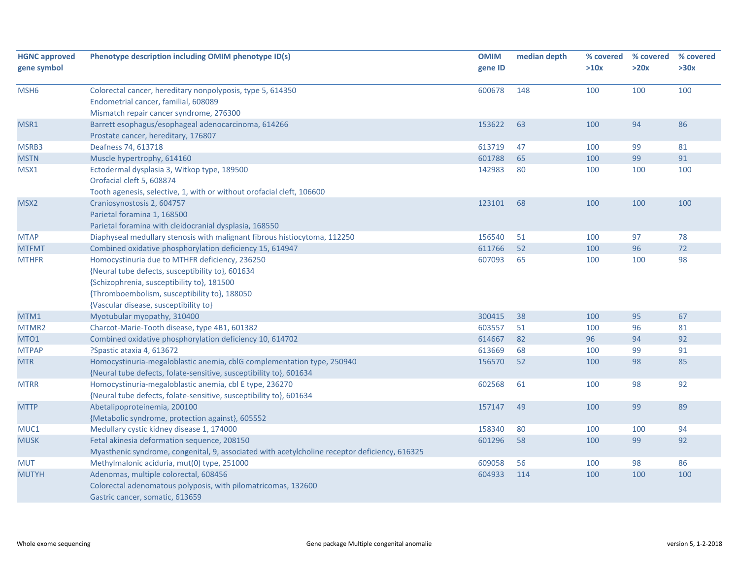| HGNC approved gene symbol | Phenotype description including OMIM phenotype ID(s) | OMIM gene ID | median depth | % covered >10x | % covered >20x | % covered >30x |
|---|---|---|---|---|---|---|
| MSH6 | Colorectal cancer, hereditary nonpolyposis, type 5, 614350<br>Endometrial cancer, familial, 608089<br>Mismatch repair cancer syndrome, 276300 | 600678 | 148 | 100 | 100 | 100 |
| MSR1 | Barrett esophagus/esophageal adenocarcinoma, 614266<br>Prostate cancer, hereditary, 176807 | 153622 | 63 | 100 | 94 | 86 |
| MSRB3 | Deafness 74, 613718 | 613719 | 47 | 100 | 99 | 81 |
| MSTN | Muscle hypertrophy, 614160 | 601788 | 65 | 100 | 99 | 91 |
| MSX1 | Ectodermal dysplasia 3, Witkop type, 189500<br>Orofacial cleft 5, 608874<br>Tooth agenesis, selective, 1, with or without orofacial cleft, 106600 | 142983 | 80 | 100 | 100 | 100 |
| MSX2 | Craniosynostosis 2, 604757<br>Parietal foramina 1, 168500<br>Parietal foramina with cleidocranial dysplasia, 168550 | 123101 | 68 | 100 | 100 | 100 |
| MTAP | Diaphyseal medullary stenosis with malignant fibrous histiocytoma, 112250 | 156540 | 51 | 100 | 97 | 78 |
| MTFMT | Combined oxidative phosphorylation deficiency 15, 614947 | 611766 | 52 | 100 | 96 | 72 |
| MTHFR | Homocystinuria due to MTHFR deficiency, 236250<br>{Neural tube defects, susceptibility to}, 601634<br>{Schizophrenia, susceptibility to}, 181500<br>{Thromboembolism, susceptibility to}, 188050<br>{Vascular disease, susceptibility to} | 607093 | 65 | 100 | 100 | 98 |
| MTM1 | Myotubular myopathy, 310400 | 300415 | 38 | 100 | 95 | 67 |
| MTMR2 | Charcot-Marie-Tooth disease, type 4B1, 601382 | 603557 | 51 | 100 | 96 | 81 |
| MTO1 | Combined oxidative phosphorylation deficiency 10, 614702 | 614667 | 82 | 96 | 94 | 92 |
| MTPAP | ?Spastic ataxia 4, 613672 | 613669 | 68 | 100 | 99 | 91 |
| MTR | Homocystinuria-megaloblastic anemia, cblG complementation type, 250940<br>{Neural tube defects, folate-sensitive, susceptibility to}, 601634 | 156570 | 52 | 100 | 98 | 85 |
| MTRR | Homocystinuria-megaloblastic anemia, cbl E type, 236270<br>{Neural tube defects, folate-sensitive, susceptibility to}, 601634 | 602568 | 61 | 100 | 98 | 92 |
| MTTP | Abetalipoproteinemia, 200100<br>{Metabolic syndrome, protection against}, 605552 | 157147 | 49 | 100 | 99 | 89 |
| MUC1 | Medullary cystic kidney disease 1, 174000 | 158340 | 80 | 100 | 100 | 94 |
| MUSK | Fetal akinesia deformation sequence, 208150<br>Myasthenic syndrome, congenital, 9, associated with acetylcholine receptor deficiency, 616325 | 601296 | 58 | 100 | 99 | 92 |
| MUT | Methylmalonic aciduria, mut(0) type, 251000 | 609058 | 56 | 100 | 98 | 86 |
| MUTYH | Adenomas, multiple colorectal, 608456<br>Colorectal adenomatous polyposis, with pilomatricomas, 132600<br>Gastric cancer, somatic, 613659 | 604933 | 114 | 100 | 100 | 100 |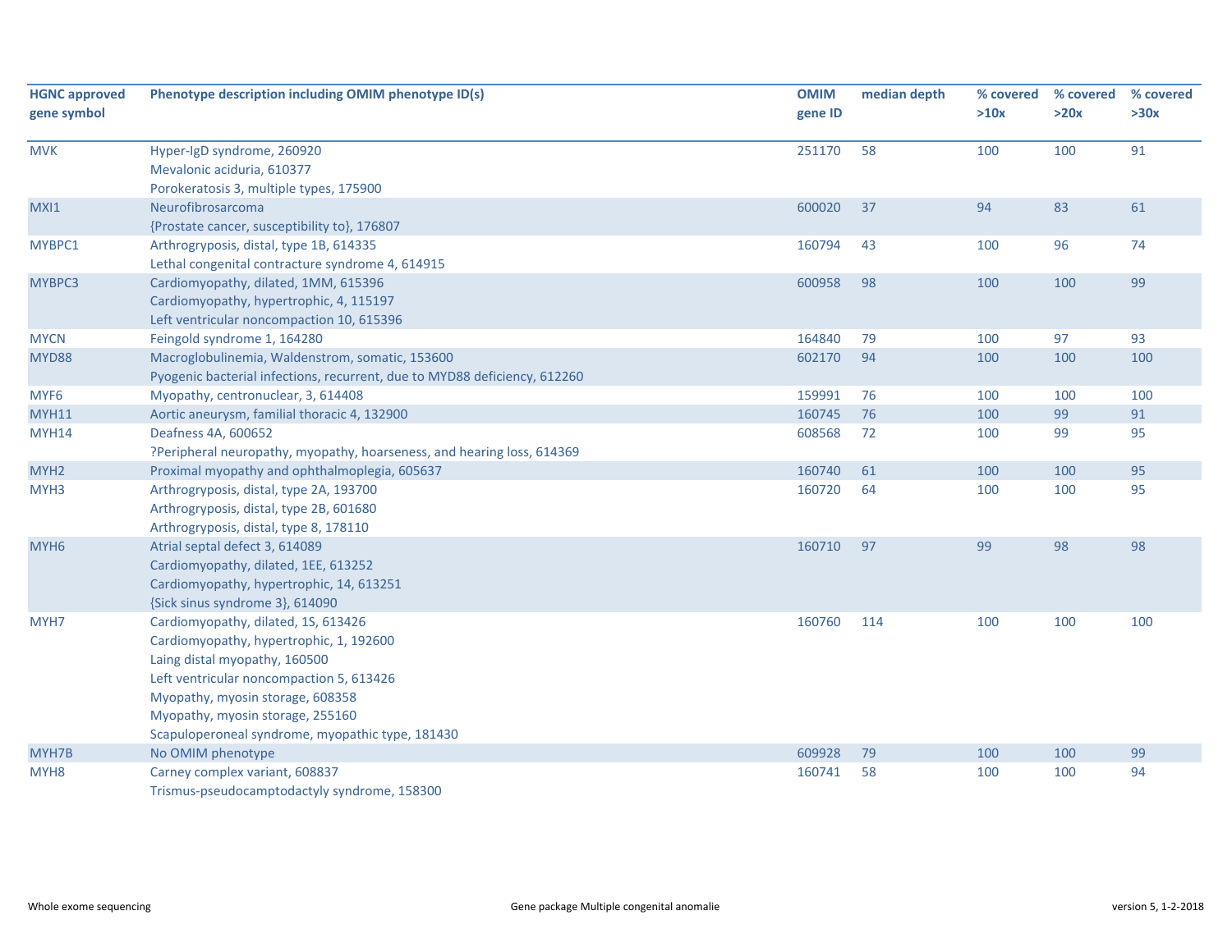| HGNC approved gene symbol | Phenotype description including OMIM phenotype ID(s) | OMIM gene ID | median depth | % covered >10x | % covered >20x | % covered >30x |
|---|---|---|---|---|---|---|
| MVK | Hyper-IgD syndrome, 260920<br>Mevalonic aciduria, 610377<br>Porokeratosis 3, multiple types, 175900 | 251170 | 58 | 100 | 100 | 91 |
| MXI1 | Neurofibrosarcoma<br>{Prostate cancer, susceptibility to}, 176807 | 600020 | 37 | 94 | 83 | 61 |
| MYBPC1 | Arthrogryposis, distal, type 1B, 614335<br>Lethal congenital contracture syndrome 4, 614915 | 160794 | 43 | 100 | 96 | 74 |
| MYBPC3 | Cardiomyopathy, dilated, 1MM, 615396<br>Cardiomyopathy, hypertrophic, 4, 115197<br>Left ventricular noncompaction 10, 615396 | 600958 | 98 | 100 | 100 | 99 |
| MYCN | Feingold syndrome 1, 164280 | 164840 | 79 | 100 | 97 | 93 |
| MYD88 | Macroglobulinemia, Waldenstrom, somatic, 153600<br>Pyogenic bacterial infections, recurrent, due to MYD88 deficiency, 612260 | 602170 | 94 | 100 | 100 | 100 |
| MYF6 | Myopathy, centronuclear, 3, 614408 | 159991 | 76 | 100 | 100 | 100 |
| MYH11 | Aortic aneurysm, familial thoracic 4, 132900 | 160745 | 76 | 100 | 99 | 91 |
| MYH14 | Deafness 4A, 600652<br>?Peripheral neuropathy, myopathy, hoarseness, and hearing loss, 614369 | 608568 | 72 | 100 | 99 | 95 |
| MYH2 | Proximal myopathy and ophthalmoplegia, 605637 | 160740 | 61 | 100 | 100 | 95 |
| MYH3 | Arthrogryposis, distal, type 2A, 193700<br>Arthrogryposis, distal, type 2B, 601680<br>Arthrogryposis, distal, type 8, 178110 | 160720 | 64 | 100 | 100 | 95 |
| MYH6 | Atrial septal defect 3, 614089<br>Cardiomyopathy, dilated, 1EE, 613252<br>Cardiomyopathy, hypertrophic, 14, 613251<br>{Sick sinus syndrome 3}, 614090 | 160710 | 97 | 99 | 98 | 98 |
| MYH7 | Cardiomyopathy, dilated, 1S, 613426<br>Cardiomyopathy, hypertrophic, 1, 192600<br>Laing distal myopathy, 160500<br>Left ventricular noncompaction 5, 613426<br>Myopathy, myosin storage, 608358<br>Myopathy, myosin storage, 255160<br>Scapuloperoneal syndrome, myopathic type, 181430 | 160760 | 114 | 100 | 100 | 100 |
| MYH7B | No OMIM phenotype | 609928 | 79 | 100 | 100 | 99 |
| MYH8 | Carney complex variant, 608837<br>Trismus-pseudocamptodactyly syndrome, 158300 | 160741 | 58 | 100 | 100 | 94 |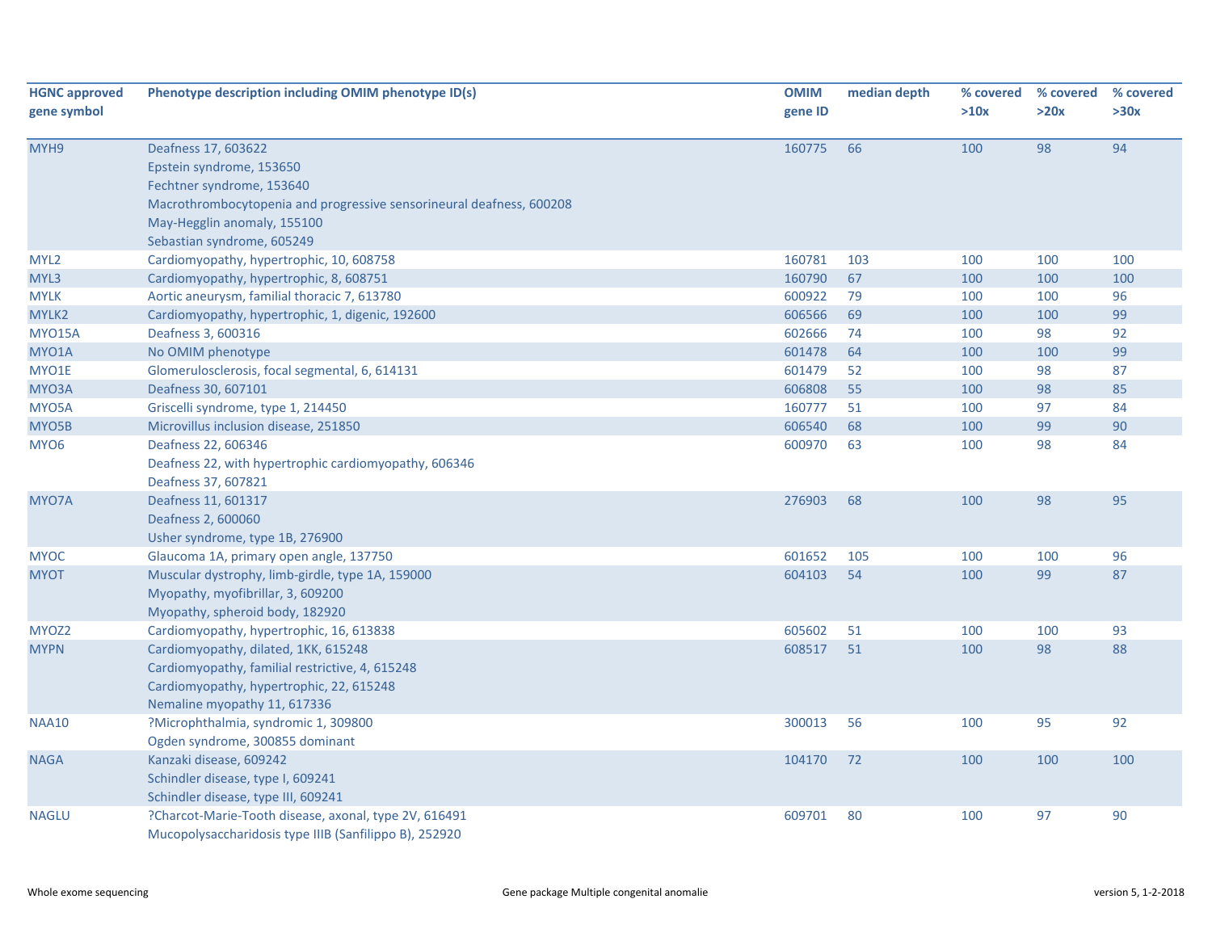| HGNC approved gene symbol | Phenotype description including OMIM phenotype ID(s) | OMIM gene ID | median depth | % covered >10x | % covered >20x | % covered >30x |
|---|---|---|---|---|---|---|
| MYH9 | Deafness 17, 603622<br>Epstein syndrome, 153650<br>Fechtner syndrome, 153640<br>Macrothrombocytopenia and progressive sensorineural deafness, 600208<br>May-Hegglin anomaly, 155100<br>Sebastian syndrome, 605249 | 160775 | 66 | 100 | 98 | 94 |
| MYL2 | Cardiomyopathy, hypertrophic, 10, 608758 | 160781 | 103 | 100 | 100 | 100 |
| MYL3 | Cardiomyopathy, hypertrophic, 8, 608751 | 160790 | 67 | 100 | 100 | 100 |
| MYLK | Aortic aneurysm, familial thoracic 7, 613780 | 600922 | 79 | 100 | 100 | 96 |
| MYLK2 | Cardiomyopathy, hypertrophic, 1, digenic, 192600 | 606566 | 69 | 100 | 100 | 99 |
| MYO15A | Deafness 3, 600316 | 602666 | 74 | 100 | 98 | 92 |
| MYO1A | No OMIM phenotype | 601478 | 64 | 100 | 100 | 99 |
| MYO1E | Glomerulosclerosis, focal segmental, 6, 614131 | 601479 | 52 | 100 | 98 | 87 |
| MYO3A | Deafness 30, 607101 | 606808 | 55 | 100 | 98 | 85 |
| MYO5A | Griscelli syndrome, type 1, 214450 | 160777 | 51 | 100 | 97 | 84 |
| MYO5B | Microvillus inclusion disease, 251850 | 606540 | 68 | 100 | 99 | 90 |
| MYO6 | Deafness 22, 606346<br>Deafness 22, with hypertrophic cardiomyopathy, 606346<br>Deafness 37, 607821 | 600970 | 63 | 100 | 98 | 84 |
| MYO7A | Deafness 11, 601317<br>Deafness 2, 600060<br>Usher syndrome, type 1B, 276900 | 276903 | 68 | 100 | 98 | 95 |
| MYOC | Glaucoma 1A, primary open angle, 137750 | 601652 | 105 | 100 | 100 | 96 |
| MYOT | Muscular dystrophy, limb-girdle, type 1A, 159000<br>Myopathy, myofibrillar, 3, 609200<br>Myopathy, spheroid body, 182920 | 604103 | 54 | 100 | 99 | 87 |
| MYOZ2 | Cardiomyopathy, hypertrophic, 16, 613838 | 605602 | 51 | 100 | 100 | 93 |
| MYPN | Cardiomyopathy, dilated, 1KK, 615248<br>Cardiomyopathy, familial restrictive, 4, 615248<br>Cardiomyopathy, hypertrophic, 22, 615248<br>Nemaline myopathy 11, 617336 | 608517 | 51 | 100 | 98 | 88 |
| NAA10 | ?Microphthalmia, syndromic 1, 309800<br>Ogden syndrome, 300855 dominant | 300013 | 56 | 100 | 95 | 92 |
| NAGA | Kanzaki disease, 609242<br>Schindler disease, type I, 609241<br>Schindler disease, type III, 609241 | 104170 | 72 | 100 | 100 | 100 |
| NAGLU | ?Charcot-Marie-Tooth disease, axonal, type 2V, 616491<br>Mucopolysaccharidosis type IIIB (Sanfilippo B), 252920 | 609701 | 80 | 100 | 97 | 90 |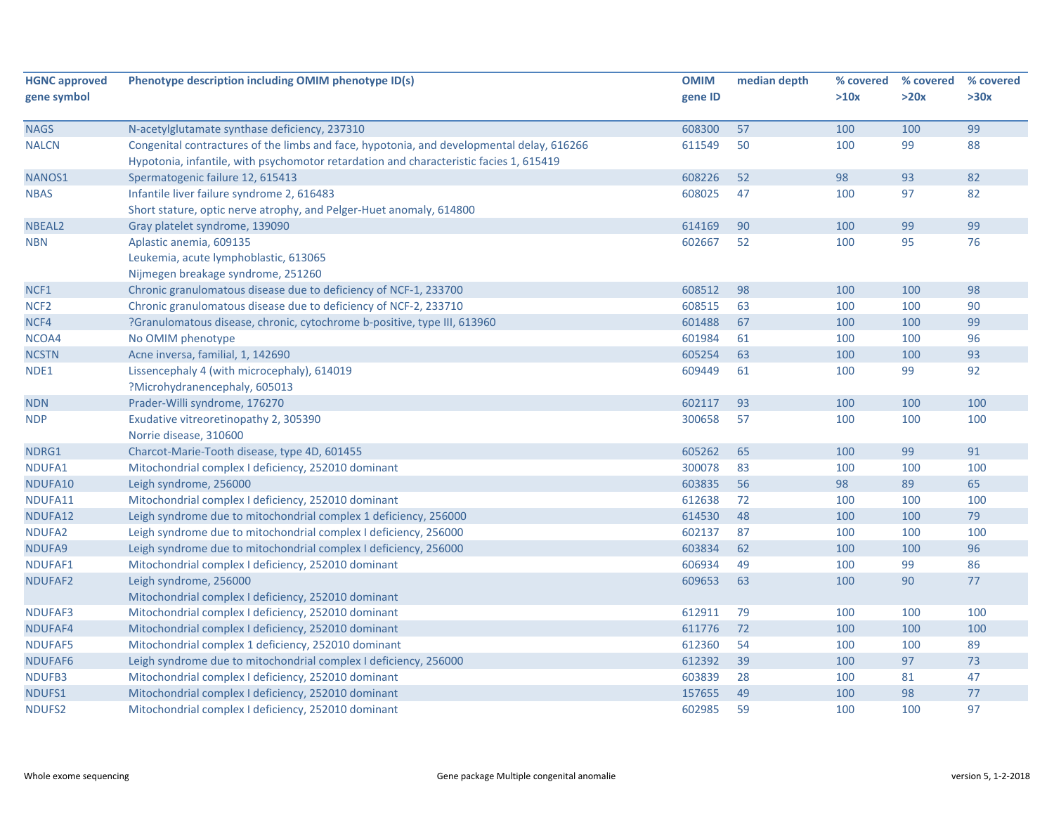| HGNC approved gene symbol | Phenotype description including OMIM phenotype ID(s) | OMIM gene ID | median depth | % covered >10x | % covered >20x | % covered >30x |
|---|---|---|---|---|---|---|
| NAGS | N-acetylglutamate synthase deficiency, 237310 | 608300 | 57 | 100 | 100 | 99 |
| NALCN | Congenital contractures of the limbs and face, hypotonia, and developmental delay, 616266<br>Hypotonia, infantile, with psychomotor retardation and characteristic facies 1, 615419 | 611549 | 50 | 100 | 99 | 88 |
| NANOS1 | Spermatogenic failure 12, 615413 | 608226 | 52 | 98 | 93 | 82 |
| NBAS | Infantile liver failure syndrome 2, 616483<br>Short stature, optic nerve atrophy, and Pelger-Huet anomaly, 614800 | 608025 | 47 | 100 | 97 | 82 |
| NBEAL2 | Gray platelet syndrome, 139090 | 614169 | 90 | 100 | 99 | 99 |
| NBN | Aplastic anemia, 609135<br>Leukemia, acute lymphoblastic, 613065<br>Nijmegen breakage syndrome, 251260 | 602667 | 52 | 100 | 95 | 76 |
| NCF1 | Chronic granulomatous disease due to deficiency of NCF-1, 233700 | 608512 | 98 | 100 | 100 | 98 |
| NCF2 | Chronic granulomatous disease due to deficiency of NCF-2, 233710 | 608515 | 63 | 100 | 100 | 90 |
| NCF4 | ?Granulomatous disease, chronic, cytochrome b-positive, type III, 613960 | 601488 | 67 | 100 | 100 | 99 |
| NCOA4 | No OMIM phenotype | 601984 | 61 | 100 | 100 | 96 |
| NCSTN | Acne inversa, familial, 1, 142690 | 605254 | 63 | 100 | 100 | 93 |
| NDE1 | Lissencephaly 4 (with microcephaly), 614019<br>?Microhydranencephaly, 605013 | 609449 | 61 | 100 | 99 | 92 |
| NDN | Prader-Willi syndrome, 176270 | 602117 | 93 | 100 | 100 | 100 |
| NDP | Exudative vitreoretinopathy 2, 305390<br>Norrie disease, 310600 | 300658 | 57 | 100 | 100 | 100 |
| NDRG1 | Charcot-Marie-Tooth disease, type 4D, 601455 | 605262 | 65 | 100 | 99 | 91 |
| NDUFA1 | Mitochondrial complex I deficiency, 252010 dominant | 300078 | 83 | 100 | 100 | 100 |
| NDUFA10 | Leigh syndrome, 256000 | 603835 | 56 | 98 | 89 | 65 |
| NDUFA11 | Mitochondrial complex I deficiency, 252010 dominant | 612638 | 72 | 100 | 100 | 100 |
| NDUFA12 | Leigh syndrome due to mitochondrial complex 1 deficiency, 256000 | 614530 | 48 | 100 | 100 | 79 |
| NDUFA2 | Leigh syndrome due to mitochondrial complex I deficiency, 256000 | 602137 | 87 | 100 | 100 | 100 |
| NDUFA9 | Leigh syndrome due to mitochondrial complex I deficiency, 256000 | 603834 | 62 | 100 | 100 | 96 |
| NDUFAF1 | Mitochondrial complex I deficiency, 252010 dominant | 606934 | 49 | 100 | 99 | 86 |
| NDUFAF2 | Leigh syndrome, 256000<br>Mitochondrial complex I deficiency, 252010 dominant | 609653 | 63 | 100 | 90 | 77 |
| NDUFAF3 | Mitochondrial complex I deficiency, 252010 dominant | 612911 | 79 | 100 | 100 | 100 |
| NDUFAF4 | Mitochondrial complex I deficiency, 252010 dominant | 611776 | 72 | 100 | 100 | 100 |
| NDUFAF5 | Mitochondrial complex 1 deficiency, 252010 dominant | 612360 | 54 | 100 | 100 | 89 |
| NDUFAF6 | Leigh syndrome due to mitochondrial complex I deficiency, 256000 | 612392 | 39 | 100 | 97 | 73 |
| NDUFB3 | Mitochondrial complex I deficiency, 252010 dominant | 603839 | 28 | 100 | 81 | 47 |
| NDUFS1 | Mitochondrial complex I deficiency, 252010 dominant | 157655 | 49 | 100 | 98 | 77 |
| NDUFS2 | Mitochondrial complex I deficiency, 252010 dominant | 602985 | 59 | 100 | 100 | 97 |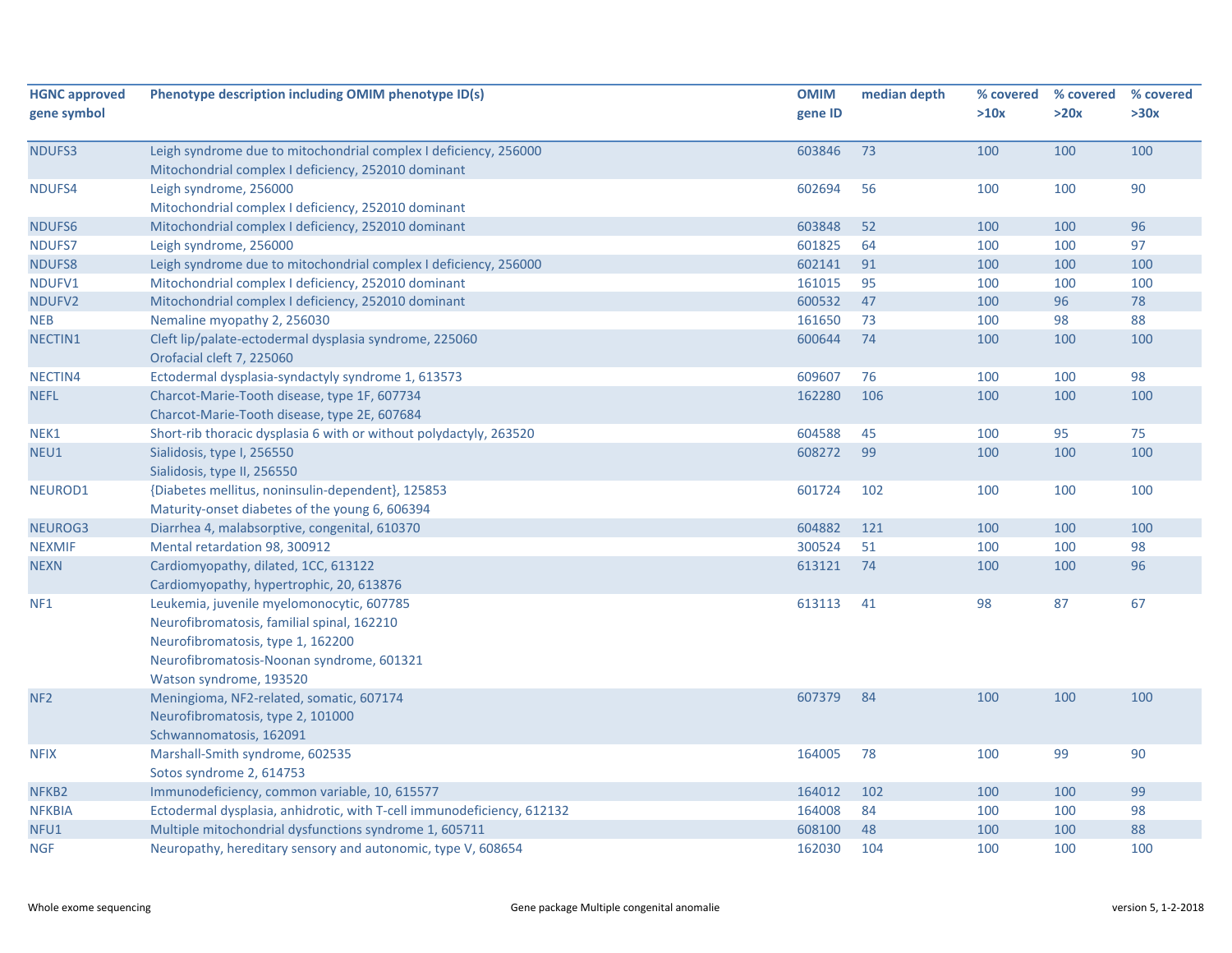| HGNC approved gene symbol | Phenotype description including OMIM phenotype ID(s) | OMIM gene ID | median depth | % covered >10x | % covered >20x | % covered >30x |
|---|---|---|---|---|---|---|
| NDUFS3 | Leigh syndrome due to mitochondrial complex I deficiency, 256000<br>Mitochondrial complex I deficiency, 252010 dominant | 603846 | 73 | 100 | 100 | 100 |
| NDUFS4 | Leigh syndrome, 256000<br>Mitochondrial complex I deficiency, 252010 dominant | 602694 | 56 | 100 | 100 | 90 |
| NDUFS6 | Mitochondrial complex I deficiency, 252010 dominant | 603848 | 52 | 100 | 100 | 96 |
| NDUFS7 | Leigh syndrome, 256000 | 601825 | 64 | 100 | 100 | 97 |
| NDUFS8 | Leigh syndrome due to mitochondrial complex I deficiency, 256000 | 602141 | 91 | 100 | 100 | 100 |
| NDUFV1 | Mitochondrial complex I deficiency, 252010 dominant | 161015 | 95 | 100 | 100 | 100 |
| NDUFV2 | Mitochondrial complex I deficiency, 252010 dominant | 600532 | 47 | 100 | 96 | 78 |
| NEB | Nemaline myopathy 2, 256030 | 161650 | 73 | 100 | 98 | 88 |
| NECTIN1 | Cleft lip/palate-ectodermal dysplasia syndrome, 225060<br>Orofacial cleft 7, 225060 | 600644 | 74 | 100 | 100 | 100 |
| NECTIN4 | Ectodermal dysplasia-syndactyly syndrome 1, 613573 | 609607 | 76 | 100 | 100 | 98 |
| NEFL | Charcot-Marie-Tooth disease, type 1F, 607734<br>Charcot-Marie-Tooth disease, type 2E, 607684 | 162280 | 106 | 100 | 100 | 100 |
| NEK1 | Short-rib thoracic dysplasia 6 with or without polydactyly, 263520 | 604588 | 45 | 100 | 95 | 75 |
| NEU1 | Sialidosis, type I, 256550<br>Sialidosis, type II, 256550 | 608272 | 99 | 100 | 100 | 100 |
| NEUROD1 | {Diabetes mellitus, noninsulin-dependent}, 125853<br>Maturity-onset diabetes of the young 6, 606394 | 601724 | 102 | 100 | 100 | 100 |
| NEUROG3 | Diarrhea 4, malabsorptive, congenital, 610370 | 604882 | 121 | 100 | 100 | 100 |
| NEXMIF | Mental retardation 98, 300912 | 300524 | 51 | 100 | 100 | 98 |
| NEXN | Cardiomyopathy, dilated, 1CC, 613122<br>Cardiomyopathy, hypertrophic, 20, 613876 | 613121 | 74 | 100 | 100 | 96 |
| NF1 | Leukemia, juvenile myelomonocytic, 607785<br>Neurofibromatosis, familial spinal, 162210<br>Neurofibromatosis, type 1, 162200<br>Neurofibromatosis-Noonan syndrome, 601321<br>Watson syndrome, 193520 | 613113 | 41 | 98 | 87 | 67 |
| NF2 | Meningioma, NF2-related, somatic, 607174<br>Neurofibromatosis, type 2, 101000<br>Schwannomatosis, 162091 | 607379 | 84 | 100 | 100 | 100 |
| NFIX | Marshall-Smith syndrome, 602535<br>Sotos syndrome 2, 614753 | 164005 | 78 | 100 | 99 | 90 |
| NFKB2 | Immunodeficiency, common variable, 10, 615577 | 164012 | 102 | 100 | 100 | 99 |
| NFKBIA | Ectodermal dysplasia, anhidrotic, with T-cell immunodeficiency, 612132 | 164008 | 84 | 100 | 100 | 98 |
| NFU1 | Multiple mitochondrial dysfunctions syndrome 1, 605711 | 608100 | 48 | 100 | 100 | 88 |
| NGF | Neuropathy, hereditary sensory and autonomic, type V, 608654 | 162030 | 104 | 100 | 100 | 100 |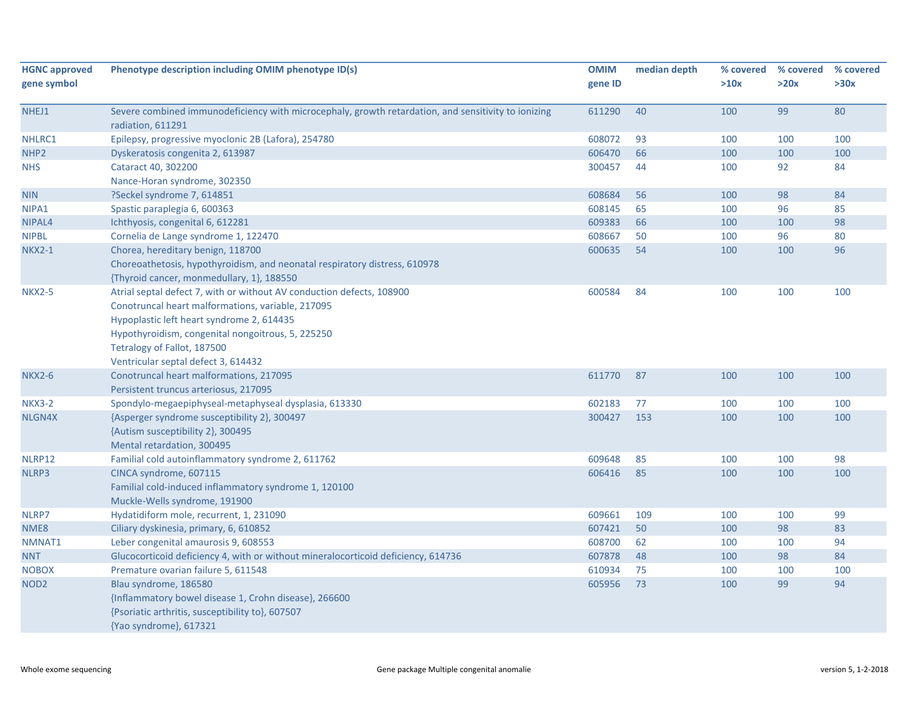| HGNC approved gene symbol | Phenotype description including OMIM phenotype ID(s) | OMIM gene ID | median depth | % covered >10x | % covered >20x | % covered >30x |
|---|---|---|---|---|---|---|
| NHEJ1 | Severe combined immunodeficiency with microcephaly, growth retardation, and sensitivity to ionizing radiation, 611291 | 611290 | 40 | 100 | 99 | 80 |
| NHLRC1 | Epilepsy, progressive myoclonic 2B (Lafora), 254780 | 608072 | 93 | 100 | 100 | 100 |
| NHP2 | Dyskeratosis congenita 2, 613987 | 606470 | 66 | 100 | 100 | 100 |
| NHS | Cataract 40, 302200<br>Nance-Horan syndrome, 302350 | 300457 | 44 | 100 | 92 | 84 |
| NIN | ?Seckel syndrome 7, 614851 | 608684 | 56 | 100 | 98 | 84 |
| NIPA1 | Spastic paraplegia 6, 600363 | 608145 | 65 | 100 | 96 | 85 |
| NIPAL4 | Ichthyosis, congenital 6, 612281 | 609383 | 66 | 100 | 100 | 98 |
| NIPBL | Cornelia de Lange syndrome 1, 122470 | 608667 | 50 | 100 | 96 | 80 |
| NKX2-1 | Chorea, hereditary benign, 118700<br>Choreoathetosis, hypothyroidism, and neonatal respiratory distress, 610978<br>{Thyroid cancer, monmedullary, 1}, 188550 | 600635 | 54 | 100 | 100 | 96 |
| NKX2-5 | Atrial septal defect 7, with or without AV conduction defects, 108900<br>Conotruncal heart malformations, variable, 217095<br>Hypoplastic left heart syndrome 2, 614435<br>Hypothyroidism, congenital nongoitrous, 5, 225250<br>Tetralogy of Fallot, 187500<br>Ventricular septal defect 3, 614432 | 600584 | 84 | 100 | 100 | 100 |
| NKX2-6 | Conotruncal heart malformations, 217095<br>Persistent truncus arteriosus, 217095 | 611770 | 87 | 100 | 100 | 100 |
| NKX3-2 | Spondylo-megaepiphyseal-metaphyseal dysplasia, 613330 | 602183 | 77 | 100 | 100 | 100 |
| NLGN4X | {Asperger syndrome susceptibility 2}, 300497<br>{Autism susceptibility 2}, 300495<br>Mental retardation, 300495 | 300427 | 153 | 100 | 100 | 100 |
| NLRP12 | Familial cold autoinflammatory syndrome 2, 611762 | 609648 | 85 | 100 | 100 | 98 |
| NLRP3 | CINCA syndrome, 607115<br>Familial cold-induced inflammatory syndrome 1, 120100<br>Muckle-Wells syndrome, 191900 | 606416 | 85 | 100 | 100 | 100 |
| NLRP7 | Hydatidiform mole, recurrent, 1, 231090 | 609661 | 109 | 100 | 100 | 99 |
| NME8 | Ciliary dyskinesia, primary, 6, 610852 | 607421 | 50 | 100 | 98 | 83 |
| NMNAT1 | Leber congenital amaurosis 9, 608553 | 608700 | 62 | 100 | 100 | 94 |
| NNT | Glucocorticoid deficiency 4, with or without mineralocorticoid deficiency, 614736 | 607878 | 48 | 100 | 98 | 84 |
| NOBOX | Premature ovarian failure 5, 611548 | 610934 | 75 | 100 | 100 | 100 |
| NOD2 | Blau syndrome, 186580<br>{Inflammatory bowel disease 1, Crohn disease}, 266600<br>{Psoriatic arthritis, susceptibility to}, 607507<br>{Yao syndrome}, 617321 | 605956 | 73 | 100 | 99 | 94 |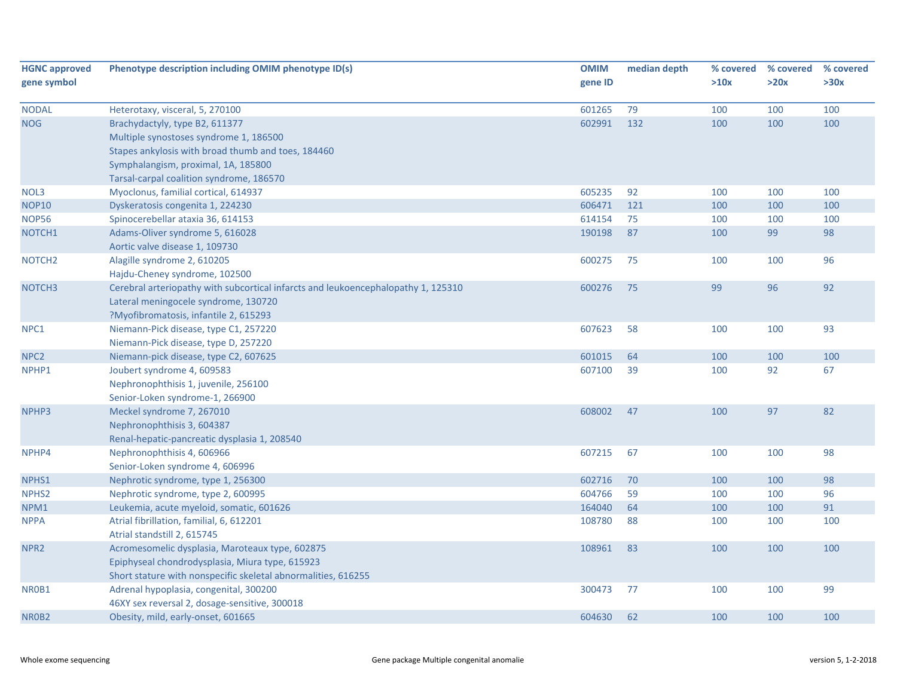| HGNC approved gene symbol | Phenotype description including OMIM phenotype ID(s) | OMIM gene ID | median depth | % covered >10x | % covered >20x | % covered >30x |
|---|---|---|---|---|---|---|
| NODAL | Heterotaxy, visceral, 5, 270100 | 601265 | 79 | 100 | 100 | 100 |
| NOG | Brachydactyly, type B2, 611377<br>Multiple synostoses syndrome 1, 186500<br>Stapes ankylosis with broad thumb and toes, 184460<br>Symphalangism, proximal, 1A, 185800<br>Tarsal-carpal coalition syndrome, 186570 | 602991 | 132 | 100 | 100 | 100 |
| NOL3 | Myoclonus, familial cortical, 614937 | 605235 | 92 | 100 | 100 | 100 |
| NOP10 | Dyskeratosis congenita 1, 224230 | 606471 | 121 | 100 | 100 | 100 |
| NOP56 | Spinocerebellar ataxia 36, 614153 | 614154 | 75 | 100 | 100 | 100 |
| NOTCH1 | Adams-Oliver syndrome 5, 616028<br>Aortic valve disease 1, 109730 | 190198 | 87 | 100 | 99 | 98 |
| NOTCH2 | Alagille syndrome 2, 610205<br>Hajdu-Cheney syndrome, 102500 | 600275 | 75 | 100 | 100 | 96 |
| NOTCH3 | Cerebral arteriopathy with subcortical infarcts and leukoencephalopathy 1, 125310<br>Lateral meningocele syndrome, 130720<br>?Myofibromatosis, infantile 2, 615293 | 600276 | 75 | 99 | 96 | 92 |
| NPC1 | Niemann-Pick disease, type C1, 257220<br>Niemann-Pick disease, type D, 257220 | 607623 | 58 | 100 | 100 | 93 |
| NPC2 | Niemann-pick disease, type C2, 607625 | 601015 | 64 | 100 | 100 | 100 |
| NPHP1 | Joubert syndrome 4, 609583<br>Nephronophthisis 1, juvenile, 256100<br>Senior-Loken syndrome-1, 266900 | 607100 | 39 | 100 | 92 | 67 |
| NPHP3 | Meckel syndrome 7, 267010<br>Nephronophthisis 3, 604387<br>Renal-hepatic-pancreatic dysplasia 1, 208540 | 608002 | 47 | 100 | 97 | 82 |
| NPHP4 | Nephronophthisis 4, 606966<br>Senior-Loken syndrome 4, 606996 | 607215 | 67 | 100 | 100 | 98 |
| NPHS1 | Nephrotic syndrome, type 1, 256300 | 602716 | 70 | 100 | 100 | 98 |
| NPHS2 | Nephrotic syndrome, type 2, 600995 | 604766 | 59 | 100 | 100 | 96 |
| NPM1 | Leukemia, acute myeloid, somatic, 601626 | 164040 | 64 | 100 | 100 | 91 |
| NPPA | Atrial fibrillation, familial, 6, 612201<br>Atrial standstill 2, 615745 | 108780 | 88 | 100 | 100 | 100 |
| NPR2 | Acromesomelic dysplasia, Maroteaux type, 602875<br>Epiphyseal chondrodysplasia, Miura type, 615923<br>Short stature with nonspecific skeletal abnormalities, 616255 | 108961 | 83 | 100 | 100 | 100 |
| NR0B1 | Adrenal hypoplasia, congenital, 300200<br>46XY sex reversal 2, dosage-sensitive, 300018 | 300473 | 77 | 100 | 100 | 99 |
| NR0B2 | Obesity, mild, early-onset, 601665 | 604630 | 62 | 100 | 100 | 100 |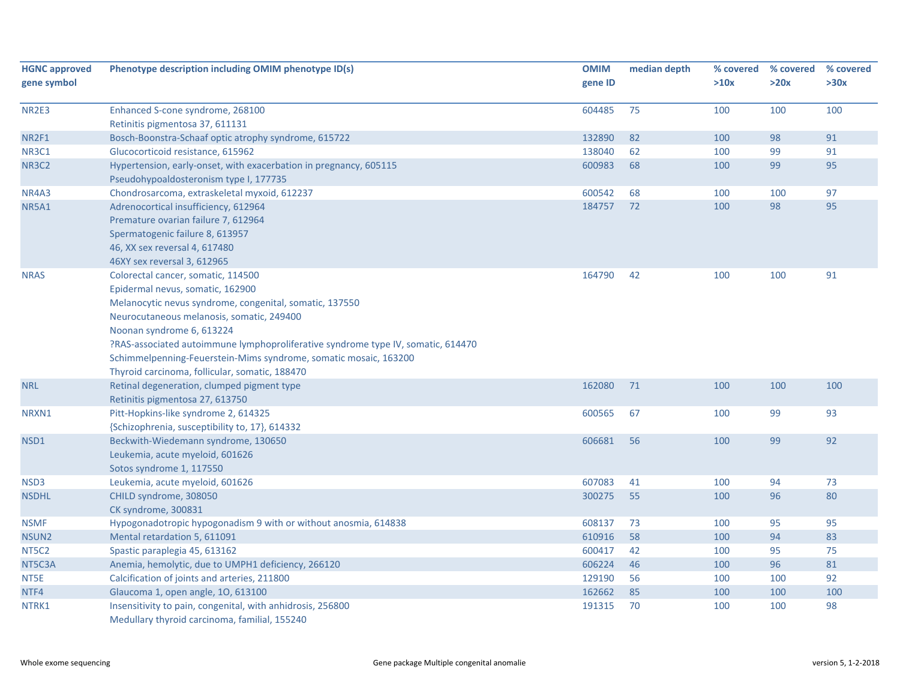| HGNC approved gene symbol | Phenotype description including OMIM phenotype ID(s) | OMIM gene ID | median depth | % covered >10x | % covered >20x | % covered >30x |
|---|---|---|---|---|---|---|
| NR2E3 | Enhanced S-cone syndrome, 268100<br>Retinitis pigmentosa 37, 611131 | 604485 | 75 | 100 | 100 | 100 |
| NR2F1 | Bosch-Boonstra-Schaaf optic atrophy syndrome, 615722 | 132890 | 82 | 100 | 98 | 91 |
| NR3C1 | Glucocorticoid resistance, 615962 | 138040 | 62 | 100 | 99 | 91 |
| NR3C2 | Hypertension, early-onset, with exacerbation in pregnancy, 605115<br>Pseudohypoaldosteronism type I, 177735 | 600983 | 68 | 100 | 99 | 95 |
| NR4A3 | Chondrosarcoma, extraskeletal myxoid, 612237 | 600542 | 68 | 100 | 100 | 97 |
| NR5A1 | Adrenocortical insufficiency, 612964<br>Premature ovarian failure 7, 612964<br>Spermatogenic failure 8, 613957<br>46, XX sex reversal 4, 617480<br>46XY sex reversal 3, 612965 | 184757 | 72 | 100 | 98 | 95 |
| NRAS | Colorectal cancer, somatic, 114500<br>Epidermal nevus, somatic, 162900<br>Melanocytic nevus syndrome, congenital, somatic, 137550<br>Neurocutaneous melanosis, somatic, 249400<br>Noonan syndrome 6, 613224<br>?RAS-associated autoimmune lymphoproliferative syndrome type IV, somatic, 614470<br>Schimmelpenning-Feuerstein-Mims syndrome, somatic mosaic, 163200<br>Thyroid carcinoma, follicular, somatic, 188470 | 164790 | 42 | 100 | 100 | 91 |
| NRL | Retinal degeneration, clumped pigment type<br>Retinitis pigmentosa 27, 613750 | 162080 | 71 | 100 | 100 | 100 |
| NRXN1 | Pitt-Hopkins-like syndrome 2, 614325<br>{Schizophrenia, susceptibility to, 17}, 614332 | 600565 | 67 | 100 | 99 | 93 |
| NSD1 | Beckwith-Wiedemann syndrome, 130650<br>Leukemia, acute myeloid, 601626<br>Sotos syndrome 1, 117550 | 606681 | 56 | 100 | 99 | 92 |
| NSD3 | Leukemia, acute myeloid, 601626 | 607083 | 41 | 100 | 94 | 73 |
| NSDHL | CHILD syndrome, 308050<br>CK syndrome, 300831 | 300275 | 55 | 100 | 96 | 80 |
| NSMF | Hypogonadotropic hypogonadism 9 with or without anosmia, 614838 | 608137 | 73 | 100 | 95 | 95 |
| NSUN2 | Mental retardation 5, 611091 | 610916 | 58 | 100 | 94 | 83 |
| NT5C2 | Spastic paraplegia 45, 613162 | 600417 | 42 | 100 | 95 | 75 |
| NT5C3A | Anemia, hemolytic, due to UMPH1 deficiency, 266120 | 606224 | 46 | 100 | 96 | 81 |
| NT5E | Calcification of joints and arteries, 211800 | 129190 | 56 | 100 | 100 | 92 |
| NTF4 | Glaucoma 1, open angle, 1O, 613100 | 162662 | 85 | 100 | 100 | 100 |
| NTRK1 | Insensitivity to pain, congenital, with anhidrosis, 256800<br>Medullary thyroid carcinoma, familial, 155240 | 191315 | 70 | 100 | 100 | 98 |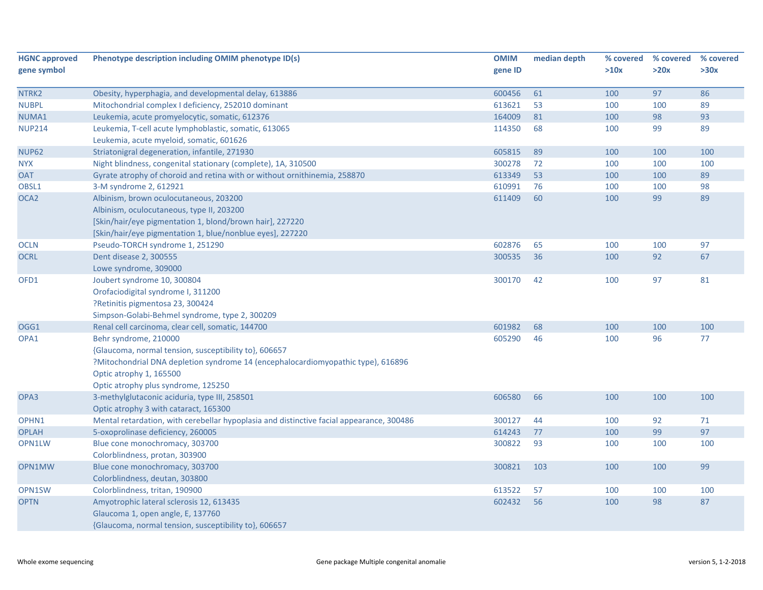| HGNC approved gene symbol | Phenotype description including OMIM phenotype ID(s) | OMIM gene ID | median depth | % covered >10x | % covered >20x | % covered >30x |
|---|---|---|---|---|---|---|
| NTRK2 | Obesity, hyperphagia, and developmental delay, 613886 | 600456 | 61 | 100 | 97 | 86 |
| NUBPL | Mitochondrial complex I deficiency, 252010 dominant | 613621 | 53 | 100 | 100 | 89 |
| NUMA1 | Leukemia, acute promyelocytic, somatic, 612376 | 164009 | 81 | 100 | 98 | 93 |
| NUP214 | Leukemia, T-cell acute lymphoblastic, somatic, 613065<br>Leukemia, acute myeloid, somatic, 601626 | 114350 | 68 | 100 | 99 | 89 |
| NUP62 | Striatonigral degeneration, infantile, 271930 | 605815 | 89 | 100 | 100 | 100 |
| NYX | Night blindness, congenital stationary (complete), 1A, 310500 | 300278 | 72 | 100 | 100 | 100 |
| OAT | Gyrate atrophy of choroid and retina with or without ornithinemia, 258870 | 613349 | 53 | 100 | 100 | 89 |
| OBSL1 | 3-M syndrome 2, 612921 | 610991 | 76 | 100 | 100 | 98 |
| OCA2 | Albinism, brown oculocutaneous, 203200<br>Albinism, oculocutaneous, type II, 203200<br>[Skin/hair/eye pigmentation 1, blond/brown hair], 227220<br>[Skin/hair/eye pigmentation 1, blue/nonblue eyes], 227220 | 611409 | 60 | 100 | 99 | 89 |
| OCLN | Pseudo-TORCH syndrome 1, 251290 | 602876 | 65 | 100 | 100 | 97 |
| OCRL | Dent disease 2, 300555<br>Lowe syndrome, 309000 | 300535 | 36 | 100 | 92 | 67 |
| OFD1 | Joubert syndrome 10, 300804<br>Orofaciodigital syndrome I, 311200<br>?Retinitis pigmentosa 23, 300424<br>Simpson-Golabi-Behmel syndrome, type 2, 300209 | 300170 | 42 | 100 | 97 | 81 |
| OGG1 | Renal cell carcinoma, clear cell, somatic, 144700 | 601982 | 68 | 100 | 100 | 100 |
| OPA1 | Behr syndrome, 210000<br>{Glaucoma, normal tension, susceptibility to}, 606657<br>?Mitochondrial DNA depletion syndrome 14 (encephalocardiomyopathic type), 616896<br>Optic atrophy 1, 165500<br>Optic atrophy plus syndrome, 125250 | 605290 | 46 | 100 | 96 | 77 |
| OPA3 | 3-methylglutaconic aciduria, type III, 258501<br>Optic atrophy 3 with cataract, 165300 | 606580 | 66 | 100 | 100 | 100 |
| OPHN1 | Mental retardation, with cerebellar hypoplasia and distinctive facial appearance, 300486 | 300127 | 44 | 100 | 92 | 71 |
| OPLAH | 5-oxoprolinase deficiency, 260005 | 614243 | 77 | 100 | 99 | 97 |
| OPN1LW | Blue cone monochromacy, 303700<br>Colorblindness, protan, 303900 | 300822 | 93 | 100 | 100 | 100 |
| OPN1MW | Blue cone monochromacy, 303700<br>Colorblindness, deutan, 303800 | 300821 | 103 | 100 | 100 | 99 |
| OPN1SW | Colorblindness, tritan, 190900 | 613522 | 57 | 100 | 100 | 100 |
| OPTN | Amyotrophic lateral sclerosis 12, 613435<br>Glaucoma 1, open angle, E, 137760<br>{Glaucoma, normal tension, susceptibility to}, 606657 | 602432 | 56 | 100 | 98 | 87 |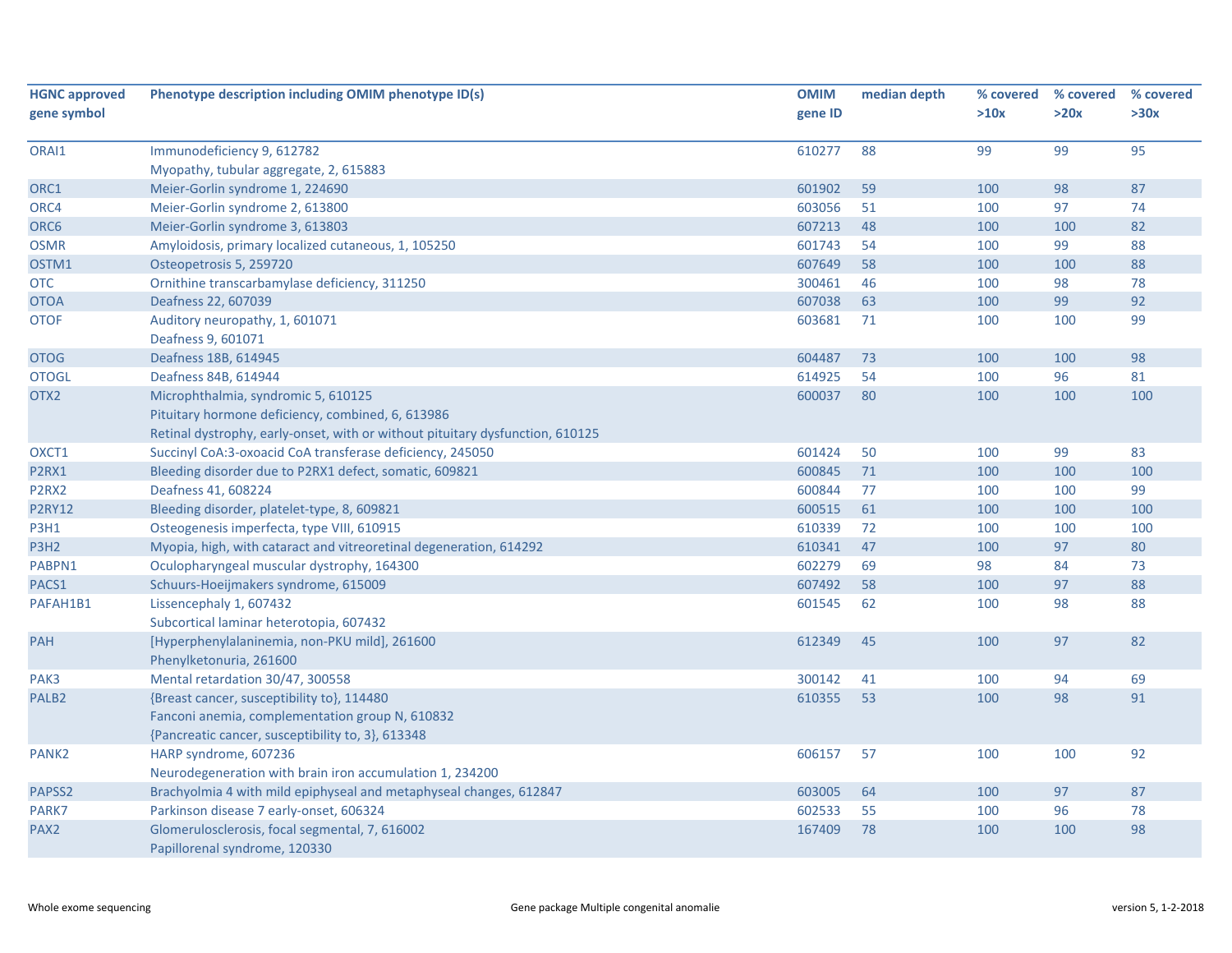| HGNC approved gene symbol | Phenotype description including OMIM phenotype ID(s) | OMIM gene ID | median depth | % covered >10x | % covered >20x | % covered >30x |
|---|---|---|---|---|---|---|
| ORAI1 | Immunodeficiency 9, 612782<br>Myopathy, tubular aggregate, 2, 615883 | 610277 | 88 | 99 | 99 | 95 |
| ORC1 | Meier-Gorlin syndrome 1, 224690 | 601902 | 59 | 100 | 98 | 87 |
| ORC4 | Meier-Gorlin syndrome 2, 613800 | 603056 | 51 | 100 | 97 | 74 |
| ORC6 | Meier-Gorlin syndrome 3, 613803 | 607213 | 48 | 100 | 100 | 82 |
| OSMR | Amyloidosis, primary localized cutaneous, 1, 105250 | 601743 | 54 | 100 | 99 | 88 |
| OSTM1 | Osteopetrosis 5, 259720 | 607649 | 58 | 100 | 100 | 88 |
| OTC | Ornithine transcarbamylase deficiency, 311250 | 300461 | 46 | 100 | 98 | 78 |
| OTOA | Deafness 22, 607039 | 607038 | 63 | 100 | 99 | 92 |
| OTOF | Auditory neuropathy, 1, 601071<br>Deafness 9, 601071 | 603681 | 71 | 100 | 100 | 99 |
| OTOG | Deafness 18B, 614945 | 604487 | 73 | 100 | 100 | 98 |
| OTOGL | Deafness 84B, 614944 | 614925 | 54 | 100 | 96 | 81 |
| OTX2 | Microphthalmia, syndromic 5, 610125<br>Pituitary hormone deficiency, combined, 6, 613986<br>Retinal dystrophy, early-onset, with or without pituitary dysfunction, 610125 | 600037 | 80 | 100 | 100 | 100 |
| OXCT1 | Succinyl CoA:3-oxoacid CoA transferase deficiency, 245050 | 601424 | 50 | 100 | 99 | 83 |
| P2RX1 | Bleeding disorder due to P2RX1 defect, somatic, 609821 | 600845 | 71 | 100 | 100 | 100 |
| P2RX2 | Deafness 41, 608224 | 600844 | 77 | 100 | 100 | 99 |
| P2RY12 | Bleeding disorder, platelet-type, 8, 609821 | 600515 | 61 | 100 | 100 | 100 |
| P3H1 | Osteogenesis imperfecta, type VIII, 610915 | 610339 | 72 | 100 | 100 | 100 |
| P3H2 | Myopia, high, with cataract and vitreoretinal degeneration, 614292 | 610341 | 47 | 100 | 97 | 80 |
| PABPN1 | Oculopharyngeal muscular dystrophy, 164300 | 602279 | 69 | 98 | 84 | 73 |
| PACS1 | Schuurs-Hoeijmakers syndrome, 615009 | 607492 | 58 | 100 | 97 | 88 |
| PAFAH1B1 | Lissencephaly 1, 607432<br>Subcortical laminar heterotopia, 607432 | 601545 | 62 | 100 | 98 | 88 |
| PAH | [Hyperphenylalaninemia, non-PKU mild], 261600<br>Phenylketonuria, 261600 | 612349 | 45 | 100 | 97 | 82 |
| PAK3 | Mental retardation 30/47, 300558 | 300142 | 41 | 100 | 94 | 69 |
| PALB2 | {Breast cancer, susceptibility to}, 114480<br>Fanconi anemia, complementation group N, 610832<br>{Pancreatic cancer, susceptibility to, 3}, 613348 | 610355 | 53 | 100 | 98 | 91 |
| PANK2 | HARP syndrome, 607236<br>Neurodegeneration with brain iron accumulation 1, 234200 | 606157 | 57 | 100 | 100 | 92 |
| PAPSS2 | Brachyolmia 4 with mild epiphyseal and metaphyseal changes, 612847 | 603005 | 64 | 100 | 97 | 87 |
| PARK7 | Parkinson disease 7 early-onset, 606324 | 602533 | 55 | 100 | 96 | 78 |
| PAX2 | Glomerulosclerosis, focal segmental, 7, 616002<br>Papillorenal syndrome, 120330 | 167409 | 78 | 100 | 100 | 98 |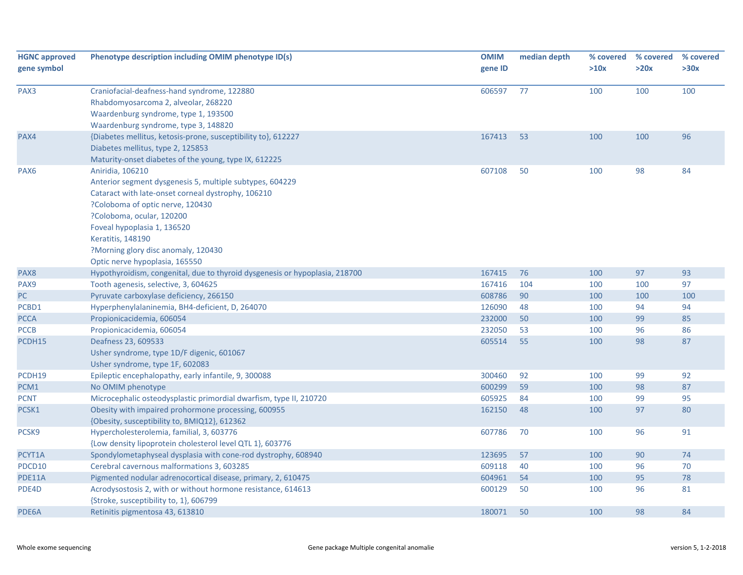| HGNC approved gene symbol | Phenotype description including OMIM phenotype ID(s) | OMIM gene ID | median depth | % covered >10x | % covered >20x | % covered >30x |
|---|---|---|---|---|---|---|
| PAX3 | Craniofacial-deafness-hand syndrome, 122880<br>Rhabdomyosarcoma 2, alveolar, 268220<br>Waardenburg syndrome, type 1, 193500<br>Waardenburg syndrome, type 3, 148820 | 606597 | 77 | 100 | 100 | 100 |
| PAX4 | {Diabetes mellitus, ketosis-prone, susceptibility to}, 612227<br>Diabetes mellitus, type 2, 125853<br>Maturity-onset diabetes of the young, type IX, 612225 | 167413 | 53 | 100 | 100 | 96 |
| PAX6 | Aniridia, 106210<br>Anterior segment dysgenesis 5, multiple subtypes, 604229<br>Cataract with late-onset corneal dystrophy, 106210<br>?Coloboma of optic nerve, 120430<br>?Coloboma, ocular, 120200<br>Foveal hypoplasia 1, 136520<br>Keratitis, 148190<br>?Morning glory disc anomaly, 120430<br>Optic nerve hypoplasia, 165550 | 607108 | 50 | 100 | 98 | 84 |
| PAX8 | Hypothyroidism, congenital, due to thyroid dysgenesis or hypoplasia, 218700 | 167415 | 76 | 100 | 97 | 93 |
| PAX9 | Tooth agenesis, selective, 3, 604625 | 167416 | 104 | 100 | 100 | 97 |
| PC | Pyruvate carboxylase deficiency, 266150 | 608786 | 90 | 100 | 100 | 100 |
| PCBD1 | Hyperphenylalaninemia, BH4-deficient, D, 264070 | 126090 | 48 | 100 | 94 | 94 |
| PCCA | Propionicacidemia, 606054 | 232000 | 50 | 100 | 99 | 85 |
| PCCB | Propionicacidemia, 606054 | 232050 | 53 | 100 | 96 | 86 |
| PCDH15 | Deafness 23, 609533<br>Usher syndrome, type 1D/F digenic, 601067<br>Usher syndrome, type 1F, 602083 | 605514 | 55 | 100 | 98 | 87 |
| PCDH19 | Epileptic encephalopathy, early infantile, 9, 300088 | 300460 | 92 | 100 | 99 | 92 |
| PCM1 | No OMIM phenotype | 600299 | 59 | 100 | 98 | 87 |
| PCNT | Microcephalic osteodysplastic primordial dwarfism, type II, 210720 | 605925 | 84 | 100 | 99 | 95 |
| PCSK1 | Obesity with impaired prohormone processing, 600955<br>{Obesity, susceptibility to, BMIQ12}, 612362 | 162150 | 48 | 100 | 97 | 80 |
| PCSK9 | Hypercholesterolemia, familial, 3, 603776<br>{Low density lipoprotein cholesterol level QTL 1}, 603776 | 607786 | 70 | 100 | 96 | 91 |
| PCYT1A | Spondylometaphyseal dysplasia with cone-rod dystrophy, 608940 | 123695 | 57 | 100 | 90 | 74 |
| PDCD10 | Cerebral cavernous malformations 3, 603285 | 609118 | 40 | 100 | 96 | 70 |
| PDE11A | Pigmented nodular adrenocortical disease, primary, 2, 610475 | 604961 | 54 | 100 | 95 | 78 |
| PDE4D | Acrodysostosis 2, with or without hormone resistance, 614613<br>{Stroke, susceptibility to, 1}, 606799 | 600129 | 50 | 100 | 96 | 81 |
| PDE6A | Retinitis pigmentosa 43, 613810 | 180071 | 50 | 100 | 98 | 84 |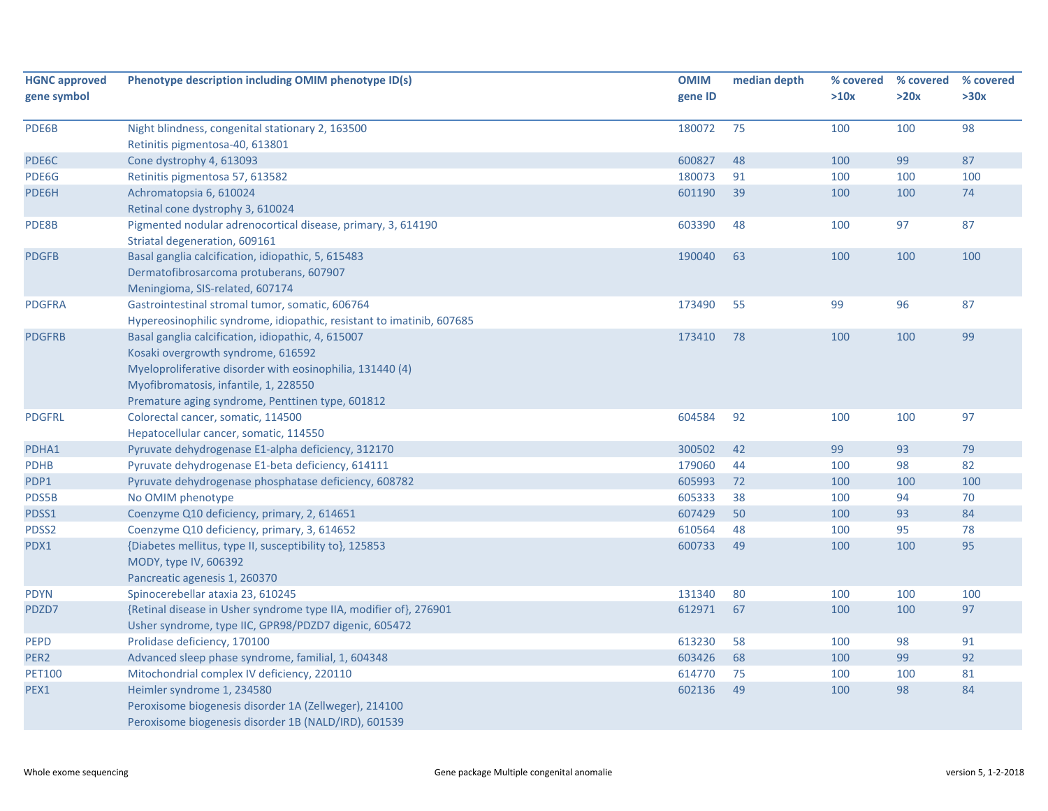| HGNC approved gene symbol | Phenotype description including OMIM phenotype ID(s) | OMIM gene ID | median depth | % covered >10x | % covered >20x | % covered >30x |
|---|---|---|---|---|---|---|
| PDE6B | Night blindness, congenital stationary 2, 163500<br>Retinitis pigmentosa-40, 613801 | 180072 | 75 | 100 | 100 | 98 |
| PDE6C | Cone dystrophy 4, 613093 | 600827 | 48 | 100 | 99 | 87 |
| PDE6G | Retinitis pigmentosa 57, 613582 | 180073 | 91 | 100 | 100 | 100 |
| PDE6H | Achromatopsia 6, 610024<br>Retinal cone dystrophy 3, 610024 | 601190 | 39 | 100 | 100 | 74 |
| PDE8B | Pigmented nodular adrenocortical disease, primary, 3, 614190<br>Striatal degeneration, 609161 | 603390 | 48 | 100 | 97 | 87 |
| PDGFB | Basal ganglia calcification, idiopathic, 5, 615483<br>Dermatofibrosarcoma protuberans, 607907<br>Meningioma, SIS-related, 607174 | 190040 | 63 | 100 | 100 | 100 |
| PDGFRA | Gastrointestinal stromal tumor, somatic, 606764<br>Hypereosinophilic syndrome, idiopathic, resistant to imatinib, 607685 | 173490 | 55 | 99 | 96 | 87 |
| PDGFRB | Basal ganglia calcification, idiopathic, 4, 615007<br>Kosaki overgrowth syndrome, 616592<br>Myeloproliferative disorder with eosinophilia, 131440 (4)<br>Myofibromatosis, infantile, 1, 228550<br>Premature aging syndrome, Penttinen type, 601812 | 173410 | 78 | 100 | 100 | 99 |
| PDGFRL | Colorectal cancer, somatic, 114500<br>Hepatocellular cancer, somatic, 114550 | 604584 | 92 | 100 | 100 | 97 |
| PDHA1 | Pyruvate dehydrogenase E1-alpha deficiency, 312170 | 300502 | 42 | 99 | 93 | 79 |
| PDHB | Pyruvate dehydrogenase E1-beta deficiency, 614111 | 179060 | 44 | 100 | 98 | 82 |
| PDP1 | Pyruvate dehydrogenase phosphatase deficiency, 608782 | 605993 | 72 | 100 | 100 | 100 |
| PDS5B | No OMIM phenotype | 605333 | 38 | 100 | 94 | 70 |
| PDSS1 | Coenzyme Q10 deficiency, primary, 2, 614651 | 607429 | 50 | 100 | 93 | 84 |
| PDSS2 | Coenzyme Q10 deficiency, primary, 3, 614652 | 610564 | 48 | 100 | 95 | 78 |
| PDX1 | {Diabetes mellitus, type II, susceptibility to}, 125853<br>MODY, type IV, 606392<br>Pancreatic agenesis 1, 260370 | 600733 | 49 | 100 | 100 | 95 |
| PDYN | Spinocerebellar ataxia 23, 610245 | 131340 | 80 | 100 | 100 | 100 |
| PDZD7 | {Retinal disease in Usher syndrome type IIA, modifier of}, 276901<br>Usher syndrome, type IIC, GPR98/PDZD7 digenic, 605472 | 612971 | 67 | 100 | 100 | 97 |
| PEPD | Prolidase deficiency, 170100 | 613230 | 58 | 100 | 98 | 91 |
| PER2 | Advanced sleep phase syndrome, familial, 1, 604348 | 603426 | 68 | 100 | 99 | 92 |
| PET100 | Mitochondrial complex IV deficiency, 220110 | 614770 | 75 | 100 | 100 | 81 |
| PEX1 | Heimler syndrome 1, 234580<br>Peroxisome biogenesis disorder 1A (Zellweger), 214100<br>Peroxisome biogenesis disorder 1B (NALD/IRD), 601539 | 602136 | 49 | 100 | 98 | 84 |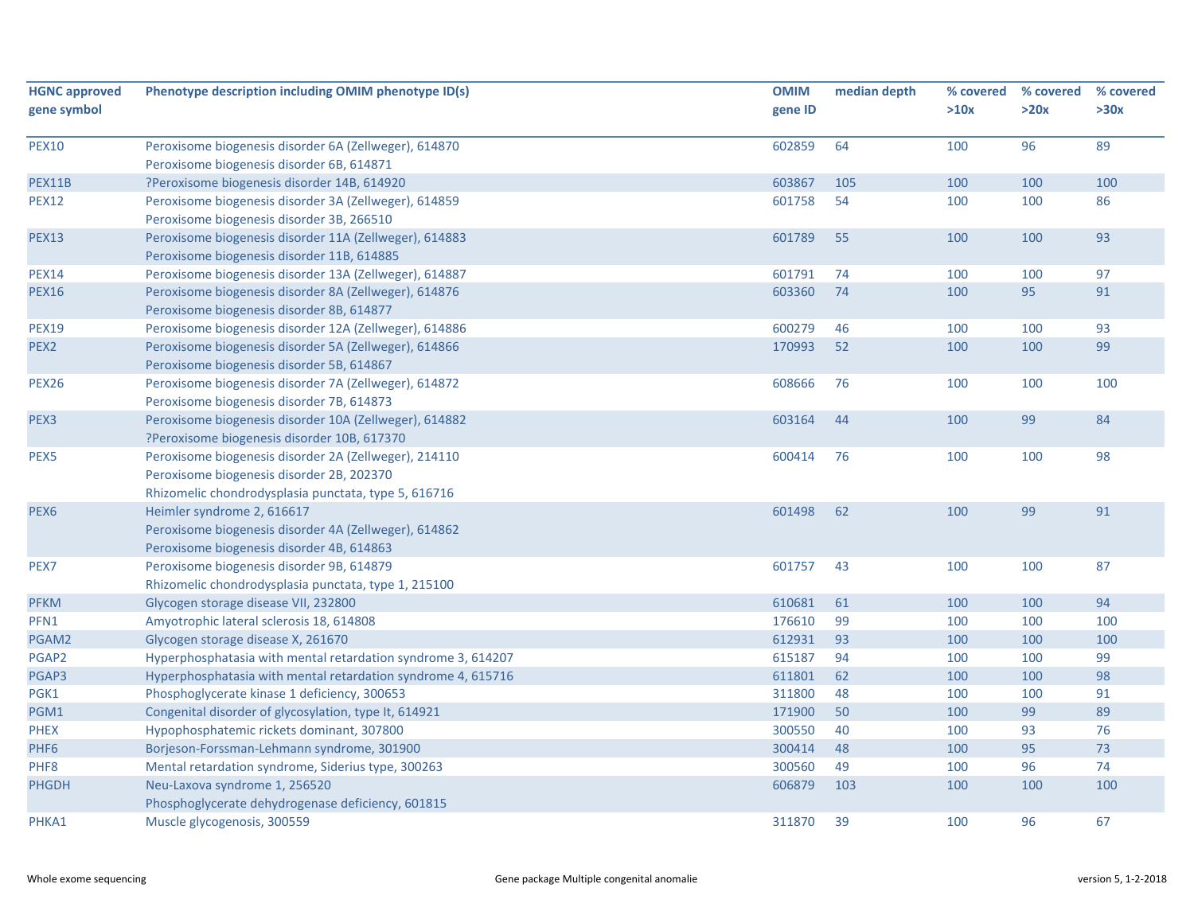| HGNC approved gene symbol | Phenotype description including OMIM phenotype ID(s) | OMIM gene ID | median depth | % covered >10x | % covered >20x | % covered >30x |
|---|---|---|---|---|---|---|
| PEX10 | Peroxisome biogenesis disorder 6A (Zellweger), 614870<br>Peroxisome biogenesis disorder 6B, 614871 | 602859 | 64 | 100 | 96 | 89 |
| PEX11B | ?Peroxisome biogenesis disorder 14B, 614920 | 603867 | 105 | 100 | 100 | 100 |
| PEX12 | Peroxisome biogenesis disorder 3A (Zellweger), 614859<br>Peroxisome biogenesis disorder 3B, 266510 | 601758 | 54 | 100 | 100 | 86 |
| PEX13 | Peroxisome biogenesis disorder 11A (Zellweger), 614883<br>Peroxisome biogenesis disorder 11B, 614885 | 601789 | 55 | 100 | 100 | 93 |
| PEX14 | Peroxisome biogenesis disorder 13A (Zellweger), 614887 | 601791 | 74 | 100 | 100 | 97 |
| PEX16 | Peroxisome biogenesis disorder 8A (Zellweger), 614876<br>Peroxisome biogenesis disorder 8B, 614877 | 603360 | 74 | 100 | 95 | 91 |
| PEX19 | Peroxisome biogenesis disorder 12A (Zellweger), 614886 | 600279 | 46 | 100 | 100 | 93 |
| PEX2 | Peroxisome biogenesis disorder 5A (Zellweger), 614866<br>Peroxisome biogenesis disorder 5B, 614867 | 170993 | 52 | 100 | 100 | 99 |
| PEX26 | Peroxisome biogenesis disorder 7A (Zellweger), 614872<br>Peroxisome biogenesis disorder 7B, 614873 | 608666 | 76 | 100 | 100 | 100 |
| PEX3 | Peroxisome biogenesis disorder 10A (Zellweger), 614882<br>?Peroxisome biogenesis disorder 10B, 617370 | 603164 | 44 | 100 | 99 | 84 |
| PEX5 | Peroxisome biogenesis disorder 2A (Zellweger), 214110<br>Peroxisome biogenesis disorder 2B, 202370<br>Rhizomelic chondrodysplasia punctata, type 5, 616716 | 600414 | 76 | 100 | 100 | 98 |
| PEX6 | Heimler syndrome 2, 616617<br>Peroxisome biogenesis disorder 4A (Zellweger), 614862<br>Peroxisome biogenesis disorder 4B, 614863 | 601498 | 62 | 100 | 99 | 91 |
| PEX7 | Peroxisome biogenesis disorder 9B, 614879<br>Rhizomelic chondrodysplasia punctata, type 1, 215100 | 601757 | 43 | 100 | 100 | 87 |
| PFKM | Glycogen storage disease VII, 232800 | 610681 | 61 | 100 | 100 | 94 |
| PFN1 | Amyotrophic lateral sclerosis 18, 614808 | 176610 | 99 | 100 | 100 | 100 |
| PGAM2 | Glycogen storage disease X, 261670 | 612931 | 93 | 100 | 100 | 100 |
| PGAP2 | Hyperphosphatasia with mental retardation syndrome 3, 614207 | 615187 | 94 | 100 | 100 | 99 |
| PGAP3 | Hyperphosphatasia with mental retardation syndrome 4, 615716 | 611801 | 62 | 100 | 100 | 98 |
| PGK1 | Phosphoglycerate kinase 1 deficiency, 300653 | 311800 | 48 | 100 | 100 | 91 |
| PGM1 | Congenital disorder of glycosylation, type It, 614921 | 171900 | 50 | 100 | 99 | 89 |
| PHEX | Hypophosphatemic rickets dominant, 307800 | 300550 | 40 | 100 | 93 | 76 |
| PHF6 | Borjeson-Forssman-Lehmann syndrome, 301900 | 300414 | 48 | 100 | 95 | 73 |
| PHF8 | Mental retardation syndrome, Siderius type, 300263 | 300560 | 49 | 100 | 96 | 74 |
| PHGDH | Neu-Laxova syndrome 1, 256520<br>Phosphoglycerate dehydrogenase deficiency, 601815 | 606879 | 103 | 100 | 100 | 100 |
| PHKA1 | Muscle glycogenosis, 300559 | 311870 | 39 | 100 | 96 | 67 |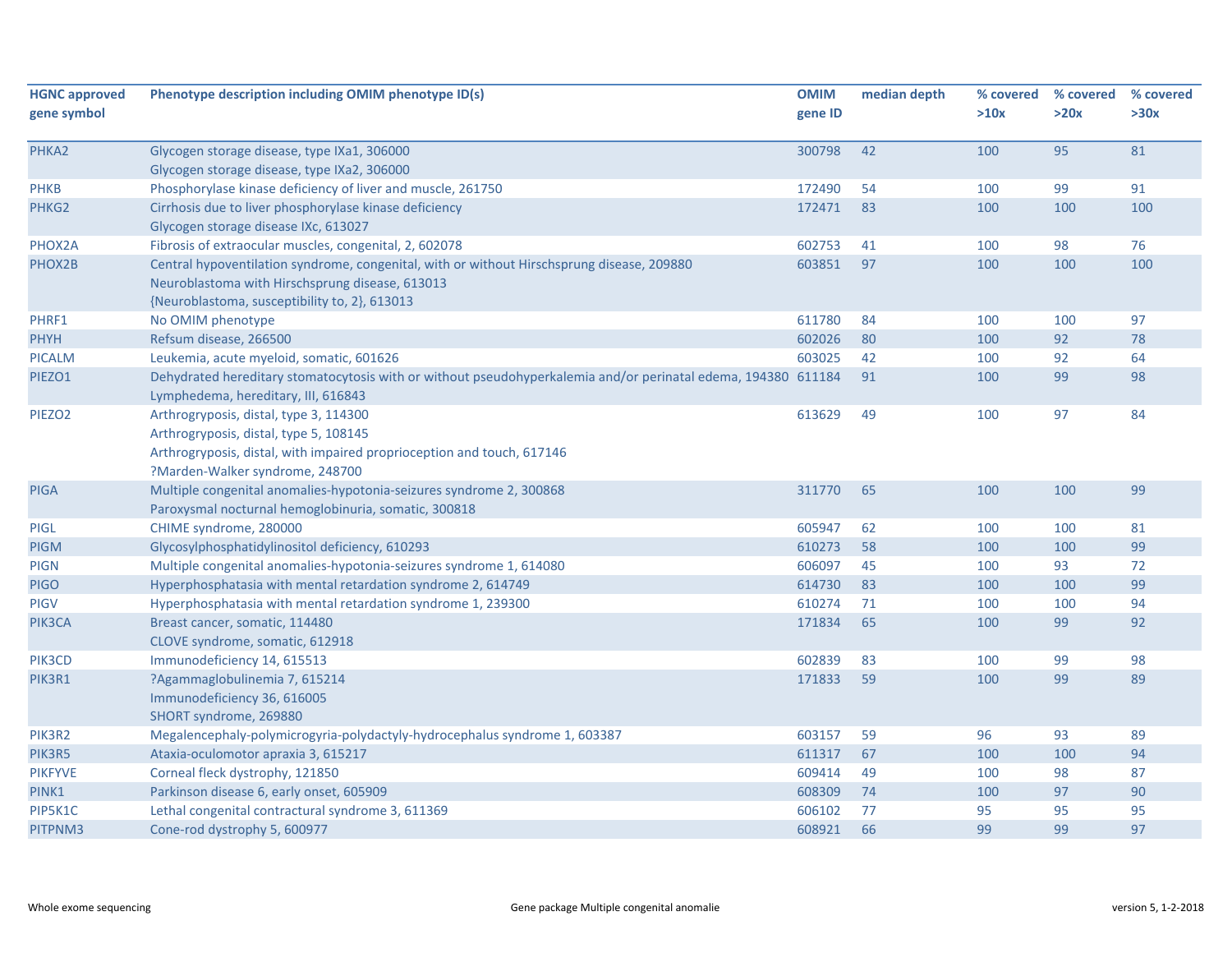| HGNC approved gene symbol | Phenotype description including OMIM phenotype ID(s) | OMIM gene ID | median depth | % covered >10x | % covered >20x | % covered >30x |
|---|---|---|---|---|---|---|
| PHKA2 | Glycogen storage disease, type IXa1, 306000<br>Glycogen storage disease, type IXa2, 306000 | 300798 | 42 | 100 | 95 | 81 |
| PHKB | Phosphorylase kinase deficiency of liver and muscle, 261750 | 172490 | 54 | 100 | 99 | 91 |
| PHKG2 | Cirrhosis due to liver phosphorylase kinase deficiency<br>Glycogen storage disease IXc, 613027 | 172471 | 83 | 100 | 100 | 100 |
| PHOX2A | Fibrosis of extraocular muscles, congenital, 2, 602078 | 602753 | 41 | 100 | 98 | 76 |
| PHOX2B | Central hypoventilation syndrome, congenital, with or without Hirschsprung disease, 209880<br>Neuroblastoma with Hirschsprung disease, 613013<br>{Neuroblastoma, susceptibility to, 2}, 613013 | 603851 | 97 | 100 | 100 | 100 |
| PHRF1 | No OMIM phenotype | 611780 | 84 | 100 | 100 | 97 |
| PHYH | Refsum disease, 266500 | 602026 | 80 | 100 | 92 | 78 |
| PICALM | Leukemia, acute myeloid, somatic, 601626 | 603025 | 42 | 100 | 92 | 64 |
| PIEZO1 | Dehydrated hereditary stomatocytosis with or without pseudohyperkalemia and/or perinatal edema, 194380<br>Lymphedema, hereditary, III, 616843 | 611184 | 91 | 100 | 99 | 98 |
| PIEZO2 | Arthrogryposis, distal, type 3, 114300<br>Arthrogryposis, distal, type 5, 108145<br>Arthrogryposis, distal, with impaired proprioception and touch, 617146<br>?Marden-Walker syndrome, 248700 | 613629 | 49 | 100 | 97 | 84 |
| PIGA | Multiple congenital anomalies-hypotonia-seizures syndrome 2, 300868<br>Paroxysmal nocturnal hemoglobinuria, somatic, 300818 | 311770 | 65 | 100 | 100 | 99 |
| PIGL | CHIME syndrome, 280000 | 605947 | 62 | 100 | 100 | 81 |
| PIGM | Glycosylphosphatidylinositol deficiency, 610293 | 610273 | 58 | 100 | 100 | 99 |
| PIGN | Multiple congenital anomalies-hypotonia-seizures syndrome 1, 614080 | 606097 | 45 | 100 | 93 | 72 |
| PIGO | Hyperphosphatasia with mental retardation syndrome 2, 614749 | 614730 | 83 | 100 | 100 | 99 |
| PIGV | Hyperphosphatasia with mental retardation syndrome 1, 239300 | 610274 | 71 | 100 | 100 | 94 |
| PIK3CA | Breast cancer, somatic, 114480<br>CLOVE syndrome, somatic, 612918 | 171834 | 65 | 100 | 99 | 92 |
| PIK3CD | Immunodeficiency 14, 615513 | 602839 | 83 | 100 | 99 | 98 |
| PIK3R1 | ?Agammaglobulinemia 7, 615214<br>Immunodeficiency 36, 616005<br>SHORT syndrome, 269880 | 171833 | 59 | 100 | 99 | 89 |
| PIK3R2 | Megalencephaly-polymicrogyria-polydactyly-hydrocephalus syndrome 1, 603387 | 603157 | 59 | 96 | 93 | 89 |
| PIK3R5 | Ataxia-oculomotor apraxia 3, 615217 | 611317 | 67 | 100 | 100 | 94 |
| PIKFYVE | Corneal fleck dystrophy, 121850 | 609414 | 49 | 100 | 98 | 87 |
| PINK1 | Parkinson disease 6, early onset, 605909 | 608309 | 74 | 100 | 97 | 90 |
| PIP5K1C | Lethal congenital contractural syndrome 3, 611369 | 606102 | 77 | 95 | 95 | 95 |
| PITPNM3 | Cone-rod dystrophy 5, 600977 | 608921 | 66 | 99 | 99 | 97 |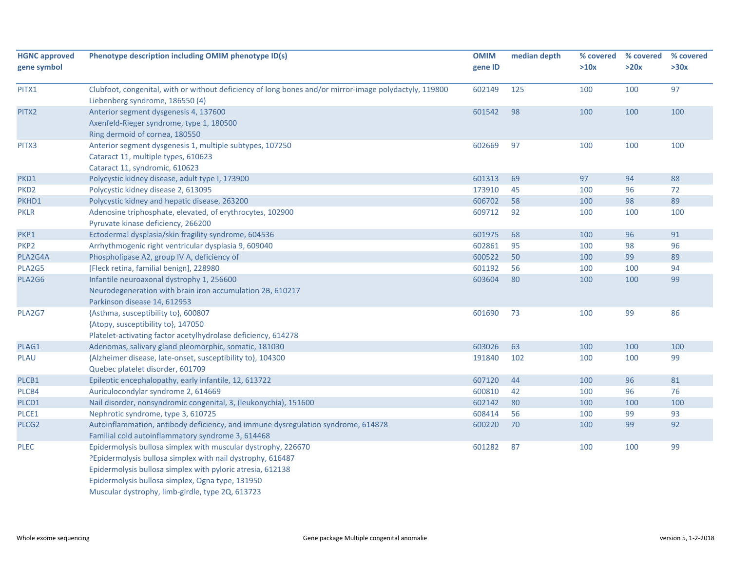| HGNC approved gene symbol | Phenotype description including OMIM phenotype ID(s) | OMIM gene ID | median depth | % covered >10x | % covered >20x | % covered >30x |
|---|---|---|---|---|---|---|
| PITX1 | Clubfoot, congenital, with or without deficiency of long bones and/or mirror-image polydactyly, 119800<br>Liebenberg syndrome, 186550 (4) | 602149 | 125 | 100 | 100 | 97 |
| PITX2 | Anterior segment dysgenesis 4, 137600<br>Axenfeld-Rieger syndrome, type 1, 180500<br>Ring dermoid of cornea, 180550 | 601542 | 98 | 100 | 100 | 100 |
| PITX3 | Anterior segment dysgenesis 1, multiple subtypes, 107250<br>Cataract 11, multiple types, 610623<br>Cataract 11, syndromic, 610623 | 602669 | 97 | 100 | 100 | 100 |
| PKD1 | Polycystic kidney disease, adult type I, 173900 | 601313 | 69 | 97 | 94 | 88 |
| PKD2 | Polycystic kidney disease 2, 613095 | 173910 | 45 | 100 | 96 | 72 |
| PKHD1 | Polycystic kidney and hepatic disease, 263200 | 606702 | 58 | 100 | 98 | 89 |
| PKLR | Adenosine triphosphate, elevated, of erythrocytes, 102900<br>Pyruvate kinase deficiency, 266200 | 609712 | 92 | 100 | 100 | 100 |
| PKP1 | Ectodermal dysplasia/skin fragility syndrome, 604536 | 601975 | 68 | 100 | 96 | 91 |
| PKP2 | Arrhythmogenic right ventricular dysplasia 9, 609040 | 602861 | 95 | 100 | 98 | 96 |
| PLA2G4A | Phospholipase A2, group IV A, deficiency of | 600522 | 50 | 100 | 99 | 89 |
| PLA2G5 | [Fleck retina, familial benign], 228980 | 601192 | 56 | 100 | 100 | 94 |
| PLA2G6 | Infantile neuroaxonal dystrophy 1, 256600<br>Neurodegeneration with brain iron accumulation 2B, 610217<br>Parkinson disease 14, 612953 | 603604 | 80 | 100 | 100 | 99 |
| PLA2G7 | {Asthma, susceptibility to}, 600807<br>{Atopy, susceptibility to}, 147050<br>Platelet-activating factor acetylhydrolase deficiency, 614278 | 601690 | 73 | 100 | 99 | 86 |
| PLAG1 | Adenomas, salivary gland pleomorphic, somatic, 181030 | 603026 | 63 | 100 | 100 | 100 |
| PLAU | {Alzheimer disease, late-onset, susceptibility to}, 104300<br>Quebec platelet disorder, 601709 | 191840 | 102 | 100 | 100 | 99 |
| PLCB1 | Epileptic encephalopathy, early infantile, 12, 613722 | 607120 | 44 | 100 | 96 | 81 |
| PLCB4 | Auriculocondylar syndrome 2, 614669 | 600810 | 42 | 100 | 96 | 76 |
| PLCD1 | Nail disorder, nonsyndromic congenital, 3, (leukonychia), 151600 | 602142 | 80 | 100 | 100 | 100 |
| PLCE1 | Nephrotic syndrome, type 3, 610725 | 608414 | 56 | 100 | 99 | 93 |
| PLCG2 | Autoinflammation, antibody deficiency, and immune dysregulation syndrome, 614878<br>Familial cold autoinflammatory syndrome 3, 614468 | 600220 | 70 | 100 | 99 | 92 |
| PLEC | Epidermolysis bullosa simplex with muscular dystrophy, 226670<br>?Epidermolysis bullosa simplex with nail dystrophy, 616487<br>Epidermolysis bullosa simplex with pyloric atresia, 612138<br>Epidermolysis bullosa simplex, Ogna type, 131950<br>Muscular dystrophy, limb-girdle, type 2Q, 613723 | 601282 | 87 | 100 | 100 | 99 |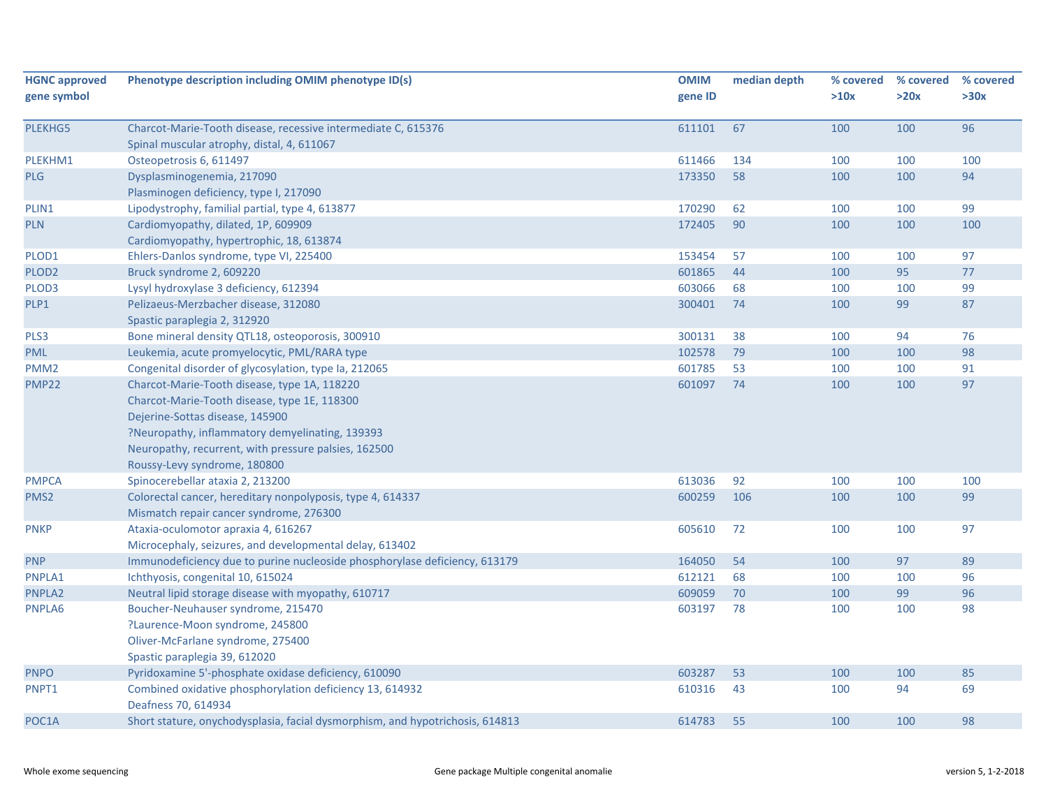| HGNC approved gene symbol | Phenotype description including OMIM phenotype ID(s) | OMIM gene ID | median depth | % covered >10x | % covered >20x | % covered >30x |
|---|---|---|---|---|---|---|
| PLEKHG5 | Charcot-Marie-Tooth disease, recessive intermediate C, 615376<br>Spinal muscular atrophy, distal, 4, 611067 | 611101 | 67 | 100 | 100 | 96 |
| PLEKHM1 | Osteopetrosis 6, 611497 | 611466 | 134 | 100 | 100 | 100 |
| PLG | Dysplasminogenemia, 217090<br>Plasminogen deficiency, type I, 217090 | 173350 | 58 | 100 | 100 | 94 |
| PLIN1 | Lipodystrophy, familial partial, type 4, 613877 | 170290 | 62 | 100 | 100 | 99 |
| PLN | Cardiomyopathy, dilated, 1P, 609909<br>Cardiomyopathy, hypertrophic, 18, 613874 | 172405 | 90 | 100 | 100 | 100 |
| PLOD1 | Ehlers-Danlos syndrome, type VI, 225400 | 153454 | 57 | 100 | 100 | 97 |
| PLOD2 | Bruck syndrome 2, 609220 | 601865 | 44 | 100 | 95 | 77 |
| PLOD3 | Lysyl hydroxylase 3 deficiency, 612394 | 603066 | 68 | 100 | 100 | 99 |
| PLP1 | Pelizaeus-Merzbacher disease, 312080<br>Spastic paraplegia 2, 312920 | 300401 | 74 | 100 | 99 | 87 |
| PLS3 | Bone mineral density QTL18, osteoporosis, 300910 | 300131 | 38 | 100 | 94 | 76 |
| PML | Leukemia, acute promyelocytic, PML/RARA type | 102578 | 79 | 100 | 100 | 98 |
| PMM2 | Congenital disorder of glycosylation, type Ia, 212065 | 601785 | 53 | 100 | 100 | 91 |
| PMP22 | Charcot-Marie-Tooth disease, type 1A, 118220<br>Charcot-Marie-Tooth disease, type 1E, 118300<br>Dejerine-Sottas disease, 145900<br>?Neuropathy, inflammatory demyelinating, 139393<br>Neuropathy, recurrent, with pressure palsies, 162500<br>Roussy-Levy syndrome, 180800 | 601097 | 74 | 100 | 100 | 97 |
| PMPCA | Spinocerebellar ataxia 2, 213200 | 613036 | 92 | 100 | 100 | 100 |
| PMS2 | Colorectal cancer, hereditary nonpolyposis, type 4, 614337<br>Mismatch repair cancer syndrome, 276300 | 600259 | 106 | 100 | 100 | 99 |
| PNKP | Ataxia-oculomotor apraxia 4, 616267<br>Microcephaly, seizures, and developmental delay, 613402 | 605610 | 72 | 100 | 100 | 97 |
| PNP | Immunodeficiency due to purine nucleoside phosphorylase deficiency, 613179 | 164050 | 54 | 100 | 97 | 89 |
| PNPLA1 | Ichthyosis, congenital 10, 615024 | 612121 | 68 | 100 | 100 | 96 |
| PNPLA2 | Neutral lipid storage disease with myopathy, 610717 | 609059 | 70 | 100 | 99 | 96 |
| PNPLA6 | Boucher-Neuhauser syndrome, 215470<br>?Laurence-Moon syndrome, 245800<br>Oliver-McFarlane syndrome, 275400<br>Spastic paraplegia 39, 612020 | 603197 | 78 | 100 | 100 | 98 |
| PNPO | Pyridoxamine 5'-phosphate oxidase deficiency, 610090 | 603287 | 53 | 100 | 100 | 85 |
| PNPT1 | Combined oxidative phosphorylation deficiency 13, 614932<br>Deafness 70, 614934 | 610316 | 43 | 100 | 94 | 69 |
| POC1A | Short stature, onychodysplasia, facial dysmorphism, and hypotrichosis, 614813 | 614783 | 55 | 100 | 100 | 98 |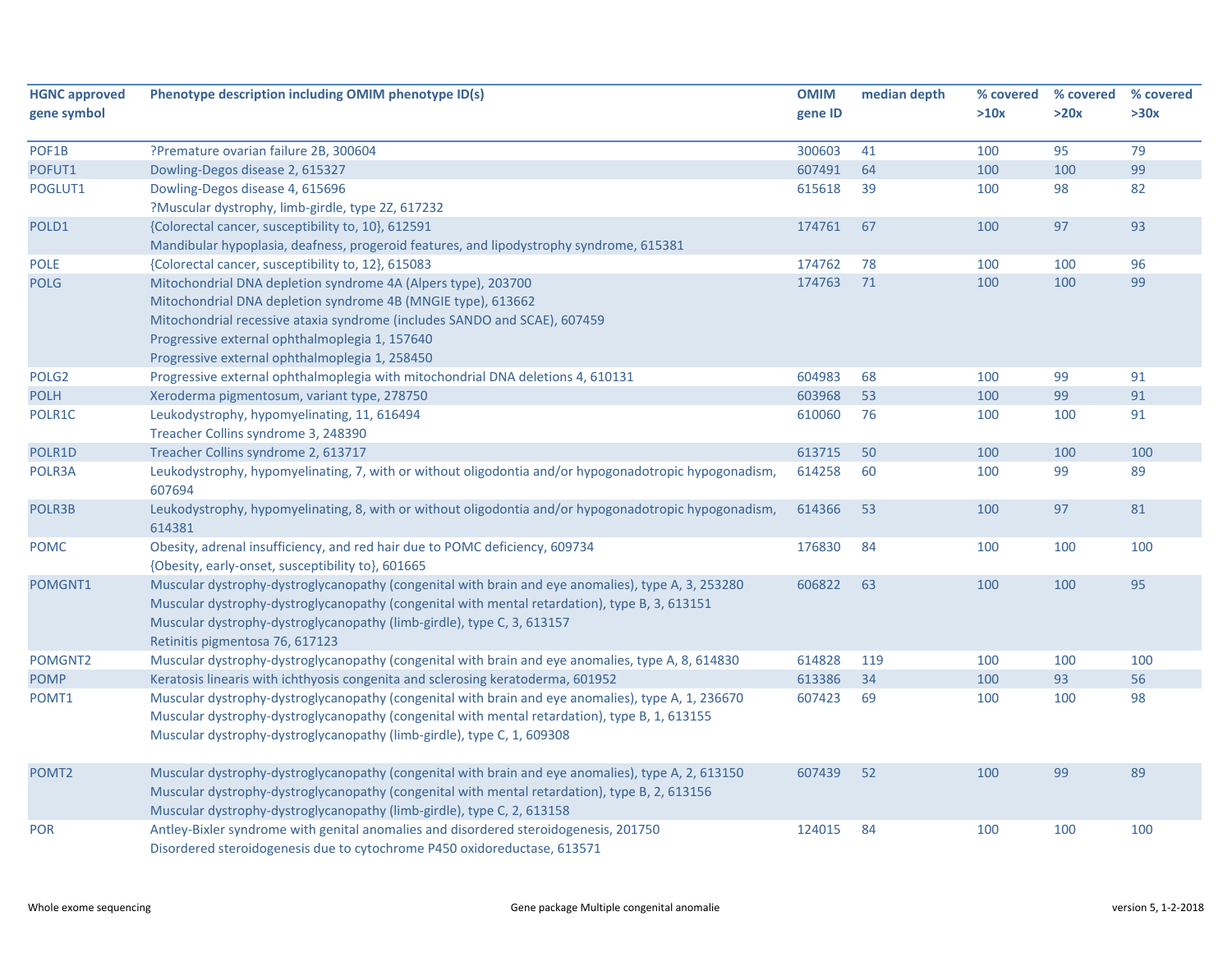| HGNC approved gene symbol | Phenotype description including OMIM phenotype ID(s) | OMIM gene ID | median depth | % covered >10x | % covered >20x | % covered >30x |
|---|---|---|---|---|---|---|
| POF1B | ?Premature ovarian failure 2B, 300604 | 300603 | 41 | 100 | 95 | 79 |
| POFUT1 | Dowling-Degos disease 2, 615327 | 607491 | 64 | 100 | 100 | 99 |
| POGLUT1 | Dowling-Degos disease 4, 615696<br>?Muscular dystrophy, limb-girdle, type 2Z, 617232 | 615618 | 39 | 100 | 98 | 82 |
| POLD1 | {Colorectal cancer, susceptibility to, 10}, 612591<br>Mandibular hypoplasia, deafness, progeroid features, and lipodystrophy syndrome, 615381 | 174761 | 67 | 100 | 97 | 93 |
| POLE | {Colorectal cancer, susceptibility to, 12}, 615083 | 174762 | 78 | 100 | 100 | 96 |
| POLG | Mitochondrial DNA depletion syndrome 4A (Alpers type), 203700<br>Mitochondrial DNA depletion syndrome 4B (MNGIE type), 613662<br>Mitochondrial recessive ataxia syndrome (includes SANDO and SCAE), 607459<br>Progressive external ophthalmoplegia 1, 157640<br>Progressive external ophthalmoplegia 1, 258450 | 174763 | 71 | 100 | 100 | 99 |
| POLG2 | Progressive external ophthalmoplegia with mitochondrial DNA deletions 4, 610131 | 604983 | 68 | 100 | 99 | 91 |
| POLH | Xeroderma pigmentosum, variant type, 278750 | 603968 | 53 | 100 | 99 | 91 |
| POLR1C | Leukodystrophy, hypomyelinating, 11, 616494<br>Treacher Collins syndrome 3, 248390 | 610060 | 76 | 100 | 100 | 91 |
| POLR1D | Treacher Collins syndrome 2, 613717 | 613715 | 50 | 100 | 100 | 100 |
| POLR3A | Leukodystrophy, hypomyelinating, 7, with or without oligodontia and/or hypogonadotropic hypogonadism, 607694 | 614258 | 60 | 100 | 99 | 89 |
| POLR3B | Leukodystrophy, hypomyelinating, 8, with or without oligodontia and/or hypogonadotropic hypogonadism, 614381 | 614366 | 53 | 100 | 97 | 81 |
| POMC | Obesity, adrenal insufficiency, and red hair due to POMC deficiency, 609734<br>{Obesity, early-onset, susceptibility to}, 601665 | 176830 | 84 | 100 | 100 | 100 |
| POMGNT1 | Muscular dystrophy-dystroglycanopathy (congenital with brain and eye anomalies), type A, 3, 253280<br>Muscular dystrophy-dystroglycanopathy (congenital with mental retardation), type B, 3, 613151<br>Muscular dystrophy-dystroglycanopathy (limb-girdle), type C, 3, 613157<br>Retinitis pigmentosa 76, 617123 | 606822 | 63 | 100 | 100 | 95 |
| POMGNT2 | Muscular dystrophy-dystroglycanopathy (congenital with brain and eye anomalies, type A, 8, 614830 | 614828 | 119 | 100 | 100 | 100 |
| POMP | Keratosis linearis with ichthyosis congenita and sclerosing keratoderma, 601952 | 613386 | 34 | 100 | 93 | 56 |
| POMT1 | Muscular dystrophy-dystroglycanopathy (congenital with brain and eye anomalies), type A, 1, 236670<br>Muscular dystrophy-dystroglycanopathy (congenital with mental retardation), type B, 1, 613155<br>Muscular dystrophy-dystroglycanopathy (limb-girdle), type C, 1, 609308 | 607423 | 69 | 100 | 100 | 98 |
| POMT2 | Muscular dystrophy-dystroglycanopathy (congenital with brain and eye anomalies), type A, 2, 613150<br>Muscular dystrophy-dystroglycanopathy (congenital with mental retardation), type B, 2, 613156<br>Muscular dystrophy-dystroglycanopathy (limb-girdle), type C, 2, 613158 | 607439 | 52 | 100 | 99 | 89 |
| POR | Antley-Bixler syndrome with genital anomalies and disordered steroidogenesis, 201750<br>Disordered steroidogenesis due to cytochrome P450 oxidoreductase, 613571 | 124015 | 84 | 100 | 100 | 100 |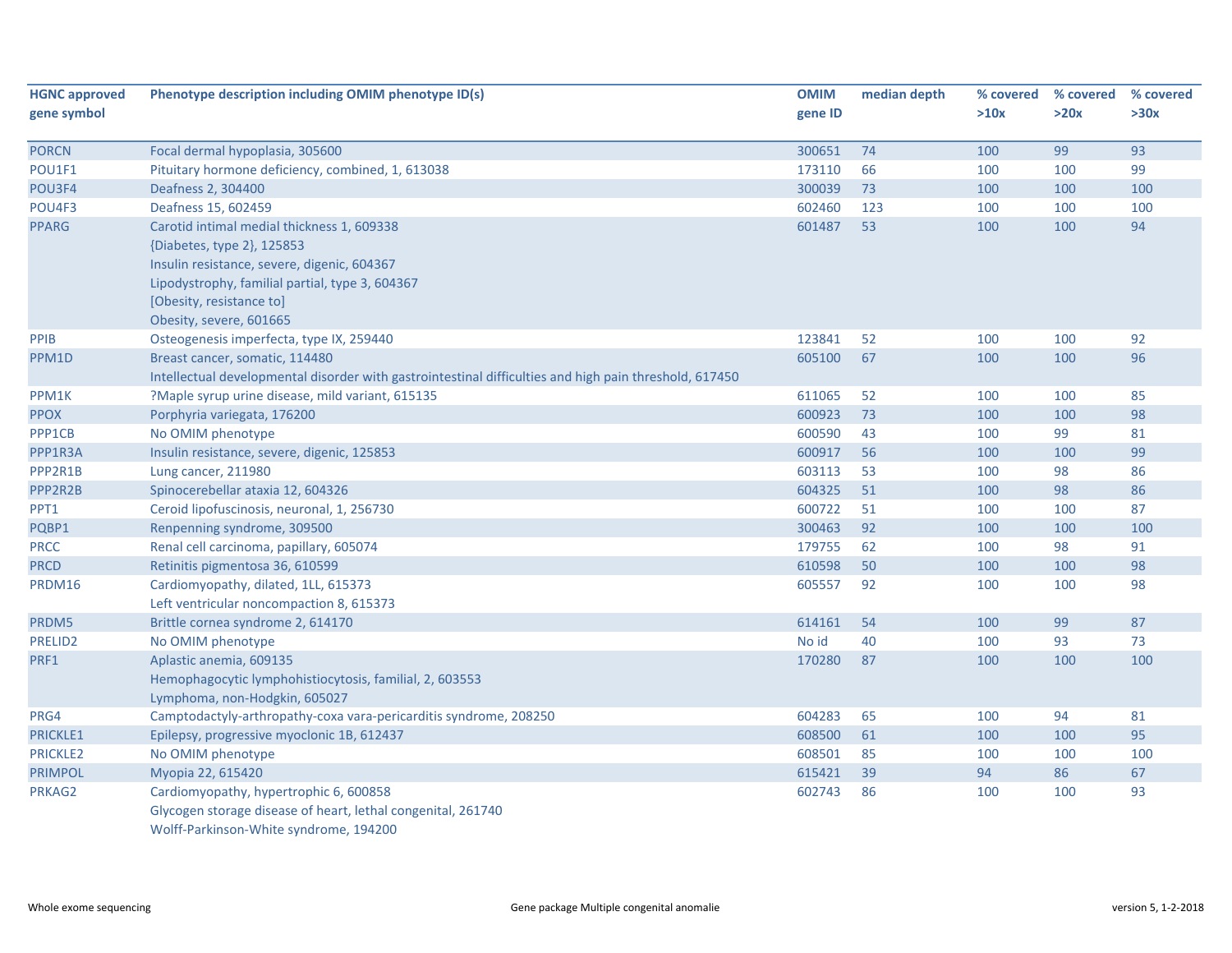| HGNC approved gene symbol | Phenotype description including OMIM phenotype ID(s) | OMIM gene ID | median depth | % covered >10x | % covered >20x | % covered >30x |
|---|---|---|---|---|---|---|
| PORCN | Focal dermal hypoplasia, 305600 | 300651 | 74 | 100 | 99 | 93 |
| POU1F1 | Pituitary hormone deficiency, combined, 1, 613038 | 173110 | 66 | 100 | 100 | 99 |
| POU3F4 | Deafness 2, 304400 | 300039 | 73 | 100 | 100 | 100 |
| POU4F3 | Deafness 15, 602459 | 602460 | 123 | 100 | 100 | 100 |
| PPARG | Carotid intimal medial thickness 1, 609338<br>{Diabetes, type 2}, 125853<br>Insulin resistance, severe, digenic, 604367<br>Lipodystrophy, familial partial, type 3, 604367<br>[Obesity, resistance to]<br>Obesity, severe, 601665 | 601487 | 53 | 100 | 100 | 94 |
| PPIB | Osteogenesis imperfecta, type IX, 259440 | 123841 | 52 | 100 | 100 | 92 |
| PPM1D | Breast cancer, somatic, 114480<br>Intellectual developmental disorder with gastrointestinal difficulties and high pain threshold, 617450 | 605100 | 67 | 100 | 100 | 96 |
| PPM1K | ?Maple syrup urine disease, mild variant, 615135 | 611065 | 52 | 100 | 100 | 85 |
| PPOX | Porphyria variegata, 176200 | 600923 | 73 | 100 | 100 | 98 |
| PPP1CB | No OMIM phenotype | 600590 | 43 | 100 | 99 | 81 |
| PPP1R3A | Insulin resistance, severe, digenic, 125853 | 600917 | 56 | 100 | 100 | 99 |
| PPP2R1B | Lung cancer, 211980 | 603113 | 53 | 100 | 98 | 86 |
| PPP2R2B | Spinocerebellar ataxia 12, 604326 | 604325 | 51 | 100 | 98 | 86 |
| PPT1 | Ceroid lipofuscinosis, neuronal, 1, 256730 | 600722 | 51 | 100 | 100 | 87 |
| PQBP1 | Renpenning syndrome, 309500 | 300463 | 92 | 100 | 100 | 100 |
| PRCC | Renal cell carcinoma, papillary, 605074 | 179755 | 62 | 100 | 98 | 91 |
| PRCD | Retinitis pigmentosa 36, 610599 | 610598 | 50 | 100 | 100 | 98 |
| PRDM16 | Cardiomyopathy, dilated, 1LL, 615373<br>Left ventricular noncompaction 8, 615373 | 605557 | 92 | 100 | 100 | 98 |
| PRDM5 | Brittle cornea syndrome 2, 614170 | 614161 | 54 | 100 | 99 | 87 |
| PRELID2 | No OMIM phenotype | No id | 40 | 100 | 93 | 73 |
| PRF1 | Aplastic anemia, 609135<br>Hemophagocytic lymphohistiocytosis, familial, 2, 603553<br>Lymphoma, non-Hodgkin, 605027 | 170280 | 87 | 100 | 100 | 100 |
| PRG4 | Camptodactyly-arthropathy-coxa vara-pericarditis syndrome, 208250 | 604283 | 65 | 100 | 94 | 81 |
| PRICKLE1 | Epilepsy, progressive myoclonic 1B, 612437 | 608500 | 61 | 100 | 100 | 95 |
| PRICKLE2 | No OMIM phenotype | 608501 | 85 | 100 | 100 | 100 |
| PRIMPOL | Myopia 22, 615420 | 615421 | 39 | 94 | 86 | 67 |
| PRKAG2 | Cardiomyopathy, hypertrophic 6, 600858<br>Glycogen storage disease of heart, lethal congenital, 261740<br>Wolff-Parkinson-White syndrome, 194200 | 602743 | 86 | 100 | 100 | 93 |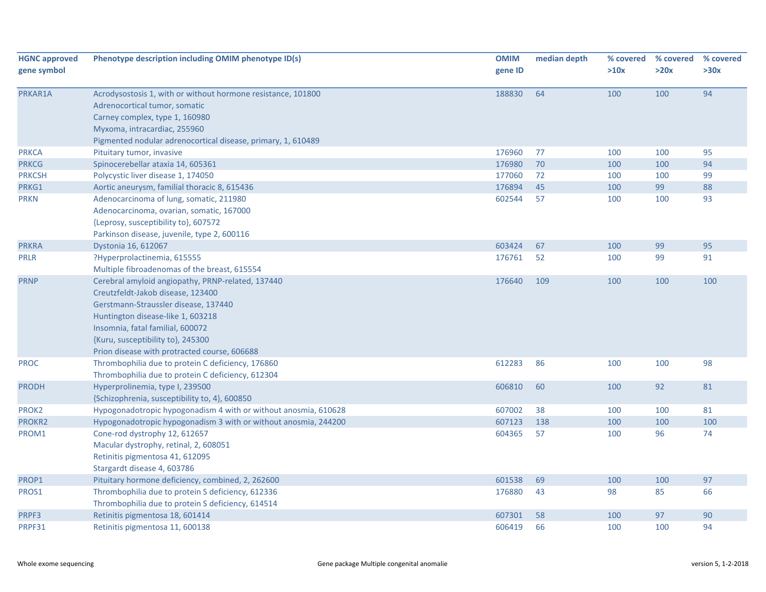| HGNC approved gene symbol | Phenotype description including OMIM phenotype ID(s) | OMIM gene ID | median depth | % covered >10x | % covered >20x | % covered >30x |
|---|---|---|---|---|---|---|
| PRKAR1A | Acrodysostosis 1, with or without hormone resistance, 101800<br>Adrenocortical tumor, somatic<br>Carney complex, type 1, 160980<br>Myxoma, intracardiac, 255960<br>Pigmented nodular adrenocortical disease, primary, 1, 610489 | 188830 | 64 | 100 | 100 | 94 |
| PRKCA | Pituitary tumor, invasive | 176960 | 77 | 100 | 100 | 95 |
| PRKCG | Spinocerebellar ataxia 14, 605361 | 176980 | 70 | 100 | 100 | 94 |
| PRKCSH | Polycystic liver disease 1, 174050 | 177060 | 72 | 100 | 100 | 99 |
| PRKG1 | Aortic aneurysm, familial thoracic 8, 615436 | 176894 | 45 | 100 | 99 | 88 |
| PRKN | Adenocarcinoma of lung, somatic, 211980<br>Adenocarcinoma, ovarian, somatic, 167000<br>{Leprosy, susceptibility to}, 607572<br>Parkinson disease, juvenile, type 2, 600116 | 602544 | 57 | 100 | 100 | 93 |
| PRKRA | Dystonia 16, 612067 | 603424 | 67 | 100 | 99 | 95 |
| PRLR | ?Hyperprolactinemia, 615555<br>Multiple fibroadenomas of the breast, 615554 | 176761 | 52 | 100 | 99 | 91 |
| PRNP | Cerebral amyloid angiopathy, PRNP-related, 137440<br>Creutzfeldt-Jakob disease, 123400<br>Gerstmann-Straussler disease, 137440<br>Huntington disease-like 1, 603218<br>Insomnia, fatal familial, 600072<br>{Kuru, susceptibility to}, 245300<br>Prion disease with protracted course, 606688 | 176640 | 109 | 100 | 100 | 100 |
| PROC | Thrombophilia due to protein C deficiency, 176860<br>Thrombophilia due to protein C deficiency, 612304 | 612283 | 86 | 100 | 100 | 98 |
| PRODH | Hyperprolinemia, type I, 239500<br>{Schizophrenia, susceptibility to, 4}, 600850 | 606810 | 60 | 100 | 92 | 81 |
| PROK2 | Hypogonadotropic hypogonadism 4 with or without anosmia, 610628 | 607002 | 38 | 100 | 100 | 81 |
| PROKR2 | Hypogonadotropic hypogonadism 3 with or without anosmia, 244200 | 607123 | 138 | 100 | 100 | 100 |
| PROM1 | Cone-rod dystrophy 12, 612657<br>Macular dystrophy, retinal, 2, 608051<br>Retinitis pigmentosa 41, 612095<br>Stargardt disease 4, 603786 | 604365 | 57 | 100 | 96 | 74 |
| PROP1 | Pituitary hormone deficiency, combined, 2, 262600 | 601538 | 69 | 100 | 100 | 97 |
| PROS1 | Thrombophilia due to protein S deficiency, 612336<br>Thrombophilia due to protein S deficiency, 614514 | 176880 | 43 | 98 | 85 | 66 |
| PRPF3 | Retinitis pigmentosa 18, 601414 | 607301 | 58 | 100 | 97 | 90 |
| PRPF31 | Retinitis pigmentosa 11, 600138 | 606419 | 66 | 100 | 100 | 94 |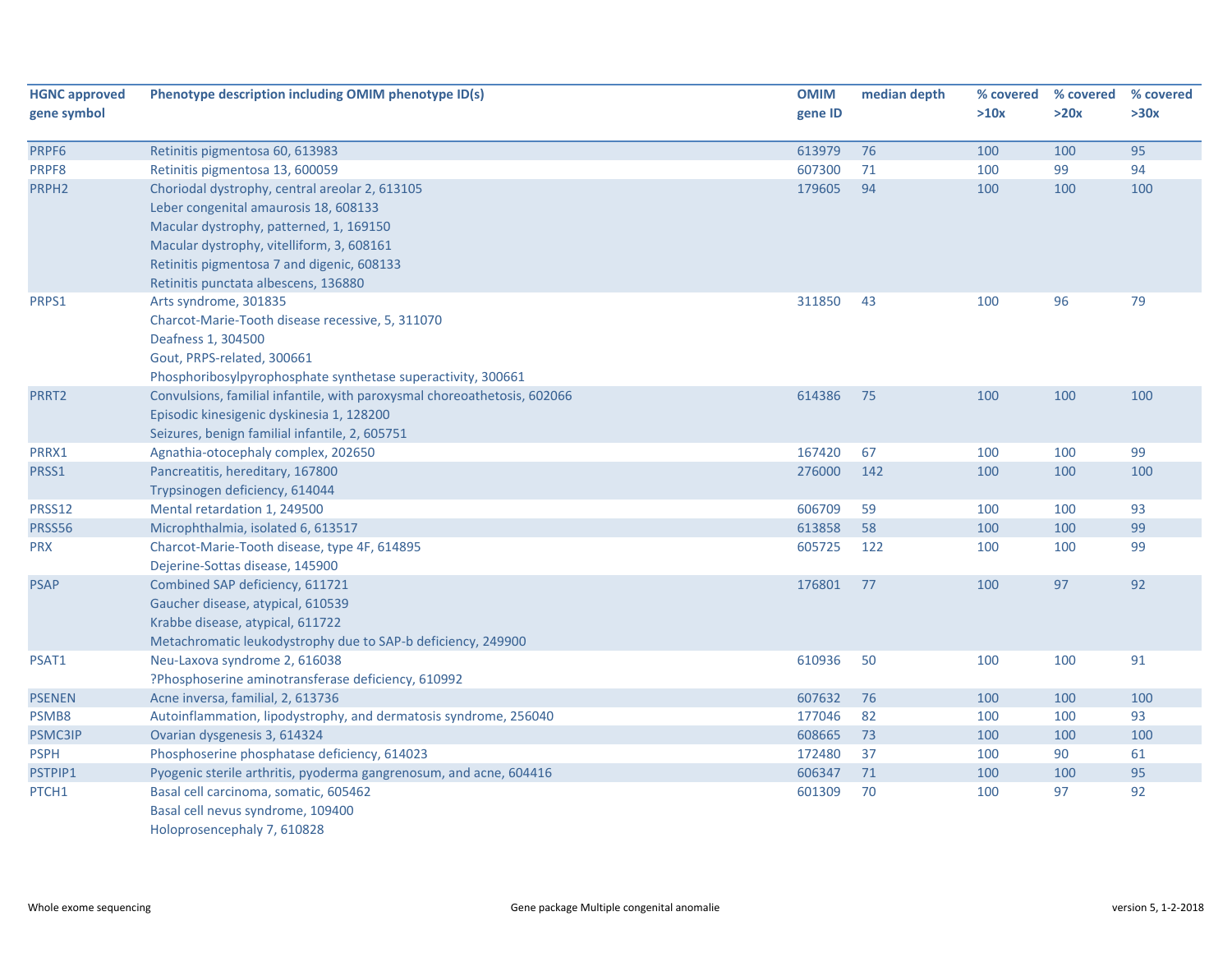| HGNC approved gene symbol | Phenotype description including OMIM phenotype ID(s) | OMIM gene ID | median depth | % covered >10x | % covered >20x | % covered >30x |
|---|---|---|---|---|---|---|
| PRPF6 | Retinitis pigmentosa 60, 613983 | 613979 | 76 | 100 | 100 | 95 |
| PRPF8 | Retinitis pigmentosa 13, 600059 | 607300 | 71 | 100 | 99 | 94 |
| PRPH2 | Choriodal dystrophy, central areolar 2, 613105<br>Leber congenital amaurosis 18, 608133<br>Macular dystrophy, patterned, 1, 169150<br>Macular dystrophy, vitelliform, 3, 608161<br>Retinitis pigmentosa 7 and digenic, 608133<br>Retinitis punctata albescens, 136880 | 179605 | 94 | 100 | 100 | 100 |
| PRPS1 | Arts syndrome, 301835<br>Charcot-Marie-Tooth disease recessive, 5, 311070<br>Deafness 1, 304500<br>Gout, PRPS-related, 300661<br>Phosphoribosylpyrophosphate synthetase superactivity, 300661 | 311850 | 43 | 100 | 96 | 79 |
| PRRT2 | Convulsions, familial infantile, with paroxysmal choreoathetosis, 602066<br>Episodic kinesigenic dyskinesia 1, 128200<br>Seizures, benign familial infantile, 2, 605751 | 614386 | 75 | 100 | 100 | 100 |
| PRRX1 | Agnathia-otocephaly complex, 202650 | 167420 | 67 | 100 | 100 | 99 |
| PRSS1 | Pancreatitis, hereditary, 167800<br>Trypsinogen deficiency, 614044 | 276000 | 142 | 100 | 100 | 100 |
| PRSS12 | Mental retardation 1, 249500 | 606709 | 59 | 100 | 100 | 93 |
| PRSS56 | Microphthalmia, isolated 6, 613517 | 613858 | 58 | 100 | 100 | 99 |
| PRX | Charcot-Marie-Tooth disease, type 4F, 614895<br>Dejerine-Sottas disease, 145900 | 605725 | 122 | 100 | 100 | 99 |
| PSAP | Combined SAP deficiency, 611721<br>Gaucher disease, atypical, 610539<br>Krabbe disease, atypical, 611722<br>Metachromatic leukodystrophy due to SAP-b deficiency, 249900 | 176801 | 77 | 100 | 97 | 92 |
| PSAT1 | Neu-Laxova syndrome 2, 616038<br>?Phosphoserine aminotransferase deficiency, 610992 | 610936 | 50 | 100 | 100 | 91 |
| PSENEN | Acne inversa, familial, 2, 613736 | 607632 | 76 | 100 | 100 | 100 |
| PSMB8 | Autoinflammation, lipodystrophy, and dermatosis syndrome, 256040 | 177046 | 82 | 100 | 100 | 93 |
| PSMC3IP | Ovarian dysgenesis 3, 614324 | 608665 | 73 | 100 | 100 | 100 |
| PSPH | Phosphoserine phosphatase deficiency, 614023 | 172480 | 37 | 100 | 90 | 61 |
| PSTPIP1 | Pyogenic sterile arthritis, pyoderma gangrenosum, and acne, 604416 | 606347 | 71 | 100 | 100 | 95 |
| PTCH1 | Basal cell carcinoma, somatic, 605462<br>Basal cell nevus syndrome, 109400<br>Holoprosencephaly 7, 610828 | 601309 | 70 | 100 | 97 | 92 |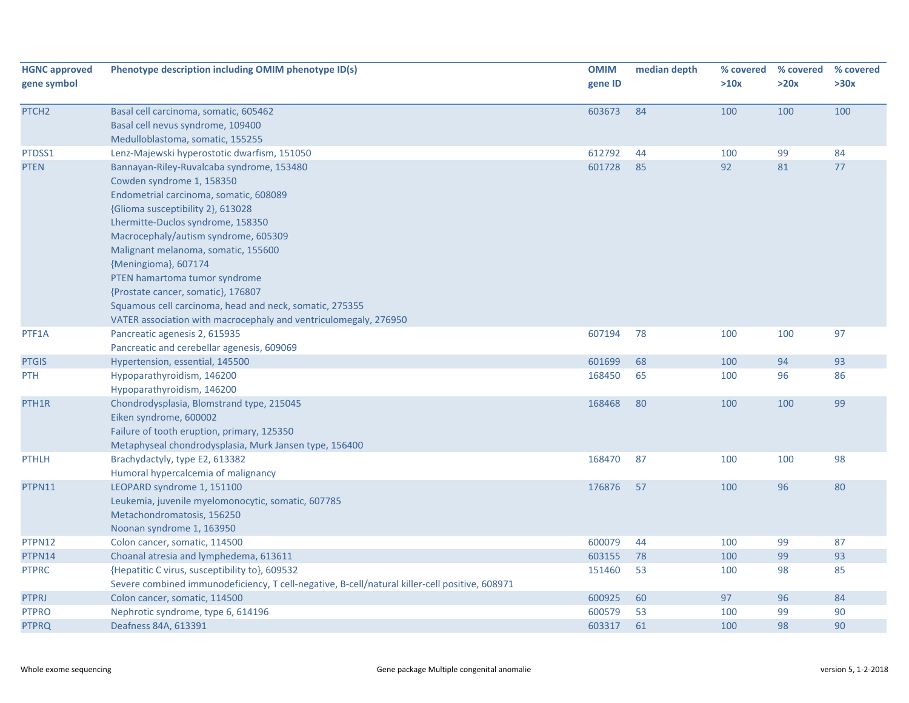| HGNC approved gene symbol | Phenotype description including OMIM phenotype ID(s) | OMIM gene ID | median depth | % covered >10x | % covered >20x | % covered >30x |
|---|---|---|---|---|---|---|
| PTCH2 | Basal cell carcinoma, somatic, 605462<br>Basal cell nevus syndrome, 109400<br>Medulloblastoma, somatic, 155255 | 603673 | 84 | 100 | 100 | 100 |
| PTDSS1 | Lenz-Majewski hyperostotic dwarfism, 151050 | 612792 | 44 | 100 | 99 | 84 |
| PTEN | Bannayan-Riley-Ruvalcaba syndrome, 153480<br>Cowden syndrome 1, 158350<br>Endometrial carcinoma, somatic, 608089<br>{Glioma susceptibility 2}, 613028<br>Lhermitte-Duclos syndrome, 158350<br>Macrocephaly/autism syndrome, 605309<br>Malignant melanoma, somatic, 155600<br>{Meningioma}, 607174<br>PTEN hamartoma tumor syndrome<br>{Prostate cancer, somatic}, 176807<br>Squamous cell carcinoma, head and neck, somatic, 275355<br>VATER association with macrocephaly and ventriculomegaly, 276950 | 601728 | 85 | 92 | 81 | 77 |
| PTF1A | Pancreatic agenesis 2, 615935<br>Pancreatic and cerebellar agenesis, 609069 | 607194 | 78 | 100 | 100 | 97 |
| PTGIS | Hypertension, essential, 145500 | 601699 | 68 | 100 | 94 | 93 |
| PTH | Hypoparathyroidism, 146200<br>Hypoparathyroidism, 146200 | 168450 | 65 | 100 | 96 | 86 |
| PTH1R | Chondrodysplasia, Blomstrand type, 215045<br>Eiken syndrome, 600002<br>Failure of tooth eruption, primary, 125350<br>Metaphyseal chondrodysplasia, Murk Jansen type, 156400 | 168468 | 80 | 100 | 100 | 99 |
| PTHLH | Brachydactyly, type E2, 613382<br>Humoral hypercalcemia of malignancy | 168470 | 87 | 100 | 100 | 98 |
| PTPN11 | LEOPARD syndrome 1, 151100<br>Leukemia, juvenile myelomonocytic, somatic, 607785<br>Metachondromatosis, 156250<br>Noonan syndrome 1, 163950 | 176876 | 57 | 100 | 96 | 80 |
| PTPN12 | Colon cancer, somatic, 114500 | 600079 | 44 | 100 | 99 | 87 |
| PTPN14 | Choanal atresia and lymphedema, 613611 | 603155 | 78 | 100 | 99 | 93 |
| PTPRC | {Hepatitic C virus, susceptibility to}, 609532<br>Severe combined immunodeficiency, T cell-negative, B-cell/natural killer-cell positive, 608971 | 151460 | 53 | 100 | 98 | 85 |
| PTPRJ | Colon cancer, somatic, 114500 | 600925 | 60 | 97 | 96 | 84 |
| PTPRO | Nephrotic syndrome, type 6, 614196 | 600579 | 53 | 100 | 99 | 90 |
| PTPRQ | Deafness 84A, 613391 | 603317 | 61 | 100 | 98 | 90 |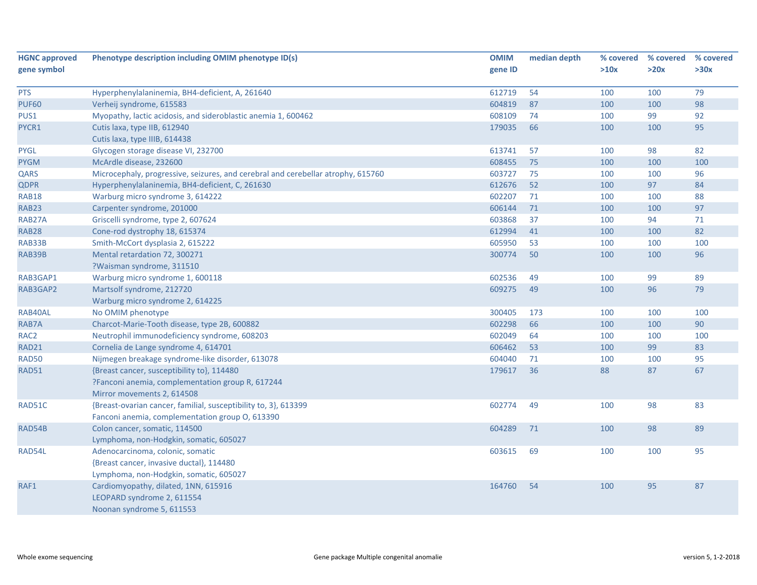| HGNC approved gene symbol | Phenotype description including OMIM phenotype ID(s) | OMIM gene ID | median depth | % covered >10x | % covered >20x | % covered >30x |
|---|---|---|---|---|---|---|
| PTS | Hyperphenylalaninemia, BH4-deficient, A, 261640 | 612719 | 54 | 100 | 100 | 79 |
| PUF60 | Verheij syndrome, 615583 | 604819 | 87 | 100 | 100 | 98 |
| PUS1 | Myopathy, lactic acidosis, and sideroblastic anemia 1, 600462 | 608109 | 74 | 100 | 99 | 92 |
| PYCR1 | Cutis laxa, type IIB, 612940<br>Cutis laxa, type IIIB, 614438 | 179035 | 66 | 100 | 100 | 95 |
| PYGL | Glycogen storage disease VI, 232700 | 613741 | 57 | 100 | 98 | 82 |
| PYGM | McArdle disease, 232600 | 608455 | 75 | 100 | 100 | 100 |
| QARS | Microcephaly, progressive, seizures, and cerebral and cerebellar atrophy, 615760 | 603727 | 75 | 100 | 100 | 96 |
| QDPR | Hyperphenylalaninemia, BH4-deficient, C, 261630 | 612676 | 52 | 100 | 97 | 84 |
| RAB18 | Warburg micro syndrome 3, 614222 | 602207 | 71 | 100 | 100 | 88 |
| RAB23 | Carpenter syndrome, 201000 | 606144 | 71 | 100 | 100 | 97 |
| RAB27A | Griscelli syndrome, type 2, 607624 | 603868 | 37 | 100 | 94 | 71 |
| RAB28 | Cone-rod dystrophy 18, 615374 | 612994 | 41 | 100 | 100 | 82 |
| RAB33B | Smith-McCort dysplasia 2, 615222 | 605950 | 53 | 100 | 100 | 100 |
| RAB39B | Mental retardation 72, 300271<br>?Waisman syndrome, 311510 | 300774 | 50 | 100 | 100 | 96 |
| RAB3GAP1 | Warburg micro syndrome 1, 600118 | 602536 | 49 | 100 | 99 | 89 |
| RAB3GAP2 | Martsolf syndrome, 212720<br>Warburg micro syndrome 2, 614225 | 609275 | 49 | 100 | 96 | 79 |
| RAB40AL | No OMIM phenotype | 300405 | 173 | 100 | 100 | 100 |
| RAB7A | Charcot-Marie-Tooth disease, type 2B, 600882 | 602298 | 66 | 100 | 100 | 90 |
| RAC2 | Neutrophil immunodeficiency syndrome, 608203 | 602049 | 64 | 100 | 100 | 100 |
| RAD21 | Cornelia de Lange syndrome 4, 614701 | 606462 | 53 | 100 | 99 | 83 |
| RAD50 | Nijmegen breakage syndrome-like disorder, 613078 | 604040 | 71 | 100 | 100 | 95 |
| RAD51 | {Breast cancer, susceptibility to}, 114480<br>?Fanconi anemia, complementation group R, 617244<br>Mirror movements 2, 614508 | 179617 | 36 | 88 | 87 | 67 |
| RAD51C | {Breast-ovarian cancer, familial, susceptibility to, 3}, 613399<br>Fanconi anemia, complementation group O, 613390 | 602774 | 49 | 100 | 98 | 83 |
| RAD54B | Colon cancer, somatic, 114500<br>Lymphoma, non-Hodgkin, somatic, 605027 | 604289 | 71 | 100 | 98 | 89 |
| RAD54L | Adenocarcinoma, colonic, somatic<br>{Breast cancer, invasive ductal}, 114480<br>Lymphoma, non-Hodgkin, somatic, 605027 | 603615 | 69 | 100 | 100 | 95 |
| RAF1 | Cardiomyopathy, dilated, 1NN, 615916<br>LEOPARD syndrome 2, 611554<br>Noonan syndrome 5, 611553 | 164760 | 54 | 100 | 95 | 87 |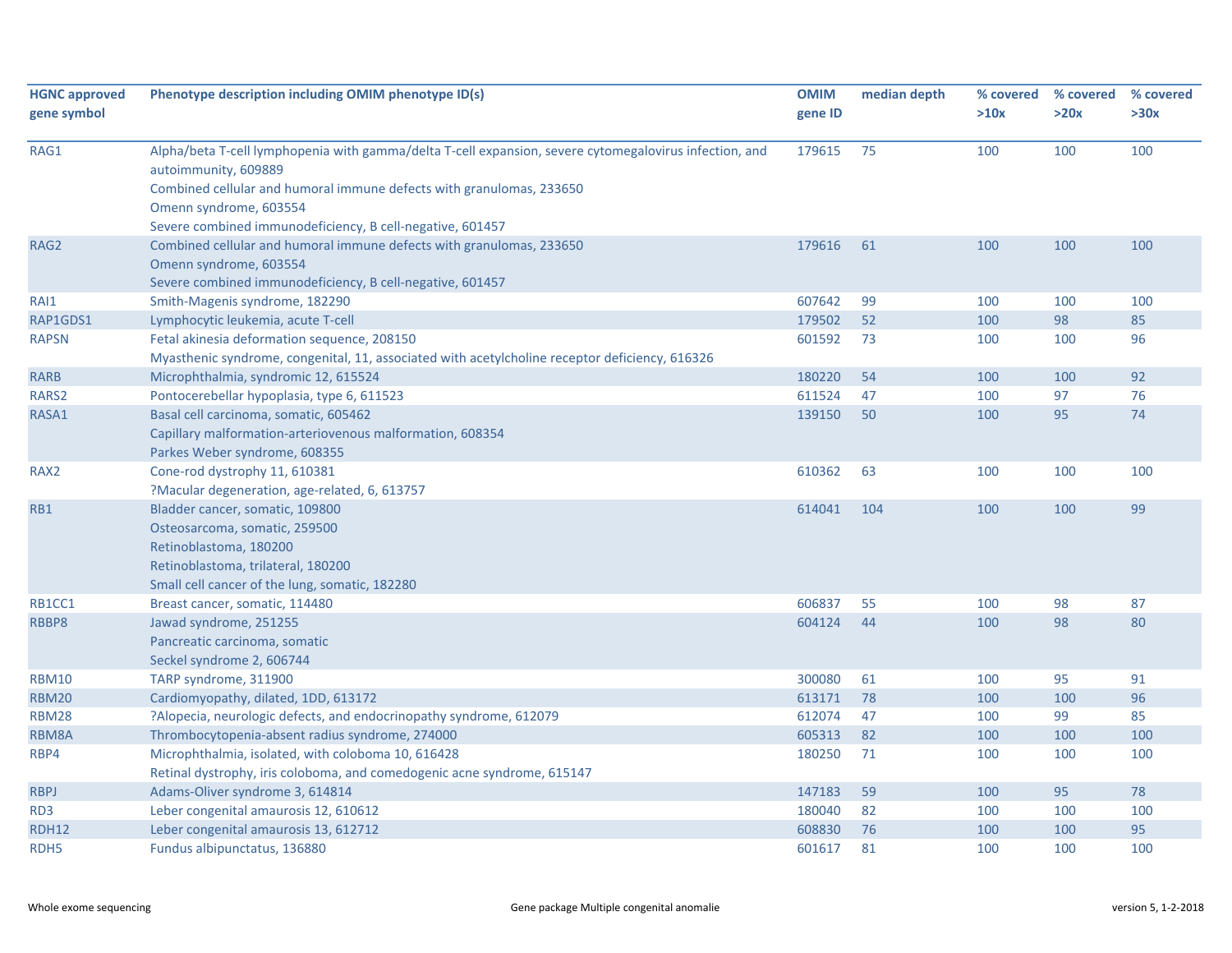| HGNC approved gene symbol | Phenotype description including OMIM phenotype ID(s) | OMIM gene ID | median depth | % covered >10x | % covered >20x | % covered >30x |
|---|---|---|---|---|---|---|
| RAG1 | Alpha/beta T-cell lymphopenia with gamma/delta T-cell expansion, severe cytomegalovirus infection, and autoimmunity, 609889<br>Combined cellular and humoral immune defects with granulomas, 233650<br>Omenn syndrome, 603554<br>Severe combined immunodeficiency, B cell-negative, 601457 | 179615 | 75 | 100 | 100 | 100 |
| RAG2 | Combined cellular and humoral immune defects with granulomas, 233650<br>Omenn syndrome, 603554<br>Severe combined immunodeficiency, B cell-negative, 601457 | 179616 | 61 | 100 | 100 | 100 |
| RAI1 | Smith-Magenis syndrome, 182290 | 607642 | 99 | 100 | 100 | 100 |
| RAP1GDS1 | Lymphocytic leukemia, acute T-cell | 179502 | 52 | 100 | 98 | 85 |
| RAPSN | Fetal akinesia deformation sequence, 208150<br>Myasthenic syndrome, congenital, 11, associated with acetylcholine receptor deficiency, 616326 | 601592 | 73 | 100 | 100 | 96 |
| RARB | Microphthalmia, syndromic 12, 615524 | 180220 | 54 | 100 | 100 | 92 |
| RARS2 | Pontocerebellar hypoplasia, type 6, 611523 | 611524 | 47 | 100 | 97 | 76 |
| RASA1 | Basal cell carcinoma, somatic, 605462<br>Capillary malformation-arteriovenous malformation, 608354<br>Parkes Weber syndrome, 608355 | 139150 | 50 | 100 | 95 | 74 |
| RAX2 | Cone-rod dystrophy 11, 610381<br>?Macular degeneration, age-related, 6, 613757 | 610362 | 63 | 100 | 100 | 100 |
| RB1 | Bladder cancer, somatic, 109800<br>Osteosarcoma, somatic, 259500<br>Retinoblastoma, 180200<br>Retinoblastoma, trilateral, 180200<br>Small cell cancer of the lung, somatic, 182280 | 614041 | 104 | 100 | 100 | 99 |
| RB1CC1 | Breast cancer, somatic, 114480 | 606837 | 55 | 100 | 98 | 87 |
| RBBP8 | Jawad syndrome, 251255<br>Pancreatic carcinoma, somatic<br>Seckel syndrome 2, 606744 | 604124 | 44 | 100 | 98 | 80 |
| RBM10 | TARP syndrome, 311900 | 300080 | 61 | 100 | 95 | 91 |
| RBM20 | Cardiomyopathy, dilated, 1DD, 613172 | 613171 | 78 | 100 | 100 | 96 |
| RBM28 | ?Alopecia, neurologic defects, and endocrinopathy syndrome, 612079 | 612074 | 47 | 100 | 99 | 85 |
| RBM8A | Thrombocytopenia-absent radius syndrome, 274000 | 605313 | 82 | 100 | 100 | 100 |
| RBP4 | Microphthalmia, isolated, with coloboma 10, 616428<br>Retinal dystrophy, iris coloboma, and comedogenic acne syndrome, 615147 | 180250 | 71 | 100 | 100 | 100 |
| RBPJ | Adams-Oliver syndrome 3, 614814 | 147183 | 59 | 100 | 95 | 78 |
| RD3 | Leber congenital amaurosis 12, 610612 | 180040 | 82 | 100 | 100 | 100 |
| RDH12 | Leber congenital amaurosis 13, 612712 | 608830 | 76 | 100 | 100 | 95 |
| RDH5 | Fundus albipunctatus, 136880 | 601617 | 81 | 100 | 100 | 100 |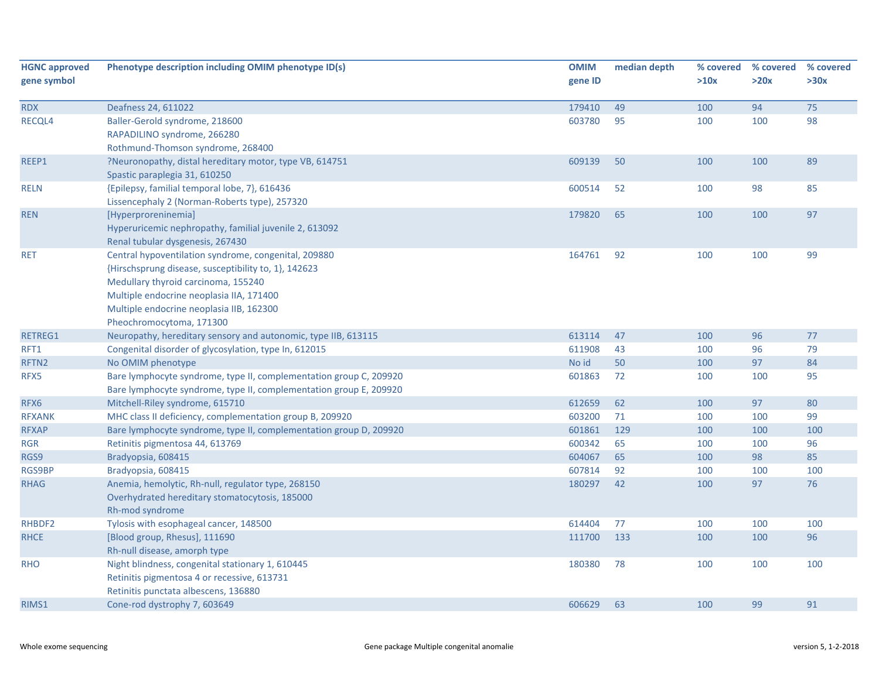| HGNC approved gene symbol | Phenotype description including OMIM phenotype ID(s) | OMIM gene ID | median depth | % covered >10x | % covered >20x | % covered >30x |
|---|---|---|---|---|---|---|
| RDX | Deafness 24, 611022 | 179410 | 49 | 100 | 94 | 75 |
| RECQL4 | Baller-Gerold syndrome, 218600<br>RAPADILINO syndrome, 266280<br>Rothmund-Thomson syndrome, 268400 | 603780 | 95 | 100 | 100 | 98 |
| REEP1 | ?Neuronopathy, distal hereditary motor, type VB, 614751<br>Spastic paraplegia 31, 610250 | 609139 | 50 | 100 | 100 | 89 |
| RELN | {Epilepsy, familial temporal lobe, 7}, 616436<br>Lissencephaly 2 (Norman-Roberts type), 257320 | 600514 | 52 | 100 | 98 | 85 |
| REN | [Hyperproreninemia]<br>Hyperuricemic nephropathy, familial juvenile 2, 613092<br>Renal tubular dysgenesis, 267430 | 179820 | 65 | 100 | 100 | 97 |
| RET | Central hypoventilation syndrome, congenital, 209880<br>{Hirschsprung disease, susceptibility to, 1}, 142623<br>Medullary thyroid carcinoma, 155240<br>Multiple endocrine neoplasia IIA, 171400<br>Multiple endocrine neoplasia IIB, 162300<br>Pheochromocytoma, 171300 | 164761 | 92 | 100 | 100 | 99 |
| RETREG1 | Neuropathy, hereditary sensory and autonomic, type IIB, 613115 | 613114 | 47 | 100 | 96 | 77 |
| RFT1 | Congenital disorder of glycosylation, type In, 612015 | 611908 | 43 | 100 | 96 | 79 |
| RFTN2 | No OMIM phenotype | No id | 50 | 100 | 97 | 84 |
| RFX5 | Bare lymphocyte syndrome, type II, complementation group C, 209920<br>Bare lymphocyte syndrome, type II, complementation group E, 209920 | 601863 | 72 | 100 | 100 | 95 |
| RFX6 | Mitchell-Riley syndrome, 615710 | 612659 | 62 | 100 | 97 | 80 |
| RFXANK | MHC class II deficiency, complementation group B, 209920 | 603200 | 71 | 100 | 100 | 99 |
| RFXAP | Bare lymphocyte syndrome, type II, complementation group D, 209920 | 601861 | 129 | 100 | 100 | 100 |
| RGR | Retinitis pigmentosa 44, 613769 | 600342 | 65 | 100 | 100 | 96 |
| RGS9 | Bradyopsia, 608415 | 604067 | 65 | 100 | 98 | 85 |
| RGS9BP | Bradyopsia, 608415 | 607814 | 92 | 100 | 100 | 100 |
| RHAG | Anemia, hemolytic, Rh-null, regulator type, 268150<br>Overhydrated hereditary stomatocytosis, 185000<br>Rh-mod syndrome | 180297 | 42 | 100 | 97 | 76 |
| RHBDF2 | Tylosis with esophageal cancer, 148500 | 614404 | 77 | 100 | 100 | 100 |
| RHCE | [Blood group, Rhesus], 111690<br>Rh-null disease, amorph type | 111700 | 133 | 100 | 100 | 96 |
| RHO | Night blindness, congenital stationary 1, 610445<br>Retinitis pigmentosa 4 or recessive, 613731<br>Retinitis punctata albescens, 136880 | 180380 | 78 | 100 | 100 | 100 |
| RIMS1 | Cone-rod dystrophy 7, 603649 | 606629 | 63 | 100 | 99 | 91 |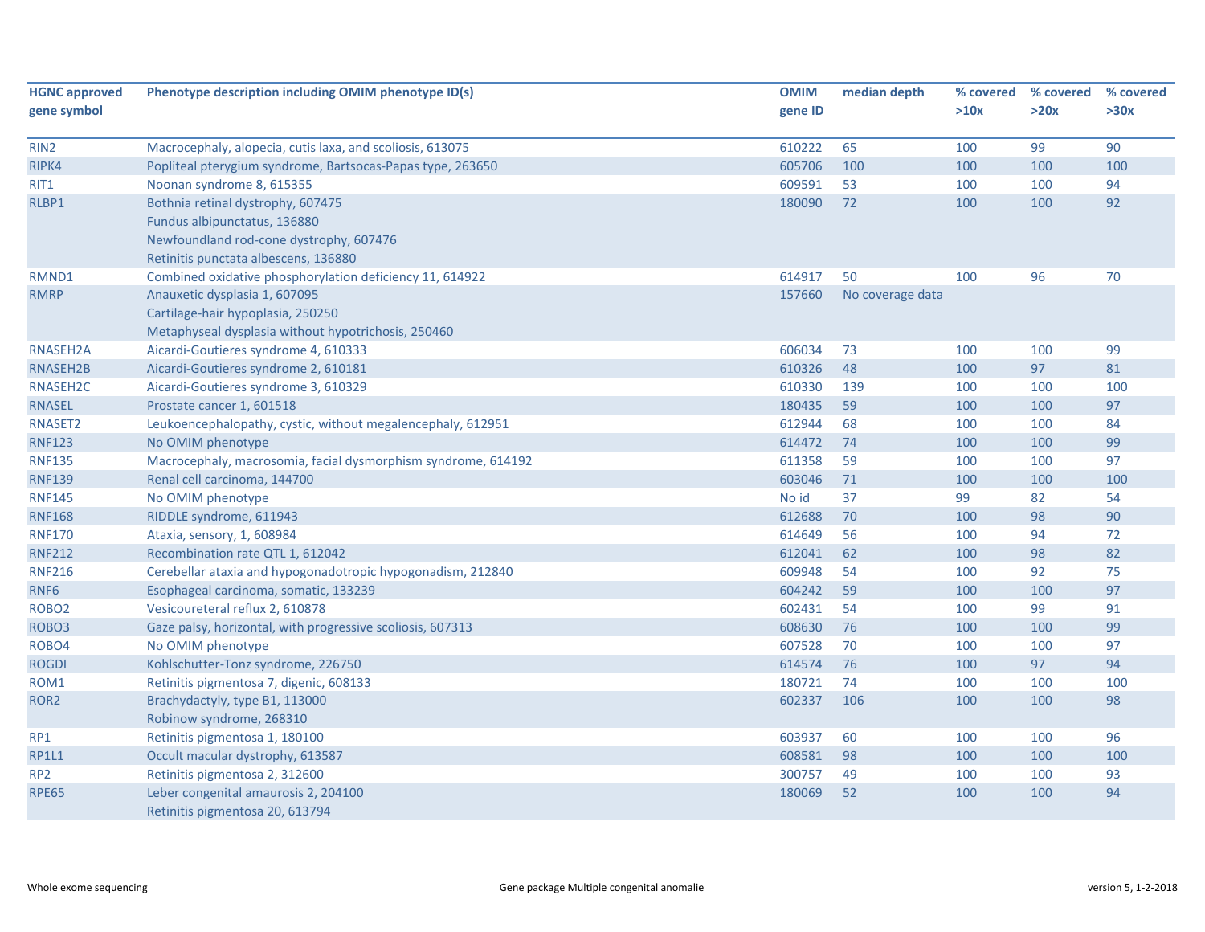| HGNC approved gene symbol | Phenotype description including OMIM phenotype ID(s) | OMIM gene ID | median depth | % covered >10x | % covered >20x | % covered >30x |
|---|---|---|---|---|---|---|
| RIN2 | Macrocephaly, alopecia, cutis laxa, and scoliosis, 613075 | 610222 | 65 | 100 | 99 | 90 |
| RIPK4 | Popliteal pterygium syndrome, Bartsocas-Papas type, 263650 | 605706 | 100 | 100 | 100 | 100 |
| RIT1 | Noonan syndrome 8, 615355 | 609591 | 53 | 100 | 100 | 94 |
| RLBP1 | Bothnia retinal dystrophy, 607475<br>Fundus albipunctatus, 136880<br>Newfoundland rod-cone dystrophy, 607476<br>Retinitis punctata albescens, 136880 | 180090 | 72 | 100 | 100 | 92 |
| RMND1 | Combined oxidative phosphorylation deficiency 11, 614922 | 614917 | 50 | 100 | 96 | 70 |
| RMRP | Anauxetic dysplasia 1, 607095<br>Cartilage-hair hypoplasia, 250250<br>Metaphyseal dysplasia without hypotrichosis, 250460 | 157660 | No coverage data | | | |
| RNASEH2A | Aicardi-Goutieres syndrome 4, 610333 | 606034 | 73 | 100 | 100 | 99 |
| RNASEH2B | Aicardi-Goutieres syndrome 2, 610181 | 610326 | 48 | 100 | 97 | 81 |
| RNASEH2C | Aicardi-Goutieres syndrome 3, 610329 | 610330 | 139 | 100 | 100 | 100 |
| RNASEL | Prostate cancer 1, 601518 | 180435 | 59 | 100 | 100 | 97 |
| RNASET2 | Leukoencephalopathy, cystic, without megalencephaly, 612951 | 612944 | 68 | 100 | 100 | 84 |
| RNF123 | No OMIM phenotype | 614472 | 74 | 100 | 100 | 99 |
| RNF135 | Macrocephaly, macrosomia, facial dysmorphism syndrome, 614192 | 611358 | 59 | 100 | 100 | 97 |
| RNF139 | Renal cell carcinoma, 144700 | 603046 | 71 | 100 | 100 | 100 |
| RNF145 | No OMIM phenotype | No id | 37 | 99 | 82 | 54 |
| RNF168 | RIDDLE syndrome, 611943 | 612688 | 70 | 100 | 98 | 90 |
| RNF170 | Ataxia, sensory, 1, 608984 | 614649 | 56 | 100 | 94 | 72 |
| RNF212 | Recombination rate QTL 1, 612042 | 612041 | 62 | 100 | 98 | 82 |
| RNF216 | Cerebellar ataxia and hypogonadotropic hypogonadism, 212840 | 609948 | 54 | 100 | 92 | 75 |
| RNF6 | Esophageal carcinoma, somatic, 133239 | 604242 | 59 | 100 | 100 | 97 |
| ROBO2 | Vesicoureteral reflux 2, 610878 | 602431 | 54 | 100 | 99 | 91 |
| ROBO3 | Gaze palsy, horizontal, with progressive scoliosis, 607313 | 608630 | 76 | 100 | 100 | 99 |
| ROBO4 | No OMIM phenotype | 607528 | 70 | 100 | 100 | 97 |
| ROGDI | Kohlschutter-Tonz syndrome, 226750 | 614574 | 76 | 100 | 97 | 94 |
| ROM1 | Retinitis pigmentosa 7, digenic, 608133 | 180721 | 74 | 100 | 100 | 100 |
| ROR2 | Brachydactyly, type B1, 113000<br>Robinow syndrome, 268310 | 602337 | 106 | 100 | 100 | 98 |
| RP1 | Retinitis pigmentosa 1, 180100 | 603937 | 60 | 100 | 100 | 96 |
| RP1L1 | Occult macular dystrophy, 613587 | 608581 | 98 | 100 | 100 | 100 |
| RP2 | Retinitis pigmentosa 2, 312600 | 300757 | 49 | 100 | 100 | 93 |
| RPE65 | Leber congenital amaurosis 2, 204100<br>Retinitis pigmentosa 20, 613794 | 180069 | 52 | 100 | 100 | 94 |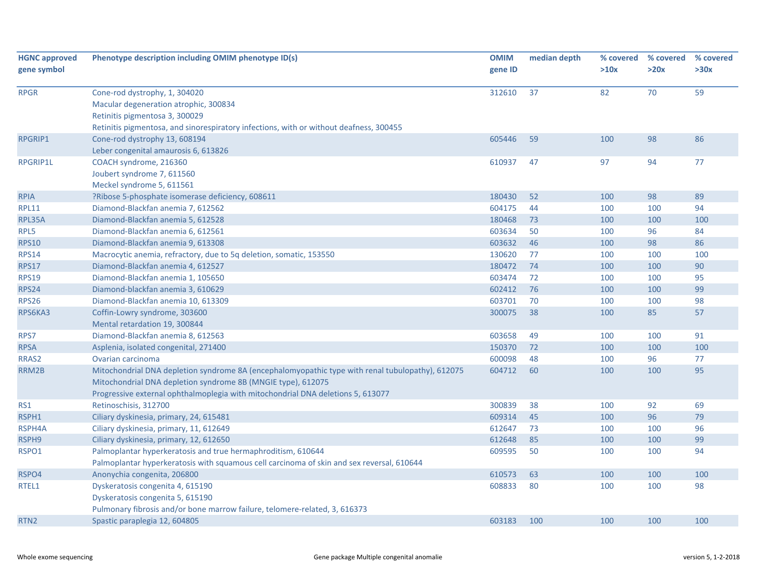| HGNC approved gene symbol | Phenotype description including OMIM phenotype ID(s) | OMIM gene ID | median depth | % covered >10x | % covered >20x | % covered >30x |
|---|---|---|---|---|---|---|
| RPGR | Cone-rod dystrophy, 1, 304020<br>Macular degeneration atrophic, 300834<br>Retinitis pigmentosa 3, 300029<br>Retinitis pigmentosa, and sinorespiratory infections, with or without deafness, 300455 | 312610 | 37 | 82 | 70 | 59 |
| RPGRIP1 | Cone-rod dystrophy 13, 608194<br>Leber congenital amaurosis 6, 613826 | 605446 | 59 | 100 | 98 | 86 |
| RPGRIP1L | COACH syndrome, 216360<br>Joubert syndrome 7, 611560<br>Meckel syndrome 5, 611561 | 610937 | 47 | 97 | 94 | 77 |
| RPIA | ?Ribose 5-phosphate isomerase deficiency, 608611 | 180430 | 52 | 100 | 98 | 89 |
| RPL11 | Diamond-Blackfan anemia 7, 612562 | 604175 | 44 | 100 | 100 | 94 |
| RPL35A | Diamond-Blackfan anemia 5, 612528 | 180468 | 73 | 100 | 100 | 100 |
| RPL5 | Diamond-Blackfan anemia 6, 612561 | 603634 | 50 | 100 | 96 | 84 |
| RPS10 | Diamond-Blackfan anemia 9, 613308 | 603632 | 46 | 100 | 98 | 86 |
| RPS14 | Macrocytic anemia, refractory, due to 5q deletion, somatic, 153550 | 130620 | 77 | 100 | 100 | 100 |
| RPS17 | Diamond-Blackfan anemia 4, 612527 | 180472 | 74 | 100 | 100 | 90 |
| RPS19 | Diamond-Blackfan anemia 1, 105650 | 603474 | 72 | 100 | 100 | 95 |
| RPS24 | Diamond-blackfan anemia 3, 610629 | 602412 | 76 | 100 | 100 | 99 |
| RPS26 | Diamond-Blackfan anemia 10, 613309 | 603701 | 70 | 100 | 100 | 98 |
| RPS6KA3 | Coffin-Lowry syndrome, 303600<br>Mental retardation 19, 300844 | 300075 | 38 | 100 | 85 | 57 |
| RPS7 | Diamond-Blackfan anemia 8, 612563 | 603658 | 49 | 100 | 100 | 91 |
| RPSA | Asplenia, isolated congenital, 271400 | 150370 | 72 | 100 | 100 | 100 |
| RRAS2 | Ovarian carcinoma | 600098 | 48 | 100 | 96 | 77 |
| RRM2B | Mitochondrial DNA depletion syndrome 8A (encephalomyopathic type with renal tubulopathy), 612075<br>Mitochondrial DNA depletion syndrome 8B (MNGIE type), 612075<br>Progressive external ophthalmoplegia with mitochondrial DNA deletions 5, 613077 | 604712 | 60 | 100 | 100 | 95 |
| RS1 | Retinoschisis, 312700 | 300839 | 38 | 100 | 92 | 69 |
| RSPH1 | Ciliary dyskinesia, primary, 24, 615481 | 609314 | 45 | 100 | 96 | 79 |
| RSPH4A | Ciliary dyskinesia, primary, 11, 612649 | 612647 | 73 | 100 | 100 | 96 |
| RSPH9 | Ciliary dyskinesia, primary, 12, 612650 | 612648 | 85 | 100 | 100 | 99 |
| RSPO1 | Palmoplantar hyperkeratosis and true hermaphroditism, 610644<br>Palmoplantar hyperkeratosis with squamous cell carcinoma of skin and sex reversal, 610644 | 609595 | 50 | 100 | 100 | 94 |
| RSPO4 | Anonychia congenita, 206800 | 610573 | 63 | 100 | 100 | 100 |
| RTEL1 | Dyskeratosis congenita 4, 615190<br>Dyskeratosis congenita 5, 615190<br>Pulmonary fibrosis and/or bone marrow failure, telomere-related, 3, 616373 | 608833 | 80 | 100 | 100 | 98 |
| RTN2 | Spastic paraplegia 12, 604805 | 603183 | 100 | 100 | 100 | 100 |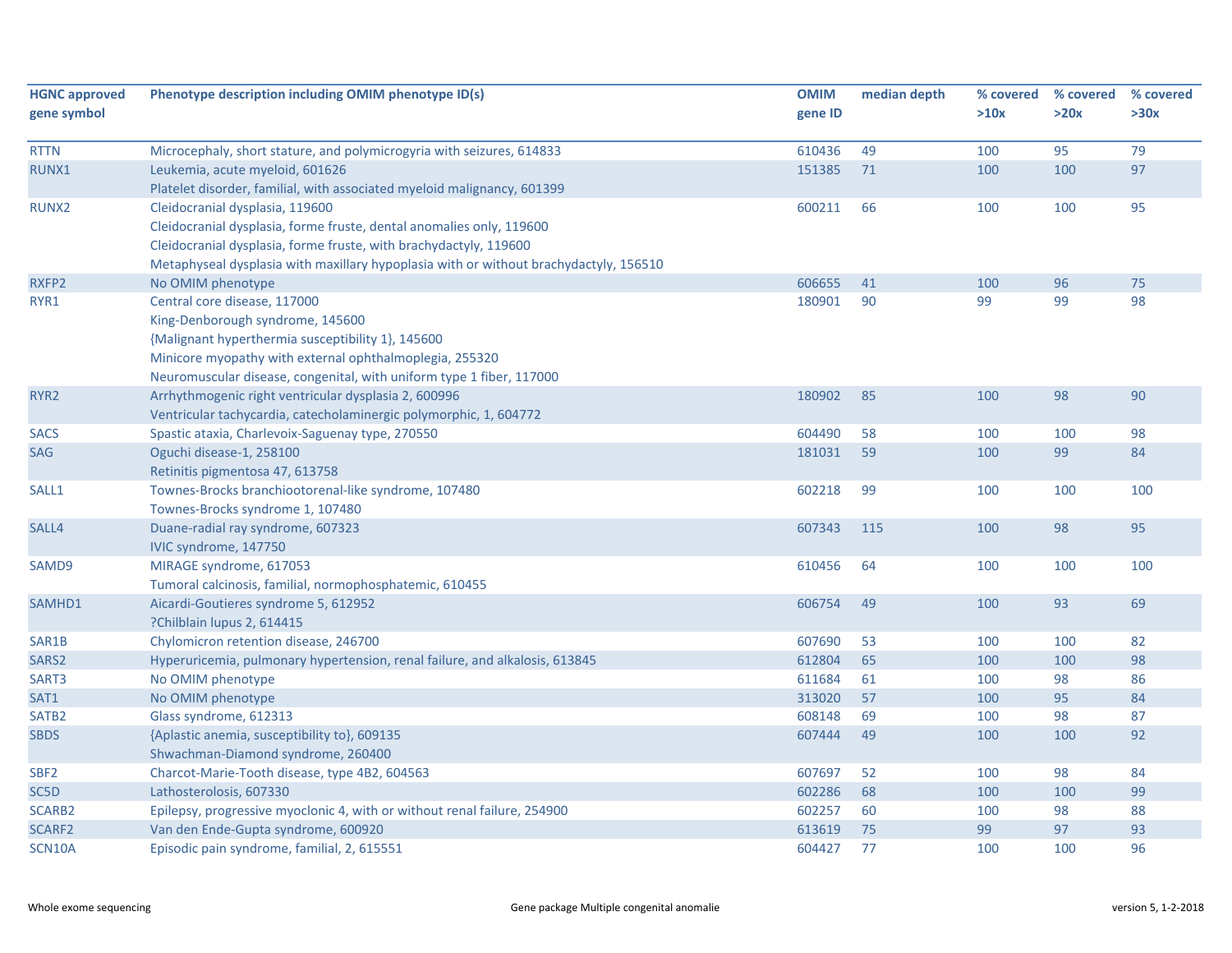| HGNC approved gene symbol | Phenotype description including OMIM phenotype ID(s) | OMIM gene ID | median depth | % covered >10x | % covered >20x | % covered >30x |
|---|---|---|---|---|---|---|
| RTTN | Microcephaly, short stature, and polymicrogyria with seizures, 614833 | 610436 | 49 | 100 | 95 | 79 |
| RUNX1 | Leukemia, acute myeloid, 601626<br>Platelet disorder, familial, with associated myeloid malignancy, 601399 | 151385 | 71 | 100 | 100 | 97 |
| RUNX2 | Cleidocranial dysplasia, 119600<br>Cleidocranial dysplasia, forme fruste, dental anomalies only, 119600<br>Cleidocranial dysplasia, forme fruste, with brachydactyly, 119600<br>Metaphyseal dysplasia with maxillary hypoplasia with or without brachydactyly, 156510 | 600211 | 66 | 100 | 100 | 95 |
| RXFP2 | No OMIM phenotype | 606655 | 41 | 100 | 96 | 75 |
| RYR1 | Central core disease, 117000<br>King-Denborough syndrome, 145600<br>{Malignant hyperthermia susceptibility 1}, 145600<br>Minicore myopathy with external ophthalmoplegia, 255320<br>Neuromuscular disease, congenital, with uniform type 1 fiber, 117000 | 180901 | 90 | 99 | 99 | 98 |
| RYR2 | Arrhythmogenic right ventricular dysplasia 2, 600996<br>Ventricular tachycardia, catecholaminergic polymorphic, 1, 604772 | 180902 | 85 | 100 | 98 | 90 |
| SACS | Spastic ataxia, Charlevoix-Saguenay type, 270550 | 604490 | 58 | 100 | 100 | 98 |
| SAG | Oguchi disease-1, 258100<br>Retinitis pigmentosa 47, 613758 | 181031 | 59 | 100 | 99 | 84 |
| SALL1 | Townes-Brocks branchiootorenal-like syndrome, 107480<br>Townes-Brocks syndrome 1, 107480 | 602218 | 99 | 100 | 100 | 100 |
| SALL4 | Duane-radial ray syndrome, 607323<br>IVIC syndrome, 147750 | 607343 | 115 | 100 | 98 | 95 |
| SAMD9 | MIRAGE syndrome, 617053<br>Tumoral calcinosis, familial, normophosphatemic, 610455 | 610456 | 64 | 100 | 100 | 100 |
| SAMHD1 | Aicardi-Goutieres syndrome 5, 612952<br>?Chilblain lupus 2, 614415 | 606754 | 49 | 100 | 93 | 69 |
| SAR1B | Chylomicron retention disease, 246700 | 607690 | 53 | 100 | 100 | 82 |
| SARS2 | Hyperuricemia, pulmonary hypertension, renal failure, and alkalosis, 613845 | 612804 | 65 | 100 | 100 | 98 |
| SART3 | No OMIM phenotype | 611684 | 61 | 100 | 98 | 86 |
| SAT1 | No OMIM phenotype | 313020 | 57 | 100 | 95 | 84 |
| SATB2 | Glass syndrome, 612313 | 608148 | 69 | 100 | 98 | 87 |
| SBDS | {Aplastic anemia, susceptibility to}, 609135<br>Shwachman-Diamond syndrome, 260400 | 607444 | 49 | 100 | 100 | 92 |
| SBF2 | Charcot-Marie-Tooth disease, type 4B2, 604563 | 607697 | 52 | 100 | 98 | 84 |
| SC5D | Lathosterolosis, 607330 | 602286 | 68 | 100 | 100 | 99 |
| SCARB2 | Epilepsy, progressive myoclonic 4, with or without renal failure, 254900 | 602257 | 60 | 100 | 98 | 88 |
| SCARF2 | Van den Ende-Gupta syndrome, 600920 | 613619 | 75 | 99 | 97 | 93 |
| SCN10A | Episodic pain syndrome, familial, 2, 615551 | 604427 | 77 | 100 | 100 | 96 |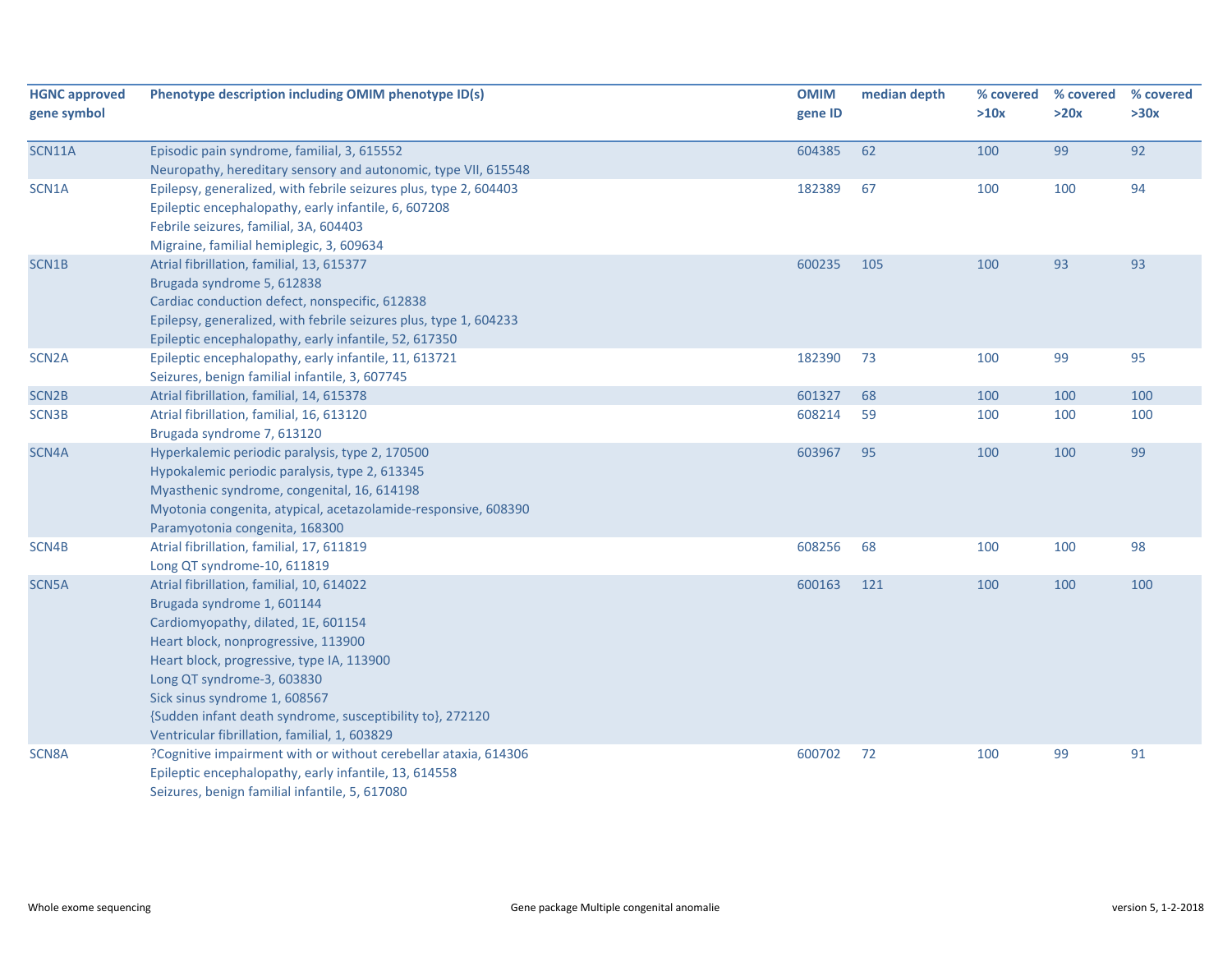| HGNC approved gene symbol | Phenotype description including OMIM phenotype ID(s) | OMIM gene ID | median depth | % covered >10x | % covered >20x | % covered >30x |
|---|---|---|---|---|---|---|
| SCN11A | Episodic pain syndrome, familial, 3, 615552<br>Neuropathy, hereditary sensory and autonomic, type VII, 615548 | 604385 | 62 | 100 | 99 | 92 |
| SCN1A | Epilepsy, generalized, with febrile seizures plus, type 2, 604403<br>Epileptic encephalopathy, early infantile, 6, 607208<br>Febrile seizures, familial, 3A, 604403<br>Migraine, familial hemiplegic, 3, 609634 | 182389 | 67 | 100 | 100 | 94 |
| SCN1B | Atrial fibrillation, familial, 13, 615377<br>Brugada syndrome 5, 612838<br>Cardiac conduction defect, nonspecific, 612838<br>Epilepsy, generalized, with febrile seizures plus, type 1, 604233<br>Epileptic encephalopathy, early infantile, 52, 617350 | 600235 | 105 | 100 | 93 | 93 |
| SCN2A | Epileptic encephalopathy, early infantile, 11, 613721<br>Seizures, benign familial infantile, 3, 607745 | 182390 | 73 | 100 | 99 | 95 |
| SCN2B | Atrial fibrillation, familial, 14, 615378 | 601327 | 68 | 100 | 100 | 100 |
| SCN3B | Atrial fibrillation, familial, 16, 613120<br>Brugada syndrome 7, 613120 | 608214 | 59 | 100 | 100 | 100 |
| SCN4A | Hyperkalemic periodic paralysis, type 2, 170500<br>Hypokalemic periodic paralysis, type 2, 613345<br>Myasthenic syndrome, congenital, 16, 614198<br>Myotonia congenita, atypical, acetazolamide-responsive, 608390<br>Paramyotonia congenita, 168300 | 603967 | 95 | 100 | 100 | 99 |
| SCN4B | Atrial fibrillation, familial, 17, 611819<br>Long QT syndrome-10, 611819 | 608256 | 68 | 100 | 100 | 98 |
| SCN5A | Atrial fibrillation, familial, 10, 614022<br>Brugada syndrome 1, 601144<br>Cardiomyopathy, dilated, 1E, 601154<br>Heart block, nonprogressive, 113900<br>Heart block, progressive, type IA, 113900<br>Long QT syndrome-3, 603830<br>Sick sinus syndrome 1, 608567<br>{Sudden infant death syndrome, susceptibility to}, 272120<br>Ventricular fibrillation, familial, 1, 603829 | 600163 | 121 | 100 | 100 | 100 |
| SCN8A | ?Cognitive impairment with or without cerebellar ataxia, 614306<br>Epileptic encephalopathy, early infantile, 13, 614558<br>Seizures, benign familial infantile, 5, 617080 | 600702 | 72 | 100 | 99 | 91 |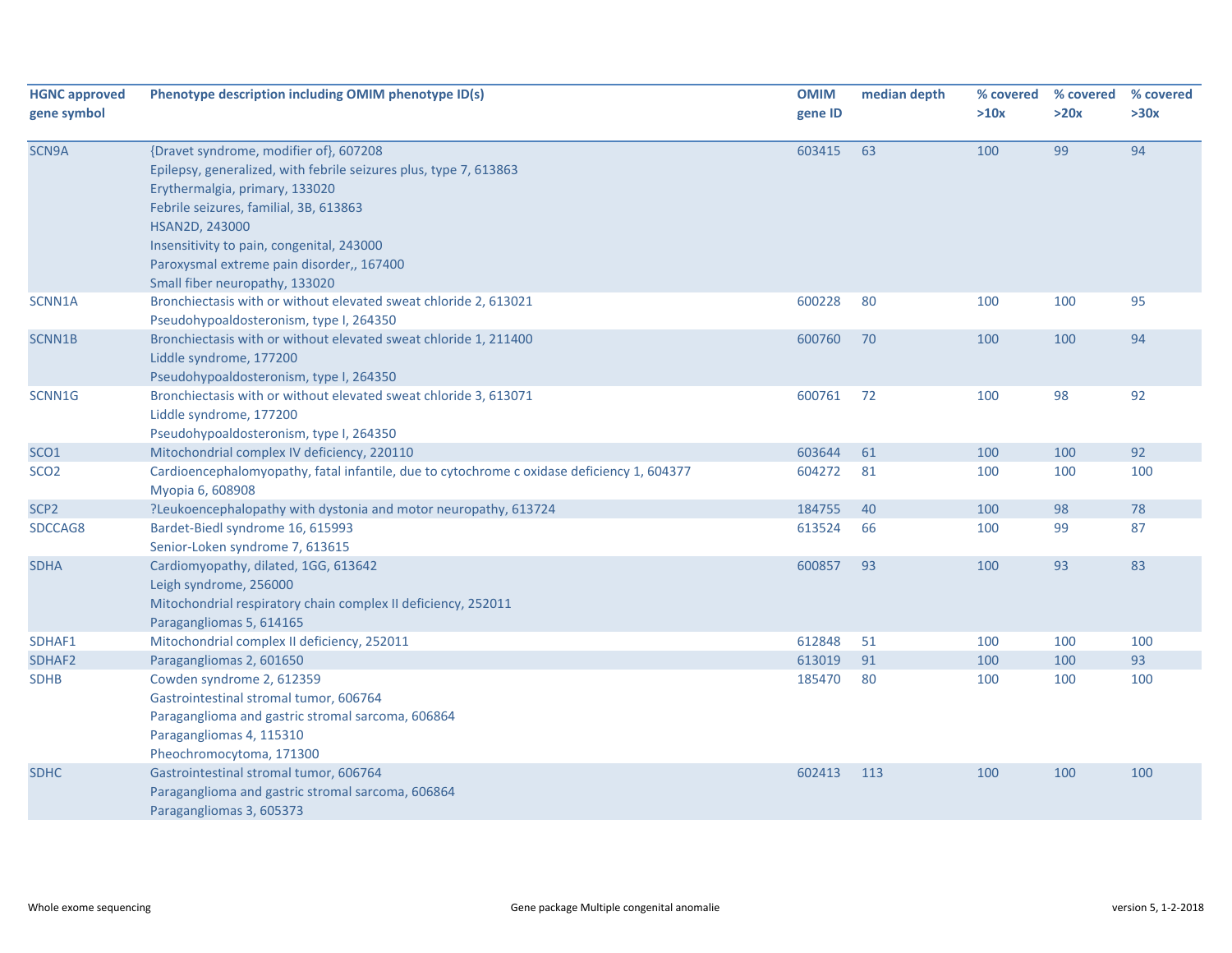| HGNC approved gene symbol | Phenotype description including OMIM phenotype ID(s) | OMIM gene ID | median depth | % covered >10x | % covered >20x | % covered >30x |
|---|---|---|---|---|---|---|
| SCN9A | {Dravet syndrome, modifier of}, 607208<br>Epilepsy, generalized, with febrile seizures plus, type 7, 613863<br>Erythermalgia, primary, 133020<br>Febrile seizures, familial, 3B, 613863<br>HSAN2D, 243000<br>Insensitivity to pain, congenital, 243000<br>Paroxysmal extreme pain disorder,, 167400<br>Small fiber neuropathy, 133020 | 603415 | 63 | 100 | 99 | 94 |
| SCNN1A | Bronchiectasis with or without elevated sweat chloride 2, 613021<br>Pseudohypoaldosteronism, type I, 264350 | 600228 | 80 | 100 | 100 | 95 |
| SCNN1B | Bronchiectasis with or without elevated sweat chloride 1, 211400<br>Liddle syndrome, 177200<br>Pseudohypoaldosteronism, type I, 264350 | 600760 | 70 | 100 | 100 | 94 |
| SCNN1G | Bronchiectasis with or without elevated sweat chloride 3, 613071<br>Liddle syndrome, 177200<br>Pseudohypoaldosteronism, type I, 264350 | 600761 | 72 | 100 | 98 | 92 |
| SCO1 | Mitochondrial complex IV deficiency, 220110 | 603644 | 61 | 100 | 100 | 92 |
| SCO2 | Cardioencephalomyopathy, fatal infantile, due to cytochrome c oxidase deficiency 1, 604377<br>Myopia 6, 608908 | 604272 | 81 | 100 | 100 | 100 |
| SCP2 | ?Leukoencephalopathy with dystonia and motor neuropathy, 613724 | 184755 | 40 | 100 | 98 | 78 |
| SDCCAG8 | Bardet-Biedl syndrome 16, 615993<br>Senior-Loken syndrome 7, 613615 | 613524 | 66 | 100 | 99 | 87 |
| SDHA | Cardiomyopathy, dilated, 1GG, 613642<br>Leigh syndrome, 256000<br>Mitochondrial respiratory chain complex II deficiency, 252011<br>Paragangliomas 5, 614165 | 600857 | 93 | 100 | 93 | 83 |
| SDHAF1 | Mitochondrial complex II deficiency, 252011 | 612848 | 51 | 100 | 100 | 100 |
| SDHAF2 | Paragangliomas 2, 601650 | 613019 | 91 | 100 | 100 | 93 |
| SDHB | Cowden syndrome 2, 612359<br>Gastrointestinal stromal tumor, 606764<br>Paraganglioma and gastric stromal sarcoma, 606864<br>Paragangliomas 4, 115310<br>Pheochromocytoma, 171300 | 185470 | 80 | 100 | 100 | 100 |
| SDHC | Gastrointestinal stromal tumor, 606764<br>Paraganglioma and gastric stromal sarcoma, 606864<br>Paragangliomas 3, 605373 | 602413 | 113 | 100 | 100 | 100 |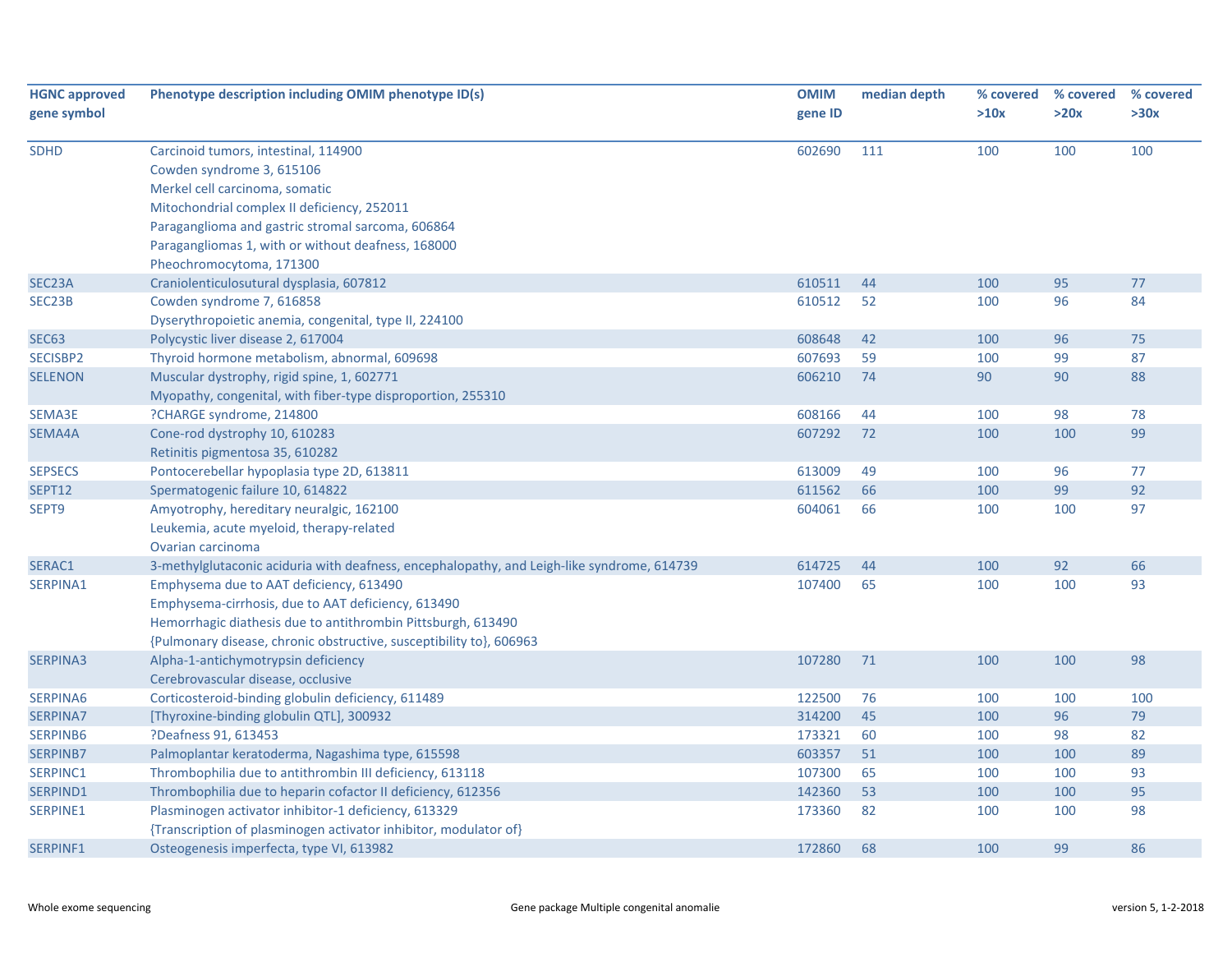| HGNC approved gene symbol | Phenotype description including OMIM phenotype ID(s) | OMIM gene ID | median depth | % covered >10x | % covered >20x | % covered >30x |
|---|---|---|---|---|---|---|
| SDHD | Carcinoid tumors, intestinal, 114900<br>Cowden syndrome 3, 615106<br>Merkel cell carcinoma, somatic<br>Mitochondrial complex II deficiency, 252011<br>Paraganglioma and gastric stromal sarcoma, 606864<br>Paragangliomas 1, with or without deafness, 168000<br>Pheochromocytoma, 171300 | 602690 | 111 | 100 | 100 | 100 |
| SEC23A | Craniolenticulosutural dysplasia, 607812 | 610511 | 44 | 100 | 95 | 77 |
| SEC23B | Cowden syndrome 7, 616858<br>Dyserythropoietic anemia, congenital, type II, 224100 | 610512 | 52 | 100 | 96 | 84 |
| SEC63 | Polycystic liver disease 2, 617004 | 608648 | 42 | 100 | 96 | 75 |
| SECISBP2 | Thyroid hormone metabolism, abnormal, 609698 | 607693 | 59 | 100 | 99 | 87 |
| SELENON | Muscular dystrophy, rigid spine, 1, 602771<br>Myopathy, congenital, with fiber-type disproportion, 255310 | 606210 | 74 | 90 | 90 | 88 |
| SEMA3E | ?CHARGE syndrome, 214800 | 608166 | 44 | 100 | 98 | 78 |
| SEMA4A | Cone-rod dystrophy 10, 610283<br>Retinitis pigmentosa 35, 610282 | 607292 | 72 | 100 | 100 | 99 |
| SEPSECS | Pontocerebellar hypoplasia type 2D, 613811 | 613009 | 49 | 100 | 96 | 77 |
| SEPT12 | Spermatogenic failure 10, 614822 | 611562 | 66 | 100 | 99 | 92 |
| SEPT9 | Amyotrophy, hereditary neuralgic, 162100<br>Leukemia, acute myeloid, therapy-related<br>Ovarian carcinoma | 604061 | 66 | 100 | 100 | 97 |
| SERAC1 | 3-methylglutaconic aciduria with deafness, encephalopathy, and Leigh-like syndrome, 614739 | 614725 | 44 | 100 | 92 | 66 |
| SERPINA1 | Emphysema due to AAT deficiency, 613490<br>Emphysema-cirrhosis, due to AAT deficiency, 613490<br>Hemorrhagic diathesis due to antithrombin Pittsburgh, 613490<br>{Pulmonary disease, chronic obstructive, susceptibility to}, 606963 | 107400 | 65 | 100 | 100 | 93 |
| SERPINA3 | Alpha-1-antichymotrypsin deficiency<br>Cerebrovascular disease, occlusive | 107280 | 71 | 100 | 100 | 98 |
| SERPINA6 | Corticosteroid-binding globulin deficiency, 611489 | 122500 | 76 | 100 | 100 | 100 |
| SERPINA7 | [Thyroxine-binding globulin QTL], 300932 | 314200 | 45 | 100 | 96 | 79 |
| SERPINB6 | ?Deafness 91, 613453 | 173321 | 60 | 100 | 98 | 82 |
| SERPINB7 | Palmoplantar keratoderma, Nagashima type, 615598 | 603357 | 51 | 100 | 100 | 89 |
| SERPINC1 | Thrombophilia due to antithrombin III deficiency, 613118 | 107300 | 65 | 100 | 100 | 93 |
| SERPIND1 | Thrombophilia due to heparin cofactor II deficiency, 612356 | 142360 | 53 | 100 | 100 | 95 |
| SERPINE1 | Plasminogen activator inhibitor-1 deficiency, 613329<br>{Transcription of plasminogen activator inhibitor, modulator of} | 173360 | 82 | 100 | 100 | 98 |
| SERPINF1 | Osteogenesis imperfecta, type VI, 613982 | 172860 | 68 | 100 | 99 | 86 |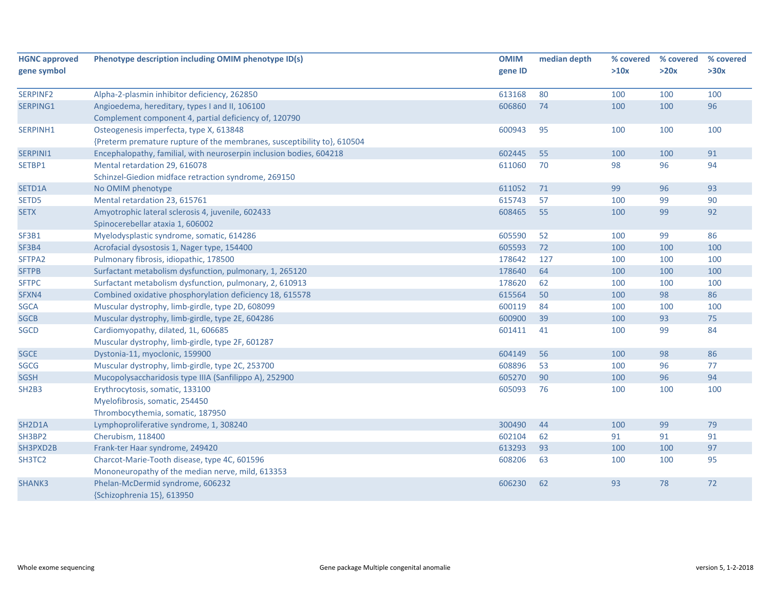| HGNC approved gene symbol | Phenotype description including OMIM phenotype ID(s) | OMIM gene ID | median depth | % covered >10x | % covered >20x | % covered >30x |
|---|---|---|---|---|---|---|
| SERPINF2 | Alpha-2-plasmin inhibitor deficiency, 262850 | 613168 | 80 | 100 | 100 | 100 |
| SERPING1 | Angioedema, hereditary, types I and II, 106100<br>Complement component 4, partial deficiency of, 120790 | 606860 | 74 | 100 | 100 | 96 |
| SERPINH1 | Osteogenesis imperfecta, type X, 613848<br>{Preterm premature rupture of the membranes, susceptibility to}, 610504 | 600943 | 95 | 100 | 100 | 100 |
| SERPINI1 | Encephalopathy, familial, with neuroserpin inclusion bodies, 604218 | 602445 | 55 | 100 | 100 | 91 |
| SETBP1 | Mental retardation 29, 616078<br>Schinzel-Giedion midface retraction syndrome, 269150 | 611060 | 70 | 98 | 96 | 94 |
| SETD1A | No OMIM phenotype | 611052 | 71 | 99 | 96 | 93 |
| SETD5 | Mental retardation 23, 615761 | 615743 | 57 | 100 | 99 | 90 |
| SETX | Amyotrophic lateral sclerosis 4, juvenile, 602433<br>Spinocerebellar ataxia 1, 606002 | 608465 | 55 | 100 | 99 | 92 |
| SF3B1 | Myelodysplastic syndrome, somatic, 614286 | 605590 | 52 | 100 | 99 | 86 |
| SF3B4 | Acrofacial dysostosis 1, Nager type, 154400 | 605593 | 72 | 100 | 100 | 100 |
| SFTPA2 | Pulmonary fibrosis, idiopathic, 178500 | 178642 | 127 | 100 | 100 | 100 |
| SFTPB | Surfactant metabolism dysfunction, pulmonary, 1, 265120 | 178640 | 64 | 100 | 100 | 100 |
| SFTPC | Surfactant metabolism dysfunction, pulmonary, 2, 610913 | 178620 | 62 | 100 | 100 | 100 |
| SFXN4 | Combined oxidative phosphorylation deficiency 18, 615578 | 615564 | 50 | 100 | 98 | 86 |
| SGCA | Muscular dystrophy, limb-girdle, type 2D, 608099 | 600119 | 84 | 100 | 100 | 100 |
| SGCB | Muscular dystrophy, limb-girdle, type 2E, 604286 | 600900 | 39 | 100 | 93 | 75 |
| SGCD | Cardiomyopathy, dilated, 1L, 606685<br>Muscular dystrophy, limb-girdle, type 2F, 601287 | 601411 | 41 | 100 | 99 | 84 |
| SGCE | Dystonia-11, myoclonic, 159900 | 604149 | 56 | 100 | 98 | 86 |
| SGCG | Muscular dystrophy, limb-girdle, type 2C, 253700 | 608896 | 53 | 100 | 96 | 77 |
| SGSH | Mucopolysaccharidosis type IIIA (Sanfilippo A), 252900 | 605270 | 90 | 100 | 96 | 94 |
| SH2B3 | Erythrocytosis, somatic, 133100<br>Myelofibrosis, somatic, 254450<br>Thrombocythemia, somatic, 187950 | 605093 | 76 | 100 | 100 | 100 |
| SH2D1A | Lymphoproliferative syndrome, 1, 308240 | 300490 | 44 | 100 | 99 | 79 |
| SH3BP2 | Cherubism, 118400 | 602104 | 62 | 91 | 91 | 91 |
| SH3PXD2B | Frank-ter Haar syndrome, 249420 | 613293 | 93 | 100 | 100 | 97 |
| SH3TC2 | Charcot-Marie-Tooth disease, type 4C, 601596<br>Mononeuropathy of the median nerve, mild, 613353 | 608206 | 63 | 100 | 100 | 95 |
| SHANK3 | Phelan-McDermid syndrome, 606232<br>{Schizophrenia 15}, 613950 | 606230 | 62 | 93 | 78 | 72 |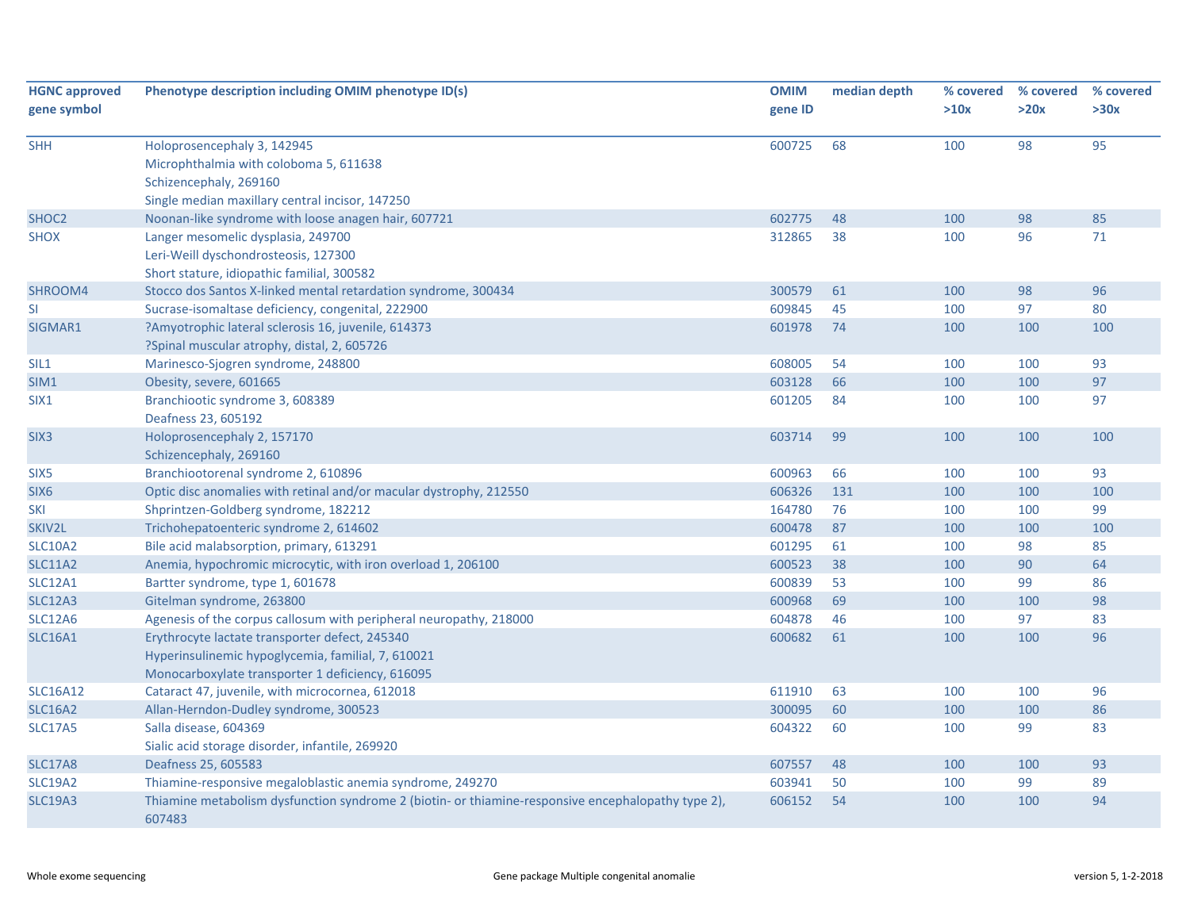| HGNC approved gene symbol | Phenotype description including OMIM phenotype ID(s) | OMIM gene ID | median depth | % covered >10x | % covered >20x | % covered >30x |
|---|---|---|---|---|---|---|
| SHH | Holoprosencephaly 3, 142945<br>Microphthalmia with coloboma 5, 611638<br>Schizencephaly, 269160<br>Single median maxillary central incisor, 147250 | 600725 | 68 | 100 | 98 | 95 |
| SHOC2 | Noonan-like syndrome with loose anagen hair, 607721 | 602775 | 48 | 100 | 98 | 85 |
| SHOX | Langer mesomelic dysplasia, 249700<br>Leri-Weill dyschondrosteosis, 127300<br>Short stature, idiopathic familial, 300582 | 312865 | 38 | 100 | 96 | 71 |
| SHROOM4 | Stocco dos Santos X-linked mental retardation syndrome, 300434 | 300579 | 61 | 100 | 98 | 96 |
| SI | Sucrase-isomaltase deficiency, congenital, 222900 | 609845 | 45 | 100 | 97 | 80 |
| SIGMAR1 | ?Amyotrophic lateral sclerosis 16, juvenile, 614373<br>?Spinal muscular atrophy, distal, 2, 605726 | 601978 | 74 | 100 | 100 | 100 |
| SIL1 | Marinesco-Sjogren syndrome, 248800 | 608005 | 54 | 100 | 100 | 93 |
| SIM1 | Obesity, severe, 601665 | 603128 | 66 | 100 | 100 | 97 |
| SIX1 | Branchiootic syndrome 3, 608389<br>Deafness 23, 605192 | 601205 | 84 | 100 | 100 | 97 |
| SIX3 | Holoprosencephaly 2, 157170<br>Schizencephaly, 269160 | 603714 | 99 | 100 | 100 | 100 |
| SIX5 | Branchiootorenal syndrome 2, 610896 | 600963 | 66 | 100 | 100 | 93 |
| SIX6 | Optic disc anomalies with retinal and/or macular dystrophy, 212550 | 606326 | 131 | 100 | 100 | 100 |
| SKI | Shprintzen-Goldberg syndrome, 182212 | 164780 | 76 | 100 | 100 | 99 |
| SKIV2L | Trichohepatoenteric syndrome 2, 614602 | 600478 | 87 | 100 | 100 | 100 |
| SLC10A2 | Bile acid malabsorption, primary, 613291 | 601295 | 61 | 100 | 98 | 85 |
| SLC11A2 | Anemia, hypochromic microcytic, with iron overload 1, 206100 | 600523 | 38 | 100 | 90 | 64 |
| SLC12A1 | Bartter syndrome, type 1, 601678 | 600839 | 53 | 100 | 99 | 86 |
| SLC12A3 | Gitelman syndrome, 263800 | 600968 | 69 | 100 | 100 | 98 |
| SLC12A6 | Agenesis of the corpus callosum with peripheral neuropathy, 218000 | 604878 | 46 | 100 | 97 | 83 |
| SLC16A1 | Erythrocyte lactate transporter defect, 245340<br>Hyperinsulinemic hypoglycemia, familial, 7, 610021<br>Monocarboxylate transporter 1 deficiency, 616095 | 600682 | 61 | 100 | 100 | 96 |
| SLC16A12 | Cataract 47, juvenile, with microcornea, 612018 | 611910 | 63 | 100 | 100 | 96 |
| SLC16A2 | Allan-Herndon-Dudley syndrome, 300523 | 300095 | 60 | 100 | 100 | 86 |
| SLC17A5 | Salla disease, 604369<br>Sialic acid storage disorder, infantile, 269920 | 604322 | 60 | 100 | 99 | 83 |
| SLC17A8 | Deafness 25, 605583 | 607557 | 48 | 100 | 100 | 93 |
| SLC19A2 | Thiamine-responsive megaloblastic anemia syndrome, 249270 | 603941 | 50 | 100 | 99 | 89 |
| SLC19A3 | Thiamine metabolism dysfunction syndrome 2 (biotin- or thiamine-responsive encephalopathy type 2), 607483 | 606152 | 54 | 100 | 100 | 94 |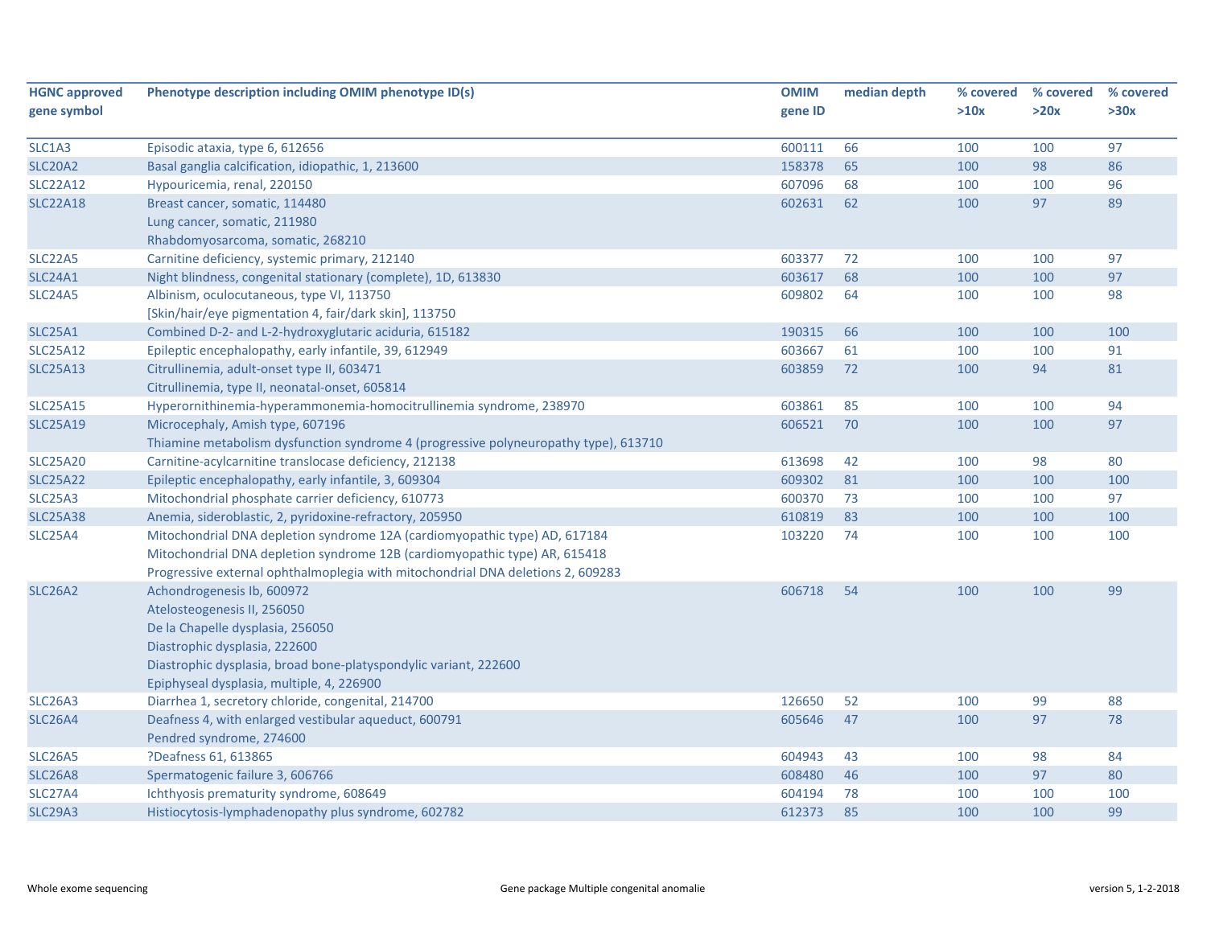| HGNC approved gene symbol | Phenotype description including OMIM phenotype ID(s) | OMIM gene ID | median depth | % covered >10x | % covered >20x | % covered >30x |
|---|---|---|---|---|---|---|
| SLC1A3 | Episodic ataxia, type 6, 612656 | 600111 | 66 | 100 | 100 | 97 |
| SLC20A2 | Basal ganglia calcification, idiopathic, 1, 213600 | 158378 | 65 | 100 | 98 | 86 |
| SLC22A12 | Hypouricemia, renal, 220150 | 607096 | 68 | 100 | 100 | 96 |
| SLC22A18 | Breast cancer, somatic, 114480<br>Lung cancer, somatic, 211980<br>Rhabdomyosarcoma, somatic, 268210 | 602631 | 62 | 100 | 97 | 89 |
| SLC22A5 | Carnitine deficiency, systemic primary, 212140 | 603377 | 72 | 100 | 100 | 97 |
| SLC24A1 | Night blindness, congenital stationary (complete), 1D, 613830 | 603617 | 68 | 100 | 100 | 97 |
| SLC24A5 | Albinism, oculocutaneous, type VI, 113750<br>[Skin/hair/eye pigmentation 4, fair/dark skin], 113750 | 609802 | 64 | 100 | 100 | 98 |
| SLC25A1 | Combined D-2- and L-2-hydroxyglutaric aciduria, 615182 | 190315 | 66 | 100 | 100 | 100 |
| SLC25A12 | Epileptic encephalopathy, early infantile, 39, 612949 | 603667 | 61 | 100 | 100 | 91 |
| SLC25A13 | Citrullinemia, adult-onset type II, 603471<br>Citrullinemia, type II, neonatal-onset, 605814 | 603859 | 72 | 100 | 94 | 81 |
| SLC25A15 | Hyperornithinemia-hyperammonemia-homocitrullinemia syndrome, 238970 | 603861 | 85 | 100 | 100 | 94 |
| SLC25A19 | Microcephaly, Amish type, 607196<br>Thiamine metabolism dysfunction syndrome 4 (progressive polyneuropathy type), 613710 | 606521 | 70 | 100 | 100 | 97 |
| SLC25A20 | Carnitine-acylcarnitine translocase deficiency, 212138 | 613698 | 42 | 100 | 98 | 80 |
| SLC25A22 | Epileptic encephalopathy, early infantile, 3, 609304 | 609302 | 81 | 100 | 100 | 100 |
| SLC25A3 | Mitochondrial phosphate carrier deficiency, 610773 | 600370 | 73 | 100 | 100 | 97 |
| SLC25A38 | Anemia, sideroblastic, 2, pyridoxine-refractory, 205950 | 610819 | 83 | 100 | 100 | 100 |
| SLC25A4 | Mitochondrial DNA depletion syndrome 12A (cardiomyopathic type) AD, 617184<br>Mitochondrial DNA depletion syndrome 12B (cardiomyopathic type) AR, 615418<br>Progressive external ophthalmoplegia with mitochondrial DNA deletions 2, 609283 | 103220 | 74 | 100 | 100 | 100 |
| SLC26A2 | Achondrogenesis Ib, 600972<br>Atelosteogenesis II, 256050<br>De la Chapelle dysplasia, 256050<br>Diastrophic dysplasia, 222600<br>Diastrophic dysplasia, broad bone-platyspondylic variant, 222600<br>Epiphyseal dysplasia, multiple, 4, 226900 | 606718 | 54 | 100 | 100 | 99 |
| SLC26A3 | Diarrhea 1, secretory chloride, congenital, 214700 | 126650 | 52 | 100 | 99 | 88 |
| SLC26A4 | Deafness 4, with enlarged vestibular aqueduct, 600791<br>Pendred syndrome, 274600 | 605646 | 47 | 100 | 97 | 78 |
| SLC26A5 | ?Deafness 61, 613865 | 604943 | 43 | 100 | 98 | 84 |
| SLC26A8 | Spermatogenic failure 3, 606766 | 608480 | 46 | 100 | 97 | 80 |
| SLC27A4 | Ichthyosis prematurity syndrome, 608649 | 604194 | 78 | 100 | 100 | 100 |
| SLC29A3 | Histiocytosis-lymphadenopathy plus syndrome, 602782 | 612373 | 85 | 100 | 100 | 99 |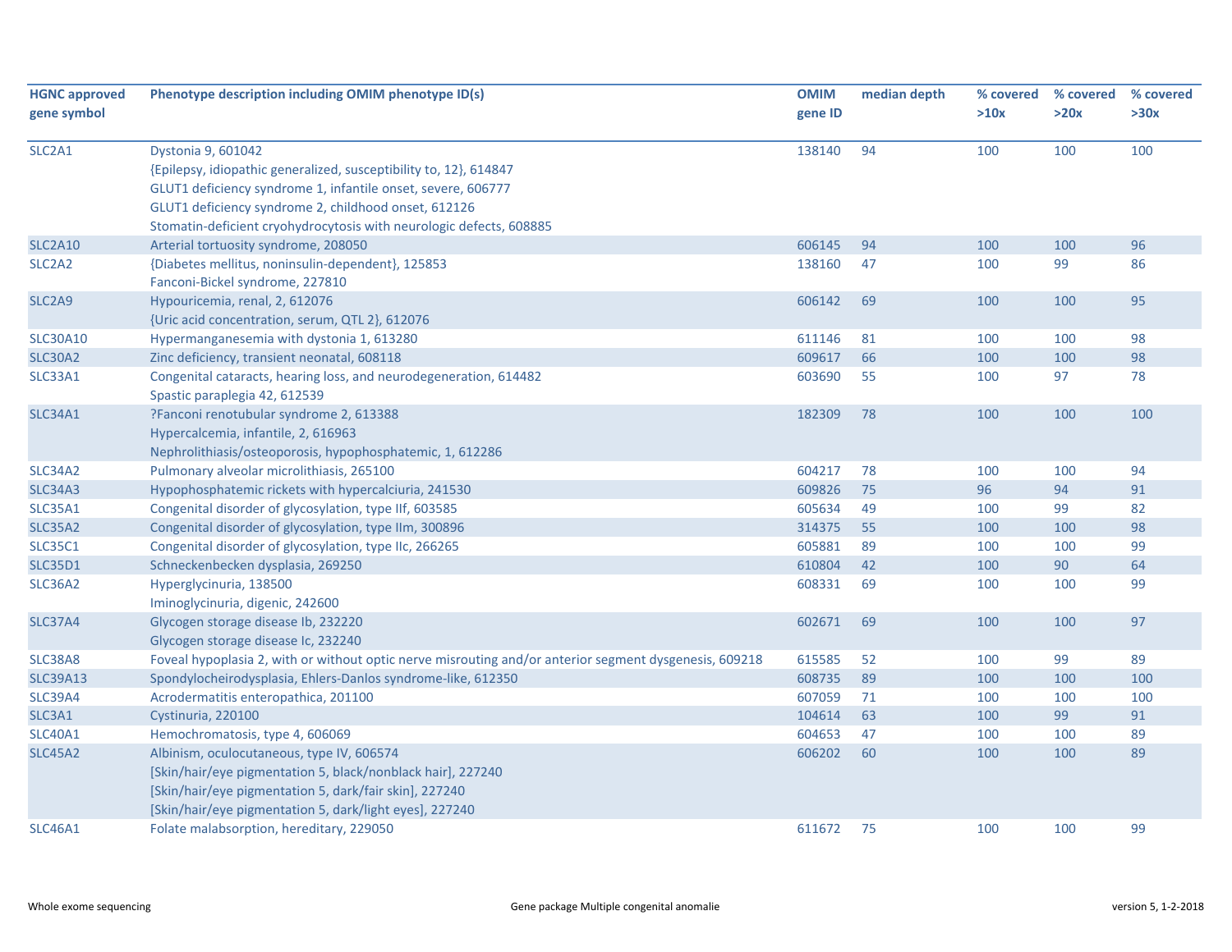| HGNC approved gene symbol | Phenotype description including OMIM phenotype ID(s) | OMIM gene ID | median depth | % covered >10x | % covered >20x | % covered >30x |
|---|---|---|---|---|---|---|
| SLC2A1 | Dystonia 9, 601042<br>{Epilepsy, idiopathic generalized, susceptibility to, 12}, 614847<br>GLUT1 deficiency syndrome 1, infantile onset, severe, 606777<br>GLUT1 deficiency syndrome 2, childhood onset, 612126<br>Stomatin-deficient cryohydrocytosis with neurologic defects, 608885 | 138140 | 94 | 100 | 100 | 100 |
| SLC2A10 | Arterial tortuosity syndrome, 208050 | 606145 | 94 | 100 | 100 | 96 |
| SLC2A2 | {Diabetes mellitus, noninsulin-dependent}, 125853<br>Fanconi-Bickel syndrome, 227810 | 138160 | 47 | 100 | 99 | 86 |
| SLC2A9 | Hypouricemia, renal, 2, 612076<br>{Uric acid concentration, serum, QTL 2}, 612076 | 606142 | 69 | 100 | 100 | 95 |
| SLC30A10 | Hypermanganesemia with dystonia 1, 613280 | 611146 | 81 | 100 | 100 | 98 |
| SLC30A2 | Zinc deficiency, transient neonatal, 608118 | 609617 | 66 | 100 | 100 | 98 |
| SLC33A1 | Congenital cataracts, hearing loss, and neurodegeneration, 614482<br>Spastic paraplegia 42, 612539 | 603690 | 55 | 100 | 97 | 78 |
| SLC34A1 | ?Fanconi renotubular syndrome 2, 613388<br>Hypercalcemia, infantile, 2, 616963<br>Nephrolithiasis/osteoporosis, hypophosphatemic, 1, 612286 | 182309 | 78 | 100 | 100 | 100 |
| SLC34A2 | Pulmonary alveolar microlithiasis, 265100 | 604217 | 78 | 100 | 100 | 94 |
| SLC34A3 | Hypophosphatemic rickets with hypercalciuria, 241530 | 609826 | 75 | 96 | 94 | 91 |
| SLC35A1 | Congenital disorder of glycosylation, type IIf, 603585 | 605634 | 49 | 100 | 99 | 82 |
| SLC35A2 | Congenital disorder of glycosylation, type IIm, 300896 | 314375 | 55 | 100 | 100 | 98 |
| SLC35C1 | Congenital disorder of glycosylation, type IIc, 266265 | 605881 | 89 | 100 | 100 | 99 |
| SLC35D1 | Schneckenbecken dysplasia, 269250 | 610804 | 42 | 100 | 90 | 64 |
| SLC36A2 | Hyperglycinuria, 138500<br>Iminoglycinuria, digenic, 242600 | 608331 | 69 | 100 | 100 | 99 |
| SLC37A4 | Glycogen storage disease Ib, 232220<br>Glycogen storage disease Ic, 232240 | 602671 | 69 | 100 | 100 | 97 |
| SLC38A8 | Foveal hypoplasia 2, with or without optic nerve misrouting and/or anterior segment dysgenesis, 609218 | 615585 | 52 | 100 | 99 | 89 |
| SLC39A13 | Spondylocheirodysplasia, Ehlers-Danlos syndrome-like, 612350 | 608735 | 89 | 100 | 100 | 100 |
| SLC39A4 | Acrodermatitis enteropathica, 201100 | 607059 | 71 | 100 | 100 | 100 |
| SLC3A1 | Cystinuria, 220100 | 104614 | 63 | 100 | 99 | 91 |
| SLC40A1 | Hemochromatosis, type 4, 606069 | 604653 | 47 | 100 | 100 | 89 |
| SLC45A2 | Albinism, oculocutaneous, type IV, 606574<br>[Skin/hair/eye pigmentation 5, black/nonblack hair], 227240<br>[Skin/hair/eye pigmentation 5, dark/fair skin], 227240<br>[Skin/hair/eye pigmentation 5, dark/light eyes], 227240 | 606202 | 60 | 100 | 100 | 89 |
| SLC46A1 | Folate malabsorption, hereditary, 229050 | 611672 | 75 | 100 | 100 | 99 |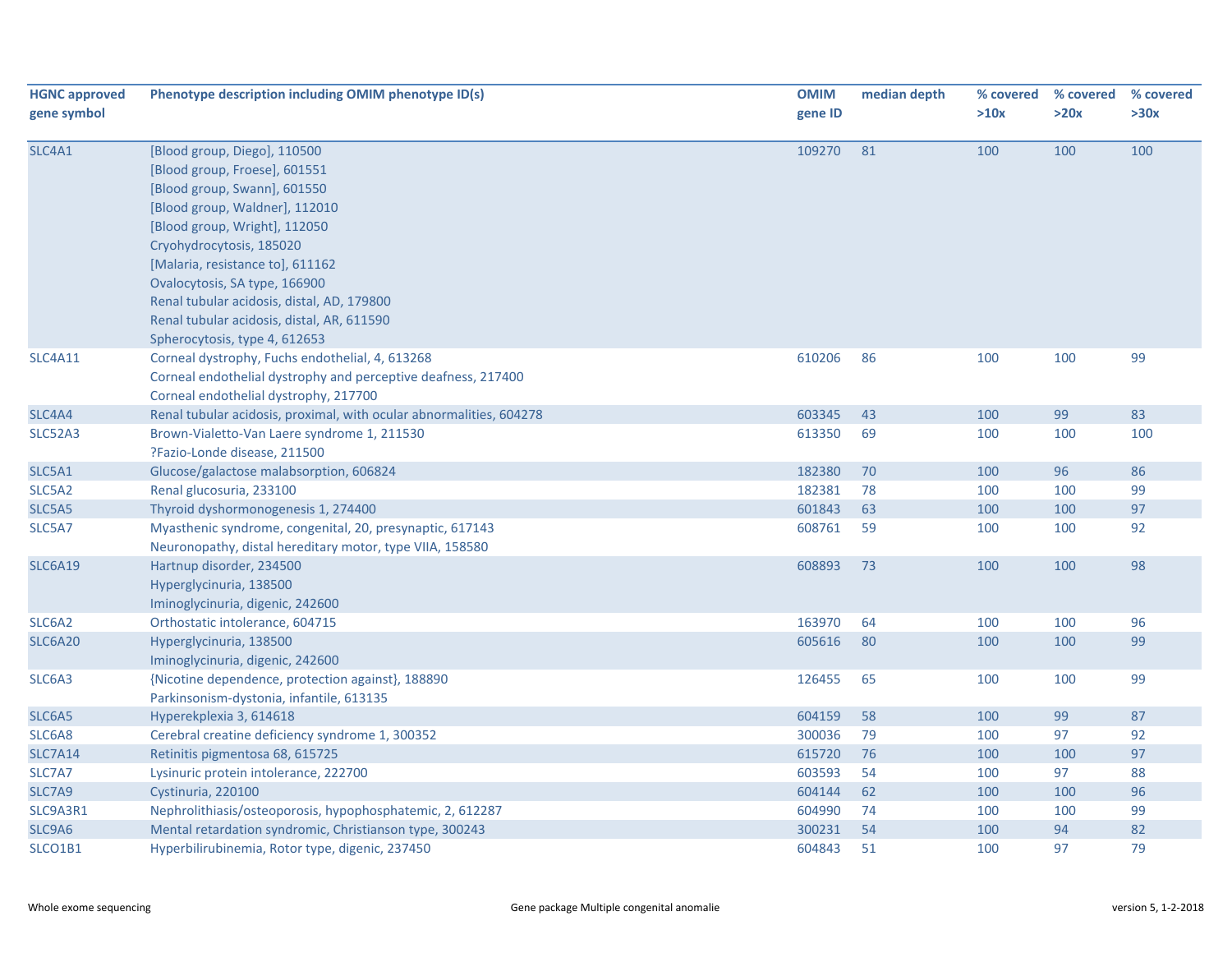| HGNC approved gene symbol | Phenotype description including OMIM phenotype ID(s) | OMIM gene ID | median depth | % covered >10x | % covered >20x | % covered >30x |
|---|---|---|---|---|---|---|
| SLC4A1 | [Blood group, Diego], 110500<br>[Blood group, Froese], 601551<br>[Blood group, Swann], 601550<br>[Blood group, Waldner], 112010<br>[Blood group, Wright], 112050<br>Cryohydrocytosis, 185020<br>[Malaria, resistance to], 611162<br>Ovalocytosis, SA type, 166900<br>Renal tubular acidosis, distal, AD, 179800<br>Renal tubular acidosis, distal, AR, 611590<br>Spherocytosis, type 4, 612653 | 109270 | 81 | 100 | 100 | 100 |
| SLC4A11 | Corneal dystrophy, Fuchs endothelial, 4, 613268<br>Corneal endothelial dystrophy and perceptive deafness, 217400<br>Corneal endothelial dystrophy, 217700 | 610206 | 86 | 100 | 100 | 99 |
| SLC4A4 | Renal tubular acidosis, proximal, with ocular abnormalities, 604278 | 603345 | 43 | 100 | 99 | 83 |
| SLC52A3 | Brown-Vialetto-Van Laere syndrome 1, 211530<br>?Fazio-Londe disease, 211500 | 613350 | 69 | 100 | 100 | 100 |
| SLC5A1 | Glucose/galactose malabsorption, 606824 | 182380 | 70 | 100 | 96 | 86 |
| SLC5A2 | Renal glucosuria, 233100 | 182381 | 78 | 100 | 100 | 99 |
| SLC5A5 | Thyroid dyshormonogenesis 1, 274400 | 601843 | 63 | 100 | 100 | 97 |
| SLC5A7 | Myasthenic syndrome, congenital, 20, presynaptic, 617143<br>Neuronopathy, distal hereditary motor, type VIIA, 158580 | 608761 | 59 | 100 | 100 | 92 |
| SLC6A19 | Hartnup disorder, 234500<br>Hyperglycinuria, 138500<br>Iminoglycinuria, digenic, 242600 | 608893 | 73 | 100 | 100 | 98 |
| SLC6A2 | Orthostatic intolerance, 604715 | 163970 | 64 | 100 | 100 | 96 |
| SLC6A20 | Hyperglycinuria, 138500<br>Iminoglycinuria, digenic, 242600 | 605616 | 80 | 100 | 100 | 99 |
| SLC6A3 | {Nicotine dependence, protection against}, 188890<br>Parkinsonism-dystonia, infantile, 613135 | 126455 | 65 | 100 | 100 | 99 |
| SLC6A5 | Hyperekplexia 3, 614618 | 604159 | 58 | 100 | 99 | 87 |
| SLC6A8 | Cerebral creatine deficiency syndrome 1, 300352 | 300036 | 79 | 100 | 97 | 92 |
| SLC7A14 | Retinitis pigmentosa 68, 615725 | 615720 | 76 | 100 | 100 | 97 |
| SLC7A7 | Lysinuric protein intolerance, 222700 | 603593 | 54 | 100 | 97 | 88 |
| SLC7A9 | Cystinuria, 220100 | 604144 | 62 | 100 | 100 | 96 |
| SLC9A3R1 | Nephrolithiasis/osteoporosis, hypophosphatemic, 2, 612287 | 604990 | 74 | 100 | 100 | 99 |
| SLC9A6 | Mental retardation syndromic, Christianson type, 300243 | 300231 | 54 | 100 | 94 | 82 |
| SLCO1B1 | Hyperbilirubinemia, Rotor type, digenic, 237450 | 604843 | 51 | 100 | 97 | 79 |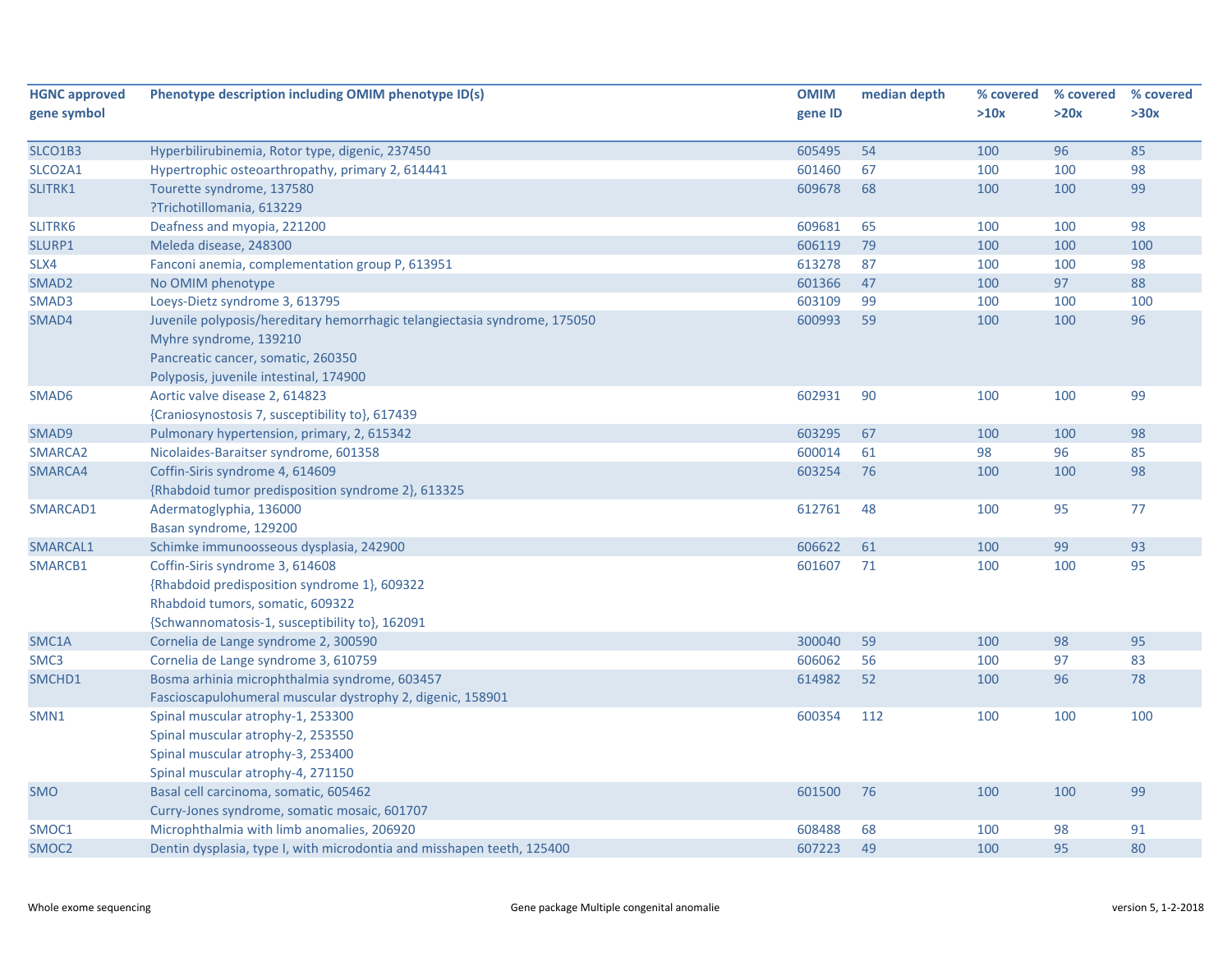| HGNC approved gene symbol | Phenotype description including OMIM phenotype ID(s) | OMIM gene ID | median depth | % covered >10x | % covered >20x | % covered >30x |
|---|---|---|---|---|---|---|
| SLCO1B3 | Hyperbilirubinemia, Rotor type, digenic, 237450 | 605495 | 54 | 100 | 96 | 85 |
| SLCO2A1 | Hypertrophic osteoarthropathy, primary 2, 614441 | 601460 | 67 | 100 | 100 | 98 |
| SLITRK1 | Tourette syndrome, 137580<br>?Trichotillomania, 613229 | 609678 | 68 | 100 | 100 | 99 |
| SLITRK6 | Deafness and myopia, 221200 | 609681 | 65 | 100 | 100 | 98 |
| SLURP1 | Meleda disease, 248300 | 606119 | 79 | 100 | 100 | 100 |
| SLX4 | Fanconi anemia, complementation group P, 613951 | 613278 | 87 | 100 | 100 | 98 |
| SMAD2 | No OMIM phenotype | 601366 | 47 | 100 | 97 | 88 |
| SMAD3 | Loeys-Dietz syndrome 3, 613795 | 603109 | 99 | 100 | 100 | 100 |
| SMAD4 | Juvenile polyposis/hereditary hemorrhagic telangiectasia syndrome, 175050<br>Myhre syndrome, 139210<br>Pancreatic cancer, somatic, 260350<br>Polyposis, juvenile intestinal, 174900 | 600993 | 59 | 100 | 100 | 96 |
| SMAD6 | Aortic valve disease 2, 614823<br>{Craniosynostosis 7, susceptibility to}, 617439 | 602931 | 90 | 100 | 100 | 99 |
| SMAD9 | Pulmonary hypertension, primary, 2, 615342 | 603295 | 67 | 100 | 100 | 98 |
| SMARCA2 | Nicolaides-Baraitser syndrome, 601358 | 600014 | 61 | 98 | 96 | 85 |
| SMARCA4 | Coffin-Siris syndrome 4, 614609<br>{Rhabdoid tumor predisposition syndrome 2}, 613325 | 603254 | 76 | 100 | 100 | 98 |
| SMARCAD1 | Adermatoglyphia, 136000<br>Basan syndrome, 129200 | 612761 | 48 | 100 | 95 | 77 |
| SMARCAL1 | Schimke immunoosseous dysplasia, 242900 | 606622 | 61 | 100 | 99 | 93 |
| SMARCB1 | Coffin-Siris syndrome 3, 614608<br>{Rhabdoid predisposition syndrome 1}, 609322<br>Rhabdoid tumors, somatic, 609322<br>{Schwannomatosis-1, susceptibility to}, 162091 | 601607 | 71 | 100 | 100 | 95 |
| SMC1A | Cornelia de Lange syndrome 2, 300590 | 300040 | 59 | 100 | 98 | 95 |
| SMC3 | Cornelia de Lange syndrome 3, 610759 | 606062 | 56 | 100 | 97 | 83 |
| SMCHD1 | Bosma arhinia microphthalmia syndrome, 603457<br>Fascioscapulohumeral muscular dystrophy 2, digenic, 158901 | 614982 | 52 | 100 | 96 | 78 |
| SMN1 | Spinal muscular atrophy-1, 253300<br>Spinal muscular atrophy-2, 253550<br>Spinal muscular atrophy-3, 253400<br>Spinal muscular atrophy-4, 271150 | 600354 | 112 | 100 | 100 | 100 |
| SMO | Basal cell carcinoma, somatic, 605462<br>Curry-Jones syndrome, somatic mosaic, 601707 | 601500 | 76 | 100 | 100 | 99 |
| SMOC1 | Microphthalmia with limb anomalies, 206920 | 608488 | 68 | 100 | 98 | 91 |
| SMOC2 | Dentin dysplasia, type I, with microdontia and misshapen teeth, 125400 | 607223 | 49 | 100 | 95 | 80 |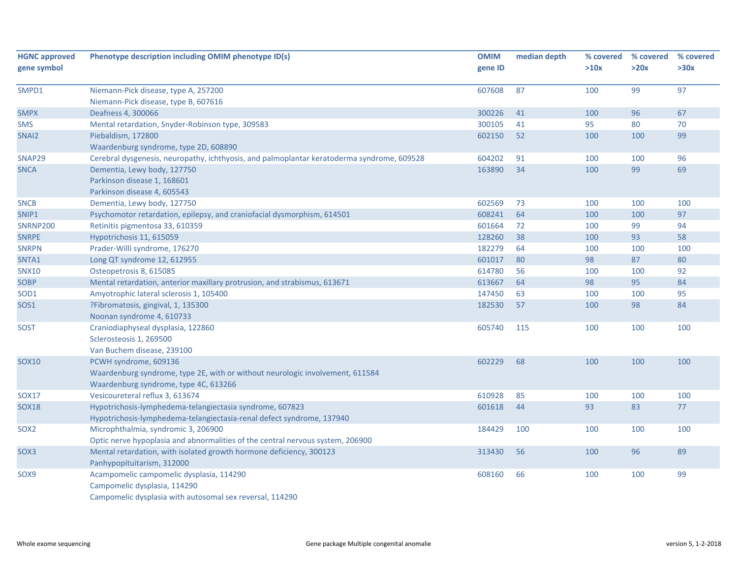| HGNC approved gene symbol | Phenotype description including OMIM phenotype ID(s) | OMIM gene ID | median depth | % covered >10x | % covered >20x | % covered >30x |
|---|---|---|---|---|---|---|
| SMPD1 | Niemann-Pick disease, type A, 257200<br>Niemann-Pick disease, type B, 607616 | 607608 | 87 | 100 | 99 | 97 |
| SMPX | Deafness 4, 300066 | 300226 | 41 | 100 | 96 | 67 |
| SMS | Mental retardation, Snyder-Robinson type, 309583 | 300105 | 41 | 95 | 80 | 70 |
| SNAI2 | Piebaldism, 172800<br>Waardenburg syndrome, type 2D, 608890 | 602150 | 52 | 100 | 100 | 99 |
| SNAP29 | Cerebral dysgenesis, neuropathy, ichthyosis, and palmoplantar keratoderma syndrome, 609528 | 604202 | 91 | 100 | 100 | 96 |
| SNCA | Dementia, Lewy body, 127750<br>Parkinson disease 1, 168601<br>Parkinson disease 4, 605543 | 163890 | 34 | 100 | 99 | 69 |
| SNCB | Dementia, Lewy body, 127750 | 602569 | 73 | 100 | 100 | 100 |
| SNIP1 | Psychomotor retardation, epilepsy, and craniofacial dysmorphism, 614501 | 608241 | 64 | 100 | 100 | 97 |
| SNRNP200 | Retinitis pigmentosa 33, 610359 | 601664 | 72 | 100 | 99 | 94 |
| SNRPE | Hypotrichosis 11, 615059 | 128260 | 38 | 100 | 93 | 58 |
| SNRPN | Prader-Willi syndrome, 176270 | 182279 | 64 | 100 | 100 | 100 |
| SNTA1 | Long QT syndrome 12, 612955 | 601017 | 80 | 98 | 87 | 80 |
| SNX10 | Osteopetrosis 8, 615085 | 614780 | 56 | 100 | 100 | 92 |
| SOBP | Mental retardation, anterior maxillary protrusion, and strabismus, 613671 | 613667 | 64 | 98 | 95 | 84 |
| SOD1 | Amyotrophic lateral sclerosis 1, 105400 | 147450 | 63 | 100 | 100 | 95 |
| SOS1 | ?Fibromatosis, gingival, 1, 135300<br>Noonan syndrome 4, 610733 | 182530 | 57 | 100 | 98 | 84 |
| SOST | Craniodiaphyseal dysplasia, 122860<br>Sclerosteosis 1, 269500<br>Van Buchem disease, 239100 | 605740 | 115 | 100 | 100 | 100 |
| SOX10 | PCWH syndrome, 609136<br>Waardenburg syndrome, type 2E, with or without neurologic involvement, 611584<br>Waardenburg syndrome, type 4C, 613266 | 602229 | 68 | 100 | 100 | 100 |
| SOX17 | Vesicoureteral reflux 3, 613674 | 610928 | 85 | 100 | 100 | 100 |
| SOX18 | Hypotrichosis-lymphedema-telangiectasia syndrome, 607823<br>Hypotrichosis-lymphedema-telangiectasia-renal defect syndrome, 137940 | 601618 | 44 | 93 | 83 | 77 |
| SOX2 | Microphthalmia, syndromic 3, 206900<br>Optic nerve hypoplasia and abnormalities of the central nervous system, 206900 | 184429 | 100 | 100 | 100 | 100 |
| SOX3 | Mental retardation, with isolated growth hormone deficiency, 300123<br>Panhypopituitarism, 312000 | 313430 | 56 | 100 | 96 | 89 |
| SOX9 | Acampomelic campomelic dysplasia, 114290<br>Campomelic dysplasia, 114290<br>Campomelic dysplasia with autosomal sex reversal, 114290 | 608160 | 66 | 100 | 100 | 99 |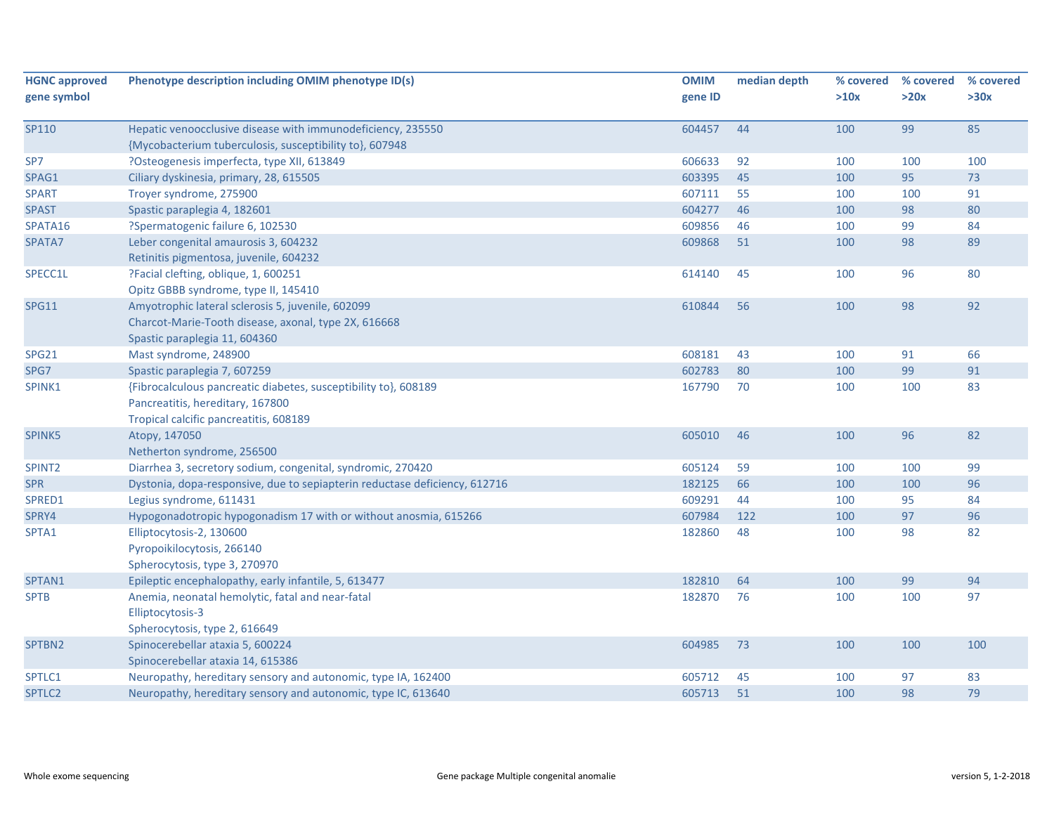| HGNC approved gene symbol | Phenotype description including OMIM phenotype ID(s) | OMIM gene ID | median depth | % covered >10x | % covered >20x | % covered >30x |
|---|---|---|---|---|---|---|
| SP110 | Hepatic venoocclusive disease with immunodeficiency, 235550<br>{Mycobacterium tuberculosis, susceptibility to}, 607948 | 604457 | 44 | 100 | 99 | 85 |
| SP7 | ?Osteogenesis imperfecta, type XII, 613849 | 606633 | 92 | 100 | 100 | 100 |
| SPAG1 | Ciliary dyskinesia, primary, 28, 615505 | 603395 | 45 | 100 | 95 | 73 |
| SPART | Troyer syndrome, 275900 | 607111 | 55 | 100 | 100 | 91 |
| SPAST | Spastic paraplegia 4, 182601 | 604277 | 46 | 100 | 98 | 80 |
| SPATA16 | ?Spermatogenic failure 6, 102530 | 609856 | 46 | 100 | 99 | 84 |
| SPATA7 | Leber congenital amaurosis 3, 604232<br>Retinitis pigmentosa, juvenile, 604232 | 609868 | 51 | 100 | 98 | 89 |
| SPECC1L | ?Facial clefting, oblique, 1, 600251<br>Opitz GBBB syndrome, type II, 145410 | 614140 | 45 | 100 | 96 | 80 |
| SPG11 | Amyotrophic lateral sclerosis 5, juvenile, 602099<br>Charcot-Marie-Tooth disease, axonal, type 2X, 616668<br>Spastic paraplegia 11, 604360 | 610844 | 56 | 100 | 98 | 92 |
| SPG21 | Mast syndrome, 248900 | 608181 | 43 | 100 | 91 | 66 |
| SPG7 | Spastic paraplegia 7, 607259 | 602783 | 80 | 100 | 99 | 91 |
| SPINK1 | {Fibrocalculous pancreatic diabetes, susceptibility to}, 608189<br>Pancreatitis, hereditary, 167800<br>Tropical calcific pancreatitis, 608189 | 167790 | 70 | 100 | 100 | 83 |
| SPINK5 | Atopy, 147050<br>Netherton syndrome, 256500 | 605010 | 46 | 100 | 96 | 82 |
| SPINT2 | Diarrhea 3, secretory sodium, congenital, syndromic, 270420 | 605124 | 59 | 100 | 100 | 99 |
| SPR | Dystonia, dopa-responsive, due to sepiapterin reductase deficiency, 612716 | 182125 | 66 | 100 | 100 | 96 |
| SPRED1 | Legius syndrome, 611431 | 609291 | 44 | 100 | 95 | 84 |
| SPRY4 | Hypogonadotropic hypogonadism 17 with or without anosmia, 615266 | 607984 | 122 | 100 | 97 | 96 |
| SPTA1 | Elliptocytosis-2, 130600<br>Pyropoikilocytosis, 266140<br>Spherocytosis, type 3, 270970 | 182860 | 48 | 100 | 98 | 82 |
| SPTAN1 | Epileptic encephalopathy, early infantile, 5, 613477 | 182810 | 64 | 100 | 99 | 94 |
| SPTB | Anemia, neonatal hemolytic, fatal and near-fatal<br>Elliptocytosis-3<br>Spherocytosis, type 2, 616649 | 182870 | 76 | 100 | 100 | 97 |
| SPTBN2 | Spinocerebellar ataxia 5, 600224<br>Spinocerebellar ataxia 14, 615386 | 604985 | 73 | 100 | 100 | 100 |
| SPTLC1 | Neuropathy, hereditary sensory and autonomic, type IA, 162400 | 605712 | 45 | 100 | 97 | 83 |
| SPTLC2 | Neuropathy, hereditary sensory and autonomic, type IC, 613640 | 605713 | 51 | 100 | 98 | 79 |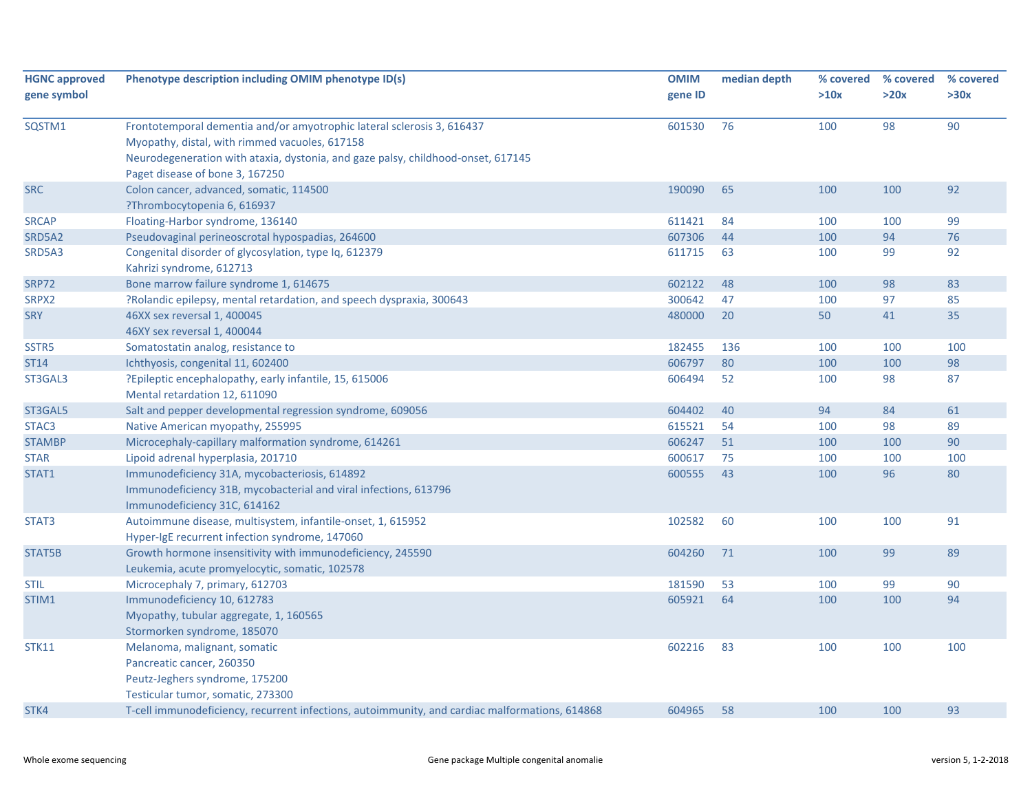| HGNC approved gene symbol | Phenotype description including OMIM phenotype ID(s) | OMIM gene ID | median depth | % covered >10x | % covered >20x | % covered >30x |
|---|---|---|---|---|---|---|
| SQSTM1 | Frontotemporal dementia and/or amyotrophic lateral sclerosis 3, 616437<br>Myopathy, distal, with rimmed vacuoles, 617158<br>Neurodegeneration with ataxia, dystonia, and gaze palsy, childhood-onset, 617145<br>Paget disease of bone 3, 167250 | 601530 | 76 | 100 | 98 | 90 |
| SRC | Colon cancer, advanced, somatic, 114500<br>?Thrombocytopenia 6, 616937 | 190090 | 65 | 100 | 100 | 92 |
| SRCAP | Floating-Harbor syndrome, 136140 | 611421 | 84 | 100 | 100 | 99 |
| SRD5A2 | Pseudovaginal perineoscrotal hypospadias, 264600 | 607306 | 44 | 100 | 94 | 76 |
| SRD5A3 | Congenital disorder of glycosylation, type Iq, 612379<br>Kahrizi syndrome, 612713 | 611715 | 63 | 100 | 99 | 92 |
| SRP72 | Bone marrow failure syndrome 1, 614675 | 602122 | 48 | 100 | 98 | 83 |
| SRPX2 | ?Rolandic epilepsy, mental retardation, and speech dyspraxia, 300643 | 300642 | 47 | 100 | 97 | 85 |
| SRY | 46XX sex reversal 1, 400045<br>46XY sex reversal 1, 400044 | 480000 | 20 | 50 | 41 | 35 |
| SSTR5 | Somatostatin analog, resistance to | 182455 | 136 | 100 | 100 | 100 |
| ST14 | Ichthyosis, congenital 11, 602400 | 606797 | 80 | 100 | 100 | 98 |
| ST3GAL3 | ?Epileptic encephalopathy, early infantile, 15, 615006<br>Mental retardation 12, 611090 | 606494 | 52 | 100 | 98 | 87 |
| ST3GAL5 | Salt and pepper developmental regression syndrome, 609056 | 604402 | 40 | 94 | 84 | 61 |
| STAC3 | Native American myopathy, 255995 | 615521 | 54 | 100 | 98 | 89 |
| STAMBP | Microcephaly-capillary malformation syndrome, 614261 | 606247 | 51 | 100 | 100 | 90 |
| STAR | Lipoid adrenal hyperplasia, 201710 | 600617 | 75 | 100 | 100 | 100 |
| STAT1 | Immunodeficiency 31A, mycobacteriosis, 614892<br>Immunodeficiency 31B, mycobacterial and viral infections, 613796<br>Immunodeficiency 31C, 614162 | 600555 | 43 | 100 | 96 | 80 |
| STAT3 | Autoimmune disease, multisystem, infantile-onset, 1, 615952<br>Hyper-IgE recurrent infection syndrome, 147060 | 102582 | 60 | 100 | 100 | 91 |
| STAT5B | Growth hormone insensitivity with immunodeficiency, 245590<br>Leukemia, acute promyelocytic, somatic, 102578 | 604260 | 71 | 100 | 99 | 89 |
| STIL | Microcephaly 7, primary, 612703 | 181590 | 53 | 100 | 99 | 90 |
| STIM1 | Immunodeficiency 10, 612783<br>Myopathy, tubular aggregate, 1, 160565<br>Stormorken syndrome, 185070 | 605921 | 64 | 100 | 100 | 94 |
| STK11 | Melanoma, malignant, somatic<br>Pancreatic cancer, 260350<br>Peutz-Jeghers syndrome, 175200<br>Testicular tumor, somatic, 273300 | 602216 | 83 | 100 | 100 | 100 |
| STK4 | T-cell immunodeficiency, recurrent infections, autoimmunity, and cardiac malformations, 614868 | 604965 | 58 | 100 | 100 | 93 |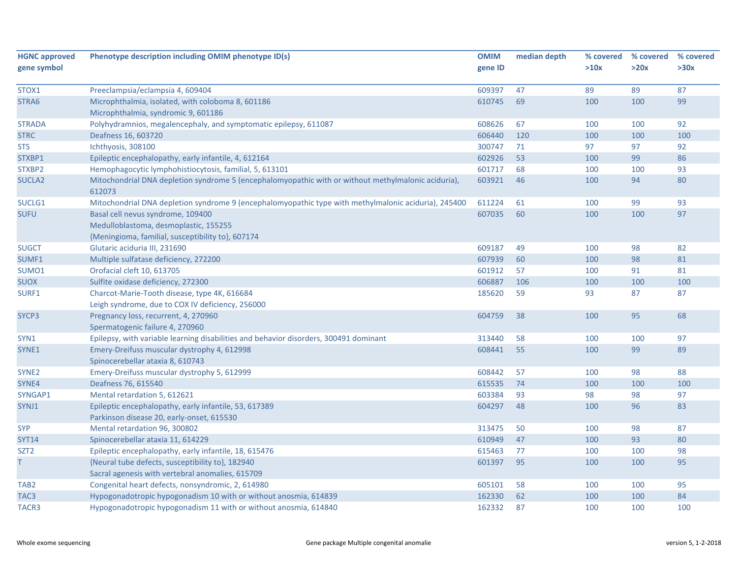| HGNC approved gene symbol | Phenotype description including OMIM phenotype ID(s) | OMIM gene ID | median depth | % covered >10x | % covered >20x | % covered >30x |
|---|---|---|---|---|---|---|
| STOX1 | Preeclampsia/eclampsia 4, 609404 | 609397 | 47 | 89 | 89 | 87 |
| STRA6 | Microphthalmia, isolated, with coloboma 8, 601186<br>Microphthalmia, syndromic 9, 601186 | 610745 | 69 | 100 | 100 | 99 |
| STRADA | Polyhydramnios, megalencephaly, and symptomatic epilepsy, 611087 | 608626 | 67 | 100 | 100 | 92 |
| STRC | Deafness 16, 603720 | 606440 | 120 | 100 | 100 | 100 |
| STS | Ichthyosis, 308100 | 300747 | 71 | 97 | 97 | 92 |
| STXBP1 | Epileptic encephalopathy, early infantile, 4, 612164 | 602926 | 53 | 100 | 99 | 86 |
| STXBP2 | Hemophagocytic lymphohistiocytosis, familial, 5, 613101 | 601717 | 68 | 100 | 100 | 93 |
| SUCLA2 | Mitochondrial DNA depletion syndrome 5 (encephalomyopathic with or without methylmalonic aciduria), 612073 | 603921 | 46 | 100 | 94 | 80 |
| SUCLG1 | Mitochondrial DNA depletion syndrome 9 (encephalomyopathic type with methylmalonic aciduria), 245400 | 611224 | 61 | 100 | 99 | 93 |
| SUFU | Basal cell nevus syndrome, 109400<br>Medulloblastoma, desmoplastic, 155255<br>{Meningioma, familial, susceptibility to}, 607174 | 607035 | 60 | 100 | 100 | 97 |
| SUGCT | Glutaric aciduria III, 231690 | 609187 | 49 | 100 | 98 | 82 |
| SUMF1 | Multiple sulfatase deficiency, 272200 | 607939 | 60 | 100 | 98 | 81 |
| SUMO1 | Orofacial cleft 10, 613705 | 601912 | 57 | 100 | 91 | 81 |
| SUOX | Sulfite oxidase deficiency, 272300 | 606887 | 106 | 100 | 100 | 100 |
| SURF1 | Charcot-Marie-Tooth disease, type 4K, 616684<br>Leigh syndrome, due to COX IV deficiency, 256000 | 185620 | 59 | 93 | 87 | 87 |
| SYCP3 | Pregnancy loss, recurrent, 4, 270960<br>Spermatogenic failure 4, 270960 | 604759 | 38 | 100 | 95 | 68 |
| SYN1 | Epilepsy, with variable learning disabilities and behavior disorders, 300491 dominant | 313440 | 58 | 100 | 100 | 97 |
| SYNE1 | Emery-Dreifuss muscular dystrophy 4, 612998<br>Spinocerebellar ataxia 8, 610743 | 608441 | 55 | 100 | 99 | 89 |
| SYNE2 | Emery-Dreifuss muscular dystrophy 5, 612999 | 608442 | 57 | 100 | 98 | 88 |
| SYNE4 | Deafness 76, 615540 | 615535 | 74 | 100 | 100 | 100 |
| SYNGAP1 | Mental retardation 5, 612621 | 603384 | 93 | 98 | 98 | 97 |
| SYNJ1 | Epileptic encephalopathy, early infantile, 53, 617389<br>Parkinson disease 20, early-onset, 615530 | 604297 | 48 | 100 | 96 | 83 |
| SYP | Mental retardation 96, 300802 | 313475 | 50 | 100 | 98 | 87 |
| SYT14 | Spinocerebellar ataxia 11, 614229 | 610949 | 47 | 100 | 93 | 80 |
| SZT2 | Epileptic encephalopathy, early infantile, 18, 615476 | 615463 | 77 | 100 | 100 | 98 |
| T | {Neural tube defects, susceptibility to}, 182940<br>Sacral agenesis with vertebral anomalies, 615709 | 601397 | 95 | 100 | 100 | 95 |
| TAB2 | Congenital heart defects, nonsyndromic, 2, 614980 | 605101 | 58 | 100 | 100 | 95 |
| TAC3 | Hypogonadotropic hypogonadism 10 with or without anosmia, 614839 | 162330 | 62 | 100 | 100 | 84 |
| TACR3 | Hypogonadotropic hypogonadism 11 with or without anosmia, 614840 | 162332 | 87 | 100 | 100 | 100 |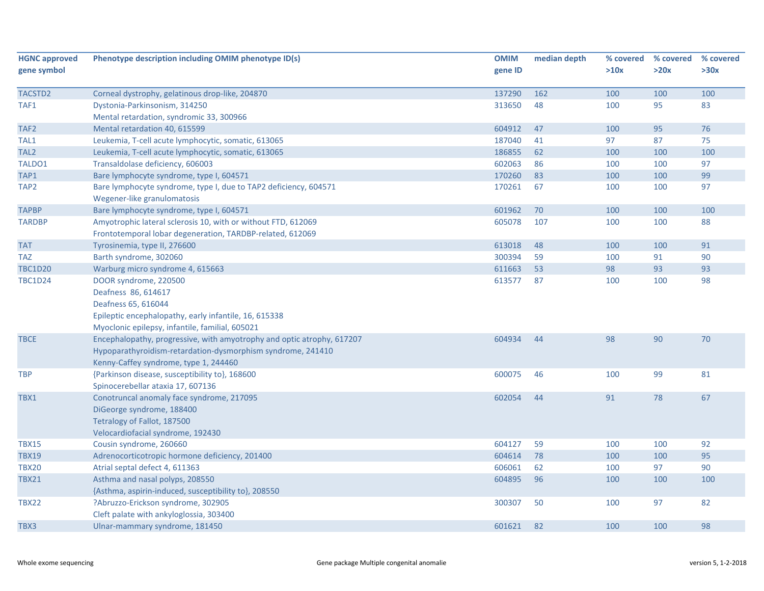| HGNC approved gene symbol | Phenotype description including OMIM phenotype ID(s) | OMIM gene ID | median depth | % covered >10x | % covered >20x | % covered >30x |
|---|---|---|---|---|---|---|
| TACSTD2 | Corneal dystrophy, gelatinous drop-like, 204870 | 137290 | 162 | 100 | 100 | 100 |
| TAF1 | Dystonia-Parkinsonism, 314250<br>Mental retardation, syndromic 33, 300966 | 313650 | 48 | 100 | 95 | 83 |
| TAF2 | Mental retardation 40, 615599 | 604912 | 47 | 100 | 95 | 76 |
| TAL1 | Leukemia, T-cell acute lymphocytic, somatic, 613065 | 187040 | 41 | 97 | 87 | 75 |
| TAL2 | Leukemia, T-cell acute lymphocytic, somatic, 613065 | 186855 | 62 | 100 | 100 | 100 |
| TALDO1 | Transaldolase deficiency, 606003 | 602063 | 86 | 100 | 100 | 97 |
| TAP1 | Bare lymphocyte syndrome, type I, 604571 | 170260 | 83 | 100 | 100 | 99 |
| TAP2 | Bare lymphocyte syndrome, type I, due to TAP2 deficiency, 604571<br>Wegener-like granulomatosis | 170261 | 67 | 100 | 100 | 97 |
| TAPBP | Bare lymphocyte syndrome, type I, 604571 | 601962 | 70 | 100 | 100 | 100 |
| TARDBP | Amyotrophic lateral sclerosis 10, with or without FTD, 612069<br>Frontotemporal lobar degeneration, TARDBP-related, 612069 | 605078 | 107 | 100 | 100 | 88 |
| TAT | Tyrosinemia, type II, 276600 | 613018 | 48 | 100 | 100 | 91 |
| TAZ | Barth syndrome, 302060 | 300394 | 59 | 100 | 91 | 90 |
| TBC1D20 | Warburg micro syndrome 4, 615663 | 611663 | 53 | 98 | 93 | 93 |
| TBC1D24 | DOOR syndrome, 220500<br>Deafness 86, 614617<br>Deafness 65, 616044<br>Epileptic encephalopathy, early infantile, 16, 615338<br>Myoclonic epilepsy, infantile, familial, 605021 | 613577 | 87 | 100 | 100 | 98 |
| TBCE | Encephalopathy, progressive, with amyotrophy and optic atrophy, 617207<br>Hypoparathyroidism-retardation-dysmorphism syndrome, 241410<br>Kenny-Caffey syndrome, type 1, 244460 | 604934 | 44 | 98 | 90 | 70 |
| TBP | {Parkinson disease, susceptibility to}, 168600<br>Spinocerebellar ataxia 17, 607136 | 600075 | 46 | 100 | 99 | 81 |
| TBX1 | Conotruncal anomaly face syndrome, 217095<br>DiGeorge syndrome, 188400<br>Tetralogy of Fallot, 187500<br>Velocardiofacial syndrome, 192430 | 602054 | 44 | 91 | 78 | 67 |
| TBX15 | Cousin syndrome, 260660 | 604127 | 59 | 100 | 100 | 92 |
| TBX19 | Adrenocorticotropic hormone deficiency, 201400 | 604614 | 78 | 100 | 100 | 95 |
| TBX20 | Atrial septal defect 4, 611363 | 606061 | 62 | 100 | 97 | 90 |
| TBX21 | Asthma and nasal polyps, 208550<br>{Asthma, aspirin-induced, susceptibility to}, 208550 | 604895 | 96 | 100 | 100 | 100 |
| TBX22 | ?Abruzzo-Erickson syndrome, 302905<br>Cleft palate with ankyloglossia, 303400 | 300307 | 50 | 100 | 97 | 82 |
| TBX3 | Ulnar-mammary syndrome, 181450 | 601621 | 82 | 100 | 100 | 98 |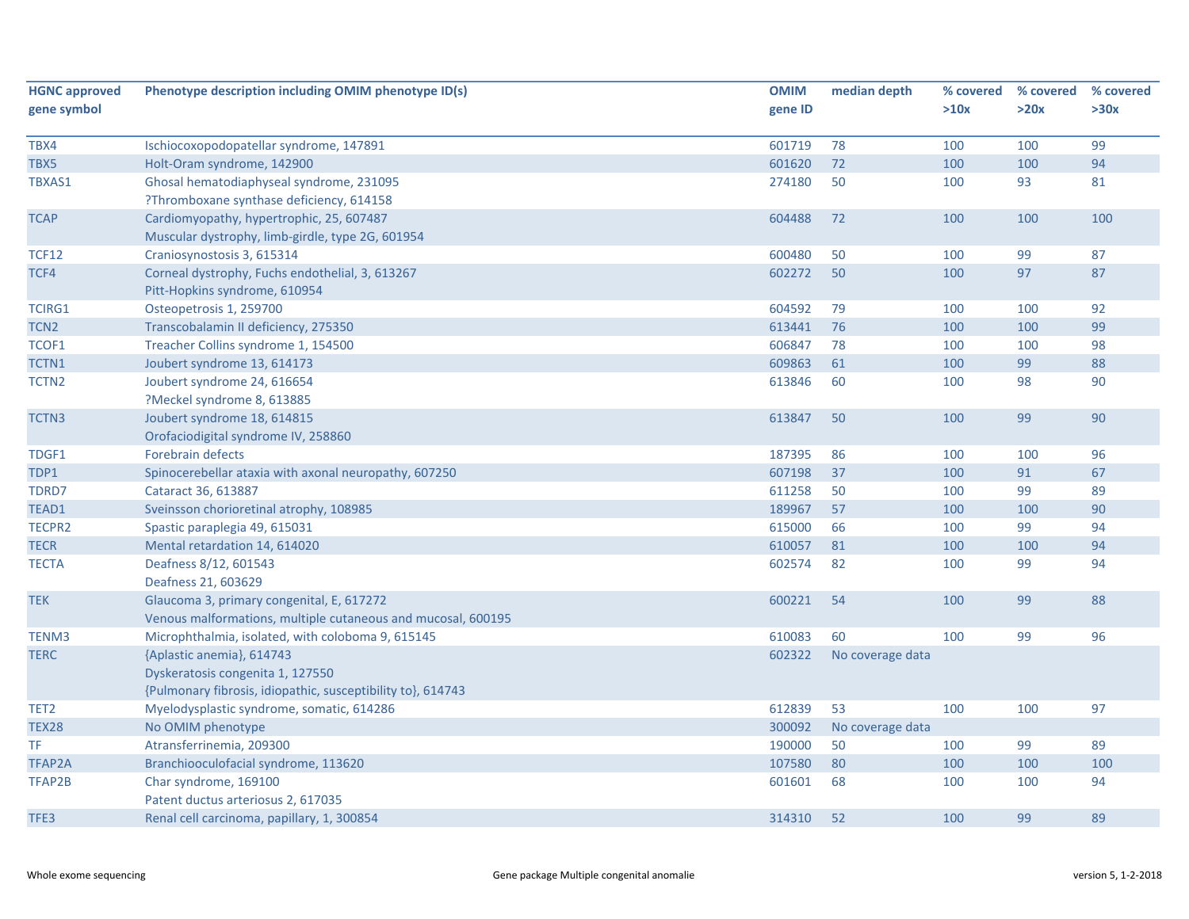| HGNC approved gene symbol | Phenotype description including OMIM phenotype ID(s) | OMIM gene ID | median depth | % covered >10x | % covered >20x | % covered >30x |
|---|---|---|---|---|---|---|
| TBX4 | Ischiocoxopodopatellar syndrome, 147891 | 601719 | 78 | 100 | 100 | 99 |
| TBX5 | Holt-Oram syndrome, 142900 | 601620 | 72 | 100 | 100 | 94 |
| TBXAS1 | Ghosal hematodiaphyseal syndrome, 231095<br>?Thromboxane synthase deficiency, 614158 | 274180 | 50 | 100 | 93 | 81 |
| TCAP | Cardiomyopathy, hypertrophic, 25, 607487<br>Muscular dystrophy, limb-girdle, type 2G, 601954 | 604488 | 72 | 100 | 100 | 100 |
| TCF12 | Craniosynostosis 3, 615314 | 600480 | 50 | 100 | 99 | 87 |
| TCF4 | Corneal dystrophy, Fuchs endothelial, 3, 613267<br>Pitt-Hopkins syndrome, 610954 | 602272 | 50 | 100 | 97 | 87 |
| TCIRG1 | Osteopetrosis 1, 259700 | 604592 | 79 | 100 | 100 | 92 |
| TCN2 | Transcobalamin II deficiency, 275350 | 613441 | 76 | 100 | 100 | 99 |
| TCOF1 | Treacher Collins syndrome 1, 154500 | 606847 | 78 | 100 | 100 | 98 |
| TCTN1 | Joubert syndrome 13, 614173 | 609863 | 61 | 100 | 99 | 88 |
| TCTN2 | Joubert syndrome 24, 616654<br>?Meckel syndrome 8, 613885 | 613846 | 60 | 100 | 98 | 90 |
| TCTN3 | Joubert syndrome 18, 614815<br>Orofaciodigital syndrome IV, 258860 | 613847 | 50 | 100 | 99 | 90 |
| TDGF1 | Forebrain defects | 187395 | 86 | 100 | 100 | 96 |
| TDP1 | Spinocerebellar ataxia with axonal neuropathy, 607250 | 607198 | 37 | 100 | 91 | 67 |
| TDRD7 | Cataract 36, 613887 | 611258 | 50 | 100 | 99 | 89 |
| TEAD1 | Sveinsson chorioretinal atrophy, 108985 | 189967 | 57 | 100 | 100 | 90 |
| TECPR2 | Spastic paraplegia 49, 615031 | 615000 | 66 | 100 | 99 | 94 |
| TECR | Mental retardation 14, 614020 | 610057 | 81 | 100 | 100 | 94 |
| TECTA | Deafness 8/12, 601543<br>Deafness 21, 603629 | 602574 | 82 | 100 | 99 | 94 |
| TEK | Glaucoma 3, primary congenital, E, 617272<br>Venous malformations, multiple cutaneous and mucosal, 600195 | 600221 | 54 | 100 | 99 | 88 |
| TENM3 | Microphthalmia, isolated, with coloboma 9, 615145 | 610083 | 60 | 100 | 99 | 96 |
| TERC | {Aplastic anemia}, 614743<br>Dyskeratosis congenita 1, 127550<br>{Pulmonary fibrosis, idiopathic, susceptibility to}, 614743 | 602322 | No coverage data | | | |
| TET2 | Myelodysplastic syndrome, somatic, 614286 | 612839 | 53 | 100 | 100 | 97 |
| TEX28 | No OMIM phenotype | 300092 | No coverage data | | | |
| TF | Atransferrinemia, 209300 | 190000 | 50 | 100 | 99 | 89 |
| TFAP2A | Branchiooculofacial syndrome, 113620 | 107580 | 80 | 100 | 100 | 100 |
| TFAP2B | Char syndrome, 169100<br>Patent ductus arteriosus 2, 617035 | 601601 | 68 | 100 | 100 | 94 |
| TFE3 | Renal cell carcinoma, papillary, 1, 300854 | 314310 | 52 | 100 | 99 | 89 |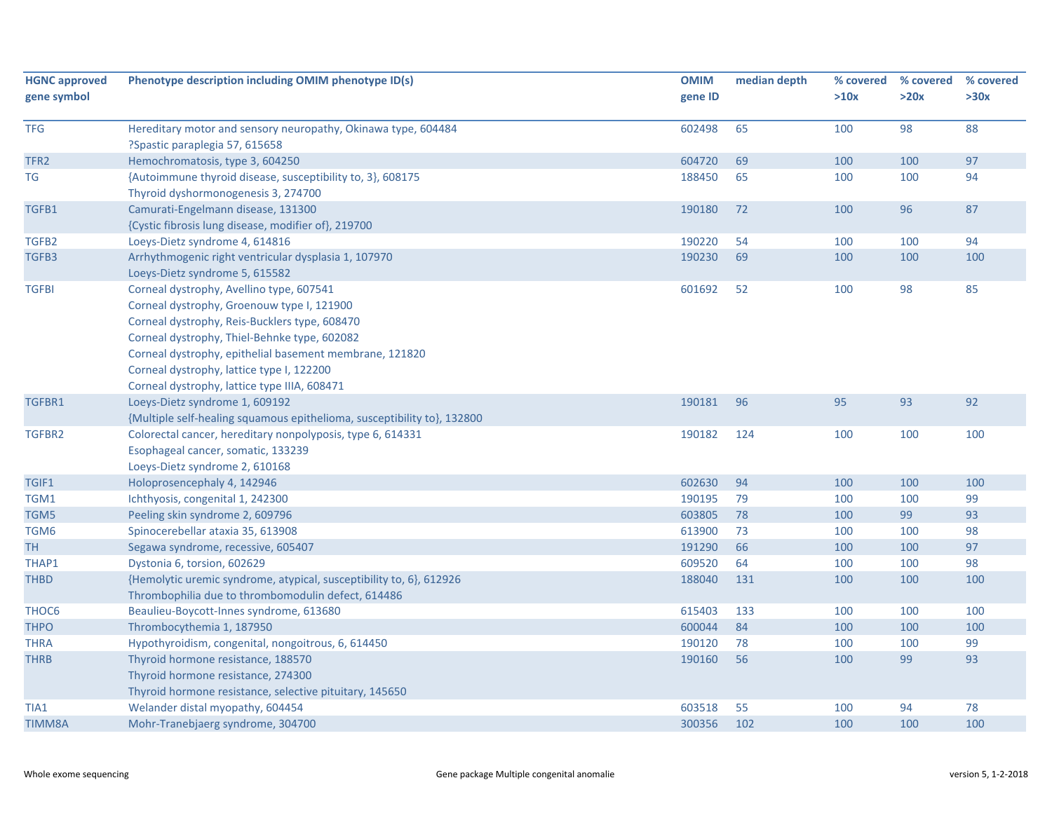| HGNC approved gene symbol | Phenotype description including OMIM phenotype ID(s) | OMIM gene ID | median depth | % covered >10x | % covered >20x | % covered >30x |
|---|---|---|---|---|---|---|
| TFG | Hereditary motor and sensory neuropathy, Okinawa type, 604484<br>?Spastic paraplegia 57, 615658 | 602498 | 65 | 100 | 98 | 88 |
| TFR2 | Hemochromatosis, type 3, 604250 | 604720 | 69 | 100 | 100 | 97 |
| TG | {Autoimmune thyroid disease, susceptibility to, 3}, 608175<br>Thyroid dyshormonogenesis 3, 274700 | 188450 | 65 | 100 | 100 | 94 |
| TGFB1 | Camurati-Engelmann disease, 131300<br>{Cystic fibrosis lung disease, modifier of}, 219700 | 190180 | 72 | 100 | 96 | 87 |
| TGFB2 | Loeys-Dietz syndrome 4, 614816 | 190220 | 54 | 100 | 100 | 94 |
| TGFB3 | Arrhythmogenic right ventricular dysplasia 1, 107970<br>Loeys-Dietz syndrome 5, 615582 | 190230 | 69 | 100 | 100 | 100 |
| TGFBI | Corneal dystrophy, Avellino type, 607541<br>Corneal dystrophy, Groenouw type I, 121900<br>Corneal dystrophy, Reis-Bucklers type, 608470<br>Corneal dystrophy, Thiel-Behnke type, 602082<br>Corneal dystrophy, epithelial basement membrane, 121820<br>Corneal dystrophy, lattice type I, 122200<br>Corneal dystrophy, lattice type IIIA, 608471 | 601692 | 52 | 100 | 98 | 85 |
| TGFBR1 | Loeys-Dietz syndrome 1, 609192<br>{Multiple self-healing squamous epithelioma, susceptibility to}, 132800 | 190181 | 96 | 95 | 93 | 92 |
| TGFBR2 | Colorectal cancer, hereditary nonpolyposis, type 6, 614331<br>Esophageal cancer, somatic, 133239<br>Loeys-Dietz syndrome 2, 610168 | 190182 | 124 | 100 | 100 | 100 |
| TGIF1 | Holoprosencephaly 4, 142946 | 602630 | 94 | 100 | 100 | 100 |
| TGM1 | Ichthyosis, congenital 1, 242300 | 190195 | 79 | 100 | 100 | 99 |
| TGM5 | Peeling skin syndrome 2, 609796 | 603805 | 78 | 100 | 99 | 93 |
| TGM6 | Spinocerebellar ataxia 35, 613908 | 613900 | 73 | 100 | 100 | 98 |
| TH | Segawa syndrome, recessive, 605407 | 191290 | 66 | 100 | 100 | 97 |
| THAP1 | Dystonia 6, torsion, 602629 | 609520 | 64 | 100 | 100 | 98 |
| THBD | {Hemolytic uremic syndrome, atypical, susceptibility to, 6}, 612926<br>Thrombophilia due to thrombomodulin defect, 614486 | 188040 | 131 | 100 | 100 | 100 |
| THOC6 | Beaulieu-Boycott-Innes syndrome, 613680 | 615403 | 133 | 100 | 100 | 100 |
| THPO | Thrombocythemia 1, 187950 | 600044 | 84 | 100 | 100 | 100 |
| THRA | Hypothyroidism, congenital, nongoitrous, 6, 614450 | 190120 | 78 | 100 | 100 | 99 |
| THRB | Thyroid hormone resistance, 188570<br>Thyroid hormone resistance, 274300<br>Thyroid hormone resistance, selective pituitary, 145650 | 190160 | 56 | 100 | 99 | 93 |
| TIA1 | Welander distal myopathy, 604454 | 603518 | 55 | 100 | 94 | 78 |
| TIMM8A | Mohr-Tranebjaerg syndrome, 304700 | 300356 | 102 | 100 | 100 | 100 |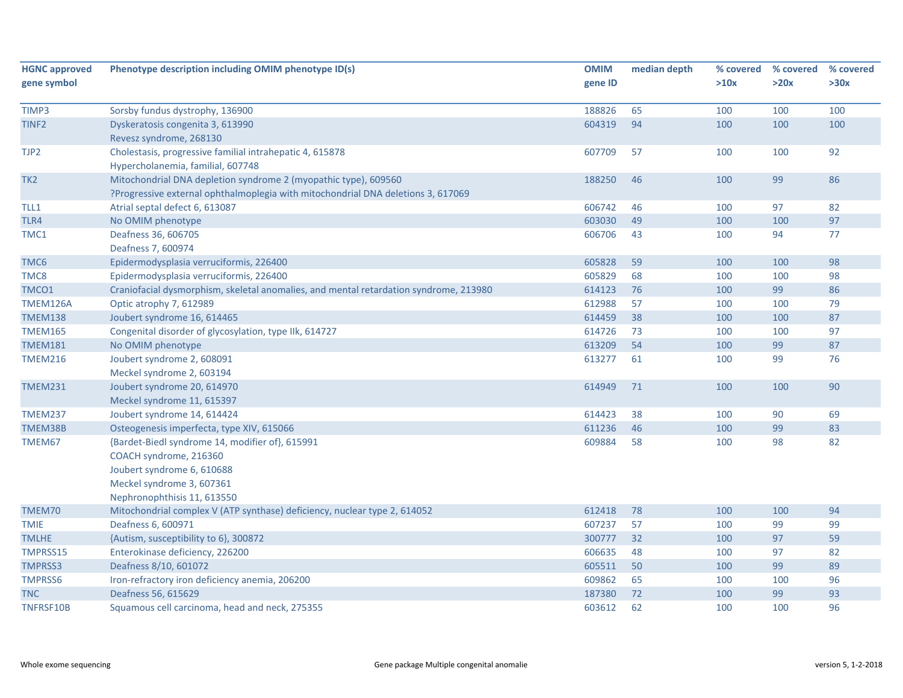| HGNC approved gene symbol | Phenotype description including OMIM phenotype ID(s) | OMIM gene ID | median depth | % covered >10x | % covered >20x | % covered >30x |
|---|---|---|---|---|---|---|
| TIMP3 | Sorsby fundus dystrophy, 136900 | 188826 | 65 | 100 | 100 | 100 |
| TINF2 | Dyskeratosis congenita 3, 613990<br>Revesz syndrome, 268130 | 604319 | 94 | 100 | 100 | 100 |
| TJP2 | Cholestasis, progressive familial intrahepatic 4, 615878<br>Hypercholanemia, familial, 607748 | 607709 | 57 | 100 | 100 | 92 |
| TK2 | Mitochondrial DNA depletion syndrome 2 (myopathic type), 609560<br>?Progressive external ophthalmoplegia with mitochondrial DNA deletions 3, 617069 | 188250 | 46 | 100 | 99 | 86 |
| TLL1 | Atrial septal defect 6, 613087 | 606742 | 46 | 100 | 97 | 82 |
| TLR4 | No OMIM phenotype | 603030 | 49 | 100 | 100 | 97 |
| TMC1 | Deafness 36, 606705<br>Deafness 7, 600974 | 606706 | 43 | 100 | 94 | 77 |
| TMC6 | Epidermodysplasia verruciformis, 226400 | 605828 | 59 | 100 | 100 | 98 |
| TMC8 | Epidermodysplasia verruciformis, 226400 | 605829 | 68 | 100 | 100 | 98 |
| TMCO1 | Craniofacial dysmorphism, skeletal anomalies, and mental retardation syndrome, 213980 | 614123 | 76 | 100 | 99 | 86 |
| TMEM126A | Optic atrophy 7, 612989 | 612988 | 57 | 100 | 100 | 79 |
| TMEM138 | Joubert syndrome 16, 614465 | 614459 | 38 | 100 | 100 | 87 |
| TMEM165 | Congenital disorder of glycosylation, type IIk, 614727 | 614726 | 73 | 100 | 100 | 97 |
| TMEM181 | No OMIM phenotype | 613209 | 54 | 100 | 99 | 87 |
| TMEM216 | Joubert syndrome 2, 608091<br>Meckel syndrome 2, 603194 | 613277 | 61 | 100 | 99 | 76 |
| TMEM231 | Joubert syndrome 20, 614970<br>Meckel syndrome 11, 615397 | 614949 | 71 | 100 | 100 | 90 |
| TMEM237 | Joubert syndrome 14, 614424 | 614423 | 38 | 100 | 90 | 69 |
| TMEM38B | Osteogenesis imperfecta, type XIV, 615066 | 611236 | 46 | 100 | 99 | 83 |
| TMEM67 | {Bardet-Biedl syndrome 14, modifier of}, 615991<br>COACH syndrome, 216360<br>Joubert syndrome 6, 610688<br>Meckel syndrome 3, 607361<br>Nephronophthisis 11, 613550 | 609884 | 58 | 100 | 98 | 82 |
| TMEM70 | Mitochondrial complex V (ATP synthase) deficiency, nuclear type 2, 614052 | 612418 | 78 | 100 | 100 | 94 |
| TMIE | Deafness 6, 600971 | 607237 | 57 | 100 | 99 | 99 |
| TMLHE | {Autism, susceptibility to 6}, 300872 | 300777 | 32 | 100 | 97 | 59 |
| TMPRSS15 | Enterokinase deficiency, 226200 | 606635 | 48 | 100 | 97 | 82 |
| TMPRSS3 | Deafness 8/10, 601072 | 605511 | 50 | 100 | 99 | 89 |
| TMPRSS6 | Iron-refractory iron deficiency anemia, 206200 | 609862 | 65 | 100 | 100 | 96 |
| TNC | Deafness 56, 615629 | 187380 | 72 | 100 | 99 | 93 |
| TNFRSF10B | Squamous cell carcinoma, head and neck, 275355 | 603612 | 62 | 100 | 100 | 96 |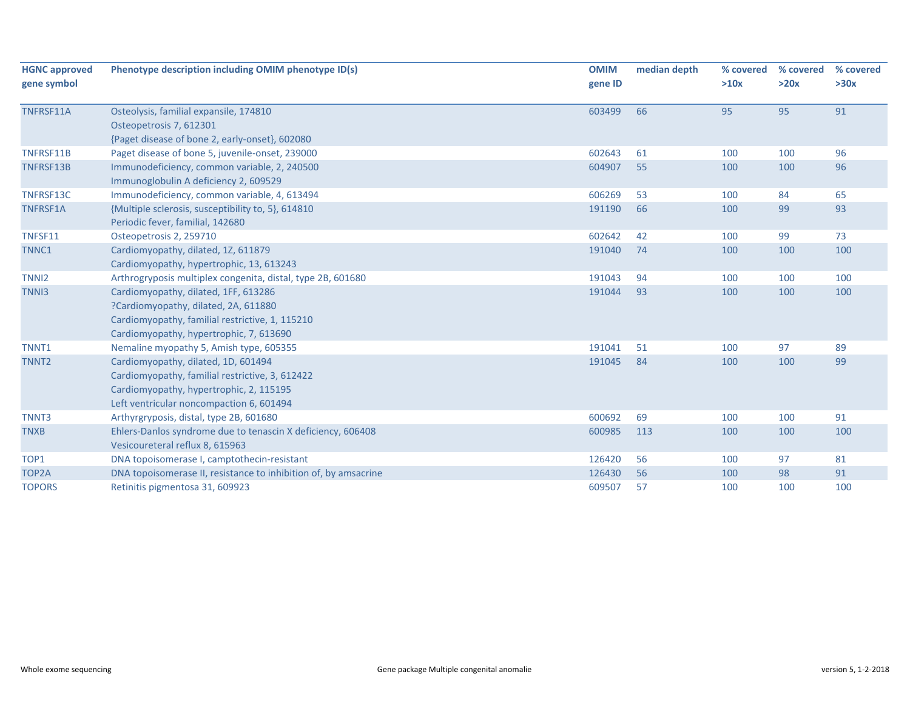| HGNC approved gene symbol | Phenotype description including OMIM phenotype ID(s) | OMIM gene ID | median depth | % covered >10x | % covered >20x | % covered >30x |
|---|---|---|---|---|---|---|
| TNFRSF11A | Osteolysis, familial expansile, 174810<br>Osteopetrosis 7, 612301<br>{Paget disease of bone 2, early-onset}, 602080 | 603499 | 66 | 95 | 95 | 91 |
| TNFRSF11B | Paget disease of bone 5, juvenile-onset, 239000 | 602643 | 61 | 100 | 100 | 96 |
| TNFRSF13B | Immunodeficiency, common variable, 2, 240500<br>Immunoglobulin A deficiency 2, 609529 | 604907 | 55 | 100 | 100 | 96 |
| TNFRSF13C | Immunodeficiency, common variable, 4, 613494 | 606269 | 53 | 100 | 84 | 65 |
| TNFRSF1A | {Multiple sclerosis, susceptibility to, 5}, 614810<br>Periodic fever, familial, 142680 | 191190 | 66 | 100 | 99 | 93 |
| TNFSF11 | Osteopetrosis 2, 259710 | 602642 | 42 | 100 | 99 | 73 |
| TNNC1 | Cardiomyopathy, dilated, 1Z, 611879<br>Cardiomyopathy, hypertrophic, 13, 613243 | 191040 | 74 | 100 | 100 | 100 |
| TNNI2 | Arthrogryposis multiplex congenita, distal, type 2B, 601680 | 191043 | 94 | 100 | 100 | 100 |
| TNNI3 | Cardiomyopathy, dilated, 1FF, 613286<br>?Cardiomyopathy, dilated, 2A, 611880<br>Cardiomyopathy, familial restrictive, 1, 115210<br>Cardiomyopathy, hypertrophic, 7, 613690 | 191044 | 93 | 100 | 100 | 100 |
| TNNT1 | Nemaline myopathy 5, Amish type, 605355 | 191041 | 51 | 100 | 97 | 89 |
| TNNT2 | Cardiomyopathy, dilated, 1D, 601494<br>Cardiomyopathy, familial restrictive, 3, 612422<br>Cardiomyopathy, hypertrophic, 2, 115195<br>Left ventricular noncompaction 6, 601494 | 191045 | 84 | 100 | 100 | 99 |
| TNNT3 | Arthyrgryposis, distal, type 2B, 601680 | 600692 | 69 | 100 | 100 | 91 |
| TNXB | Ehlers-Danlos syndrome due to tenascin X deficiency, 606408<br>Vesicoureteral reflux 8, 615963 | 600985 | 113 | 100 | 100 | 100 |
| TOP1 | DNA topoisomerase I, camptothecin-resistant | 126420 | 56 | 100 | 97 | 81 |
| TOP2A | DNA topoisomerase II, resistance to inhibition of, by amsacrine | 126430 | 56 | 100 | 98 | 91 |
| TOPORS | Retinitis pigmentosa 31, 609923 | 609507 | 57 | 100 | 100 | 100 |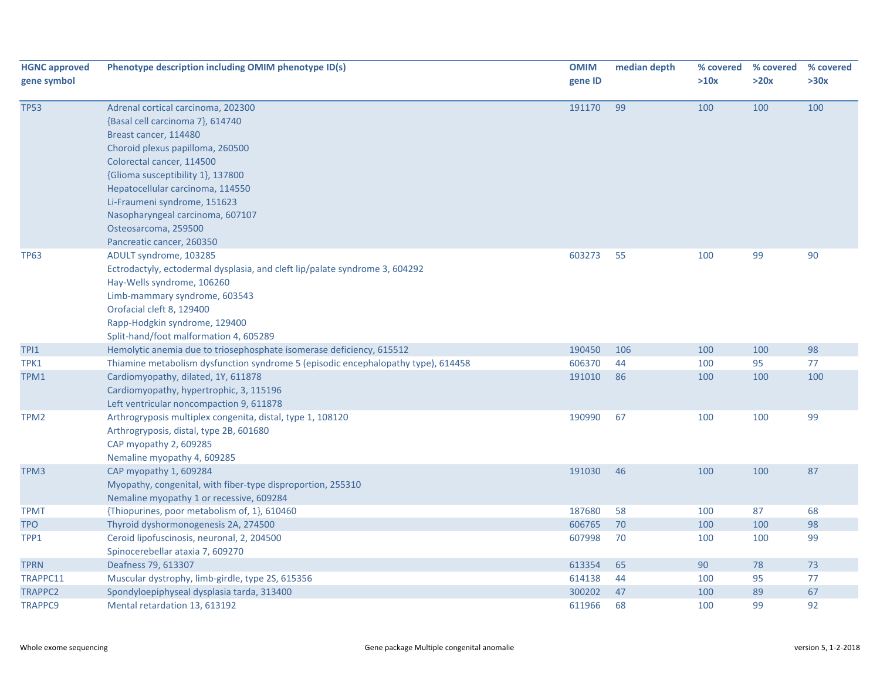| HGNC approved gene symbol | Phenotype description including OMIM phenotype ID(s) | OMIM gene ID | median depth | % covered >10x | % covered >20x | % covered >30x |
|---|---|---|---|---|---|---|
| TP53 | Adrenal cortical carcinoma, 202300<br>{Basal cell carcinoma 7}, 614740<br>Breast cancer, 114480<br>Choroid plexus papilloma, 260500<br>Colorectal cancer, 114500<br>{Glioma susceptibility 1}, 137800<br>Hepatocellular carcinoma, 114550<br>Li-Fraumeni syndrome, 151623<br>Nasopharyngeal carcinoma, 607107<br>Osteosarcoma, 259500<br>Pancreatic cancer, 260350 | 191170 | 99 | 100 | 100 | 100 |
| TP63 | ADULT syndrome, 103285<br>Ectrodactyly, ectodermal dysplasia, and cleft lip/palate syndrome 3, 604292<br>Hay-Wells syndrome, 106260<br>Limb-mammary syndrome, 603543<br>Orofacial cleft 8, 129400<br>Rapp-Hodgkin syndrome, 129400<br>Split-hand/foot malformation 4, 605289 | 603273 | 55 | 100 | 99 | 90 |
| TPI1 | Hemolytic anemia due to triosephosphate isomerase deficiency, 615512 | 190450 | 106 | 100 | 100 | 98 |
| TPK1 | Thiamine metabolism dysfunction syndrome 5 (episodic encephalopathy type), 614458 | 606370 | 44 | 100 | 95 | 77 |
| TPM1 | Cardiomyopathy, dilated, 1Y, 611878<br>Cardiomyopathy, hypertrophic, 3, 115196<br>Left ventricular noncompaction 9, 611878 | 191010 | 86 | 100 | 100 | 100 |
| TPM2 | Arthrogryposis multiplex congenita, distal, type 1, 108120<br>Arthrogryposis, distal, type 2B, 601680<br>CAP myopathy 2, 609285<br>Nemaline myopathy 4, 609285 | 190990 | 67 | 100 | 100 | 99 |
| TPM3 | CAP myopathy 1, 609284<br>Myopathy, congenital, with fiber-type disproportion, 255310<br>Nemaline myopathy 1 or recessive, 609284 | 191030 | 46 | 100 | 100 | 87 |
| TPMT | {Thiopurines, poor metabolism of, 1}, 610460 | 187680 | 58 | 100 | 87 | 68 |
| TPO | Thyroid dyshormonogenesis 2A, 274500 | 606765 | 70 | 100 | 100 | 98 |
| TPP1 | Ceroid lipofuscinosis, neuronal, 2, 204500<br>Spinocerebellar ataxia 7, 609270 | 607998 | 70 | 100 | 100 | 99 |
| TPRN | Deafness 79, 613307 | 613354 | 65 | 90 | 78 | 73 |
| TRAPPC11 | Muscular dystrophy, limb-girdle, type 2S, 615356 | 614138 | 44 | 100 | 95 | 77 |
| TRAPPC2 | Spondyloepiphyseal dysplasia tarda, 313400 | 300202 | 47 | 100 | 89 | 67 |
| TRAPPC9 | Mental retardation 13, 613192 | 611966 | 68 | 100 | 99 | 92 |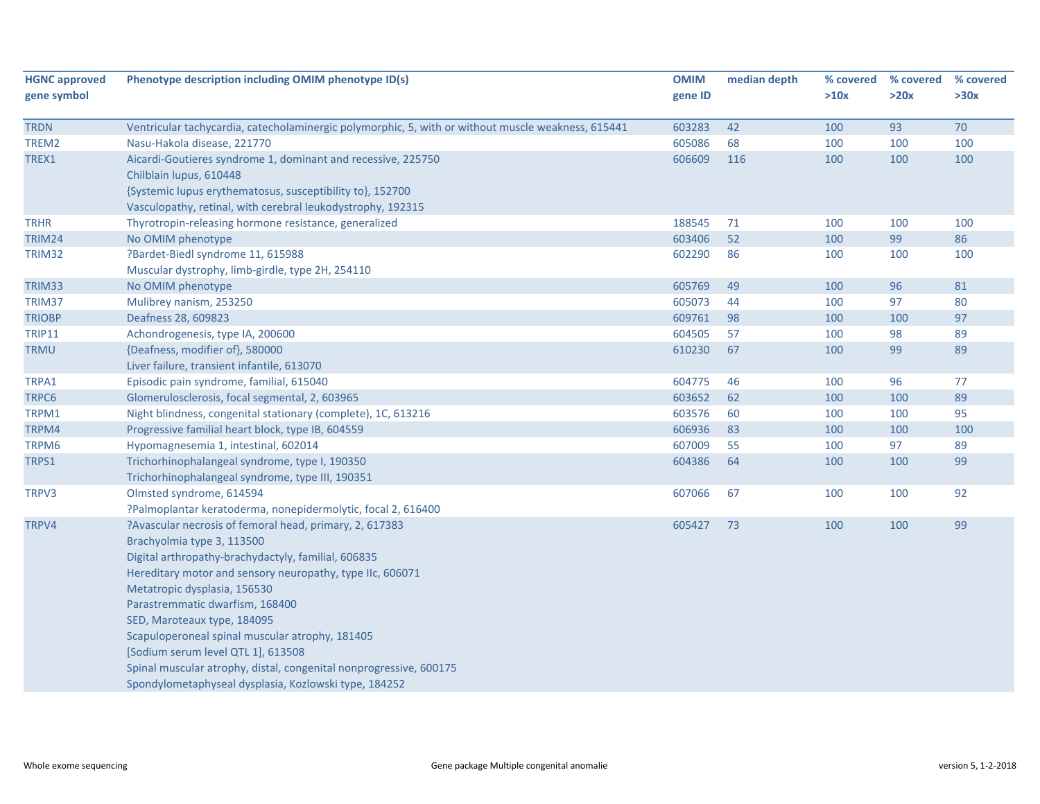| HGNC approved gene symbol | Phenotype description including OMIM phenotype ID(s) | OMIM gene ID | median depth | % covered >10x | % covered >20x | % covered >30x |
|---|---|---|---|---|---|---|
| TRDN | Ventricular tachycardia, catecholaminergic polymorphic, 5, with or without muscle weakness, 615441 | 603283 | 42 | 100 | 93 | 70 |
| TREM2 | Nasu-Hakola disease, 221770 | 605086 | 68 | 100 | 100 | 100 |
| TREX1 | Aicardi-Goutieres syndrome 1, dominant and recessive, 225750<br>Chilblain lupus, 610448<br>{Systemic lupus erythematosus, susceptibility to}, 152700<br>Vasculopathy, retinal, with cerebral leukodystrophy, 192315 | 606609 | 116 | 100 | 100 | 100 |
| TRHR | Thyrotropin-releasing hormone resistance, generalized | 188545 | 71 | 100 | 100 | 100 |
| TRIM24 | No OMIM phenotype | 603406 | 52 | 100 | 99 | 86 |
| TRIM32 | ?Bardet-Biedl syndrome 11, 615988<br>Muscular dystrophy, limb-girdle, type 2H, 254110 | 602290 | 86 | 100 | 100 | 100 |
| TRIM33 | No OMIM phenotype | 605769 | 49 | 100 | 96 | 81 |
| TRIM37 | Mulibrey nanism, 253250 | 605073 | 44 | 100 | 97 | 80 |
| TRIOBP | Deafness 28, 609823 | 609761 | 98 | 100 | 100 | 97 |
| TRIP11 | Achondrogenesis, type IA, 200600 | 604505 | 57 | 100 | 98 | 89 |
| TRMU | {Deafness, modifier of}, 580000<br>Liver failure, transient infantile, 613070 | 610230 | 67 | 100 | 99 | 89 |
| TRPA1 | Episodic pain syndrome, familial, 615040 | 604775 | 46 | 100 | 96 | 77 |
| TRPC6 | Glomerulosclerosis, focal segmental, 2, 603965 | 603652 | 62 | 100 | 100 | 89 |
| TRPM1 | Night blindness, congenital stationary (complete), 1C, 613216 | 603576 | 60 | 100 | 100 | 95 |
| TRPM4 | Progressive familial heart block, type IB, 604559 | 606936 | 83 | 100 | 100 | 100 |
| TRPM6 | Hypomagnesemia 1, intestinal, 602014 | 607009 | 55 | 100 | 97 | 89 |
| TRPS1 | Trichorhinophalangeal syndrome, type I, 190350<br>Trichorhinophalangeal syndrome, type III, 190351 | 604386 | 64 | 100 | 100 | 99 |
| TRPV3 | Olmsted syndrome, 614594<br>?Palmoplantar keratoderma, nonepidermolytic, focal 2, 616400 | 607066 | 67 | 100 | 100 | 92 |
| TRPV4 | ?Avascular necrosis of femoral head, primary, 2, 617383<br>Brachyolmia type 3, 113500<br>Digital arthropathy-brachydactyly, familial, 606835<br>Hereditary motor and sensory neuropathy, type IIc, 606071<br>Metatropic dysplasia, 156530<br>Parastremmatic dwarfism, 168400<br>SED, Maroteaux type, 184095<br>Scapuloperoneal spinal muscular atrophy, 181405<br>[Sodium serum level QTL 1], 613508<br>Spinal muscular atrophy, distal, congenital nonprogressive, 600175<br>Spondylometaphyseal dysplasia, Kozlowski type, 184252 | 605427 | 73 | 100 | 100 | 99 |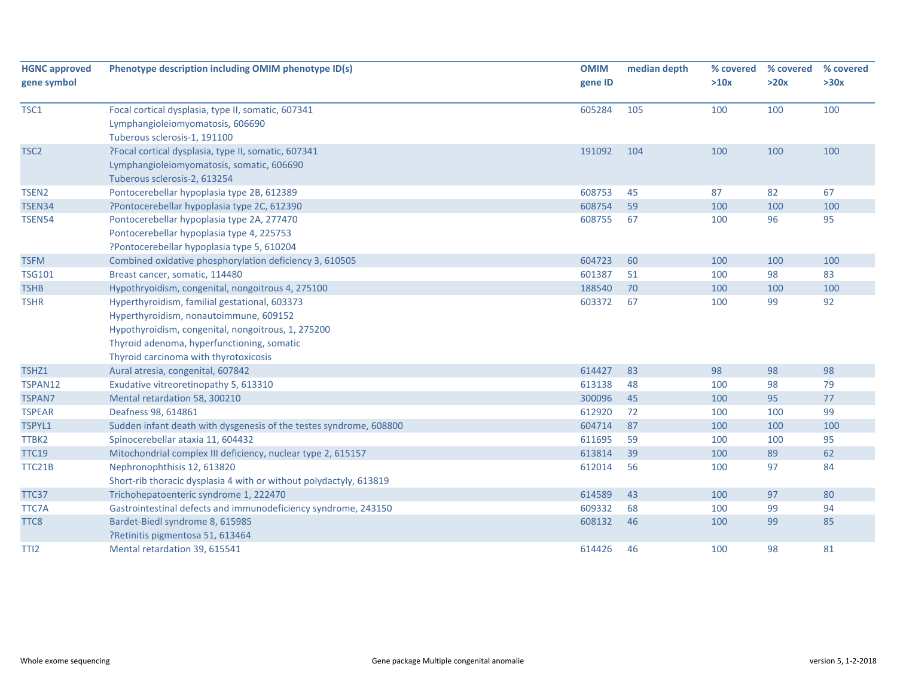| HGNC approved gene symbol | Phenotype description including OMIM phenotype ID(s) | OMIM gene ID | median depth | % covered >10x | % covered >20x | % covered >30x |
|---|---|---|---|---|---|---|
| TSC1 | Focal cortical dysplasia, type II, somatic, 607341<br>Lymphangioleiomyomatosis, 606690<br>Tuberous sclerosis-1, 191100 | 605284 | 105 | 100 | 100 | 100 |
| TSC2 | ?Focal cortical dysplasia, type II, somatic, 607341<br>Lymphangioleiomyomatosis, somatic, 606690<br>Tuberous sclerosis-2, 613254 | 191092 | 104 | 100 | 100 | 100 |
| TSEN2 | Pontocerebellar hypoplasia type 2B, 612389 | 608753 | 45 | 87 | 82 | 67 |
| TSEN34 | ?Pontocerebellar hypoplasia type 2C, 612390 | 608754 | 59 | 100 | 100 | 100 |
| TSEN54 | Pontocerebellar hypoplasia type 2A, 277470<br>Pontocerebellar hypoplasia type 4, 225753<br>?Pontocerebellar hypoplasia type 5, 610204 | 608755 | 67 | 100 | 96 | 95 |
| TSFM | Combined oxidative phosphorylation deficiency 3, 610505 | 604723 | 60 | 100 | 100 | 100 |
| TSG101 | Breast cancer, somatic, 114480 | 601387 | 51 | 100 | 98 | 83 |
| TSHB | Hypothyroidism, congenital, nongoitrous 4, 275100 | 188540 | 70 | 100 | 100 | 100 |
| TSHR | Hyperthyroidism, familial gestational, 603373<br>Hyperthyroidism, nonautoimmune, 609152<br>Hypothyroidism, congenital, nongoitrous, 1, 275200<br>Thyroid adenoma, hyperfunctioning, somatic<br>Thyroid carcinoma with thyrotoxicosis | 603372 | 67 | 100 | 99 | 92 |
| TSHZ1 | Aural atresia, congenital, 607842 | 614427 | 83 | 98 | 98 | 98 |
| TSPAN12 | Exudative vitreoretinopathy 5, 613310 | 613138 | 48 | 100 | 98 | 79 |
| TSPAN7 | Mental retardation 58, 300210 | 300096 | 45 | 100 | 95 | 77 |
| TSPEAR | Deafness 98, 614861 | 612920 | 72 | 100 | 100 | 99 |
| TSPYL1 | Sudden infant death with dysgenesis of the testes syndrome, 608800 | 604714 | 87 | 100 | 100 | 100 |
| TTBK2 | Spinocerebellar ataxia 11, 604432 | 611695 | 59 | 100 | 100 | 95 |
| TTC19 | Mitochondrial complex III deficiency, nuclear type 2, 615157 | 613814 | 39 | 100 | 89 | 62 |
| TTC21B | Nephronophthisis 12, 613820<br>Short-rib thoracic dysplasia 4 with or without polydactyly, 613819 | 612014 | 56 | 100 | 97 | 84 |
| TTC37 | Trichohepatoenteric syndrome 1, 222470 | 614589 | 43 | 100 | 97 | 80 |
| TTC7A | Gastrointestinal defects and immunodeficiency syndrome, 243150 | 609332 | 68 | 100 | 99 | 94 |
| TTC8 | Bardet-Biedl syndrome 8, 615985<br>?Retinitis pigmentosa 51, 613464 | 608132 | 46 | 100 | 99 | 85 |
| TTI2 | Mental retardation 39, 615541 | 614426 | 46 | 100 | 98 | 81 |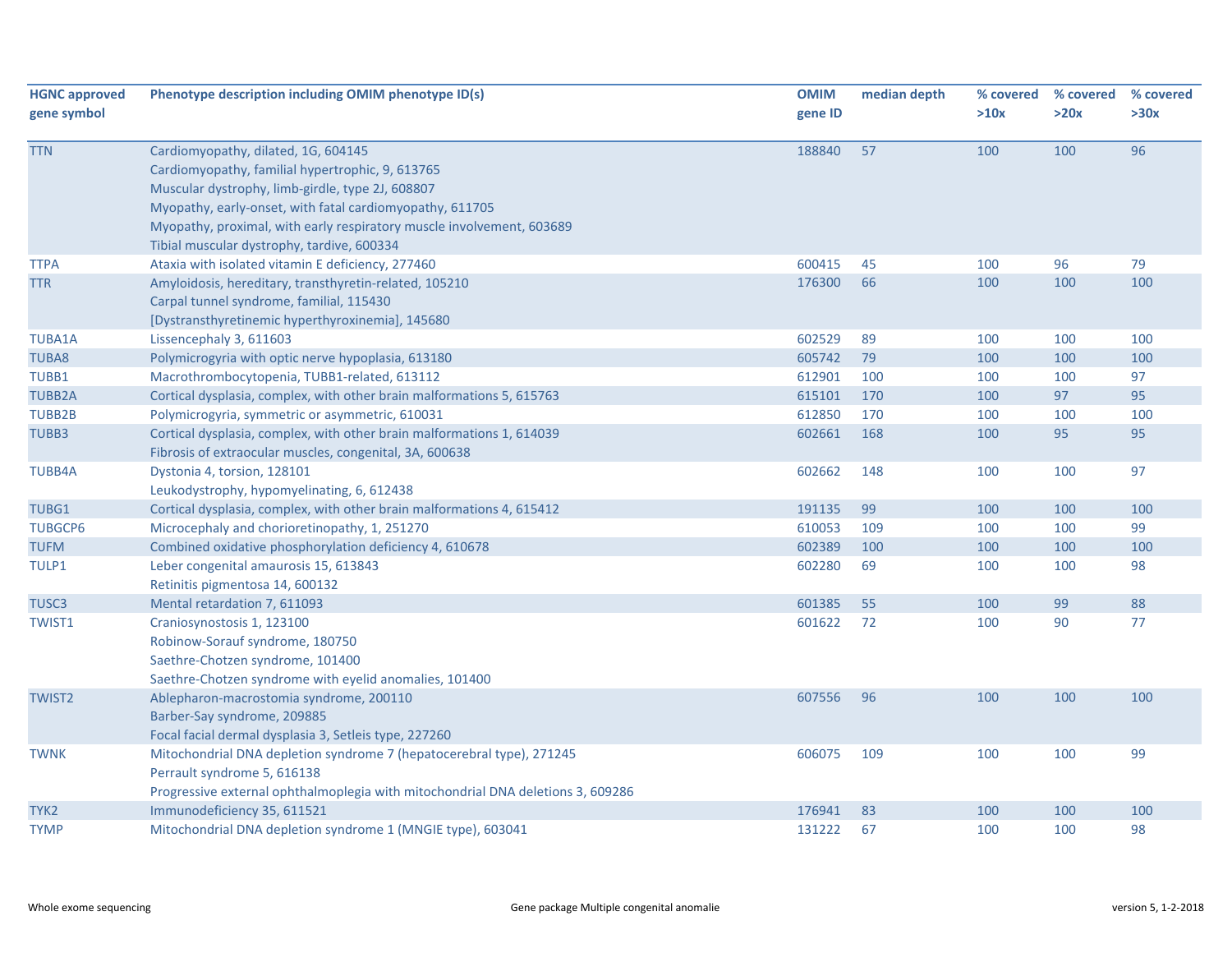| HGNC approved gene symbol | Phenotype description including OMIM phenotype ID(s) | OMIM gene ID | median depth | % covered >10x | % covered >20x | % covered >30x |
|---|---|---|---|---|---|---|
| TTN | Cardiomyopathy, dilated, 1G, 604145<br>Cardiomyopathy, familial hypertrophic, 9, 613765<br>Muscular dystrophy, limb-girdle, type 2J, 608807<br>Myopathy, early-onset, with fatal cardiomyopathy, 611705<br>Myopathy, proximal, with early respiratory muscle involvement, 603689<br>Tibial muscular dystrophy, tardive, 600334 | 188840 | 57 | 100 | 100 | 96 |
| TTPA | Ataxia with isolated vitamin E deficiency, 277460 | 600415 | 45 | 100 | 96 | 79 |
| TTR | Amyloidosis, hereditary, transthyretin-related, 105210<br>Carpal tunnel syndrome, familial, 115430<br>[Dystransthyretinemic hyperthyroxinemia], 145680 | 176300 | 66 | 100 | 100 | 100 |
| TUBA1A | Lissencephaly 3, 611603 | 602529 | 89 | 100 | 100 | 100 |
| TUBA8 | Polymicrogyria with optic nerve hypoplasia, 613180 | 605742 | 79 | 100 | 100 | 100 |
| TUBB1 | Macrothrombocytopenia, TUBB1-related, 613112 | 612901 | 100 | 100 | 100 | 97 |
| TUBB2A | Cortical dysplasia, complex, with other brain malformations 5, 615763 | 615101 | 170 | 100 | 97 | 95 |
| TUBB2B | Polymicrogyria, symmetric or asymmetric, 610031 | 612850 | 170 | 100 | 100 | 100 |
| TUBB3 | Cortical dysplasia, complex, with other brain malformations 1, 614039<br>Fibrosis of extraocular muscles, congenital, 3A, 600638 | 602661 | 168 | 100 | 95 | 95 |
| TUBB4A | Dystonia 4, torsion, 128101<br>Leukodystrophy, hypomyelinating, 6, 612438 | 602662 | 148 | 100 | 100 | 97 |
| TUBG1 | Cortical dysplasia, complex, with other brain malformations 4, 615412 | 191135 | 99 | 100 | 100 | 100 |
| TUBGCP6 | Microcephaly and chorioretinopathy, 1, 251270 | 610053 | 109 | 100 | 100 | 99 |
| TUFM | Combined oxidative phosphorylation deficiency 4, 610678 | 602389 | 100 | 100 | 100 | 100 |
| TULP1 | Leber congenital amaurosis 15, 613843<br>Retinitis pigmentosa 14, 600132 | 602280 | 69 | 100 | 100 | 98 |
| TUSC3 | Mental retardation 7, 611093 | 601385 | 55 | 100 | 99 | 88 |
| TWIST1 | Craniosynostosis 1, 123100<br>Robinow-Sorauf syndrome, 180750<br>Saethre-Chotzen syndrome, 101400<br>Saethre-Chotzen syndrome with eyelid anomalies, 101400 | 601622 | 72 | 100 | 90 | 77 |
| TWIST2 | Ablepharon-macrostomia syndrome, 200110<br>Barber-Say syndrome, 209885<br>Focal facial dermal dysplasia 3, Setleis type, 227260 | 607556 | 96 | 100 | 100 | 100 |
| TWNK | Mitochondrial DNA depletion syndrome 7 (hepatocerebral type), 271245<br>Perrault syndrome 5, 616138<br>Progressive external ophthalmoplegia with mitochondrial DNA deletions 3, 609286 | 606075 | 109 | 100 | 100 | 99 |
| TYK2 | Immunodeficiency 35, 611521 | 176941 | 83 | 100 | 100 | 100 |
| TYMP | Mitochondrial DNA depletion syndrome 1 (MNGIE type), 603041 | 131222 | 67 | 100 | 100 | 98 |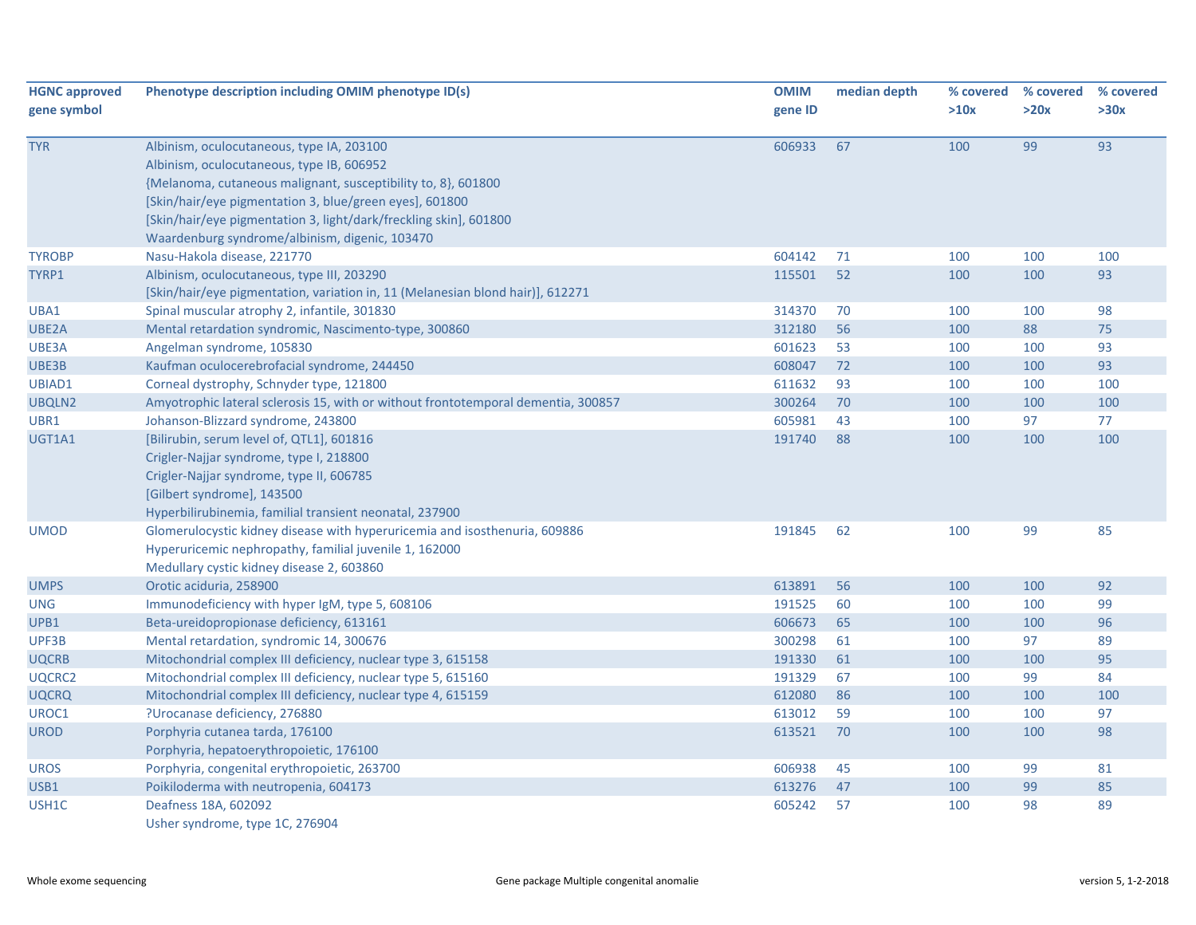| HGNC approved gene symbol | Phenotype description including OMIM phenotype ID(s) | OMIM gene ID | median depth | % covered >10x | % covered >20x | % covered >30x |
|---|---|---|---|---|---|---|
| TYR | Albinism, oculocutaneous, type IA, 203100<br>Albinism, oculocutaneous, type IB, 606952<br>{Melanoma, cutaneous malignant, susceptibility to, 8}, 601800<br>[Skin/hair/eye pigmentation 3, blue/green eyes], 601800<br>[Skin/hair/eye pigmentation 3, light/dark/freckling skin], 601800<br>Waardenburg syndrome/albinism, digenic, 103470 | 606933 | 67 | 100 | 99 | 93 |
| TYROBP | Nasu-Hakola disease, 221770 | 604142 | 71 | 100 | 100 | 100 |
| TYRP1 | Albinism, oculocutaneous, type III, 203290<br>[Skin/hair/eye pigmentation, variation in, 11 (Melanesian blond hair)], 612271 | 115501 | 52 | 100 | 100 | 93 |
| UBA1 | Spinal muscular atrophy 2, infantile, 301830 | 314370 | 70 | 100 | 100 | 98 |
| UBE2A | Mental retardation syndromic, Nascimento-type, 300860 | 312180 | 56 | 100 | 88 | 75 |
| UBE3A | Angelman syndrome, 105830 | 601623 | 53 | 100 | 100 | 93 |
| UBE3B | Kaufman oculocerebrofacial syndrome, 244450 | 608047 | 72 | 100 | 100 | 93 |
| UBIAD1 | Corneal dystrophy, Schnyder type, 121800 | 611632 | 93 | 100 | 100 | 100 |
| UBQLN2 | Amyotrophic lateral sclerosis 15, with or without frontotemporal dementia, 300857 | 300264 | 70 | 100 | 100 | 100 |
| UBR1 | Johanson-Blizzard syndrome, 243800 | 605981 | 43 | 100 | 97 | 77 |
| UGT1A1 | [Bilirubin, serum level of, QTL1], 601816<br>Crigler-Najjar syndrome, type I, 218800<br>Crigler-Najjar syndrome, type II, 606785<br>[Gilbert syndrome], 143500<br>Hyperbilirubinemia, familial transient neonatal, 237900 | 191740 | 88 | 100 | 100 | 100 |
| UMOD | Glomerulocystic kidney disease with hyperuricemia and isosthenuria, 609886<br>Hyperuricemic nephropathy, familial juvenile 1, 162000<br>Medullary cystic kidney disease 2, 603860 | 191845 | 62 | 100 | 99 | 85 |
| UMPS | Orotic aciduria, 258900 | 613891 | 56 | 100 | 100 | 92 |
| UNG | Immunodeficiency with hyper IgM, type 5, 608106 | 191525 | 60 | 100 | 100 | 99 |
| UPB1 | Beta-ureidopropionase deficiency, 613161 | 606673 | 65 | 100 | 100 | 96 |
| UPF3B | Mental retardation, syndromic 14, 300676 | 300298 | 61 | 100 | 97 | 89 |
| UQCRB | Mitochondrial complex III deficiency, nuclear type 3, 615158 | 191330 | 61 | 100 | 100 | 95 |
| UQCRC2 | Mitochondrial complex III deficiency, nuclear type 5, 615160 | 191329 | 67 | 100 | 99 | 84 |
| UQCRQ | Mitochondrial complex III deficiency, nuclear type 4, 615159 | 612080 | 86 | 100 | 100 | 100 |
| UROC1 | ?Urocanase deficiency, 276880 | 613012 | 59 | 100 | 100 | 97 |
| UROD | Porphyria cutanea tarda, 176100<br>Porphyria, hepatoerythropoietic, 176100 | 613521 | 70 | 100 | 100 | 98 |
| UROS | Porphyria, congenital erythropoietic, 263700 | 606938 | 45 | 100 | 99 | 81 |
| USB1 | Poikiloderma with neutropenia, 604173 | 613276 | 47 | 100 | 99 | 85 |
| USH1C | Deafness 18A, 602092<br>Usher syndrome, type 1C, 276904 | 605242 | 57 | 100 | 98 | 89 |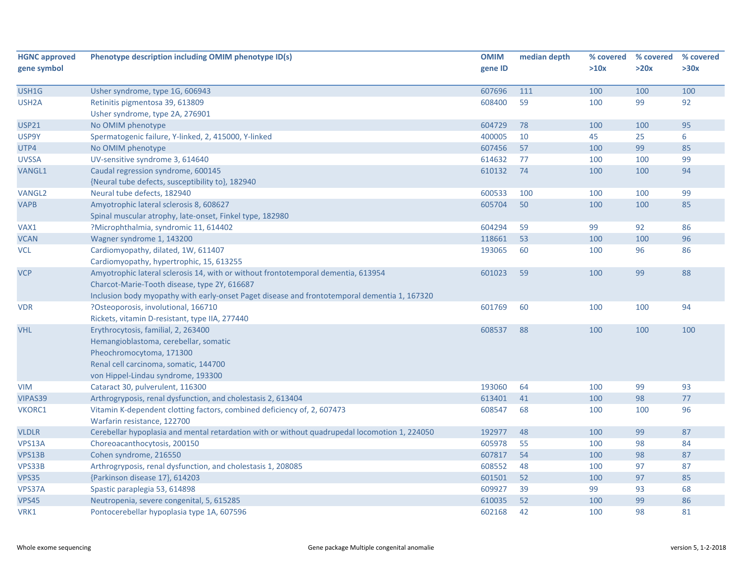| HGNC approved gene symbol | Phenotype description including OMIM phenotype ID(s) | OMIM gene ID | median depth | % covered >10x | % covered >20x | % covered >30x |
|---|---|---|---|---|---|---|
| USH1G | Usher syndrome, type 1G, 606943 | 607696 | 111 | 100 | 100 | 100 |
| USH2A | Retinitis pigmentosa 39, 613809<br>Usher syndrome, type 2A, 276901 | 608400 | 59 | 100 | 99 | 92 |
| USP21 | No OMIM phenotype | 604729 | 78 | 100 | 100 | 95 |
| USP9Y | Spermatogenic failure, Y-linked, 2, 415000, Y-linked | 400005 | 10 | 45 | 25 | 6 |
| UTP4 | No OMIM phenotype | 607456 | 57 | 100 | 99 | 85 |
| UVSSA | UV-sensitive syndrome 3, 614640 | 614632 | 77 | 100 | 100 | 99 |
| VANGL1 | Caudal regression syndrome, 600145<br>{Neural tube defects, susceptibility to}, 182940 | 610132 | 74 | 100 | 100 | 94 |
| VANGL2 | Neural tube defects, 182940 | 600533 | 100 | 100 | 100 | 99 |
| VAPB | Amyotrophic lateral sclerosis 8, 608627<br>Spinal muscular atrophy, late-onset, Finkel type, 182980 | 605704 | 50 | 100 | 100 | 85 |
| VAX1 | ?Microphthalmia, syndromic 11, 614402 | 604294 | 59 | 99 | 92 | 86 |
| VCAN | Wagner syndrome 1, 143200 | 118661 | 53 | 100 | 100 | 96 |
| VCL | Cardiomyopathy, dilated, 1W, 611407<br>Cardiomyopathy, hypertrophic, 15, 613255 | 193065 | 60 | 100 | 96 | 86 |
| VCP | Amyotrophic lateral sclerosis 14, with or without frontotemporal dementia, 613954<br>Charcot-Marie-Tooth disease, type 2Y, 616687<br>Inclusion body myopathy with early-onset Paget disease and frontotemporal dementia 1, 167320 | 601023 | 59 | 100 | 99 | 88 |
| VDR | ?Osteoporosis, involutional, 166710<br>Rickets, vitamin D-resistant, type IIA, 277440 | 601769 | 60 | 100 | 100 | 94 |
| VHL | Erythrocytosis, familial, 2, 263400<br>Hemangioblastoma, cerebellar, somatic<br>Pheochromocytoma, 171300<br>Renal cell carcinoma, somatic, 144700<br>von Hippel-Lindau syndrome, 193300 | 608537 | 88 | 100 | 100 | 100 |
| VIM | Cataract 30, pulverulent, 116300 | 193060 | 64 | 100 | 99 | 93 |
| VIPAS39 | Arthrogryposis, renal dysfunction, and cholestasis 2, 613404 | 613401 | 41 | 100 | 98 | 77 |
| VKORC1 | Vitamin K-dependent clotting factors, combined deficiency of, 2, 607473<br>Warfarin resistance, 122700 | 608547 | 68 | 100 | 100 | 96 |
| VLDLR | Cerebellar hypoplasia and mental retardation with or without quadrupedal locomotion 1, 224050 | 192977 | 48 | 100 | 99 | 87 |
| VPS13A | Choreoacanthocytosis, 200150 | 605978 | 55 | 100 | 98 | 84 |
| VPS13B | Cohen syndrome, 216550 | 607817 | 54 | 100 | 98 | 87 |
| VPS33B | Arthrogryposis, renal dysfunction, and cholestasis 1, 208085 | 608552 | 48 | 100 | 97 | 87 |
| VPS35 | {Parkinson disease 17}, 614203 | 601501 | 52 | 100 | 97 | 85 |
| VPS37A | Spastic paraplegia 53, 614898 | 609927 | 39 | 99 | 93 | 68 |
| VPS45 | Neutropenia, severe congenital, 5, 615285 | 610035 | 52 | 100 | 99 | 86 |
| VRK1 | Pontocerebellar hypoplasia type 1A, 607596 | 602168 | 42 | 100 | 98 | 81 |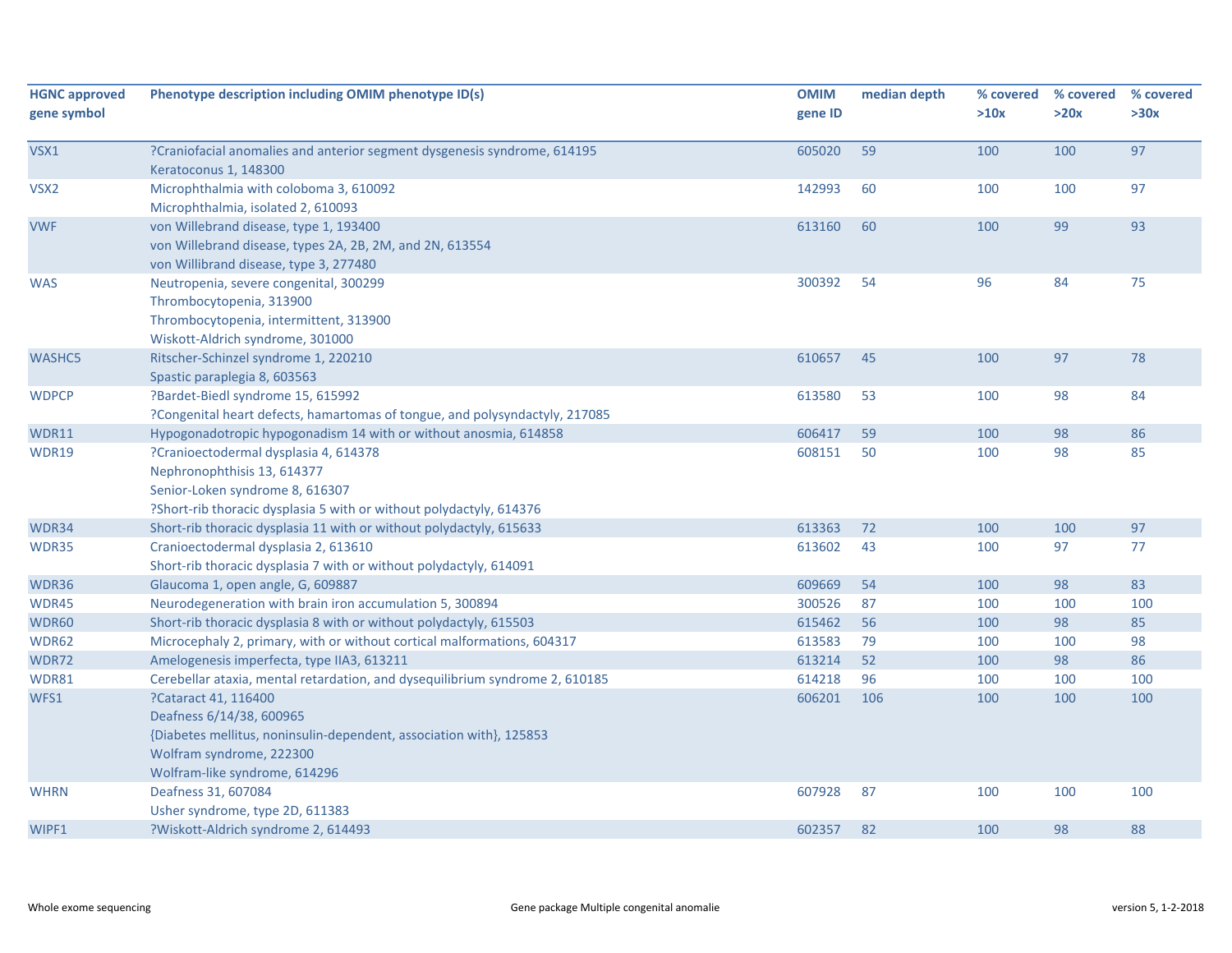| HGNC approved gene symbol | Phenotype description including OMIM phenotype ID(s) | OMIM gene ID | median depth | % covered >10x | % covered >20x | % covered >30x |
|---|---|---|---|---|---|---|
| VSX1 | ?Craniofacial anomalies and anterior segment dysgenesis syndrome, 614195<br>Keratoconus 1, 148300 | 605020 | 59 | 100 | 100 | 97 |
| VSX2 | Microphthalmia with coloboma 3, 610092<br>Microphthalmia, isolated 2, 610093 | 142993 | 60 | 100 | 100 | 97 |
| VWF | von Willebrand disease, type 1, 193400<br>von Willebrand disease, types 2A, 2B, 2M, and 2N, 613554<br>von Willibrand disease, type 3, 277480 | 613160 | 60 | 100 | 99 | 93 |
| WAS | Neutropenia, severe congenital, 300299<br>Thrombocytopenia, 313900<br>Thrombocytopenia, intermittent, 313900<br>Wiskott-Aldrich syndrome, 301000 | 300392 | 54 | 96 | 84 | 75 |
| WASHC5 | Ritscher-Schinzel syndrome 1, 220210<br>Spastic paraplegia 8, 603563 | 610657 | 45 | 100 | 97 | 78 |
| WDPCP | ?Bardet-Biedl syndrome 15, 615992<br>?Congenital heart defects, hamartomas of tongue, and polysyndactyly, 217085 | 613580 | 53 | 100 | 98 | 84 |
| WDR11 | Hypogonadotropic hypogonadism 14 with or without anosmia, 614858 | 606417 | 59 | 100 | 98 | 86 |
| WDR19 | ?Cranioectodermal dysplasia 4, 614378<br>Nephronophthisis 13, 614377<br>Senior-Loken syndrome 8, 616307<br>?Short-rib thoracic dysplasia 5 with or without polydactyly, 614376 | 608151 | 50 | 100 | 98 | 85 |
| WDR34 | Short-rib thoracic dysplasia 11 with or without polydactyly, 615633 | 613363 | 72 | 100 | 100 | 97 |
| WDR35 | Cranioectodermal dysplasia 2, 613610<br>Short-rib thoracic dysplasia 7 with or without polydactyly, 614091 | 613602 | 43 | 100 | 97 | 77 |
| WDR36 | Glaucoma 1, open angle, G, 609887 | 609669 | 54 | 100 | 98 | 83 |
| WDR45 | Neurodegeneration with brain iron accumulation 5, 300894 | 300526 | 87 | 100 | 100 | 100 |
| WDR60 | Short-rib thoracic dysplasia 8 with or without polydactyly, 615503 | 615462 | 56 | 100 | 98 | 85 |
| WDR62 | Microcephaly 2, primary, with or without cortical malformations, 604317 | 613583 | 79 | 100 | 100 | 98 |
| WDR72 | Amelogenesis imperfecta, type IIA3, 613211 | 613214 | 52 | 100 | 98 | 86 |
| WDR81 | Cerebellar ataxia, mental retardation, and dysequilibrium syndrome 2, 610185 | 614218 | 96 | 100 | 100 | 100 |
| WFS1 | ?Cataract 41, 116400<br>Deafness 6/14/38, 600965<br>{Diabetes mellitus, noninsulin-dependent, association with}, 125853<br>Wolfram syndrome, 222300<br>Wolfram-like syndrome, 614296 | 606201 | 106 | 100 | 100 | 100 |
| WHRN | Deafness 31, 607084<br>Usher syndrome, type 2D, 611383 | 607928 | 87 | 100 | 100 | 100 |
| WIPF1 | ?Wiskott-Aldrich syndrome 2, 614493 | 602357 | 82 | 100 | 98 | 88 |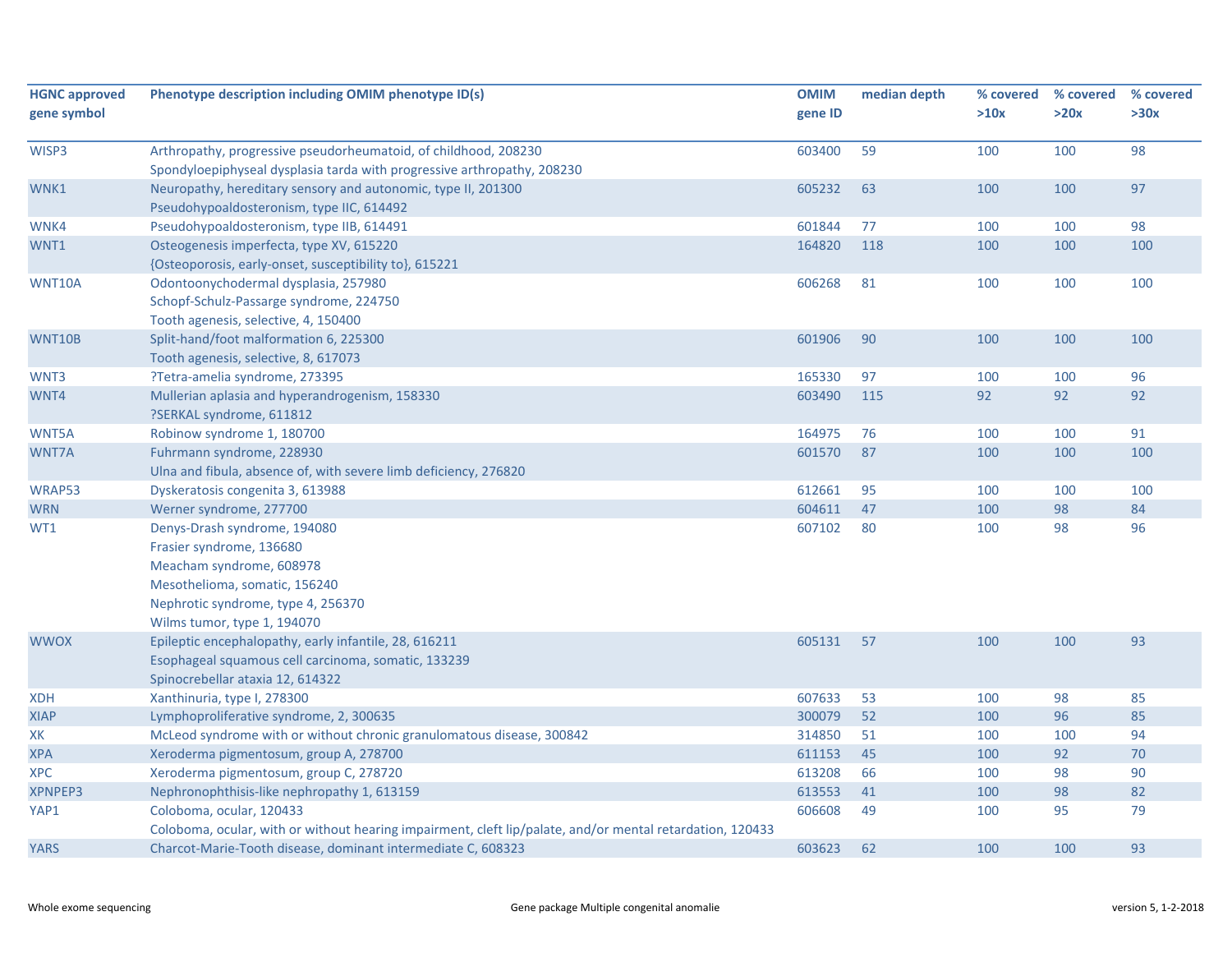| HGNC approved gene symbol | Phenotype description including OMIM phenotype ID(s) | OMIM gene ID | median depth | % covered >10x | % covered >20x | % covered >30x |
|---|---|---|---|---|---|---|
| WISP3 | Arthropathy, progressive pseudorheumatoid, of childhood, 208230<br>Spondyloepiphyseal dysplasia tarda with progressive arthropathy, 208230 | 603400 | 59 | 100 | 100 | 98 |
| WNK1 | Neuropathy, hereditary sensory and autonomic, type II, 201300<br>Pseudohypoaldosteronism, type IIC, 614492 | 605232 | 63 | 100 | 100 | 97 |
| WNK4 | Pseudohypoaldosteronism, type IIB, 614491 | 601844 | 77 | 100 | 100 | 98 |
| WNT1 | Osteogenesis imperfecta, type XV, 615220<br>{Osteoporosis, early-onset, susceptibility to}, 615221 | 164820 | 118 | 100 | 100 | 100 |
| WNT10A | Odontoonychodermal dysplasia, 257980<br>Schopf-Schulz-Passarge syndrome, 224750<br>Tooth agenesis, selective, 4, 150400 | 606268 | 81 | 100 | 100 | 100 |
| WNT10B | Split-hand/foot malformation 6, 225300<br>Tooth agenesis, selective, 8, 617073 | 601906 | 90 | 100 | 100 | 100 |
| WNT3 | ?Tetra-amelia syndrome, 273395 | 165330 | 97 | 100 | 100 | 96 |
| WNT4 | Mullerian aplasia and hyperandrogenism, 158330<br>?SERKAL syndrome, 611812 | 603490 | 115 | 92 | 92 | 92 |
| WNT5A | Robinow syndrome 1, 180700 | 164975 | 76 | 100 | 100 | 91 |
| WNT7A | Fuhrmann syndrome, 228930<br>Ulna and fibula, absence of, with severe limb deficiency, 276820 | 601570 | 87 | 100 | 100 | 100 |
| WRAP53 | Dyskeratosis congenita 3, 613988 | 612661 | 95 | 100 | 100 | 100 |
| WRN | Werner syndrome, 277700 | 604611 | 47 | 100 | 98 | 84 |
| WT1 | Denys-Drash syndrome, 194080<br>Frasier syndrome, 136680<br>Meacham syndrome, 608978<br>Mesothelioma, somatic, 156240<br>Nephrotic syndrome, type 4, 256370<br>Wilms tumor, type 1, 194070 | 607102 | 80 | 100 | 98 | 96 |
| WWOX | Epileptic encephalopathy, early infantile, 28, 616211<br>Esophageal squamous cell carcinoma, somatic, 133239<br>Spinocrebellar ataxia 12, 614322 | 605131 | 57 | 100 | 100 | 93 |
| XDH | Xanthinuria, type I, 278300 | 607633 | 53 | 100 | 98 | 85 |
| XIAP | Lymphoproliferative syndrome, 2, 300635 | 300079 | 52 | 100 | 96 | 85 |
| XK | McLeod syndrome with or without chronic granulomatous disease, 300842 | 314850 | 51 | 100 | 100 | 94 |
| XPA | Xeroderma pigmentosum, group A, 278700 | 611153 | 45 | 100 | 92 | 70 |
| XPC | Xeroderma pigmentosum, group C, 278720 | 613208 | 66 | 100 | 98 | 90 |
| XPNPEP3 | Nephronophthisis-like nephropathy 1, 613159 | 613553 | 41 | 100 | 98 | 82 |
| YAP1 | Coloboma, ocular, 120433<br>Coloboma, ocular, with or without hearing impairment, cleft lip/palate, and/or mental retardation, 120433 | 606608 | 49 | 100 | 95 | 79 |
| YARS | Charcot-Marie-Tooth disease, dominant intermediate C, 608323 | 603623 | 62 | 100 | 100 | 93 |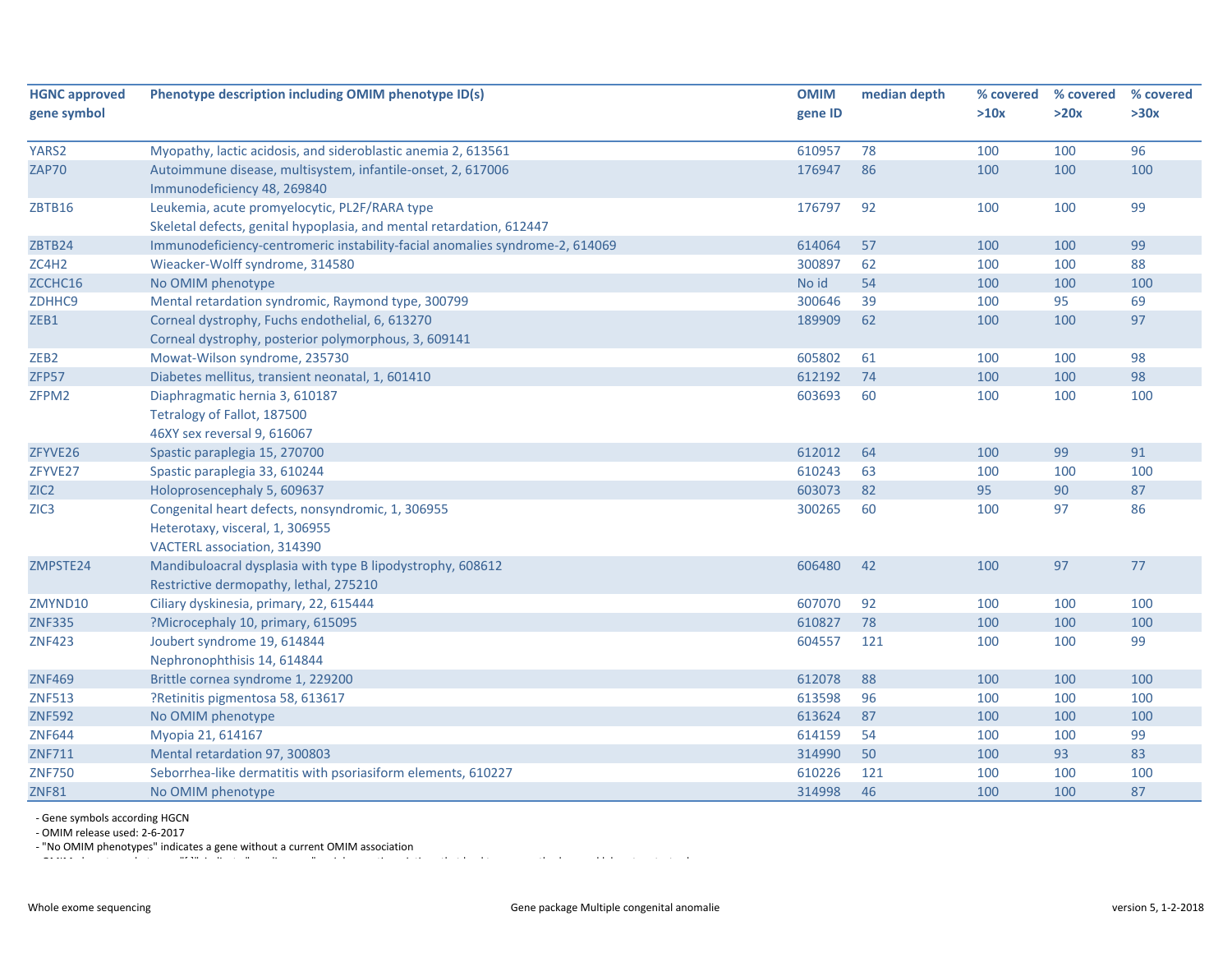| HGNC approved gene symbol | Phenotype description including OMIM phenotype ID(s) | OMIM gene ID | median depth | % covered >10x | % covered >20x | % covered >30x |
|---|---|---|---|---|---|---|
| YARS2 | Myopathy, lactic acidosis, and sideroblastic anemia 2, 613561 | 610957 | 78 | 100 | 100 | 96 |
| ZAP70 | Autoimmune disease, multisystem, infantile-onset, 2, 617006<br>Immunodeficiency 48, 269840 | 176947 | 86 | 100 | 100 | 100 |
| ZBTB16 | Leukemia, acute promyelocytic, PL2F/RARA type<br>Skeletal defects, genital hypoplasia, and mental retardation, 612447 | 176797 | 92 | 100 | 100 | 99 |
| ZBTB24 | Immunodeficiency-centromeric instability-facial anomalies syndrome-2, 614069 | 614064 | 57 | 100 | 100 | 99 |
| ZC4H2 | Wieacker-Wolff syndrome, 314580 | 300897 | 62 | 100 | 100 | 88 |
| ZCCHC16 | No OMIM phenotype | No id | 54 | 100 | 100 | 100 |
| ZDHHC9 | Mental retardation syndromic, Raymond type, 300799 | 300646 | 39 | 100 | 95 | 69 |
| ZEB1 | Corneal dystrophy, Fuchs endothelial, 6, 613270<br>Corneal dystrophy, posterior polymorphous, 3, 609141 | 189909 | 62 | 100 | 100 | 97 |
| ZEB2 | Mowat-Wilson syndrome, 235730 | 605802 | 61 | 100 | 100 | 98 |
| ZFP57 | Diabetes mellitus, transient neonatal, 1, 601410 | 612192 | 74 | 100 | 100 | 98 |
| ZFPM2 | Diaphragmatic hernia 3, 610187<br>Tetralogy of Fallot, 187500<br>46XY sex reversal 9, 616067 | 603693 | 60 | 100 | 100 | 100 |
| ZFYVE26 | Spastic paraplegia 15, 270700 | 612012 | 64 | 100 | 99 | 91 |
| ZFYVE27 | Spastic paraplegia 33, 610244 | 610243 | 63 | 100 | 100 | 100 |
| ZIC2 | Holoprosencephaly 5, 609637 | 603073 | 82 | 95 | 90 | 87 |
| ZIC3 | Congenital heart defects, nonsyndromic, 1, 306955<br>Heterotaxy, visceral, 1, 306955<br>VACTERL association, 314390 | 300265 | 60 | 100 | 97 | 86 |
| ZMPSTE24 | Mandibuloacral dysplasia with type B lipodystrophy, 608612<br>Restrictive dermopathy, lethal, 275210 | 606480 | 42 | 100 | 97 | 77 |
| ZMYND10 | Ciliary dyskinesia, primary, 22, 615444 | 607070 | 92 | 100 | 100 | 100 |
| ZNF335 | ?Microcephaly 10, primary, 615095 | 610827 | 78 | 100 | 100 | 100 |
| ZNF423 | Joubert syndrome 19, 614844<br>Nephronophthisis 14, 614844 | 604557 | 121 | 100 | 100 | 99 |
| ZNF469 | Brittle cornea syndrome 1, 229200 | 612078 | 88 | 100 | 100 | 100 |
| ZNF513 | ?Retinitis pigmentosa 58, 613617 | 613598 | 96 | 100 | 100 | 100 |
| ZNF592 | No OMIM phenotype | 613624 | 87 | 100 | 100 | 100 |
| ZNF644 | Myopia 21, 614167 | 614159 | 54 | 100 | 100 | 99 |
| ZNF711 | Mental retardation 97, 300803 | 314990 | 50 | 100 | 93 | 83 |
| ZNF750 | Seborrhea-like dermatitis with psoriasiform elements, 610227 | 610226 | 121 | 100 | 100 | 100 |
| ZNF81 | No OMIM phenotype | 314998 | 46 | 100 | 100 | 87 |

- Gene symbols according HGCN
- OMIM release used: 2-6-2017
- "No OMIM phenotypes" indicates a gene without a current OMIM association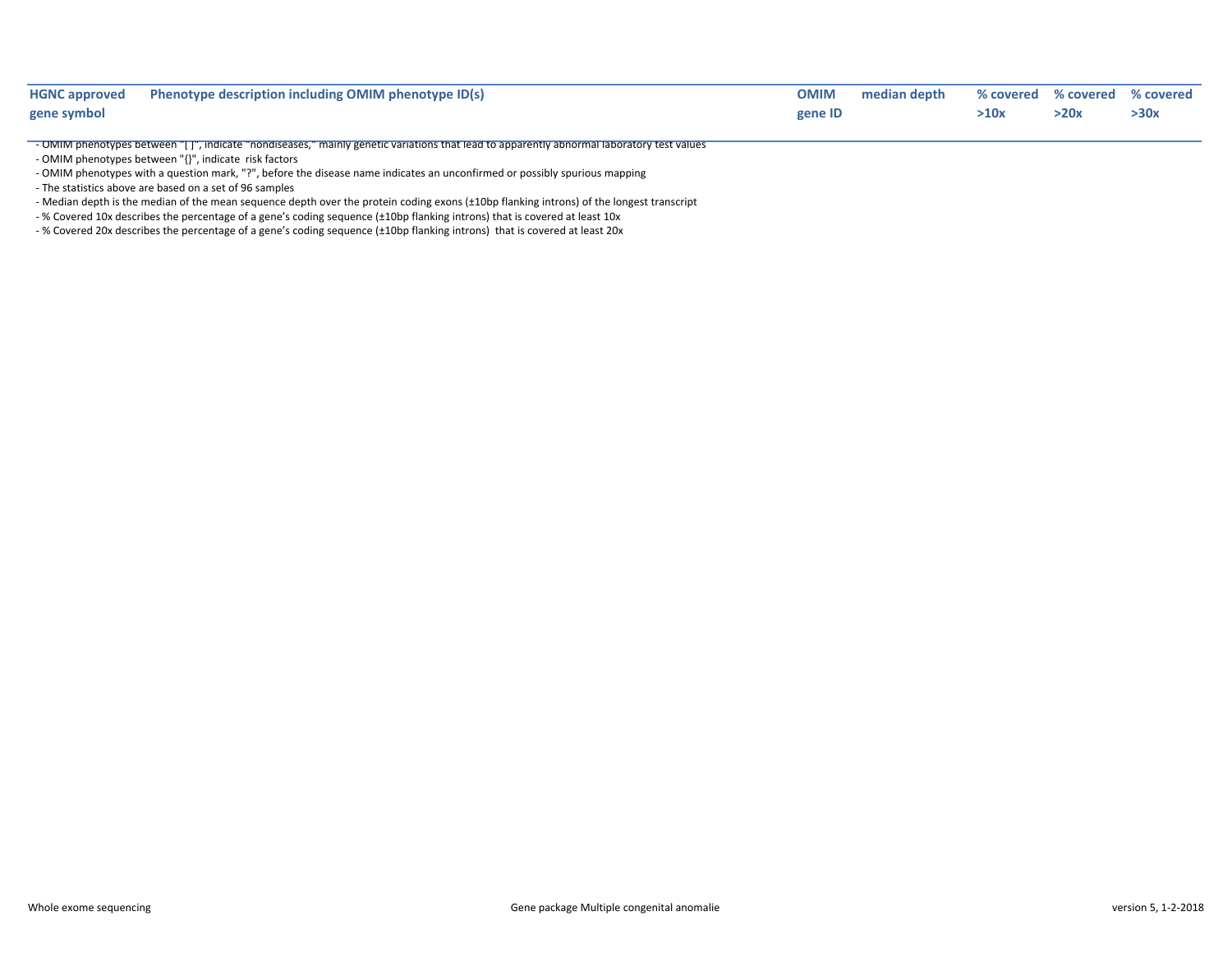| HGNC approved gene symbol | Phenotype description including OMIM phenotype ID(s) | OMIM gene ID | median depth | % covered >10x | % covered >20x | % covered >30x |
|---|---|---|---|---|---|---|

- OMIM phenotypes between "[ ]", indicate "nondiseases," mainly genetic variations that lead to apparently abnormal laboratory test values
- OMIM phenotypes between "{}", indicate risk factors
- OMIM phenotypes with a question mark, "?", before the disease name indicates an unconfirmed or possibly spurious mapping
- The statistics above are based on a set of 96 samples
- Median depth is the median of the mean sequence depth over the protein coding exons (±10bp flanking introns) of the longest transcript
- % Covered 10x describes the percentage of a gene's coding sequence (±10bp flanking introns) that is covered at least 10x
- % Covered 20x describes the percentage of a gene's coding sequence (±10bp flanking introns) that is covered at least 20x